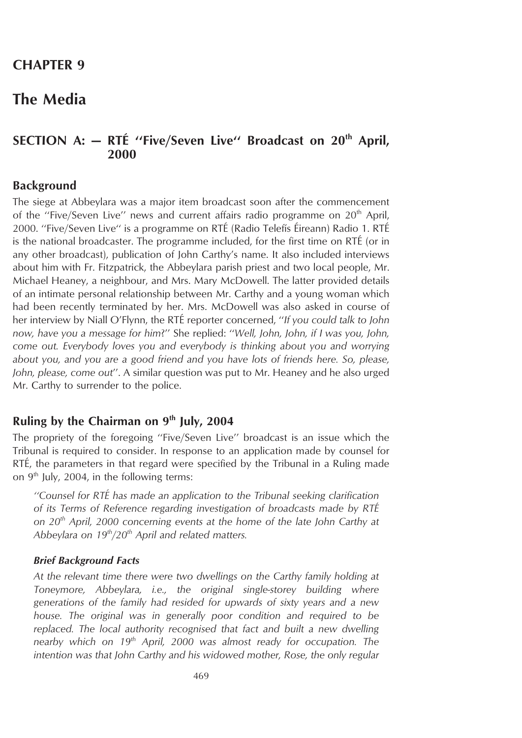# CHAPTER 9

# The Media

## SECTION A: — RTÉ ''Five/Seven Live'' Broadcast on 20th April, 2000

### Background

The siege at Abbeylara was a major item broadcast soon after the commencement of the ''Five/Seven Live'' news and current affairs radio programme on 20th April, 2000. ''Five/Seven Live'' is a programme on RTÉ (Radio Telefís Éireann) Radio 1. RTÉ is the national broadcaster. The programme included, for the first time on RTÉ (or in any other broadcast), publication of John Carthy's name. It also included interviews about him with Fr. Fitzpatrick, the Abbeylara parish priest and two local people, Mr. Michael Heaney, a neighbour, and Mrs. Mary McDowell. The latter provided details of an intimate personal relationship between Mr. Carthy and a young woman which had been recently terminated by her. Mrs. McDowell was also asked in course of her interview by Niall O'Flynn, the RTÉ reporter concerned, ''*If you could talk to John now, have you a message for him*?'' She replied: ''*Well, John, John, if I was you, John, come out. Everybody loves you and everybody is thinking about you and worrying about you, and you are a good friend and you have lots of friends here. So, please, John, please, come out*''. A similar question was put to Mr. Heaney and he also urged Mr. Carthy to surrender to the police.

### Ruling by the Chairman on 9th July, 2004

The propriety of the foregoing ''Five/Seven Live'' broadcast is an issue which the Tribunal is required to consider. In response to an application made by counsel for RTÉ, the parameters in that regard were specified by the Tribunal in a Ruling made on 9th July, 2004, in the following terms:

> *''Counsel for RTÉ has made an application to the Tribunal seeking clarification of its Terms of Reference regarding investigation of broadcasts made by RTÉ on 20th April, 2000 concerning events at the home of the late John Carthy at Abbeylara on 19th/20th April and related matters.*
>
> ***Brief Background Facts***
>
> *At the relevant time there were two dwellings on the Carthy family holding at Toneymore, Abbeylara, i.e., the original single-storey building where generations of the family had resided for upwards of sixty years and a new house. The original was in generally poor condition and required to be replaced. The local authority recognised that fact and built a new dwelling nearby which on 19th April, 2000 was almost ready for occupation. The intention was that John Carthy and his widowed mother, Rose, the only regular*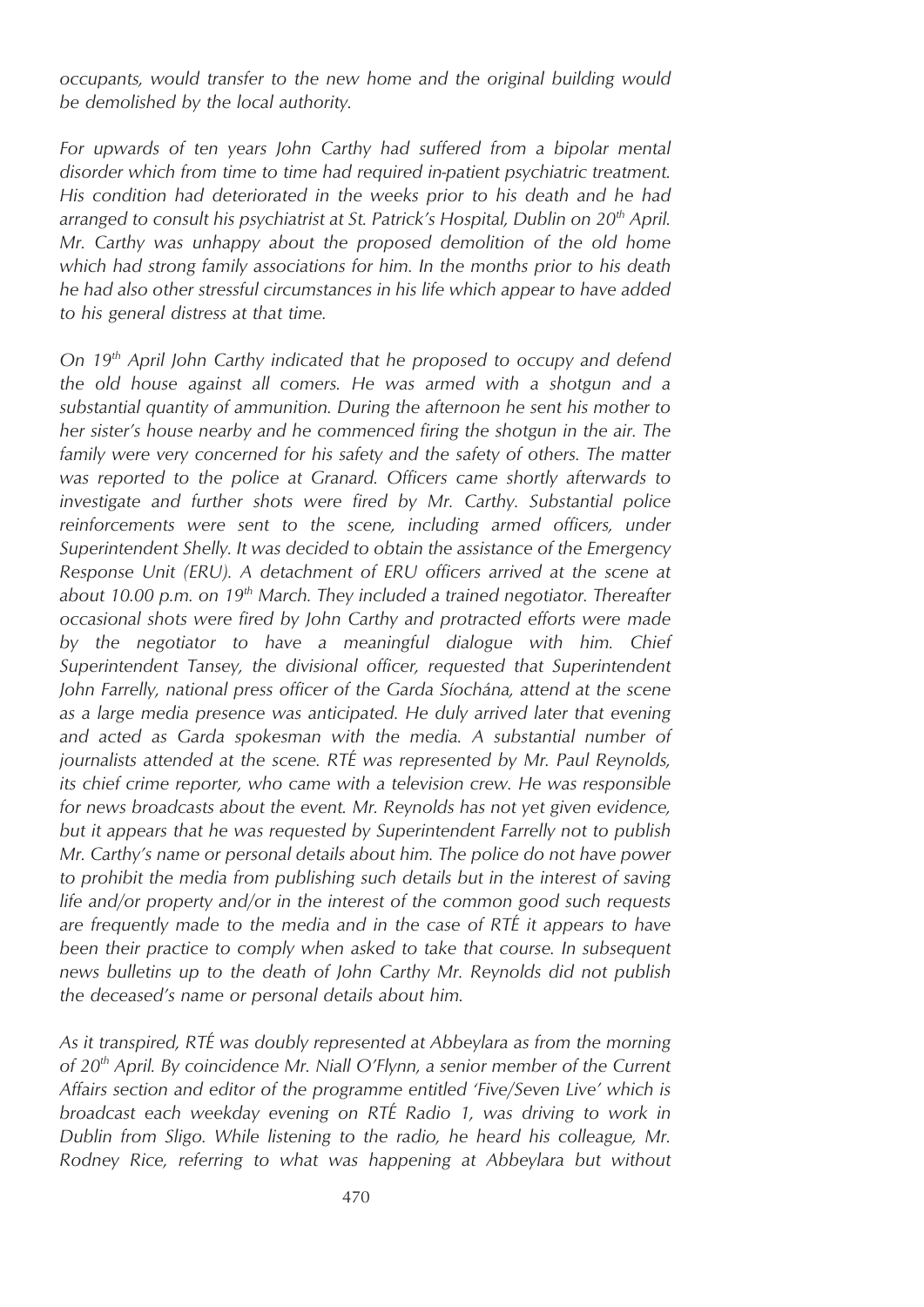*occupants, would transfer to the new home and the original building would be demolished by the local authority.*

*For upwards of ten years John Carthy had suffered from a bipolar mental disorder which from time to time had required in-patient psychiatric treatment. His condition had deteriorated in the weeks prior to his death and he had arranged to consult his psychiatrist at St. Patrick's Hospital, Dublin on 20th April. Mr. Carthy was unhappy about the proposed demolition of the old home which had strong family associations for him. In the months prior to his death he had also other stressful circumstances in his life which appear to have added to his general distress at that time.*

*On 19th April John Carthy indicated that he proposed to occupy and defend the old house against all comers. He was armed with a shotgun and a substantial quantity of ammunition. During the afternoon he sent his mother to her sister's house nearby and he commenced firing the shotgun in the air. The family were very concerned for his safety and the safety of others. The matter was reported to the police at Granard. Officers came shortly afterwards to investigate and further shots were fired by Mr. Carthy. Substantial police reinforcements were sent to the scene, including armed officers, under Superintendent Shelly. It was decided to obtain the assistance of the Emergency Response Unit (ERU). A detachment of ERU officers arrived at the scene at about 10.00 p.m. on 19th March. They included a trained negotiator. Thereafter occasional shots were fired by John Carthy and protracted efforts were made by the negotiator to have a meaningful dialogue with him. Chief Superintendent Tansey, the divisional officer, requested that Superintendent John Farrelly, national press officer of the Garda Síochána, attend at the scene as a large media presence was anticipated. He duly arrived later that evening and acted as Garda spokesman with the media. A substantial number of journalists attended at the scene. RTÉ was represented by Mr. Paul Reynolds, its chief crime reporter, who came with a television crew. He was responsible for news broadcasts about the event. Mr. Reynolds has not yet given evidence, but it appears that he was requested by Superintendent Farrelly not to publish Mr. Carthy's name or personal details about him. The police do not have power to prohibit the media from publishing such details but in the interest of saving life and/or property and/or in the interest of the common good such requests are frequently made to the media and in the case of RTÉ it appears to have been their practice to comply when asked to take that course. In subsequent news bulletins up to the death of John Carthy Mr. Reynolds did not publish the deceased's name or personal details about him.*

*As it transpired, RTÉ was doubly represented at Abbeylara as from the morning of 20th April. By coincidence Mr. Niall O'Flynn, a senior member of the Current Affairs section and editor of the programme entitled 'Five/Seven Live' which is broadcast each weekday evening on RTÉ Radio 1, was driving to work in Dublin from Sligo. While listening to the radio, he heard his colleague, Mr. Rodney Rice, referring to what was happening at Abbeylara but without*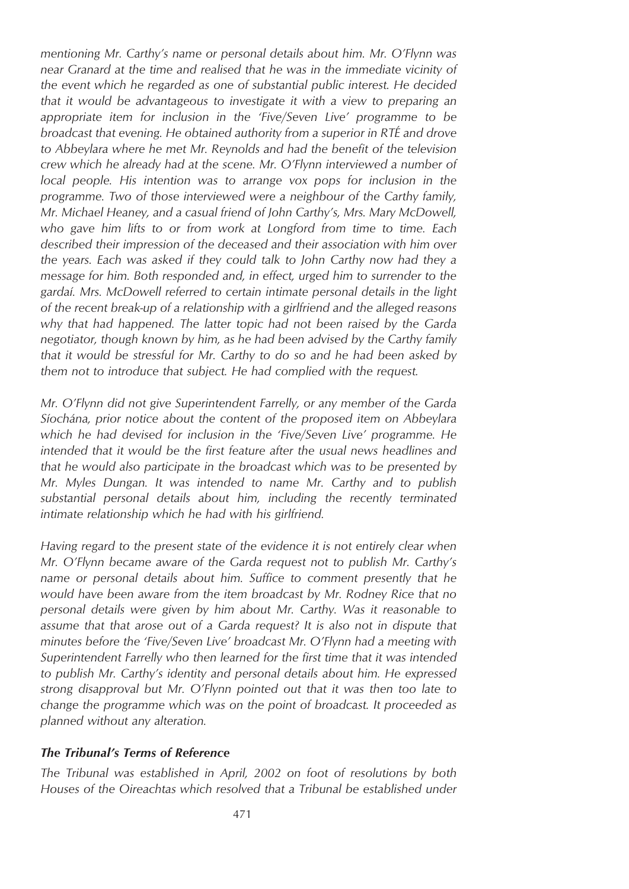*mentioning Mr. Carthy's name or personal details about him. Mr. O'Flynn was near Granard at the time and realised that he was in the immediate vicinity of the event which he regarded as one of substantial public interest. He decided that it would be advantageous to investigate it with a view to preparing an appropriate item for inclusion in the 'Five/Seven Live' programme to be broadcast that evening. He obtained authority from a superior in RTÉ and drove to Abbeylara where he met Mr. Reynolds and had the benefit of the television crew which he already had at the scene. Mr. O'Flynn interviewed a number of local people. His intention was to arrange vox pops for inclusion in the programme. Two of those interviewed were a neighbour of the Carthy family, Mr. Michael Heaney, and a casual friend of John Carthy's, Mrs. Mary McDowell, who gave him lifts to or from work at Longford from time to time. Each described their impression of the deceased and their association with him over the years. Each was asked if they could talk to John Carthy now had they a message for him. Both responded and, in effect, urged him to surrender to the gardaí. Mrs. McDowell referred to certain intimate personal details in the light of the recent break-up of a relationship with a girlfriend and the alleged reasons why that had happened. The latter topic had not been raised by the Garda negotiator, though known by him, as he had been advised by the Carthy family that it would be stressful for Mr. Carthy to do so and he had been asked by them not to introduce that subject. He had complied with the request.*

*Mr. O'Flynn did not give Superintendent Farrelly, or any member of the Garda Síochána, prior notice about the content of the proposed item on Abbeylara which he had devised for inclusion in the 'Five/Seven Live' programme. He intended that it would be the first feature after the usual news headlines and that he would also participate in the broadcast which was to be presented by Mr. Myles Dungan. It was intended to name Mr. Carthy and to publish substantial personal details about him, including the recently terminated intimate relationship which he had with his girlfriend.*

*Having regard to the present state of the evidence it is not entirely clear when Mr. O'Flynn became aware of the Garda request not to publish Mr. Carthy's name or personal details about him. Suffice to comment presently that he would have been aware from the item broadcast by Mr. Rodney Rice that no personal details were given by him about Mr. Carthy. Was it reasonable to assume that that arose out of a Garda request? It is also not in dispute that minutes before the 'Five/Seven Live' broadcast Mr. O'Flynn had a meeting with Superintendent Farrelly who then learned for the first time that it was intended to publish Mr. Carthy's identity and personal details about him. He expressed strong disapproval but Mr. O'Flynn pointed out that it was then too late to change the programme which was on the point of broadcast. It proceeded as planned without any alteration.*

### ***The Tribunal's Terms of Reference***

*The Tribunal was established in April, 2002 on foot of resolutions by both Houses of the Oireachtas which resolved that a Tribunal be established under*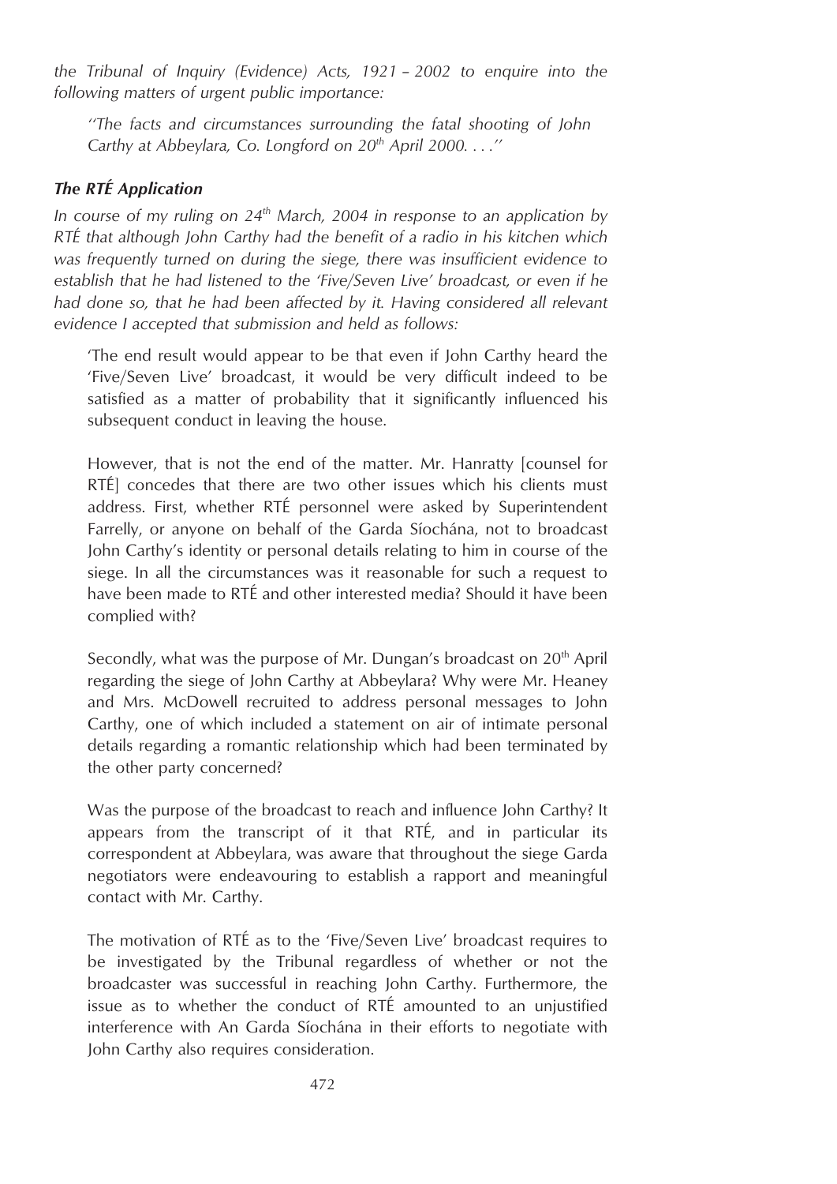*the Tribunal of Inquiry (Evidence) Acts, 1921 – 2002 to enquire into the following matters of urgent public importance:*

> *''The facts and circumstances surrounding the fatal shooting of John Carthy at Abbeylara, Co. Longford on 20th April 2000. . . .''*

### *The RTÉ Application*

*In course of my ruling on 24th March, 2004 in response to an application by RTÉ that although John Carthy had the benefit of a radio in his kitchen which was frequently turned on during the siege, there was insufficient evidence to establish that he had listened to the 'Five/Seven Live' broadcast, or even if he had done so, that he had been affected by it. Having considered all relevant evidence I accepted that submission and held as follows:*

> 'The end result would appear to be that even if John Carthy heard the 'Five/Seven Live' broadcast, it would be very difficult indeed to be satisfied as a matter of probability that it significantly influenced his subsequent conduct in leaving the house.
>
> However, that is not the end of the matter. Mr. Hanratty [counsel for RTÉ] concedes that there are two other issues which his clients must address. First, whether RTÉ personnel were asked by Superintendent Farrelly, or anyone on behalf of the Garda Síochána, not to broadcast John Carthy's identity or personal details relating to him in course of the siege. In all the circumstances was it reasonable for such a request to have been made to RTÉ and other interested media? Should it have been complied with?
>
> Secondly, what was the purpose of Mr. Dungan's broadcast on 20th April regarding the siege of John Carthy at Abbeylara? Why were Mr. Heaney and Mrs. McDowell recruited to address personal messages to John Carthy, one of which included a statement on air of intimate personal details regarding a romantic relationship which had been terminated by the other party concerned?
>
> Was the purpose of the broadcast to reach and influence John Carthy? It appears from the transcript of it that RTÉ, and in particular its correspondent at Abbeylara, was aware that throughout the siege Garda negotiators were endeavouring to establish a rapport and meaningful contact with Mr. Carthy.
>
> The motivation of RTÉ as to the 'Five/Seven Live' broadcast requires to be investigated by the Tribunal regardless of whether or not the broadcaster was successful in reaching John Carthy. Furthermore, the issue as to whether the conduct of RTÉ amounted to an unjustified interference with An Garda Síochána in their efforts to negotiate with John Carthy also requires consideration.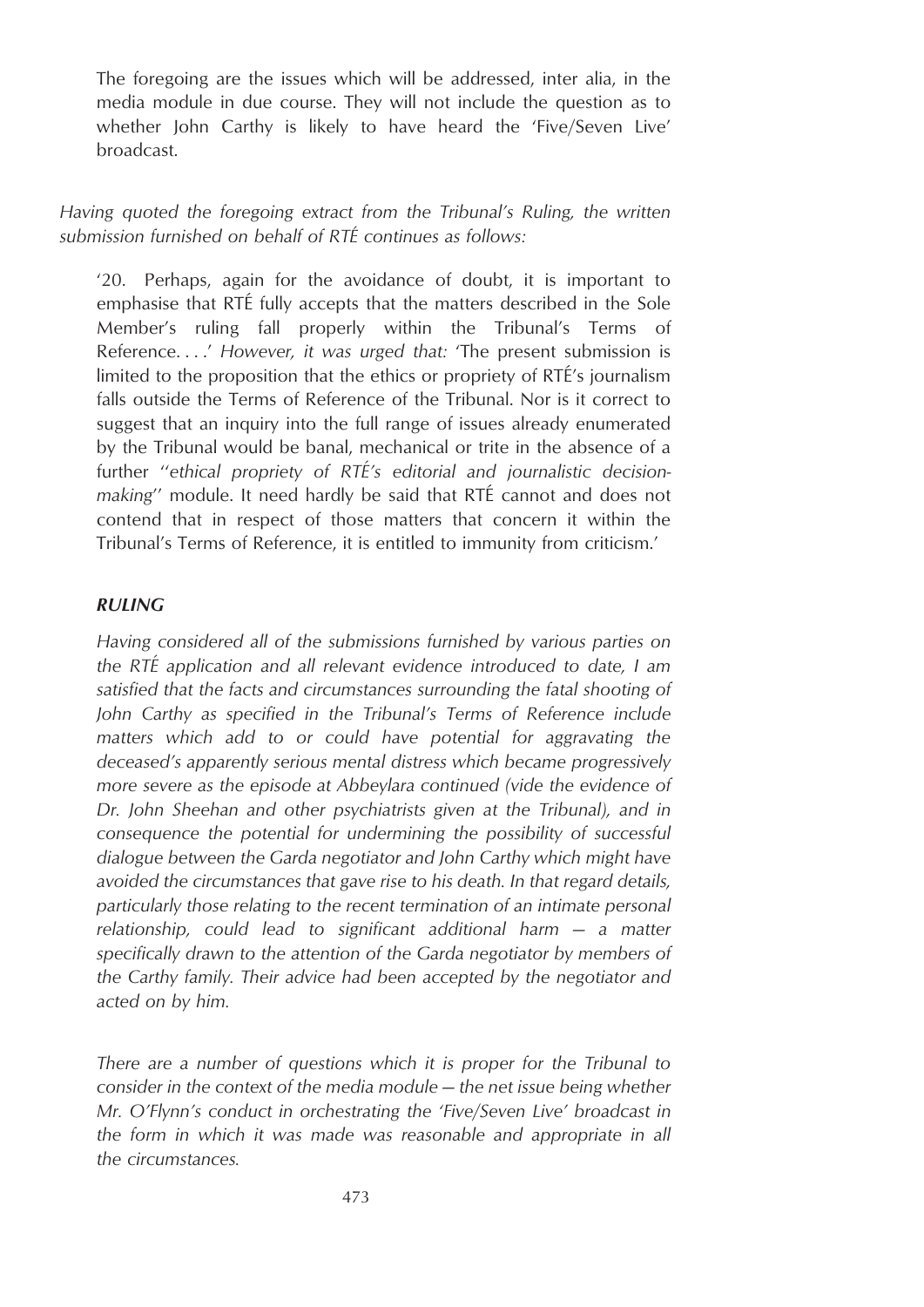> The foregoing are the issues which will be addressed, inter alia, in the media module in due course. They will not include the question as to whether John Carthy is likely to have heard the 'Five/Seven Live' broadcast.

*Having quoted the foregoing extract from the Tribunal's Ruling, the written submission furnished on behalf of RTÉ continues as follows:*

> '20. Perhaps, again for the avoidance of doubt, it is important to emphasise that RTÉ fully accepts that the matters described in the Sole Member's ruling fall properly within the Tribunal's Terms of Reference. . . .' *However, it was urged that:* 'The present submission is limited to the proposition that the ethics or propriety of RTÉ's journalism falls outside the Terms of Reference of the Tribunal. Nor is it correct to suggest that an inquiry into the full range of issues already enumerated by the Tribunal would be banal, mechanical or trite in the absence of a further "*ethical propriety of RTÉ's editorial and journalistic decision-making*" module. It need hardly be said that RTÉ cannot and does not contend that in respect of those matters that concern it within the Tribunal's Terms of Reference, it is entitled to immunity from criticism.'

### *RULING*

*Having considered all of the submissions furnished by various parties on the RTÉ application and all relevant evidence introduced to date, I am satisfied that the facts and circumstances surrounding the fatal shooting of John Carthy as specified in the Tribunal's Terms of Reference include matters which add to or could have potential for aggravating the deceased's apparently serious mental distress which became progressively more severe as the episode at Abbeylara continued (vide the evidence of Dr. John Sheehan and other psychiatrists given at the Tribunal), and in consequence the potential for undermining the possibility of successful dialogue between the Garda negotiator and John Carthy which might have avoided the circumstances that gave rise to his death. In that regard details, particularly those relating to the recent termination of an intimate personal relationship, could lead to significant additional harm — a matter specifically drawn to the attention of the Garda negotiator by members of the Carthy family. Their advice had been accepted by the negotiator and acted on by him.*

*There are a number of questions which it is proper for the Tribunal to consider in the context of the media module — the net issue being whether Mr. O'Flynn's conduct in orchestrating the 'Five/Seven Live' broadcast in the form in which it was made was reasonable and appropriate in all the circumstances.*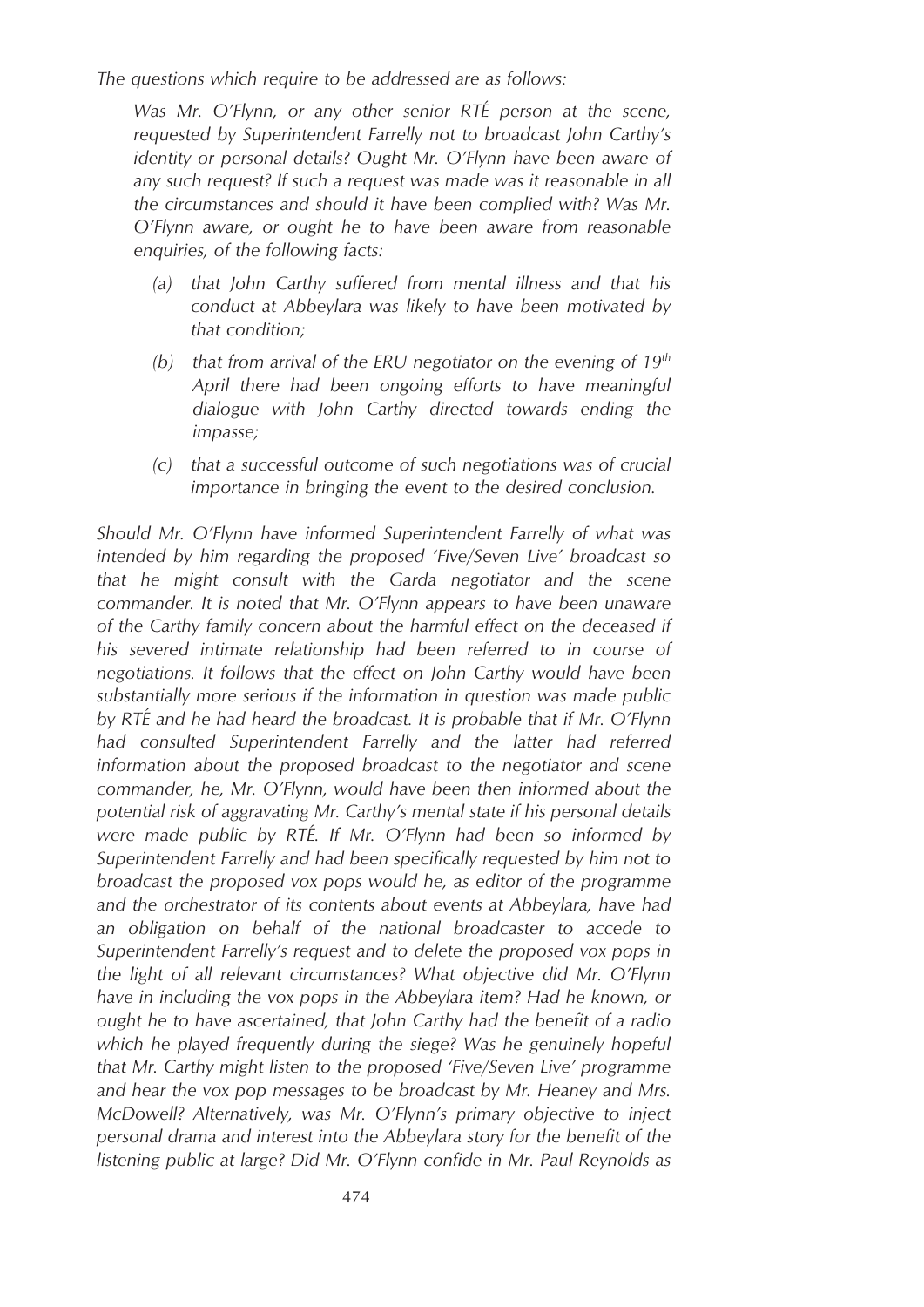*The questions which require to be addressed are as follows:*

> *Was Mr. O'Flynn, or any other senior RTÉ person at the scene, requested by Superintendent Farrelly not to broadcast John Carthy's identity or personal details? Ought Mr. O'Flynn have been aware of any such request? If such a request was made was it reasonable in all the circumstances and should it have been complied with? Was Mr. O'Flynn aware, or ought he to have been aware from reasonable enquiries, of the following facts:*
>
> *(a) that John Carthy suffered from mental illness and that his conduct at Abbeylara was likely to have been motivated by that condition;*
>
> *(b) that from arrival of the ERU negotiator on the evening of 19th April there had been ongoing efforts to have meaningful dialogue with John Carthy directed towards ending the impasse;*
>
> *(c) that a successful outcome of such negotiations was of crucial importance in bringing the event to the desired conclusion.*

*Should Mr. O'Flynn have informed Superintendent Farrelly of what was intended by him regarding the proposed 'Five/Seven Live' broadcast so that he might consult with the Garda negotiator and the scene commander. It is noted that Mr. O'Flynn appears to have been unaware of the Carthy family concern about the harmful effect on the deceased if his severed intimate relationship had been referred to in course of negotiations. It follows that the effect on John Carthy would have been substantially more serious if the information in question was made public by RTÉ and he had heard the broadcast. It is probable that if Mr. O'Flynn had consulted Superintendent Farrelly and the latter had referred information about the proposed broadcast to the negotiator and scene commander, he, Mr. O'Flynn, would have been then informed about the potential risk of aggravating Mr. Carthy's mental state if his personal details were made public by RTÉ. If Mr. O'Flynn had been so informed by Superintendent Farrelly and had been specifically requested by him not to broadcast the proposed vox pops would he, as editor of the programme and the orchestrator of its contents about events at Abbeylara, have had an obligation on behalf of the national broadcaster to accede to Superintendent Farrelly's request and to delete the proposed vox pops in the light of all relevant circumstances? What objective did Mr. O'Flynn have in including the vox pops in the Abbeylara item? Had he known, or ought he to have ascertained, that John Carthy had the benefit of a radio which he played frequently during the siege? Was he genuinely hopeful that Mr. Carthy might listen to the proposed 'Five/Seven Live' programme and hear the vox pop messages to be broadcast by Mr. Heaney and Mrs. McDowell? Alternatively, was Mr. O'Flynn's primary objective to inject personal drama and interest into the Abbeylara story for the benefit of the listening public at large? Did Mr. O'Flynn confide in Mr. Paul Reynolds as*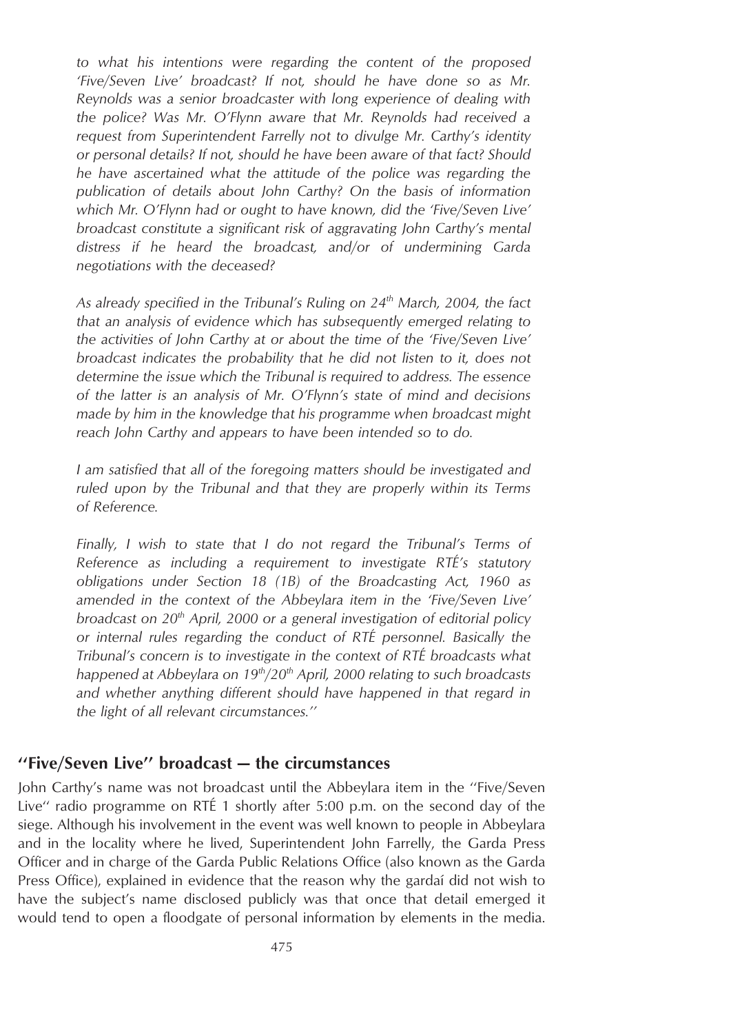*to what his intentions were regarding the content of the proposed 'Five/Seven Live' broadcast? If not, should he have done so as Mr. Reynolds was a senior broadcaster with long experience of dealing with the police? Was Mr. O'Flynn aware that Mr. Reynolds had received a request from Superintendent Farrelly not to divulge Mr. Carthy's identity or personal details? If not, should he have been aware of that fact? Should he have ascertained what the attitude of the police was regarding the publication of details about John Carthy? On the basis of information which Mr. O'Flynn had or ought to have known, did the 'Five/Seven Live' broadcast constitute a significant risk of aggravating John Carthy's mental distress if he heard the broadcast, and/or of undermining Garda negotiations with the deceased?*

*As already specified in the Tribunal's Ruling on 24th March, 2004, the fact that an analysis of evidence which has subsequently emerged relating to the activities of John Carthy at or about the time of the 'Five/Seven Live' broadcast indicates the probability that he did not listen to it, does not determine the issue which the Tribunal is required to address. The essence of the latter is an analysis of Mr. O'Flynn's state of mind and decisions made by him in the knowledge that his programme when broadcast might reach John Carthy and appears to have been intended so to do.*

*I am satisfied that all of the foregoing matters should be investigated and ruled upon by the Tribunal and that they are properly within its Terms of Reference.*

*Finally, I wish to state that I do not regard the Tribunal's Terms of Reference as including a requirement to investigate RTÉ's statutory obligations under Section 18 (1B) of the Broadcasting Act, 1960 as amended in the context of the Abbeylara item in the 'Five/Seven Live' broadcast on 20th April, 2000 or a general investigation of editorial policy or internal rules regarding the conduct of RTÉ personnel. Basically the Tribunal's concern is to investigate in the context of RTÉ broadcasts what happened at Abbeylara on 19th/20th April, 2000 relating to such broadcasts and whether anything different should have happened in that regard in the light of all relevant circumstances.''*

## ''Five/Seven Live'' broadcast — the circumstances

John Carthy's name was not broadcast until the Abbeylara item in the ''Five/Seven Live'' radio programme on RTÉ 1 shortly after 5:00 p.m. on the second day of the siege. Although his involvement in the event was well known to people in Abbeylara and in the locality where he lived, Superintendent John Farrelly, the Garda Press Officer and in charge of the Garda Public Relations Office (also known as the Garda Press Office), explained in evidence that the reason why the gardaí did not wish to have the subject's name disclosed publicly was that once that detail emerged it would tend to open a floodgate of personal information by elements in the media.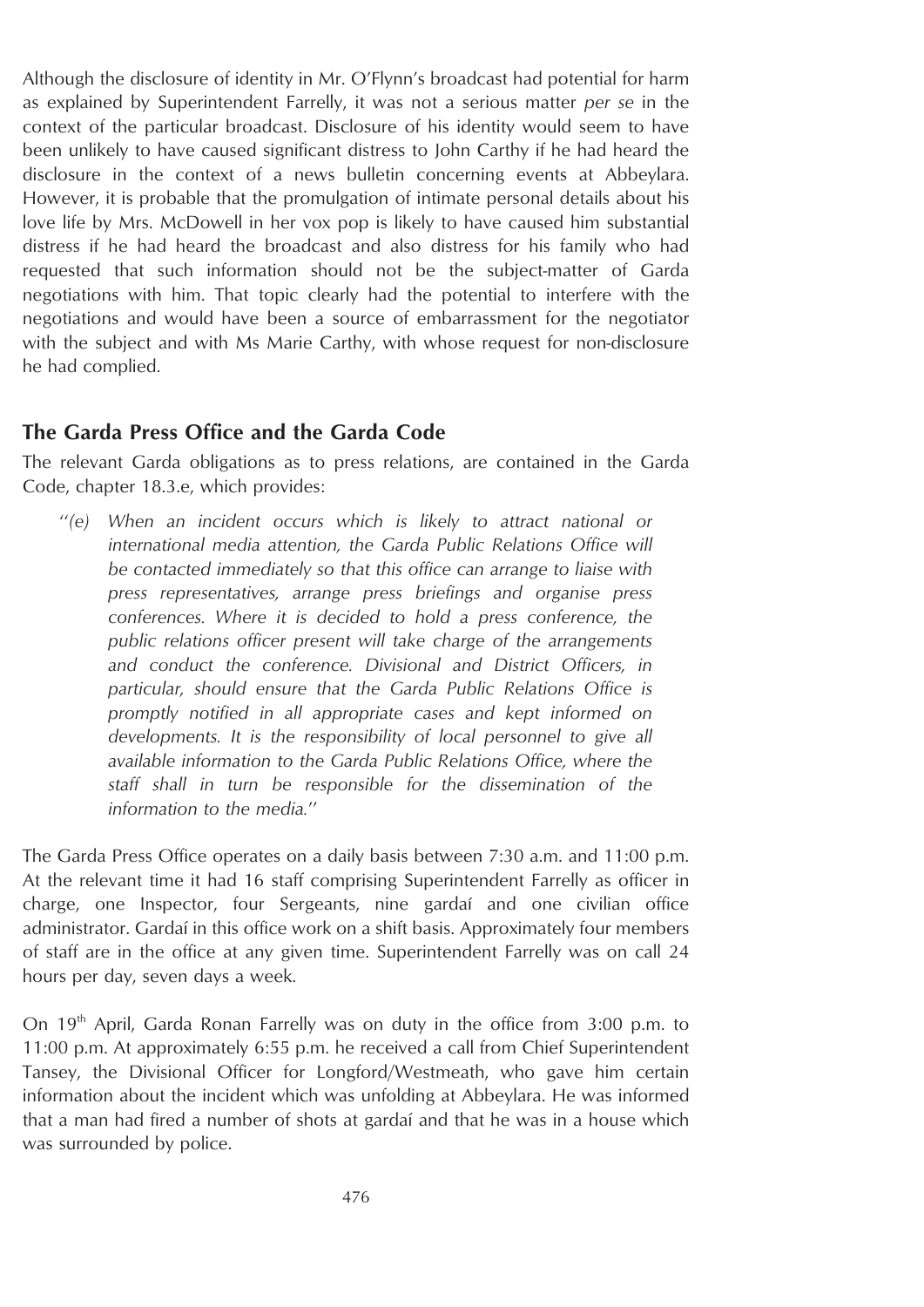Although the disclosure of identity in Mr. O'Flynn's broadcast had potential for harm as explained by Superintendent Farrelly, it was not a serious matter *per se* in the context of the particular broadcast. Disclosure of his identity would seem to have been unlikely to have caused significant distress to John Carthy if he had heard the disclosure in the context of a news bulletin concerning events at Abbeylara. However, it is probable that the promulgation of intimate personal details about his love life by Mrs. McDowell in her vox pop is likely to have caused him substantial distress if he had heard the broadcast and also distress for his family who had requested that such information should not be the subject-matter of Garda negotiations with him. That topic clearly had the potential to interfere with the negotiations and would have been a source of embarrassment for the negotiator with the subject and with Ms Marie Carthy, with whose request for non-disclosure he had complied.

## The Garda Press Office and the Garda Code

The relevant Garda obligations as to press relations, are contained in the Garda Code, chapter 18.3.e, which provides:

> "*(e) When an incident occurs which is likely to attract national or international media attention, the Garda Public Relations Office will be contacted immediately so that this office can arrange to liaise with press representatives, arrange press briefings and organise press conferences. Where it is decided to hold a press conference, the public relations officer present will take charge of the arrangements and conduct the conference. Divisional and District Officers, in particular, should ensure that the Garda Public Relations Office is promptly notified in all appropriate cases and kept informed on developments. It is the responsibility of local personnel to give all available information to the Garda Public Relations Office, where the staff shall in turn be responsible for the dissemination of the information to the media.*"

The Garda Press Office operates on a daily basis between 7:30 a.m. and 11:00 p.m. At the relevant time it had 16 staff comprising Superintendent Farrelly as officer in charge, one Inspector, four Sergeants, nine gardaí and one civilian office administrator. Gardaí in this office work on a shift basis. Approximately four members of staff are in the office at any given time. Superintendent Farrelly was on call 24 hours per day, seven days a week.

On 19th April, Garda Ronan Farrelly was on duty in the office from 3:00 p.m. to 11:00 p.m. At approximately 6:55 p.m. he received a call from Chief Superintendent Tansey, the Divisional Officer for Longford/Westmeath, who gave him certain information about the incident which was unfolding at Abbeylara. He was informed that a man had fired a number of shots at gardaí and that he was in a house which was surrounded by police.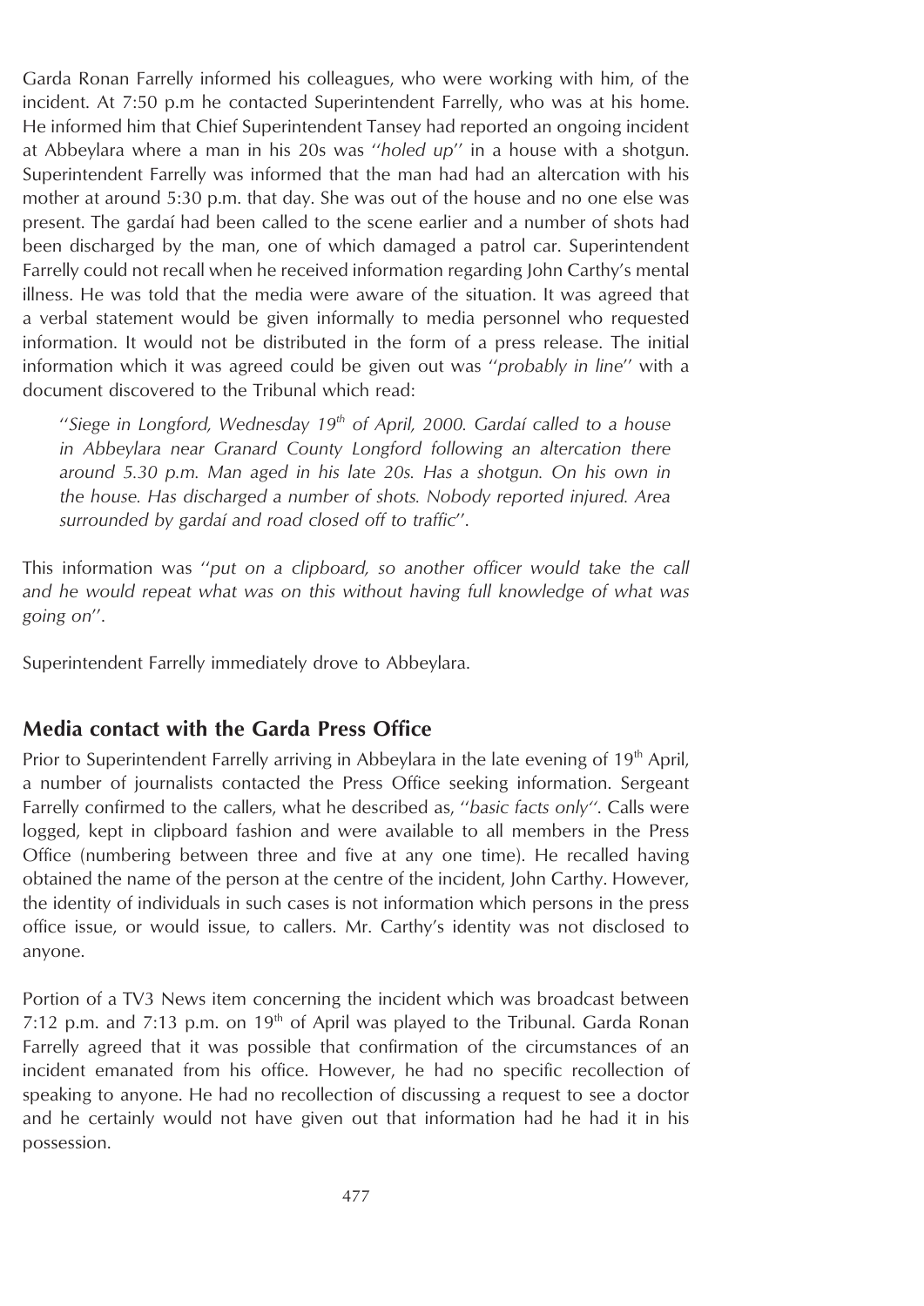Garda Ronan Farrelly informed his colleagues, who were working with him, of the incident. At 7:50 p.m he contacted Superintendent Farrelly, who was at his home. He informed him that Chief Superintendent Tansey had reported an ongoing incident at Abbeylara where a man in his 20s was ''*holed up*'' in a house with a shotgun. Superintendent Farrelly was informed that the man had had an altercation with his mother at around 5:30 p.m. that day. She was out of the house and no one else was present. The gardaí had been called to the scene earlier and a number of shots had been discharged by the man, one of which damaged a patrol car. Superintendent Farrelly could not recall when he received information regarding John Carthy's mental illness. He was told that the media were aware of the situation. It was agreed that a verbal statement would be given informally to media personnel who requested information. It would not be distributed in the form of a press release. The initial information which it was agreed could be given out was ''*probably in line*'' with a document discovered to the Tribunal which read:

> ''*Siege in Longford, Wednesday 19th of April, 2000. Gardaí called to a house in Abbeylara near Granard County Longford following an altercation there around 5.30 p.m. Man aged in his late 20s. Has a shotgun. On his own in the house. Has discharged a number of shots. Nobody reported injured. Area surrounded by gardaí and road closed off to traffic*''.

This information was ''*put on a clipboard, so another officer would take the call and he would repeat what was on this without having full knowledge of what was going on*''.

Superintendent Farrelly immediately drove to Abbeylara.

## Media contact with the Garda Press Office

Prior to Superintendent Farrelly arriving in Abbeylara in the late evening of 19th April, a number of journalists contacted the Press Office seeking information. Sergeant Farrelly confirmed to the callers, what he described as, ''*basic facts only*''. Calls were logged, kept in clipboard fashion and were available to all members in the Press Office (numbering between three and five at any one time). He recalled having obtained the name of the person at the centre of the incident, John Carthy. However, the identity of individuals in such cases is not information which persons in the press office issue, or would issue, to callers. Mr. Carthy's identity was not disclosed to anyone.

Portion of a TV3 News item concerning the incident which was broadcast between 7:12 p.m. and 7:13 p.m. on 19th of April was played to the Tribunal. Garda Ronan Farrelly agreed that it was possible that confirmation of the circumstances of an incident emanated from his office. However, he had no specific recollection of speaking to anyone. He had no recollection of discussing a request to see a doctor and he certainly would not have given out that information had he had it in his possession.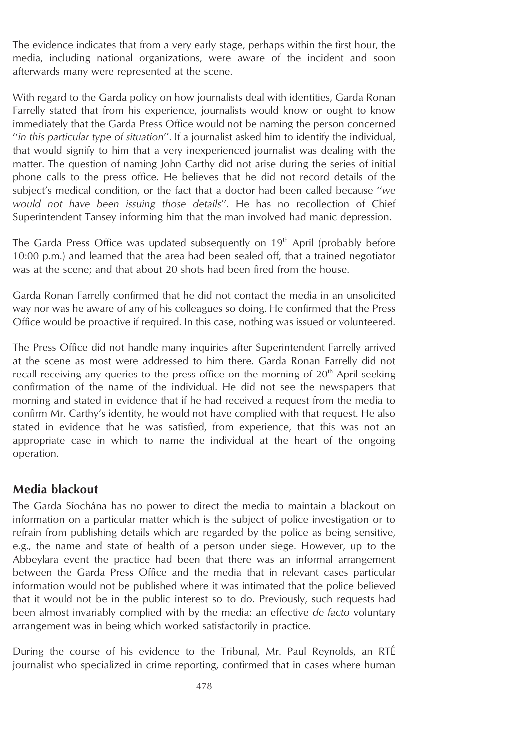The evidence indicates that from a very early stage, perhaps within the first hour, the media, including national organizations, were aware of the incident and soon afterwards many were represented at the scene.

With regard to the Garda policy on how journalists deal with identities, Garda Ronan Farrelly stated that from his experience, journalists would know or ought to know immediately that the Garda Press Office would not be naming the person concerned ''*in this particular type of situation*''. If a journalist asked him to identify the individual, that would signify to him that a very inexperienced journalist was dealing with the matter. The question of naming John Carthy did not arise during the series of initial phone calls to the press office. He believes that he did not record details of the subject's medical condition, or the fact that a doctor had been called because ''*we would not have been issuing those details*''. He has no recollection of Chief Superintendent Tansey informing him that the man involved had manic depression.

The Garda Press Office was updated subsequently on 19th April (probably before 10:00 p.m.) and learned that the area had been sealed off, that a trained negotiator was at the scene; and that about 20 shots had been fired from the house.

Garda Ronan Farrelly confirmed that he did not contact the media in an unsolicited way nor was he aware of any of his colleagues so doing. He confirmed that the Press Office would be proactive if required. In this case, nothing was issued or volunteered.

The Press Office did not handle many inquiries after Superintendent Farrelly arrived at the scene as most were addressed to him there. Garda Ronan Farrelly did not recall receiving any queries to the press office on the morning of 20th April seeking confirmation of the name of the individual. He did not see the newspapers that morning and stated in evidence that if he had received a request from the media to confirm Mr. Carthy's identity, he would not have complied with that request. He also stated in evidence that he was satisfied, from experience, that this was not an appropriate case in which to name the individual at the heart of the ongoing operation.

## Media blackout

The Garda Síochána has no power to direct the media to maintain a blackout on information on a particular matter which is the subject of police investigation or to refrain from publishing details which are regarded by the police as being sensitive, e.g., the name and state of health of a person under siege. However, up to the Abbeylara event the practice had been that there was an informal arrangement between the Garda Press Office and the media that in relevant cases particular information would not be published where it was intimated that the police believed that it would not be in the public interest so to do. Previously, such requests had been almost invariably complied with by the media: an effective *de facto* voluntary arrangement was in being which worked satisfactorily in practice.

During the course of his evidence to the Tribunal, Mr. Paul Reynolds, an RTÉ journalist who specialized in crime reporting, confirmed that in cases where human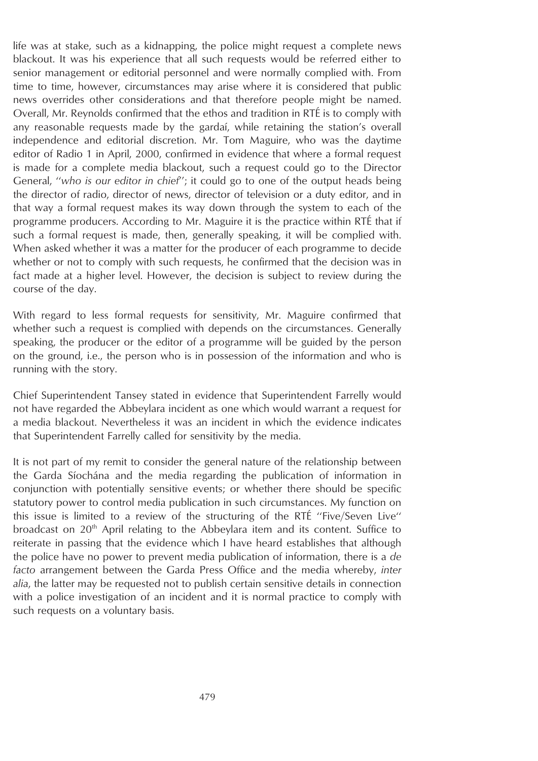life was at stake, such as a kidnapping, the police might request a complete news blackout. It was his experience that all such requests would be referred either to senior management or editorial personnel and were normally complied with. From time to time, however, circumstances may arise where it is considered that public news overrides other considerations and that therefore people might be named. Overall, Mr. Reynolds confirmed that the ethos and tradition in RTÉ is to comply with any reasonable requests made by the gardaí, while retaining the station's overall independence and editorial discretion. Mr. Tom Maguire, who was the daytime editor of Radio 1 in April, 2000, confirmed in evidence that where a formal request is made for a complete media blackout, such a request could go to the Director General, ''*who is our editor in chief*''; it could go to one of the output heads being the director of radio, director of news, director of television or a duty editor, and in that way a formal request makes its way down through the system to each of the programme producers. According to Mr. Maguire it is the practice within RTÉ that if such a formal request is made, then, generally speaking, it will be complied with. When asked whether it was a matter for the producer of each programme to decide whether or not to comply with such requests, he confirmed that the decision was in fact made at a higher level. However, the decision is subject to review during the course of the day.

With regard to less formal requests for sensitivity, Mr. Maguire confirmed that whether such a request is complied with depends on the circumstances. Generally speaking, the producer or the editor of a programme will be guided by the person on the ground, i.e., the person who is in possession of the information and who is running with the story.

Chief Superintendent Tansey stated in evidence that Superintendent Farrelly would not have regarded the Abbeylara incident as one which would warrant a request for a media blackout. Nevertheless it was an incident in which the evidence indicates that Superintendent Farrelly called for sensitivity by the media.

It is not part of my remit to consider the general nature of the relationship between the Garda Síochána and the media regarding the publication of information in conjunction with potentially sensitive events; or whether there should be specific statutory power to control media publication in such circumstances. My function on this issue is limited to a review of the structuring of the RTÉ ''Five/Seven Live'' broadcast on 20th April relating to the Abbeylara item and its content. Suffice to reiterate in passing that the evidence which I have heard establishes that although the police have no power to prevent media publication of information, there is a *de facto* arrangement between the Garda Press Office and the media whereby, *inter alia*, the latter may be requested not to publish certain sensitive details in connection with a police investigation of an incident and it is normal practice to comply with such requests on a voluntary basis.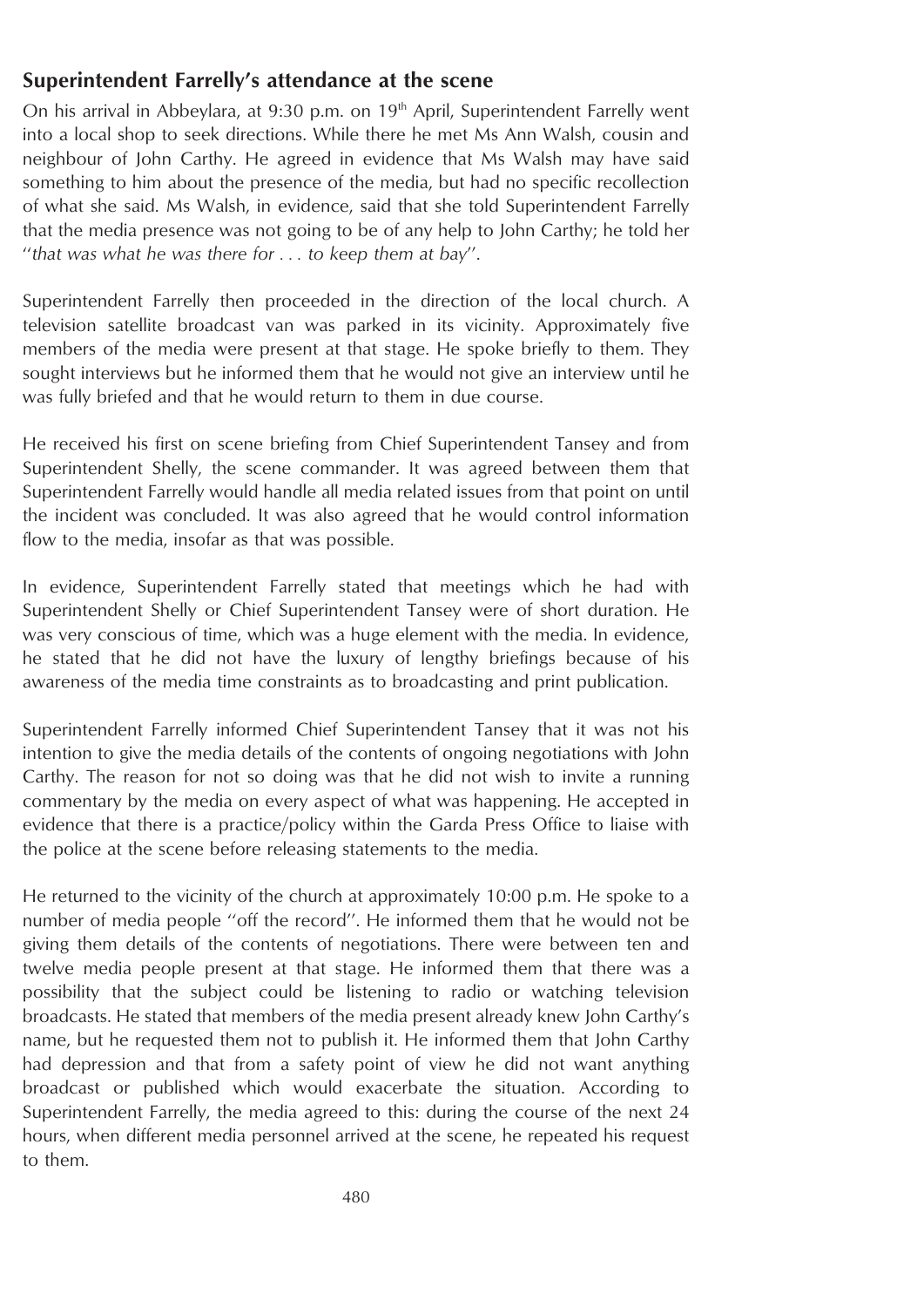## Superintendent Farrelly's attendance at the scene

On his arrival in Abbeylara, at 9:30 p.m. on 19th April, Superintendent Farrelly went into a local shop to seek directions. While there he met Ms Ann Walsh, cousin and neighbour of John Carthy. He agreed in evidence that Ms Walsh may have said something to him about the presence of the media, but had no specific recollection of what she said. Ms Walsh, in evidence, said that she told Superintendent Farrelly that the media presence was not going to be of any help to John Carthy; he told her "*that was what he was there for . . . to keep them at bay*".

Superintendent Farrelly then proceeded in the direction of the local church. A television satellite broadcast van was parked in its vicinity. Approximately five members of the media were present at that stage. He spoke briefly to them. They sought interviews but he informed them that he would not give an interview until he was fully briefed and that he would return to them in due course.

He received his first on scene briefing from Chief Superintendent Tansey and from Superintendent Shelly, the scene commander. It was agreed between them that Superintendent Farrelly would handle all media related issues from that point on until the incident was concluded. It was also agreed that he would control information flow to the media, insofar as that was possible.

In evidence, Superintendent Farrelly stated that meetings which he had with Superintendent Shelly or Chief Superintendent Tansey were of short duration. He was very conscious of time, which was a huge element with the media. In evidence, he stated that he did not have the luxury of lengthy briefings because of his awareness of the media time constraints as to broadcasting and print publication.

Superintendent Farrelly informed Chief Superintendent Tansey that it was not his intention to give the media details of the contents of ongoing negotiations with John Carthy. The reason for not so doing was that he did not wish to invite a running commentary by the media on every aspect of what was happening. He accepted in evidence that there is a practice/policy within the Garda Press Office to liaise with the police at the scene before releasing statements to the media.

He returned to the vicinity of the church at approximately 10:00 p.m. He spoke to a number of media people "off the record". He informed them that he would not be giving them details of the contents of negotiations. There were between ten and twelve media people present at that stage. He informed them that there was a possibility that the subject could be listening to radio or watching television broadcasts. He stated that members of the media present already knew John Carthy's name, but he requested them not to publish it. He informed them that John Carthy had depression and that from a safety point of view he did not want anything broadcast or published which would exacerbate the situation. According to Superintendent Farrelly, the media agreed to this: during the course of the next 24 hours, when different media personnel arrived at the scene, he repeated his request to them.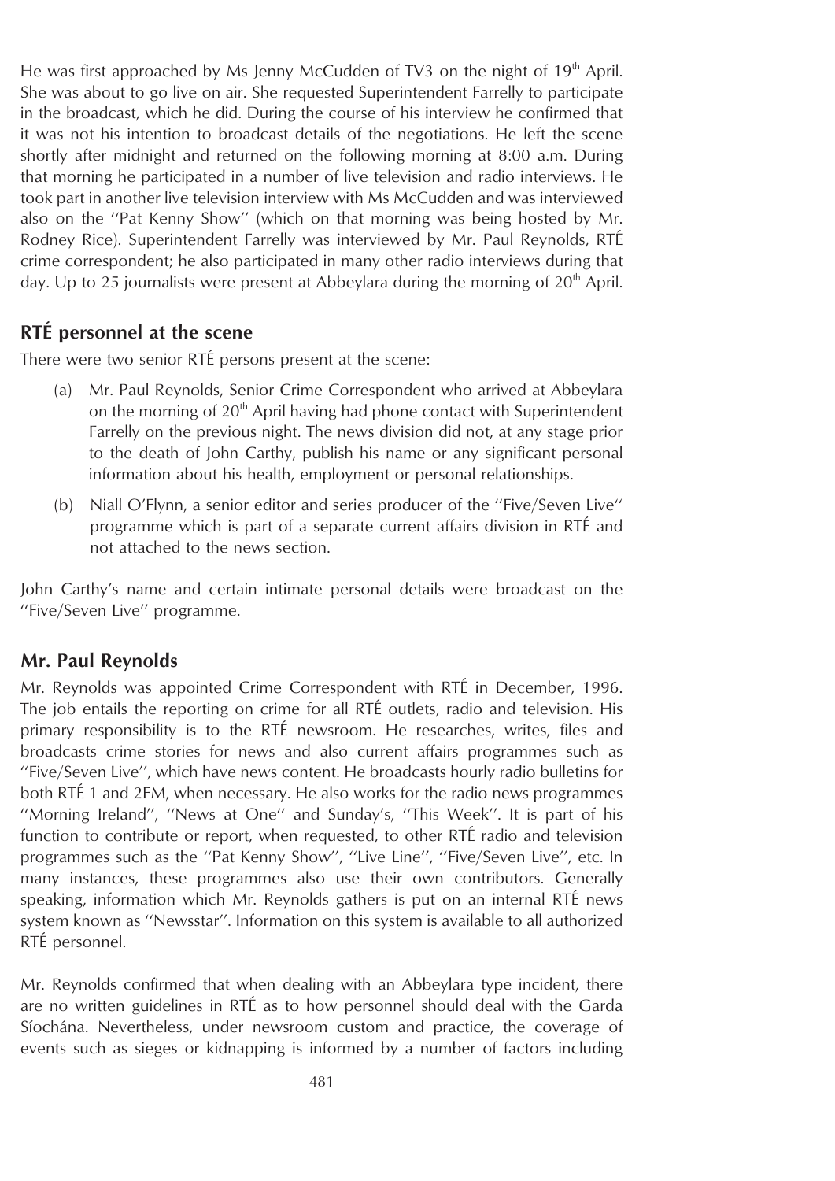He was first approached by Ms Jenny McCudden of TV3 on the night of 19th April. She was about to go live on air. She requested Superintendent Farrelly to participate in the broadcast, which he did. During the course of his interview he confirmed that it was not his intention to broadcast details of the negotiations. He left the scene shortly after midnight and returned on the following morning at 8:00 a.m. During that morning he participated in a number of live television and radio interviews. He took part in another live television interview with Ms McCudden and was interviewed also on the ''Pat Kenny Show'' (which on that morning was being hosted by Mr. Rodney Rice). Superintendent Farrelly was interviewed by Mr. Paul Reynolds, RTÉ crime correspondent; he also participated in many other radio interviews during that day. Up to 25 journalists were present at Abbeylara during the morning of 20th April.

## RTÉ personnel at the scene

There were two senior RTÉ persons present at the scene:

(a) Mr. Paul Reynolds, Senior Crime Correspondent who arrived at Abbeylara on the morning of 20th April having had phone contact with Superintendent Farrelly on the previous night. The news division did not, at any stage prior to the death of John Carthy, publish his name or any significant personal information about his health, employment or personal relationships.

(b) Niall O'Flynn, a senior editor and series producer of the ''Five/Seven Live'' programme which is part of a separate current affairs division in RTÉ and not attached to the news section.

John Carthy's name and certain intimate personal details were broadcast on the ''Five/Seven Live'' programme.

## Mr. Paul Reynolds

Mr. Reynolds was appointed Crime Correspondent with RTÉ in December, 1996. The job entails the reporting on crime for all RTÉ outlets, radio and television. His primary responsibility is to the RTÉ newsroom. He researches, writes, files and broadcasts crime stories for news and also current affairs programmes such as ''Five/Seven Live'', which have news content. He broadcasts hourly radio bulletins for both RTÉ 1 and 2FM, when necessary. He also works for the radio news programmes ''Morning Ireland'', ''News at One'' and Sunday's, ''This Week''. It is part of his function to contribute or report, when requested, to other RTÉ radio and television programmes such as the ''Pat Kenny Show'', ''Live Line'', ''Five/Seven Live'', etc. In many instances, these programmes also use their own contributors. Generally speaking, information which Mr. Reynolds gathers is put on an internal RTÉ news system known as ''Newsstar''. Information on this system is available to all authorized RTÉ personnel.

Mr. Reynolds confirmed that when dealing with an Abbeylara type incident, there are no written guidelines in RTÉ as to how personnel should deal with the Garda Síochána. Nevertheless, under newsroom custom and practice, the coverage of events such as sieges or kidnapping is informed by a number of factors including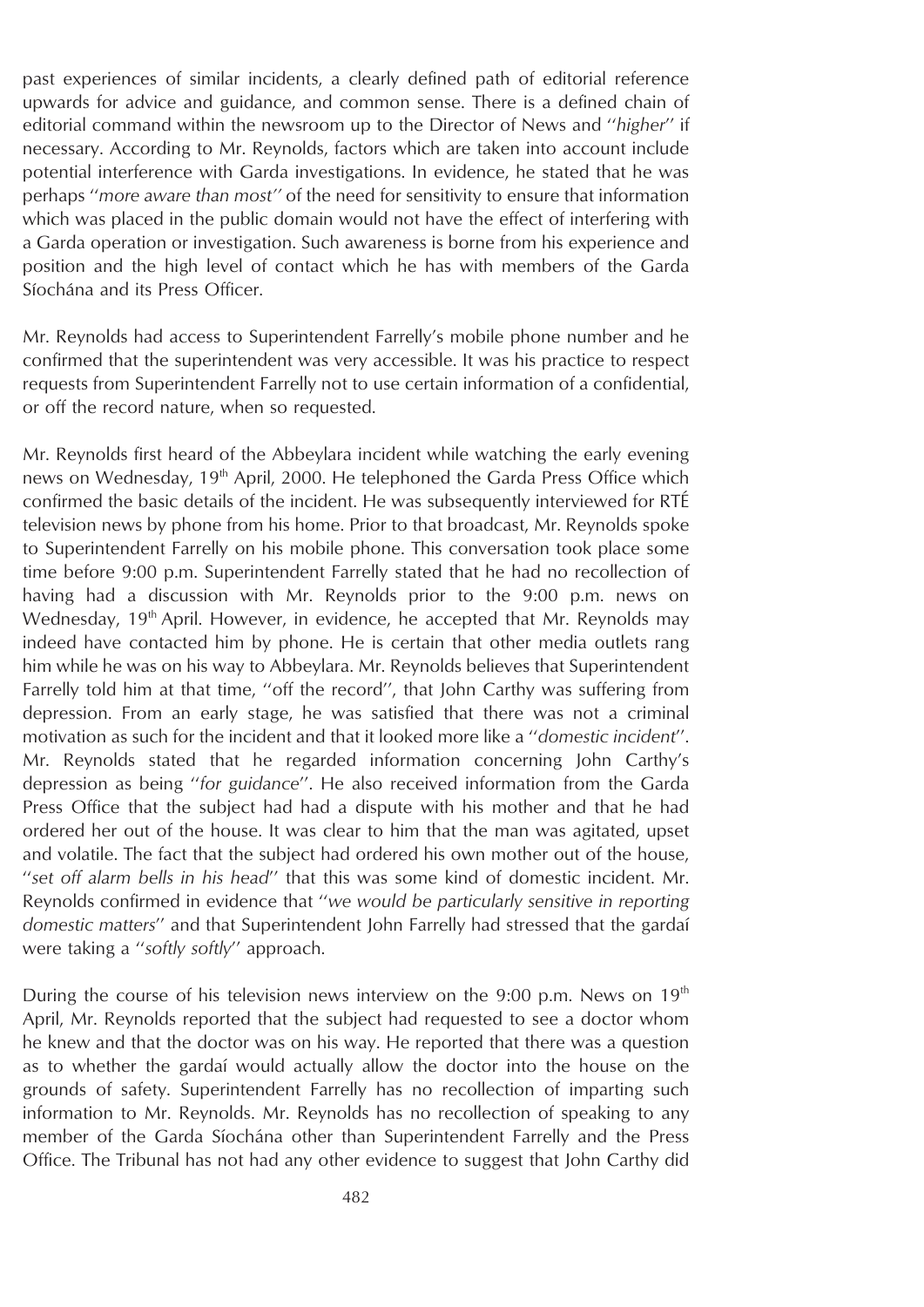past experiences of similar incidents, a clearly defined path of editorial reference upwards for advice and guidance, and common sense. There is a defined chain of editorial command within the newsroom up to the Director of News and ''*higher*'' if necessary. According to Mr. Reynolds, factors which are taken into account include potential interference with Garda investigations. In evidence, he stated that he was perhaps ''*more aware than most''* of the need for sensitivity to ensure that information which was placed in the public domain would not have the effect of interfering with a Garda operation or investigation. Such awareness is borne from his experience and position and the high level of contact which he has with members of the Garda Síochána and its Press Officer.

Mr. Reynolds had access to Superintendent Farrelly's mobile phone number and he confirmed that the superintendent was very accessible. It was his practice to respect requests from Superintendent Farrelly not to use certain information of a confidential, or off the record nature, when so requested.

Mr. Reynolds first heard of the Abbeylara incident while watching the early evening news on Wednesday, 19th April, 2000. He telephoned the Garda Press Office which confirmed the basic details of the incident. He was subsequently interviewed for RTÉ television news by phone from his home. Prior to that broadcast, Mr. Reynolds spoke to Superintendent Farrelly on his mobile phone. This conversation took place some time before 9:00 p.m. Superintendent Farrelly stated that he had no recollection of having had a discussion with Mr. Reynolds prior to the 9:00 p.m. news on Wednesday, 19th April. However, in evidence, he accepted that Mr. Reynolds may indeed have contacted him by phone. He is certain that other media outlets rang him while he was on his way to Abbeylara. Mr. Reynolds believes that Superintendent Farrelly told him at that time, ''off the record'', that John Carthy was suffering from depression. From an early stage, he was satisfied that there was not a criminal motivation as such for the incident and that it looked more like a ''*domestic incident*''. Mr. Reynolds stated that he regarded information concerning John Carthy's depression as being ''*for guidance*''. He also received information from the Garda Press Office that the subject had had a dispute with his mother and that he had ordered her out of the house. It was clear to him that the man was agitated, upset and volatile. The fact that the subject had ordered his own mother out of the house, ''*set off alarm bells in his head*'' that this was some kind of domestic incident. Mr. Reynolds confirmed in evidence that ''*we would be particularly sensitive in reporting domestic matters*'' and that Superintendent John Farrelly had stressed that the gardaí were taking a ''*softly softly*'' approach.

During the course of his television news interview on the 9:00 p.m. News on 19th April, Mr. Reynolds reported that the subject had requested to see a doctor whom he knew and that the doctor was on his way. He reported that there was a question as to whether the gardaí would actually allow the doctor into the house on the grounds of safety. Superintendent Farrelly has no recollection of imparting such information to Mr. Reynolds. Mr. Reynolds has no recollection of speaking to any member of the Garda Síochána other than Superintendent Farrelly and the Press Office. The Tribunal has not had any other evidence to suggest that John Carthy did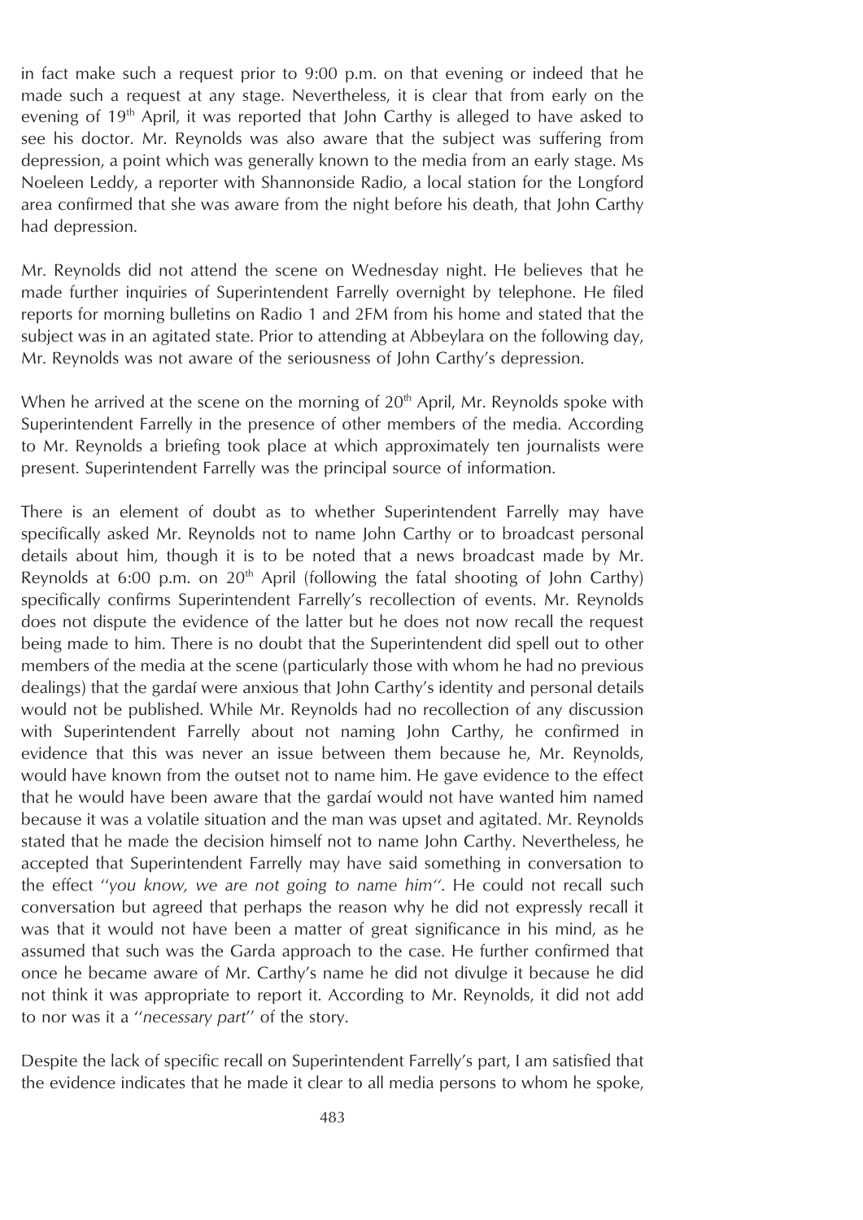in fact make such a request prior to 9:00 p.m. on that evening or indeed that he made such a request at any stage. Nevertheless, it is clear that from early on the evening of 19th April, it was reported that John Carthy is alleged to have asked to see his doctor. Mr. Reynolds was also aware that the subject was suffering from depression, a point which was generally known to the media from an early stage. Ms Noeleen Leddy, a reporter with Shannonside Radio, a local station for the Longford area confirmed that she was aware from the night before his death, that John Carthy had depression.

Mr. Reynolds did not attend the scene on Wednesday night. He believes that he made further inquiries of Superintendent Farrelly overnight by telephone. He filed reports for morning bulletins on Radio 1 and 2FM from his home and stated that the subject was in an agitated state. Prior to attending at Abbeylara on the following day, Mr. Reynolds was not aware of the seriousness of John Carthy's depression.

When he arrived at the scene on the morning of 20th April, Mr. Reynolds spoke with Superintendent Farrelly in the presence of other members of the media. According to Mr. Reynolds a briefing took place at which approximately ten journalists were present. Superintendent Farrelly was the principal source of information.

There is an element of doubt as to whether Superintendent Farrelly may have specifically asked Mr. Reynolds not to name John Carthy or to broadcast personal details about him, though it is to be noted that a news broadcast made by Mr. Reynolds at 6:00 p.m. on 20th April (following the fatal shooting of John Carthy) specifically confirms Superintendent Farrelly's recollection of events. Mr. Reynolds does not dispute the evidence of the latter but he does not now recall the request being made to him. There is no doubt that the Superintendent did spell out to other members of the media at the scene (particularly those with whom he had no previous dealings) that the gardaí were anxious that John Carthy's identity and personal details would not be published. While Mr. Reynolds had no recollection of any discussion with Superintendent Farrelly about not naming John Carthy, he confirmed in evidence that this was never an issue between them because he, Mr. Reynolds, would have known from the outset not to name him. He gave evidence to the effect that he would have been aware that the gardaí would not have wanted him named because it was a volatile situation and the man was upset and agitated. Mr. Reynolds stated that he made the decision himself not to name John Carthy. Nevertheless, he accepted that Superintendent Farrelly may have said something in conversation to the effect "*you know, we are not going to name him*". He could not recall such conversation but agreed that perhaps the reason why he did not expressly recall it was that it would not have been a matter of great significance in his mind, as he assumed that such was the Garda approach to the case. He further confirmed that once he became aware of Mr. Carthy's name he did not divulge it because he did not think it was appropriate to report it. According to Mr. Reynolds, it did not add to nor was it a "*necessary part*" of the story.

Despite the lack of specific recall on Superintendent Farrelly's part, I am satisfied that the evidence indicates that he made it clear to all media persons to whom he spoke,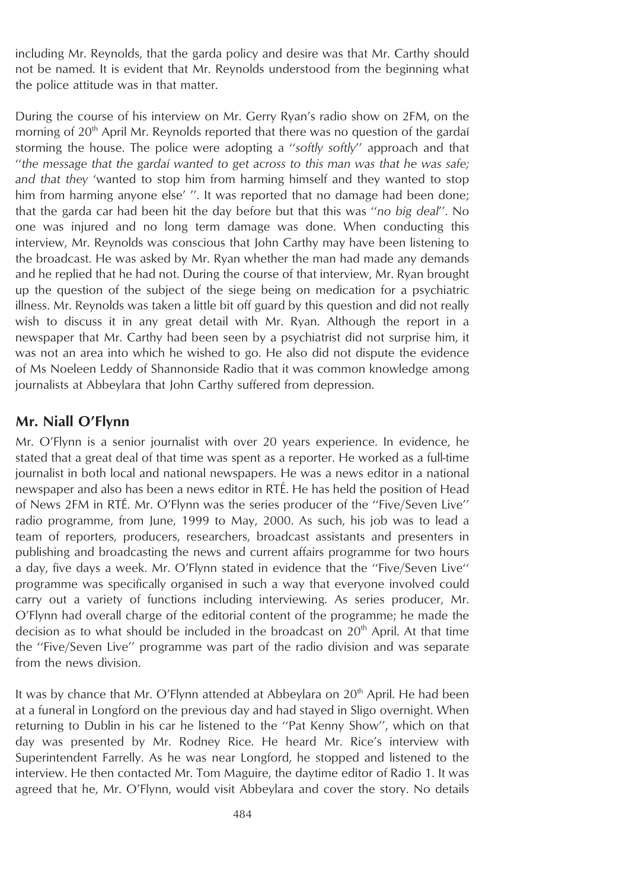including Mr. Reynolds, that the garda policy and desire was that Mr. Carthy should not be named. It is evident that Mr. Reynolds understood from the beginning what the police attitude was in that matter.

During the course of his interview on Mr. Gerry Ryan's radio show on 2FM, on the morning of 20th April Mr. Reynolds reported that there was no question of the gardaí storming the house. The police were adopting a "*softly softly*" approach and that "*the message that the gardaí wanted to get across to this man was that he was safe; and that they* 'wanted to stop him from harming himself and they wanted to stop him from harming anyone else' ". It was reported that no damage had been done; that the garda car had been hit the day before but that this was "*no big deal*". No one was injured and no long term damage was done. When conducting this interview, Mr. Reynolds was conscious that John Carthy may have been listening to the broadcast. He was asked by Mr. Ryan whether the man had made any demands and he replied that he had not. During the course of that interview, Mr. Ryan brought up the question of the subject of the siege being on medication for a psychiatric illness. Mr. Reynolds was taken a little bit off guard by this question and did not really wish to discuss it in any great detail with Mr. Ryan. Although the report in a newspaper that Mr. Carthy had been seen by a psychiatrist did not surprise him, it was not an area into which he wished to go. He also did not dispute the evidence of Ms Noeleen Leddy of Shannonside Radio that it was common knowledge among journalists at Abbeylara that John Carthy suffered from depression.

## Mr. Niall O'Flynn

Mr. O'Flynn is a senior journalist with over 20 years experience. In evidence, he stated that a great deal of that time was spent as a reporter. He worked as a full-time journalist in both local and national newspapers. He was a news editor in a national newspaper and also has been a news editor in RTÉ. He has held the position of Head of News 2FM in RTÉ. Mr. O'Flynn was the series producer of the "Five/Seven Live" radio programme, from June, 1999 to May, 2000. As such, his job was to lead a team of reporters, producers, researchers, broadcast assistants and presenters in publishing and broadcasting the news and current affairs programme for two hours a day, five days a week. Mr. O'Flynn stated in evidence that the "Five/Seven Live" programme was specifically organised in such a way that everyone involved could carry out a variety of functions including interviewing. As series producer, Mr. O'Flynn had overall charge of the editorial content of the programme; he made the decision as to what should be included in the broadcast on 20th April. At that time the "Five/Seven Live" programme was part of the radio division and was separate from the news division.

It was by chance that Mr. O'Flynn attended at Abbeylara on 20th April. He had been at a funeral in Longford on the previous day and had stayed in Sligo overnight. When returning to Dublin in his car he listened to the "Pat Kenny Show", which on that day was presented by Mr. Rodney Rice. He heard Mr. Rice's interview with Superintendent Farrelly. As he was near Longford, he stopped and listened to the interview. He then contacted Mr. Tom Maguire, the daytime editor of Radio 1. It was agreed that he, Mr. O'Flynn, would visit Abbeylara and cover the story. No details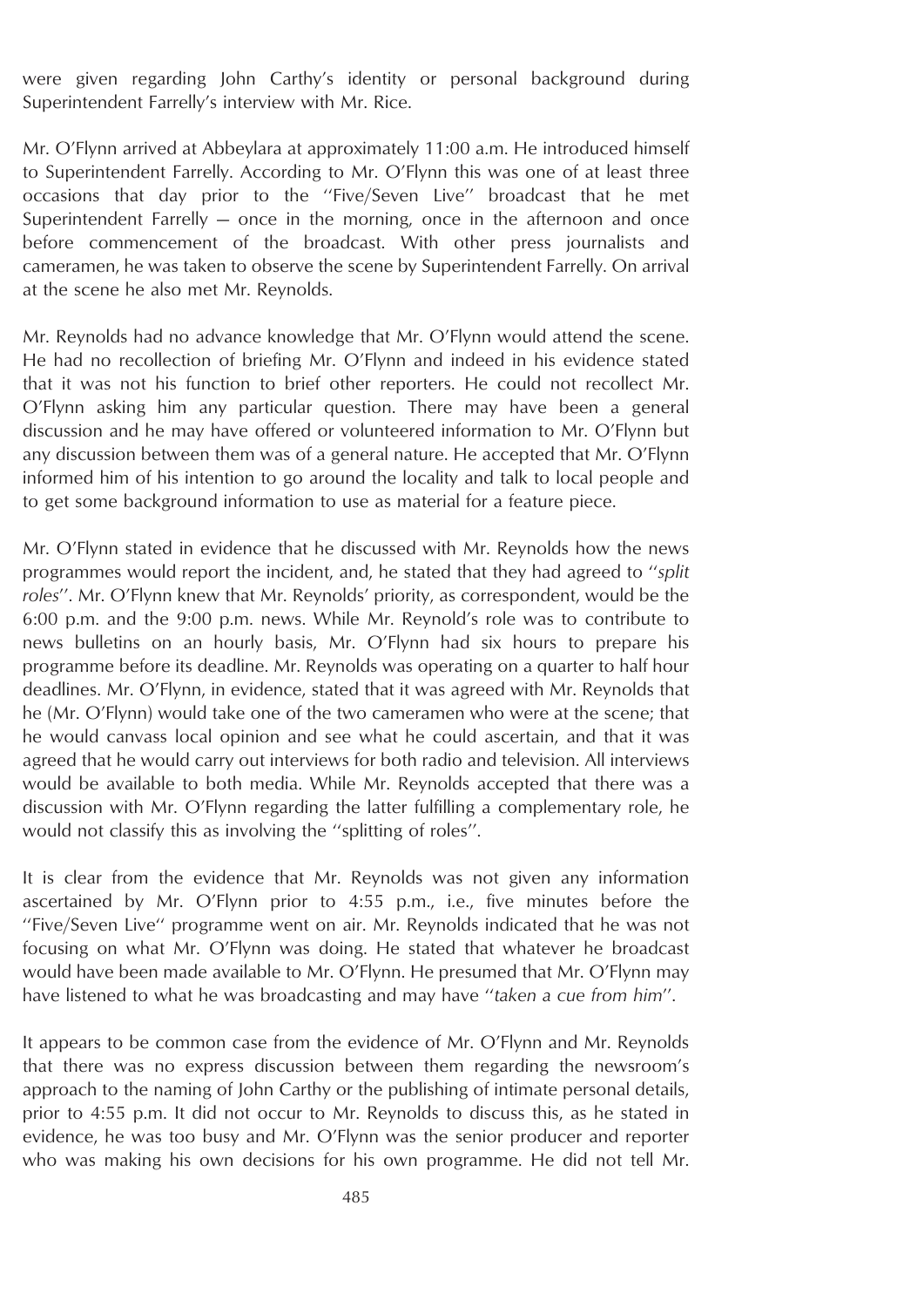were given regarding John Carthy's identity or personal background during Superintendent Farrelly's interview with Mr. Rice.

Mr. O'Flynn arrived at Abbeylara at approximately 11:00 a.m. He introduced himself to Superintendent Farrelly. According to Mr. O'Flynn this was one of at least three occasions that day prior to the ''Five/Seven Live'' broadcast that he met Superintendent Farrelly — once in the morning, once in the afternoon and once before commencement of the broadcast. With other press journalists and cameramen, he was taken to observe the scene by Superintendent Farrelly. On arrival at the scene he also met Mr. Reynolds.

Mr. Reynolds had no advance knowledge that Mr. O'Flynn would attend the scene. He had no recollection of briefing Mr. O'Flynn and indeed in his evidence stated that it was not his function to brief other reporters. He could not recollect Mr. O'Flynn asking him any particular question. There may have been a general discussion and he may have offered or volunteered information to Mr. O'Flynn but any discussion between them was of a general nature. He accepted that Mr. O'Flynn informed him of his intention to go around the locality and talk to local people and to get some background information to use as material for a feature piece.

Mr. O'Flynn stated in evidence that he discussed with Mr. Reynolds how the news programmes would report the incident, and, he stated that they had agreed to ''*split roles*''. Mr. O'Flynn knew that Mr. Reynolds' priority, as correspondent, would be the 6:00 p.m. and the 9:00 p.m. news. While Mr. Reynold's role was to contribute to news bulletins on an hourly basis, Mr. O'Flynn had six hours to prepare his programme before its deadline. Mr. Reynolds was operating on a quarter to half hour deadlines. Mr. O'Flynn, in evidence, stated that it was agreed with Mr. Reynolds that he (Mr. O'Flynn) would take one of the two cameramen who were at the scene; that he would canvass local opinion and see what he could ascertain, and that it was agreed that he would carry out interviews for both radio and television. All interviews would be available to both media. While Mr. Reynolds accepted that there was a discussion with Mr. O'Flynn regarding the latter fulfilling a complementary role, he would not classify this as involving the ''splitting of roles''.

It is clear from the evidence that Mr. Reynolds was not given any information ascertained by Mr. O'Flynn prior to 4:55 p.m., i.e., five minutes before the ''Five/Seven Live'' programme went on air. Mr. Reynolds indicated that he was not focusing on what Mr. O'Flynn was doing. He stated that whatever he broadcast would have been made available to Mr. O'Flynn. He presumed that Mr. O'Flynn may have listened to what he was broadcasting and may have ''*taken a cue from him*''.

It appears to be common case from the evidence of Mr. O'Flynn and Mr. Reynolds that there was no express discussion between them regarding the newsroom's approach to the naming of John Carthy or the publishing of intimate personal details, prior to 4:55 p.m. It did not occur to Mr. Reynolds to discuss this, as he stated in evidence, he was too busy and Mr. O'Flynn was the senior producer and reporter who was making his own decisions for his own programme. He did not tell Mr.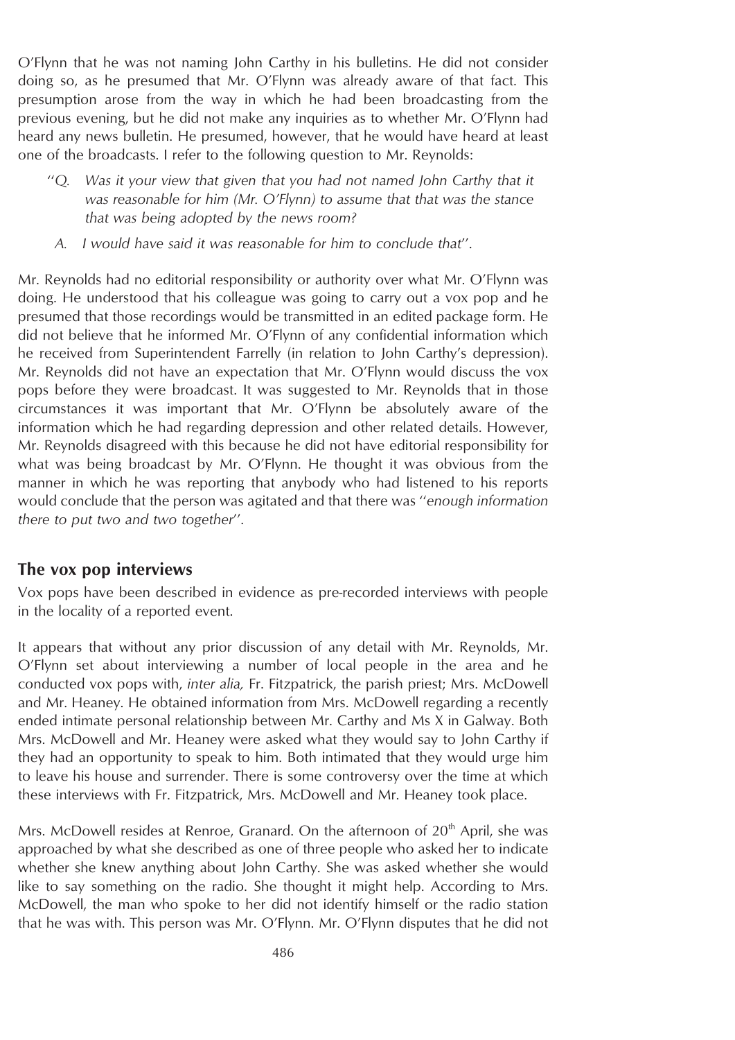O'Flynn that he was not naming John Carthy in his bulletins. He did not consider doing so, as he presumed that Mr. O'Flynn was already aware of that fact. This presumption arose from the way in which he had been broadcasting from the previous evening, but he did not make any inquiries as to whether Mr. O'Flynn had heard any news bulletin. He presumed, however, that he would have heard at least one of the broadcasts. I refer to the following question to Mr. Reynolds:

> "*Q. Was it your view that given that you had not named John Carthy that it was reasonable for him (Mr. O'Flynn) to assume that that was the stance that was being adopted by the news room?*
>
> *A. I would have said it was reasonable for him to conclude that*".

Mr. Reynolds had no editorial responsibility or authority over what Mr. O'Flynn was doing. He understood that his colleague was going to carry out a vox pop and he presumed that those recordings would be transmitted in an edited package form. He did not believe that he informed Mr. O'Flynn of any confidential information which he received from Superintendent Farrelly (in relation to John Carthy's depression). Mr. Reynolds did not have an expectation that Mr. O'Flynn would discuss the vox pops before they were broadcast. It was suggested to Mr. Reynolds that in those circumstances it was important that Mr. O'Flynn be absolutely aware of the information which he had regarding depression and other related details. However, Mr. Reynolds disagreed with this because he did not have editorial responsibility for what was being broadcast by Mr. O'Flynn. He thought it was obvious from the manner in which he was reporting that anybody who had listened to his reports would conclude that the person was agitated and that there was "*enough information there to put two and two together*".

## The vox pop interviews

Vox pops have been described in evidence as pre-recorded interviews with people in the locality of a reported event.

It appears that without any prior discussion of any detail with Mr. Reynolds, Mr. O'Flynn set about interviewing a number of local people in the area and he conducted vox pops with, *inter alia,* Fr. Fitzpatrick, the parish priest; Mrs. McDowell and Mr. Heaney. He obtained information from Mrs. McDowell regarding a recently ended intimate personal relationship between Mr. Carthy and Ms X in Galway. Both Mrs. McDowell and Mr. Heaney were asked what they would say to John Carthy if they had an opportunity to speak to him. Both intimated that they would urge him to leave his house and surrender. There is some controversy over the time at which these interviews with Fr. Fitzpatrick, Mrs. McDowell and Mr. Heaney took place.

Mrs. McDowell resides at Renroe, Granard. On the afternoon of 20th April, she was approached by what she described as one of three people who asked her to indicate whether she knew anything about John Carthy. She was asked whether she would like to say something on the radio. She thought it might help. According to Mrs. McDowell, the man who spoke to her did not identify himself or the radio station that he was with. This person was Mr. O'Flynn. Mr. O'Flynn disputes that he did not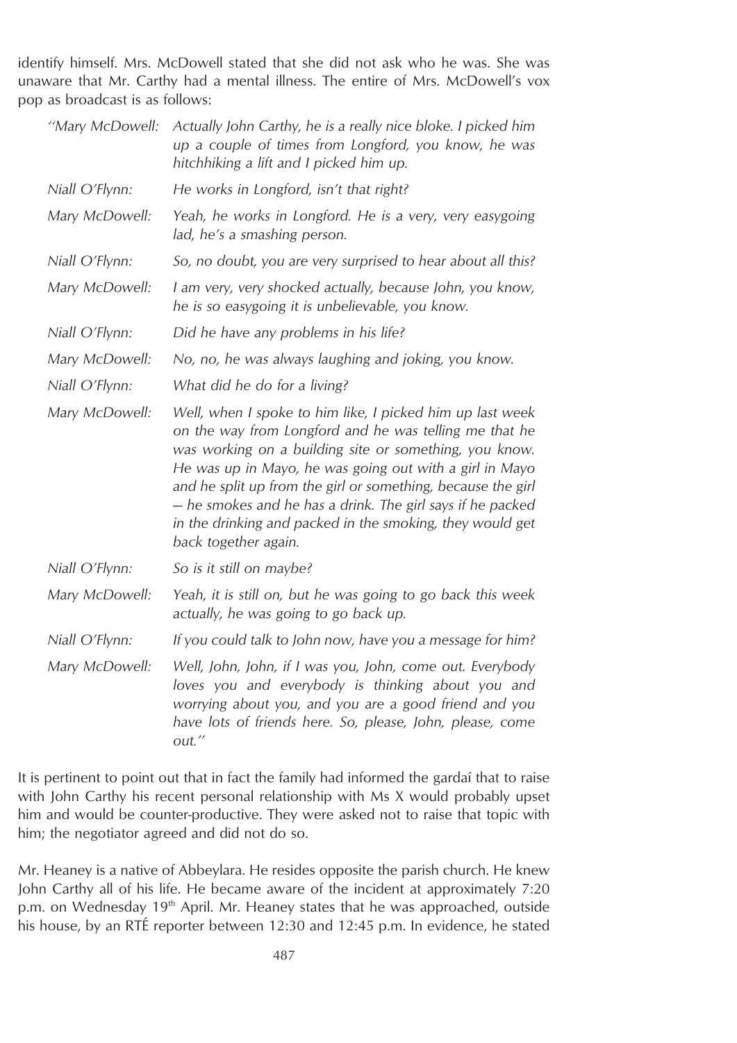identify himself. Mrs. McDowell stated that she did not ask who he was. She was unaware that Mr. Carthy had a mental illness. The entire of Mrs. McDowell's vox pop as broadcast is as follows:

> "Mary McDowell: *Actually John Carthy, he is a really nice bloke. I picked him up a couple of times from Longford, you know, he was hitchhiking a lift and I picked him up.*
>
> Niall O'Flynn: *He works in Longford, isn't that right?*
>
> Mary McDowell: *Yeah, he works in Longford. He is a very, very easygoing lad, he's a smashing person.*
>
> Niall O'Flynn: *So, no doubt, you are very surprised to hear about all this?*
>
> Mary McDowell: *I am very, very shocked actually, because John, you know, he is so easygoing it is unbelievable, you know.*
>
> Niall O'Flynn: *Did he have any problems in his life?*
>
> Mary McDowell: *No, no, he was always laughing and joking, you know.*
>
> Niall O'Flynn: *What did he do for a living?*
>
> Mary McDowell: *Well, when I spoke to him like, I picked him up last week on the way from Longford and he was telling me that he was working on a building site or something, you know. He was up in Mayo, he was going out with a girl in Mayo and he split up from the girl or something, because the girl – he smokes and he has a drink. The girl says if he packed in the drinking and packed in the smoking, they would get back together again.*
>
> Niall O'Flynn: *So is it still on maybe?*
>
> Mary McDowell: *Yeah, it is still on, but he was going to go back this week actually, he was going to go back up.*
>
> Niall O'Flynn: *If you could talk to John now, have you a message for him?*
>
> Mary McDowell: *Well, John, John, if I was you, John, come out. Everybody loves you and everybody is thinking about you and worrying about you, and you are a good friend and you have lots of friends here. So, please, John, please, come out."*

It is pertinent to point out that in fact the family had informed the gardaí that to raise with John Carthy his recent personal relationship with Ms X would probably upset him and would be counter-productive. They were asked not to raise that topic with him; the negotiator agreed and did not do so.

Mr. Heaney is a native of Abbeylara. He resides opposite the parish church. He knew John Carthy all of his life. He became aware of the incident at approximately 7:20 p.m. on Wednesday 19th April. Mr. Heaney states that he was approached, outside his house, by an RTÉ reporter between 12:30 and 12:45 p.m. In evidence, he stated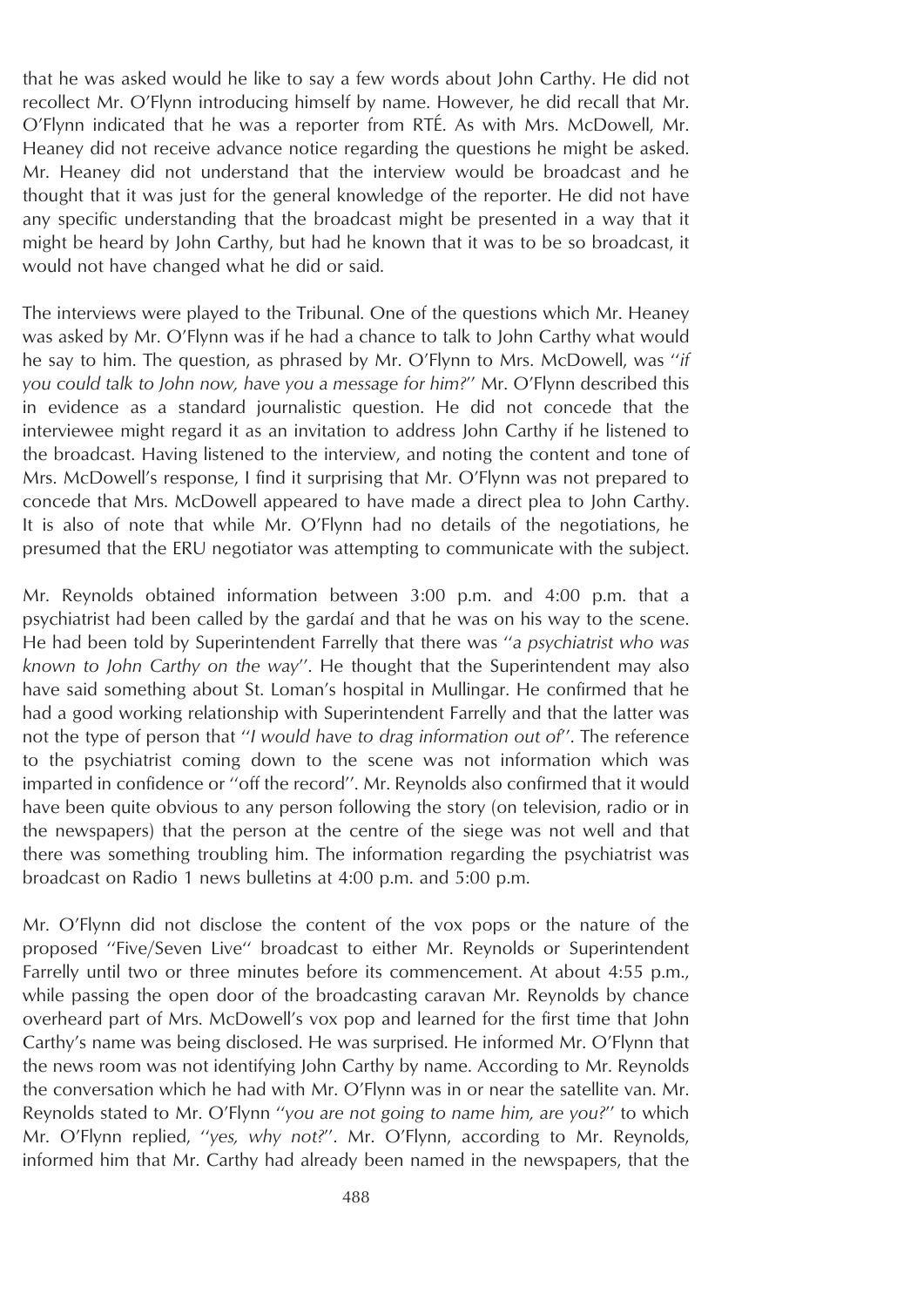that he was asked would he like to say a few words about John Carthy. He did not recollect Mr. O'Flynn introducing himself by name. However, he did recall that Mr. O'Flynn indicated that he was a reporter from RTÉ. As with Mrs. McDowell, Mr. Heaney did not receive advance notice regarding the questions he might be asked. Mr. Heaney did not understand that the interview would be broadcast and he thought that it was just for the general knowledge of the reporter. He did not have any specific understanding that the broadcast might be presented in a way that it might be heard by John Carthy, but had he known that it was to be so broadcast, it would not have changed what he did or said.

The interviews were played to the Tribunal. One of the questions which Mr. Heaney was asked by Mr. O'Flynn was if he had a chance to talk to John Carthy what would he say to him. The question, as phrased by Mr. O'Flynn to Mrs. McDowell, was *"if you could talk to John now, have you a message for him?"* Mr. O'Flynn described this in evidence as a standard journalistic question. He did not concede that the interviewee might regard it as an invitation to address John Carthy if he listened to the broadcast. Having listened to the interview, and noting the content and tone of Mrs. McDowell's response, I find it surprising that Mr. O'Flynn was not prepared to concede that Mrs. McDowell appeared to have made a direct plea to John Carthy. It is also of note that while Mr. O'Flynn had no details of the negotiations, he presumed that the ERU negotiator was attempting to communicate with the subject.

Mr. Reynolds obtained information between 3:00 p.m. and 4:00 p.m. that a psychiatrist had been called by the gardaí and that he was on his way to the scene. He had been told by Superintendent Farrelly that there was *"a psychiatrist who was known to John Carthy on the way"*. He thought that the Superintendent may also have said something about St. Loman's hospital in Mullingar. He confirmed that he had a good working relationship with Superintendent Farrelly and that the latter was not the type of person that *"I would have to drag information out of"*. The reference to the psychiatrist coming down to the scene was not information which was imparted in confidence or "off the record". Mr. Reynolds also confirmed that it would have been quite obvious to any person following the story (on television, radio or in the newspapers) that the person at the centre of the siege was not well and that there was something troubling him. The information regarding the psychiatrist was broadcast on Radio 1 news bulletins at 4:00 p.m. and 5:00 p.m.

Mr. O'Flynn did not disclose the content of the vox pops or the nature of the proposed "Five/Seven Live" broadcast to either Mr. Reynolds or Superintendent Farrelly until two or three minutes before its commencement. At about 4:55 p.m., while passing the open door of the broadcasting caravan Mr. Reynolds by chance overheard part of Mrs. McDowell's vox pop and learned for the first time that John Carthy's name was being disclosed. He was surprised. He informed Mr. O'Flynn that the news room was not identifying John Carthy by name. According to Mr. Reynolds the conversation which he had with Mr. O'Flynn was in or near the satellite van. Mr. Reynolds stated to Mr. O'Flynn *"you are not going to name him, are you?"* to which Mr. O'Flynn replied, *"yes, why not?"*. Mr. O'Flynn, according to Mr. Reynolds, informed him that Mr. Carthy had already been named in the newspapers, that the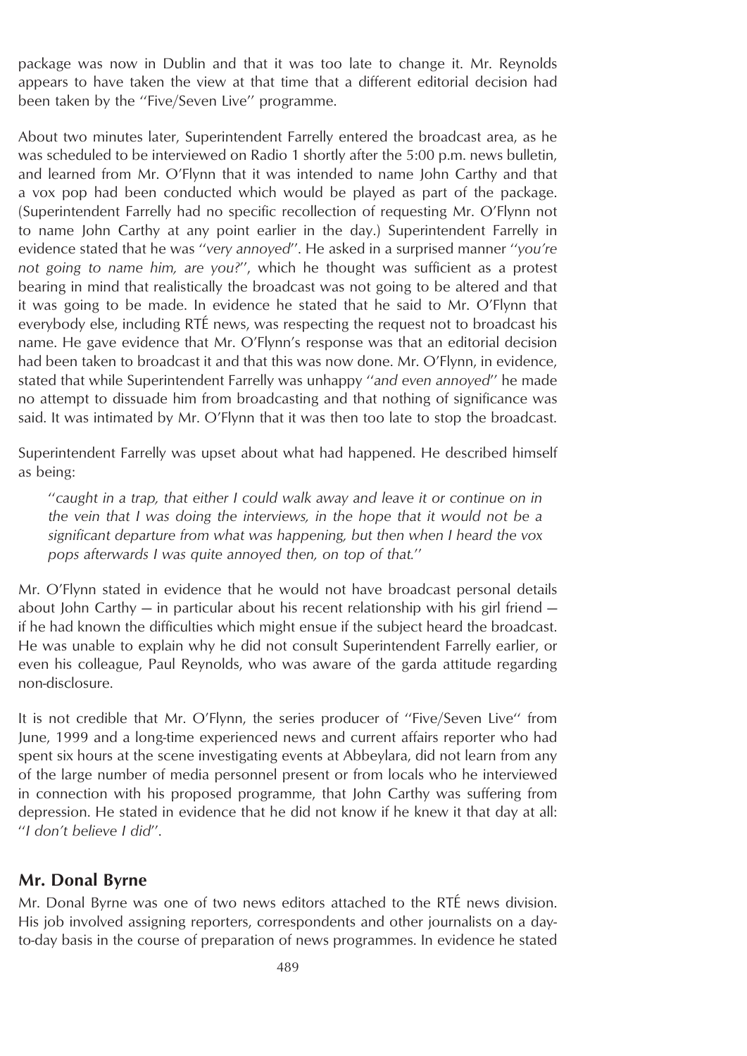package was now in Dublin and that it was too late to change it. Mr. Reynolds appears to have taken the view at that time that a different editorial decision had been taken by the ''Five/Seven Live'' programme.

About two minutes later, Superintendent Farrelly entered the broadcast area, as he was scheduled to be interviewed on Radio 1 shortly after the 5:00 p.m. news bulletin, and learned from Mr. O'Flynn that it was intended to name John Carthy and that a vox pop had been conducted which would be played as part of the package. (Superintendent Farrelly had no specific recollection of requesting Mr. O'Flynn not to name John Carthy at any point earlier in the day.) Superintendent Farrelly in evidence stated that he was ''*very annoyed*''. He asked in a surprised manner ''*you're not going to name him, are you?*'', which he thought was sufficient as a protest bearing in mind that realistically the broadcast was not going to be altered and that it was going to be made. In evidence he stated that he said to Mr. O'Flynn that everybody else, including RTÉ news, was respecting the request not to broadcast his name. He gave evidence that Mr. O'Flynn's response was that an editorial decision had been taken to broadcast it and that this was now done. Mr. O'Flynn, in evidence, stated that while Superintendent Farrelly was unhappy ''*and even annoyed*'' he made no attempt to dissuade him from broadcasting and that nothing of significance was said. It was intimated by Mr. O'Flynn that it was then too late to stop the broadcast.

Superintendent Farrelly was upset about what had happened. He described himself as being:

> ''*caught in a trap, that either I could walk away and leave it or continue on in the vein that I was doing the interviews, in the hope that it would not be a significant departure from what was happening, but then when I heard the vox pops afterwards I was quite annoyed then, on top of that.*''

Mr. O'Flynn stated in evidence that he would not have broadcast personal details about John Carthy — in particular about his recent relationship with his girl friend — if he had known the difficulties which might ensue if the subject heard the broadcast. He was unable to explain why he did not consult Superintendent Farrelly earlier, or even his colleague, Paul Reynolds, who was aware of the garda attitude regarding non-disclosure.

It is not credible that Mr. O'Flynn, the series producer of ''Five/Seven Live'' from June, 1999 and a long-time experienced news and current affairs reporter who had spent six hours at the scene investigating events at Abbeylara, did not learn from any of the large number of media personnel present or from locals who he interviewed in connection with his proposed programme, that John Carthy was suffering from depression. He stated in evidence that he did not know if he knew it that day at all: ''*I don't believe I did*''.

## Mr. Donal Byrne

Mr. Donal Byrne was one of two news editors attached to the RTÉ news division. His job involved assigning reporters, correspondents and other journalists on a day-to-day basis in the course of preparation of news programmes. In evidence he stated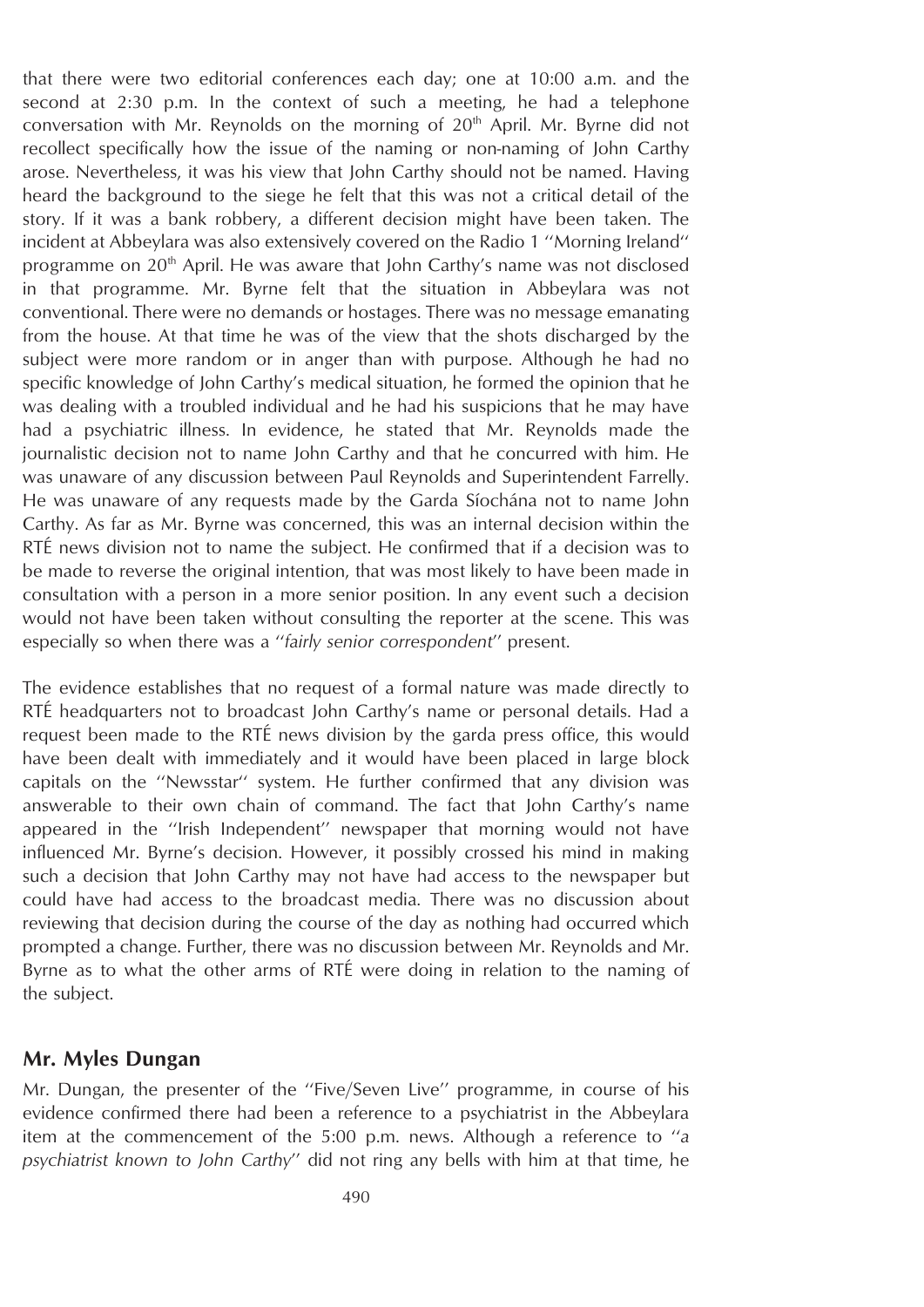that there were two editorial conferences each day; one at 10:00 a.m. and the second at 2:30 p.m. In the context of such a meeting, he had a telephone conversation with Mr. Reynolds on the morning of 20th April. Mr. Byrne did not recollect specifically how the issue of the naming or non-naming of John Carthy arose. Nevertheless, it was his view that John Carthy should not be named. Having heard the background to the siege he felt that this was not a critical detail of the story. If it was a bank robbery, a different decision might have been taken. The incident at Abbeylara was also extensively covered on the Radio 1 ''Morning Ireland'' programme on 20th April. He was aware that John Carthy's name was not disclosed in that programme. Mr. Byrne felt that the situation in Abbeylara was not conventional. There were no demands or hostages. There was no message emanating from the house. At that time he was of the view that the shots discharged by the subject were more random or in anger than with purpose. Although he had no specific knowledge of John Carthy's medical situation, he formed the opinion that he was dealing with a troubled individual and he had his suspicions that he may have had a psychiatric illness. In evidence, he stated that Mr. Reynolds made the journalistic decision not to name John Carthy and that he concurred with him. He was unaware of any discussion between Paul Reynolds and Superintendent Farrelly. He was unaware of any requests made by the Garda Síochána not to name John Carthy. As far as Mr. Byrne was concerned, this was an internal decision within the RTÉ news division not to name the subject. He confirmed that if a decision was to be made to reverse the original intention, that was most likely to have been made in consultation with a person in a more senior position. In any event such a decision would not have been taken without consulting the reporter at the scene. This was especially so when there was a ''*fairly senior correspondent*'' present.

The evidence establishes that no request of a formal nature was made directly to RTÉ headquarters not to broadcast John Carthy's name or personal details. Had a request been made to the RTÉ news division by the garda press office, this would have been dealt with immediately and it would have been placed in large block capitals on the ''Newsstar'' system. He further confirmed that any division was answerable to their own chain of command. The fact that John Carthy's name appeared in the ''Irish Independent'' newspaper that morning would not have influenced Mr. Byrne's decision. However, it possibly crossed his mind in making such a decision that John Carthy may not have had access to the newspaper but could have had access to the broadcast media. There was no discussion about reviewing that decision during the course of the day as nothing had occurred which prompted a change. Further, there was no discussion between Mr. Reynolds and Mr. Byrne as to what the other arms of RTÉ were doing in relation to the naming of the subject.

## Mr. Myles Dungan

Mr. Dungan, the presenter of the ''Five/Seven Live'' programme, in course of his evidence confirmed there had been a reference to a psychiatrist in the Abbeylara item at the commencement of the 5:00 p.m. news. Although a reference to ''*a psychiatrist known to John Carthy*'' did not ring any bells with him at that time, he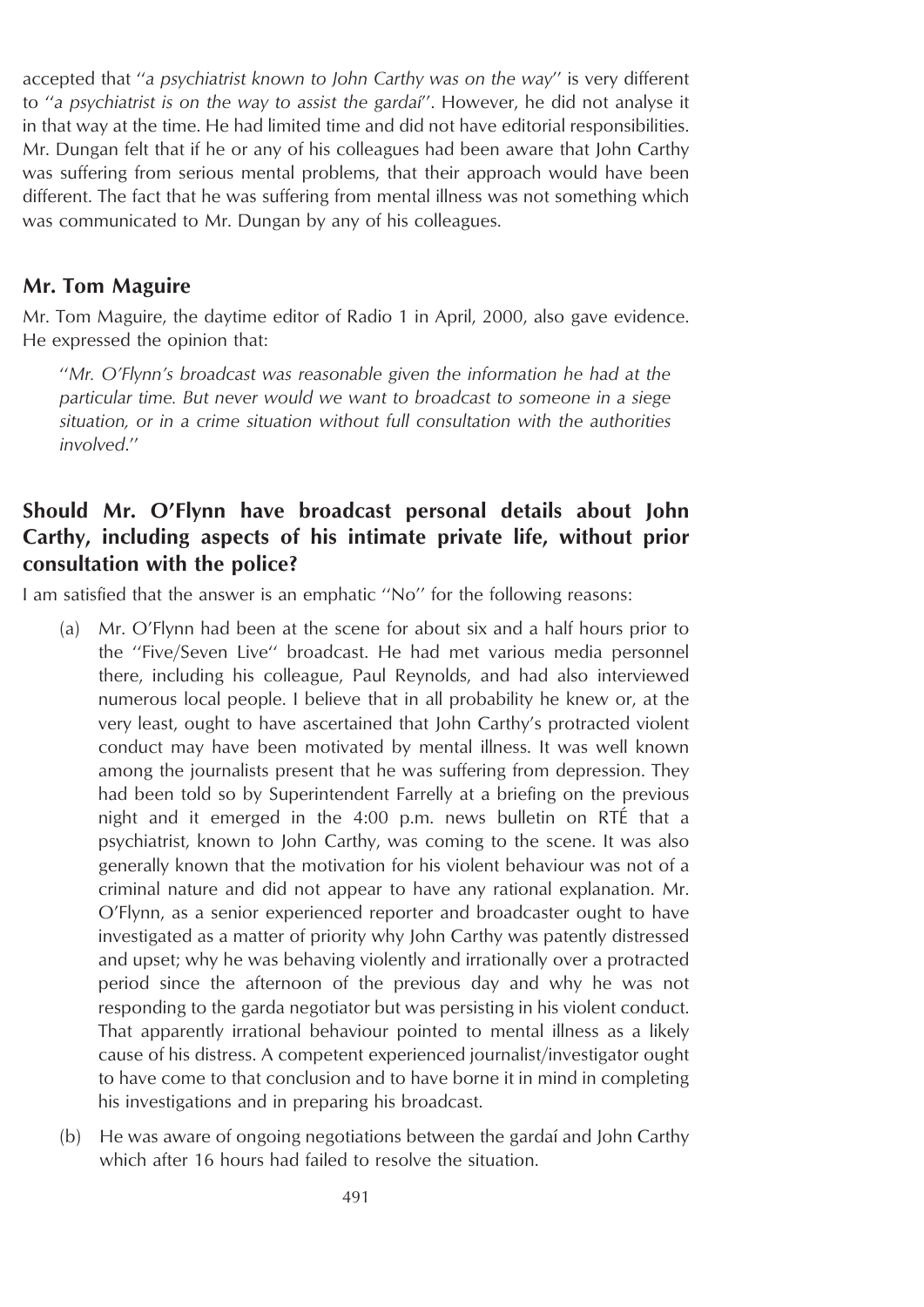accepted that "*a psychiatrist known to John Carthy was on the way*" is very different to "*a psychiatrist is on the way to assist the gardaí*". However, he did not analyse it in that way at the time. He had limited time and did not have editorial responsibilities. Mr. Dungan felt that if he or any of his colleagues had been aware that John Carthy was suffering from serious mental problems, that their approach would have been different. The fact that he was suffering from mental illness was not something which was communicated to Mr. Dungan by any of his colleagues.

## Mr. Tom Maguire

Mr. Tom Maguire, the daytime editor of Radio 1 in April, 2000, also gave evidence. He expressed the opinion that:

> "*Mr. O'Flynn's broadcast was reasonable given the information he had at the particular time. But never would we want to broadcast to someone in a siege situation, or in a crime situation without full consultation with the authorities involved.*"

## Should Mr. O'Flynn have broadcast personal details about John Carthy, including aspects of his intimate private life, without prior consultation with the police?

I am satisfied that the answer is an emphatic "No" for the following reasons:

(a) Mr. O'Flynn had been at the scene for about six and a half hours prior to the "Five/Seven Live" broadcast. He had met various media personnel there, including his colleague, Paul Reynolds, and had also interviewed numerous local people. I believe that in all probability he knew or, at the very least, ought to have ascertained that John Carthy's protracted violent conduct may have been motivated by mental illness. It was well known among the journalists present that he was suffering from depression. They had been told so by Superintendent Farrelly at a briefing on the previous night and it emerged in the 4:00 p.m. news bulletin on RTÉ that a psychiatrist, known to John Carthy, was coming to the scene. It was also generally known that the motivation for his violent behaviour was not of a criminal nature and did not appear to have any rational explanation. Mr. O'Flynn, as a senior experienced reporter and broadcaster ought to have investigated as a matter of priority why John Carthy was patently distressed and upset; why he was behaving violently and irrationally over a protracted period since the afternoon of the previous day and why he was not responding to the garda negotiator but was persisting in his violent conduct. That apparently irrational behaviour pointed to mental illness as a likely cause of his distress. A competent experienced journalist/investigator ought to have come to that conclusion and to have borne it in mind in completing his investigations and in preparing his broadcast.

(b) He was aware of ongoing negotiations between the gardaí and John Carthy which after 16 hours had failed to resolve the situation.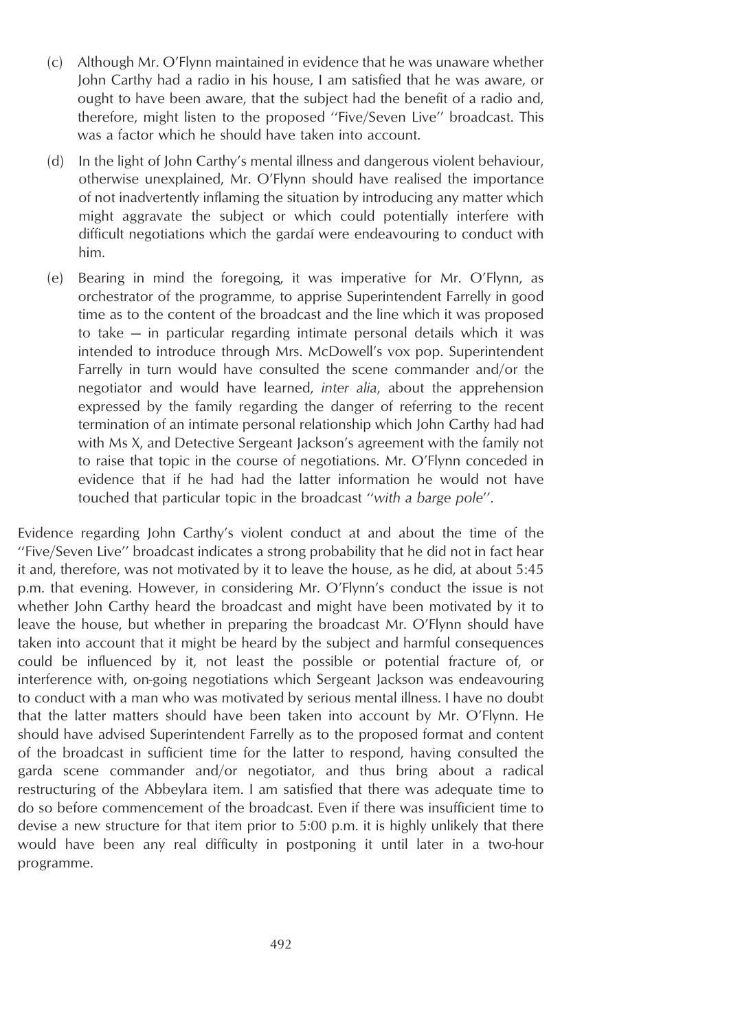(c) Although Mr. O'Flynn maintained in evidence that he was unaware whether John Carthy had a radio in his house, I am satisfied that he was aware, or ought to have been aware, that the subject had the benefit of a radio and, therefore, might listen to the proposed "Five/Seven Live" broadcast. This was a factor which he should have taken into account.

(d) In the light of John Carthy's mental illness and dangerous violent behaviour, otherwise unexplained, Mr. O'Flynn should have realised the importance of not inadvertently inflaming the situation by introducing any matter which might aggravate the subject or which could potentially interfere with difficult negotiations which the gardaí were endeavouring to conduct with him.

(e) Bearing in mind the foregoing, it was imperative for Mr. O'Flynn, as orchestrator of the programme, to apprise Superintendent Farrelly in good time as to the content of the broadcast and the line which it was proposed to take — in particular regarding intimate personal details which it was intended to introduce through Mrs. McDowell's vox pop. Superintendent Farrelly in turn would have consulted the scene commander and/or the negotiator and would have learned, *inter alia*, about the apprehension expressed by the family regarding the danger of referring to the recent termination of an intimate personal relationship which John Carthy had had with Ms X, and Detective Sergeant Jackson's agreement with the family not to raise that topic in the course of negotiations. Mr. O'Flynn conceded in evidence that if he had had the latter information he would not have touched that particular topic in the broadcast "*with a barge pole*".

Evidence regarding John Carthy's violent conduct at and about the time of the "Five/Seven Live" broadcast indicates a strong probability that he did not in fact hear it and, therefore, was not motivated by it to leave the house, as he did, at about 5:45 p.m. that evening. However, in considering Mr. O'Flynn's conduct the issue is not whether John Carthy heard the broadcast and might have been motivated by it to leave the house, but whether in preparing the broadcast Mr. O'Flynn should have taken into account that it might be heard by the subject and harmful consequences could be influenced by it, not least the possible or potential fracture of, or interference with, on-going negotiations which Sergeant Jackson was endeavouring to conduct with a man who was motivated by serious mental illness. I have no doubt that the latter matters should have been taken into account by Mr. O'Flynn. He should have advised Superintendent Farrelly as to the proposed format and content of the broadcast in sufficient time for the latter to respond, having consulted the garda scene commander and/or negotiator, and thus bring about a radical restructuring of the Abbeylara item. I am satisfied that there was adequate time to do so before commencement of the broadcast. Even if there was insufficient time to devise a new structure for that item prior to 5:00 p.m. it is highly unlikely that there would have been any real difficulty in postponing it until later in a two-hour programme.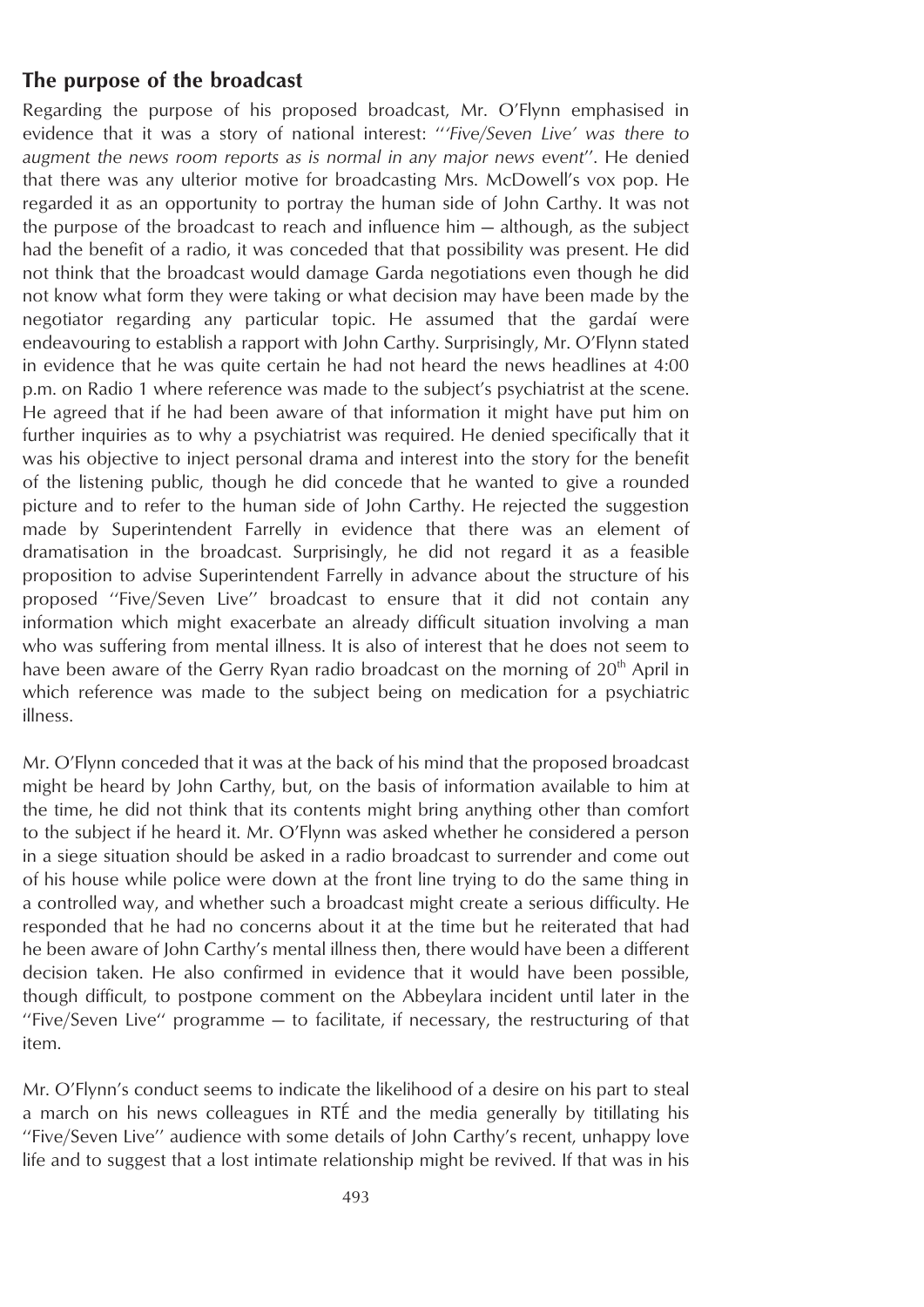## The purpose of the broadcast

Regarding the purpose of his proposed broadcast, Mr. O'Flynn emphasised in evidence that it was a story of national interest: ''*'Five/Seven Live' was there to augment the news room reports as is normal in any major news event*''. He denied that there was any ulterior motive for broadcasting Mrs. McDowell's vox pop. He regarded it as an opportunity to portray the human side of John Carthy. It was not the purpose of the broadcast to reach and influence him — although, as the subject had the benefit of a radio, it was conceded that that possibility was present. He did not think that the broadcast would damage Garda negotiations even though he did not know what form they were taking or what decision may have been made by the negotiator regarding any particular topic. He assumed that the gardaí were endeavouring to establish a rapport with John Carthy. Surprisingly, Mr. O'Flynn stated in evidence that he was quite certain he had not heard the news headlines at 4:00 p.m. on Radio 1 where reference was made to the subject's psychiatrist at the scene. He agreed that if he had been aware of that information it might have put him on further inquiries as to why a psychiatrist was required. He denied specifically that it was his objective to inject personal drama and interest into the story for the benefit of the listening public, though he did concede that he wanted to give a rounded picture and to refer to the human side of John Carthy. He rejected the suggestion made by Superintendent Farrelly in evidence that there was an element of dramatisation in the broadcast. Surprisingly, he did not regard it as a feasible proposition to advise Superintendent Farrelly in advance about the structure of his proposed ''Five/Seven Live'' broadcast to ensure that it did not contain any information which might exacerbate an already difficult situation involving a man who was suffering from mental illness. It is also of interest that he does not seem to have been aware of the Gerry Ryan radio broadcast on the morning of 20th April in which reference was made to the subject being on medication for a psychiatric illness.

Mr. O'Flynn conceded that it was at the back of his mind that the proposed broadcast might be heard by John Carthy, but, on the basis of information available to him at the time, he did not think that its contents might bring anything other than comfort to the subject if he heard it. Mr. O'Flynn was asked whether he considered a person in a siege situation should be asked in a radio broadcast to surrender and come out of his house while police were down at the front line trying to do the same thing in a controlled way, and whether such a broadcast might create a serious difficulty. He responded that he had no concerns about it at the time but he reiterated that had he been aware of John Carthy's mental illness then, there would have been a different decision taken. He also confirmed in evidence that it would have been possible, though difficult, to postpone comment on the Abbeylara incident until later in the ''Five/Seven Live'' programme — to facilitate, if necessary, the restructuring of that item.

Mr. O'Flynn's conduct seems to indicate the likelihood of a desire on his part to steal a march on his news colleagues in RTÉ and the media generally by titillating his ''Five/Seven Live'' audience with some details of John Carthy's recent, unhappy love life and to suggest that a lost intimate relationship might be revived. If that was in his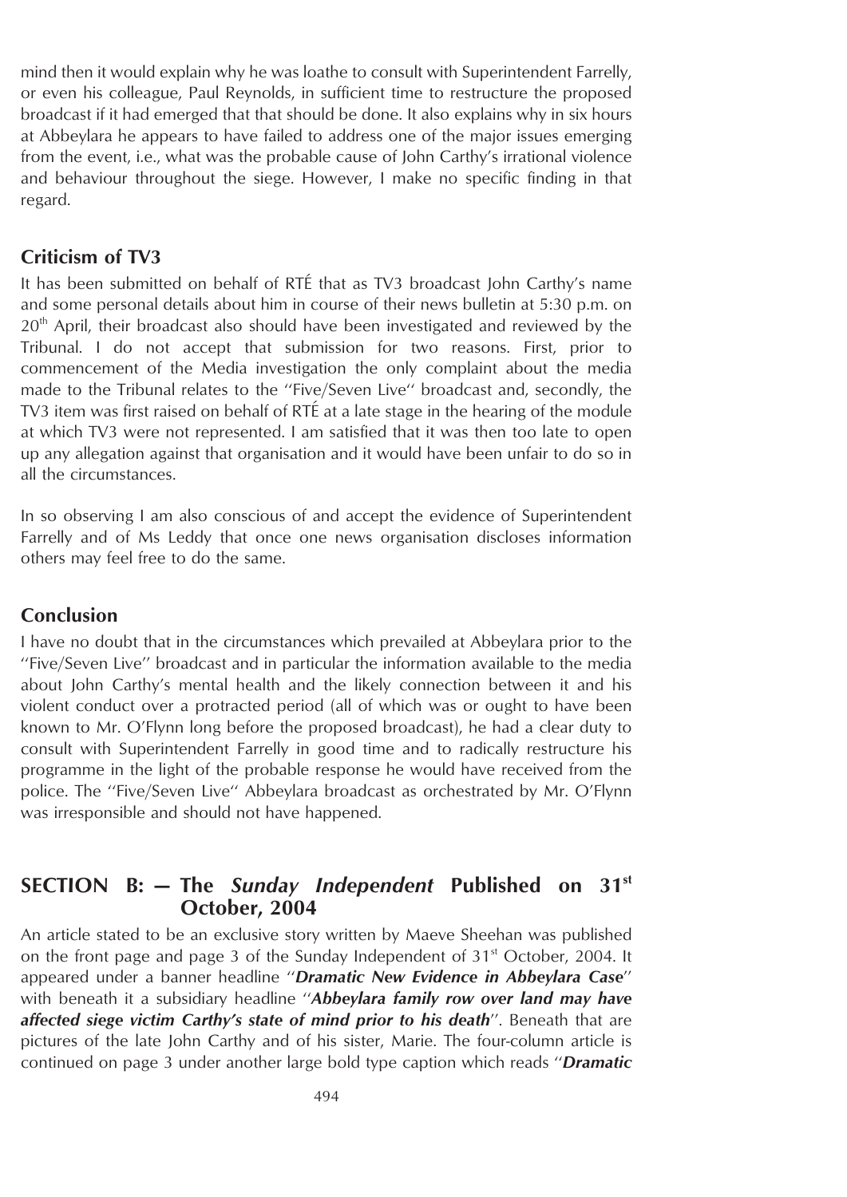mind then it would explain why he was loathe to consult with Superintendent Farrelly, or even his colleague, Paul Reynolds, in sufficient time to restructure the proposed broadcast if it had emerged that that should be done. It also explains why in six hours at Abbeylara he appears to have failed to address one of the major issues emerging from the event, i.e., what was the probable cause of John Carthy's irrational violence and behaviour throughout the siege. However, I make no specific finding in that regard.

## Criticism of TV3

It has been submitted on behalf of RTÉ that as TV3 broadcast John Carthy's name and some personal details about him in course of their news bulletin at 5:30 p.m. on 20th April, their broadcast also should have been investigated and reviewed by the Tribunal. I do not accept that submission for two reasons. First, prior to commencement of the Media investigation the only complaint about the media made to the Tribunal relates to the "Five/Seven Live" broadcast and, secondly, the TV3 item was first raised on behalf of RTÉ at a late stage in the hearing of the module at which TV3 were not represented. I am satisfied that it was then too late to open up any allegation against that organisation and it would have been unfair to do so in all the circumstances.

In so observing I am also conscious of and accept the evidence of Superintendent Farrelly and of Ms Leddy that once one news organisation discloses information others may feel free to do the same.

## Conclusion

I have no doubt that in the circumstances which prevailed at Abbeylara prior to the "Five/Seven Live" broadcast and in particular the information available to the media about John Carthy's mental health and the likely connection between it and his violent conduct over a protracted period (all of which was or ought to have been known to Mr. O'Flynn long before the proposed broadcast), he had a clear duty to consult with Superintendent Farrelly in good time and to radically restructure his programme in the light of the probable response he would have received from the police. The "Five/Seven Live" Abbeylara broadcast as orchestrated by Mr. O'Flynn was irresponsible and should not have happened.

## SECTION B: — The *Sunday Independent* Published on 31st October, 2004

An article stated to be an exclusive story written by Maeve Sheehan was published on the front page and page 3 of the Sunday Independent of 31st October, 2004. It appeared under a banner headline "***Dramatic New Evidence in Abbeylara Case***" with beneath it a subsidiary headline "***Abbeylara family row over land may have affected siege victim Carthy's state of mind prior to his death***". Beneath that are pictures of the late John Carthy and of his sister, Marie. The four-column article is continued on page 3 under another large bold type caption which reads "***Dramatic***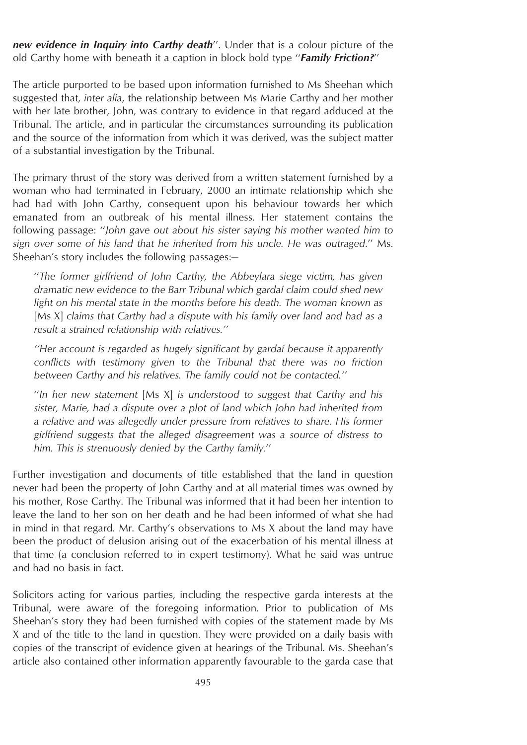***new evidence in Inquiry into Carthy death***''. Under that is a colour picture of the old Carthy home with beneath it a caption in block bold type ''***Family Friction?***''

The article purported to be based upon information furnished to Ms Sheehan which suggested that, *inter alia*, the relationship between Ms Marie Carthy and her mother with her late brother, John, was contrary to evidence in that regard adduced at the Tribunal. The article, and in particular the circumstances surrounding its publication and the source of the information from which it was derived, was the subject matter of a substantial investigation by the Tribunal.

The primary thrust of the story was derived from a written statement furnished by a woman who had terminated in February, 2000 an intimate relationship which she had had with John Carthy, consequent upon his behaviour towards her which emanated from an outbreak of his mental illness. Her statement contains the following passage: ''*John gave out about his sister saying his mother wanted him to sign over some of his land that he inherited from his uncle. He was outraged.*'' Ms. Sheehan's story includes the following passages:—

> ''*The former girlfriend of John Carthy, the Abbeylara siege victim, has given dramatic new evidence to the Barr Tribunal which gardaí claim could shed new light on his mental state in the months before his death. The woman known as* [Ms X] *claims that Carthy had a dispute with his family over land and had as a result a strained relationship with relatives.*''
>
> ''*Her account is regarded as hugely significant by gardaí because it apparently conflicts with testimony given to the Tribunal that there was no friction between Carthy and his relatives. The family could not be contacted.*''
>
> ''*In her new statement* [Ms X] *is understood to suggest that Carthy and his sister, Marie, had a dispute over a plot of land which John had inherited from a relative and was allegedly under pressure from relatives to share. His former girlfriend suggests that the alleged disagreement was a source of distress to him. This is strenuously denied by the Carthy family.*''

Further investigation and documents of title established that the land in question never had been the property of John Carthy and at all material times was owned by his mother, Rose Carthy. The Tribunal was informed that it had been her intention to leave the land to her son on her death and he had been informed of what she had in mind in that regard. Mr. Carthy's observations to Ms X about the land may have been the product of delusion arising out of the exacerbation of his mental illness at that time (a conclusion referred to in expert testimony). What he said was untrue and had no basis in fact.

Solicitors acting for various parties, including the respective garda interests at the Tribunal, were aware of the foregoing information. Prior to publication of Ms Sheehan's story they had been furnished with copies of the statement made by Ms X and of the title to the land in question. They were provided on a daily basis with copies of the transcript of evidence given at hearings of the Tribunal. Ms. Sheehan's article also contained other information apparently favourable to the garda case that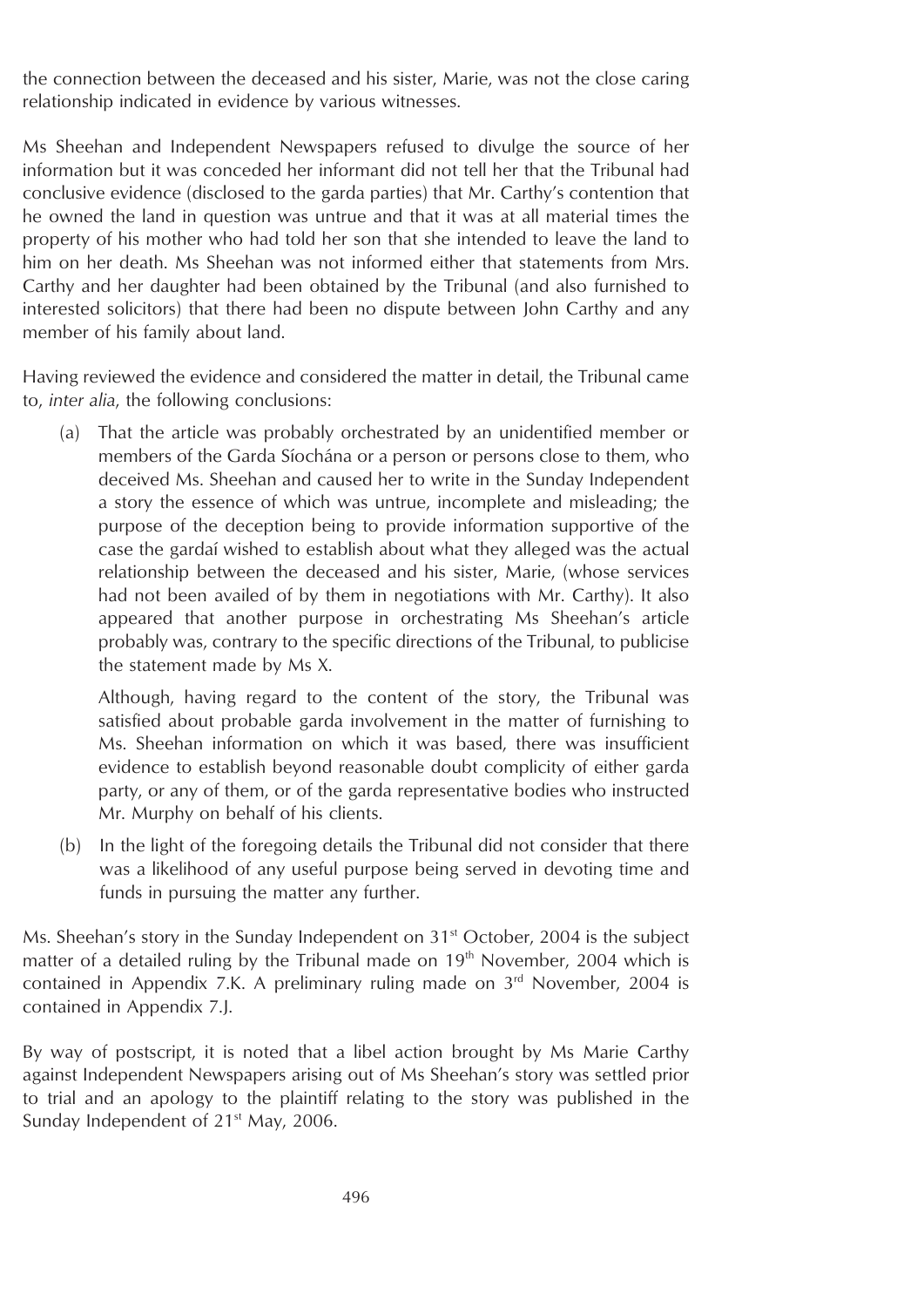the connection between the deceased and his sister, Marie, was not the close caring relationship indicated in evidence by various witnesses.

Ms Sheehan and Independent Newspapers refused to divulge the source of her information but it was conceded her informant did not tell her that the Tribunal had conclusive evidence (disclosed to the garda parties) that Mr. Carthy's contention that he owned the land in question was untrue and that it was at all material times the property of his mother who had told her son that she intended to leave the land to him on her death. Ms Sheehan was not informed either that statements from Mrs. Carthy and her daughter had been obtained by the Tribunal (and also furnished to interested solicitors) that there had been no dispute between John Carthy and any member of his family about land.

Having reviewed the evidence and considered the matter in detail, the Tribunal came to, *inter alia*, the following conclusions:

(a) That the article was probably orchestrated by an unidentified member or members of the Garda Síochána or a person or persons close to them, who deceived Ms. Sheehan and caused her to write in the Sunday Independent a story the essence of which was untrue, incomplete and misleading; the purpose of the deception being to provide information supportive of the case the gardaí wished to establish about what they alleged was the actual relationship between the deceased and his sister, Marie, (whose services had not been availed of by them in negotiations with Mr. Carthy). It also appeared that another purpose in orchestrating Ms Sheehan's article probably was, contrary to the specific directions of the Tribunal, to publicise the statement made by Ms X.

    Although, having regard to the content of the story, the Tribunal was satisfied about probable garda involvement in the matter of furnishing to Ms. Sheehan information on which it was based, there was insufficient evidence to establish beyond reasonable doubt complicity of either garda party, or any of them, or of the garda representative bodies who instructed Mr. Murphy on behalf of his clients.

(b) In the light of the foregoing details the Tribunal did not consider that there was a likelihood of any useful purpose being served in devoting time and funds in pursuing the matter any further.

Ms. Sheehan's story in the Sunday Independent on 31st October, 2004 is the subject matter of a detailed ruling by the Tribunal made on 19th November, 2004 which is contained in Appendix 7.K. A preliminary ruling made on 3rd November, 2004 is contained in Appendix 7.J.

By way of postscript, it is noted that a libel action brought by Ms Marie Carthy against Independent Newspapers arising out of Ms Sheehan's story was settled prior to trial and an apology to the plaintiff relating to the story was published in the Sunday Independent of 21st May, 2006.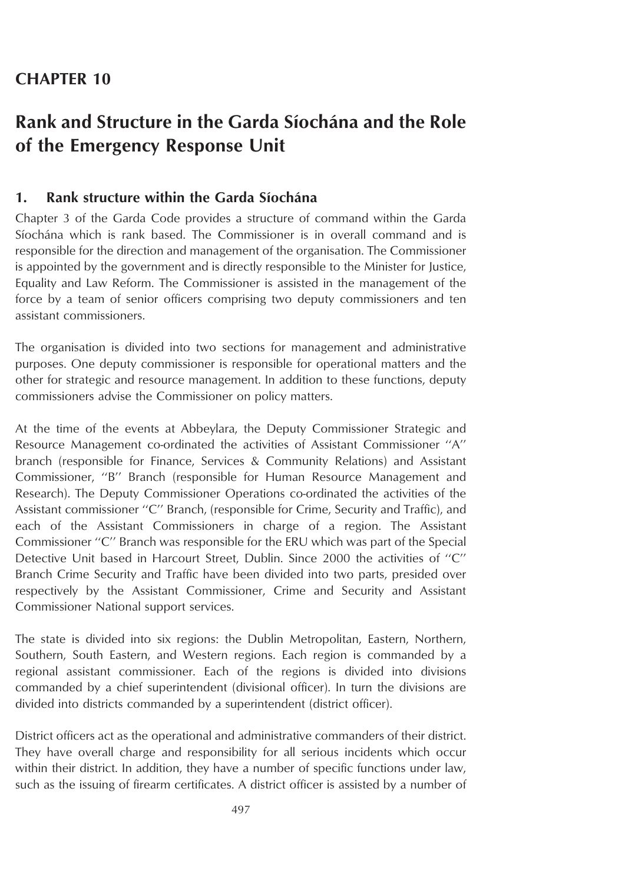# CHAPTER 10

# Rank and Structure in the Garda Síochána and the Role of the Emergency Response Unit

## 1. Rank structure within the Garda Síochána

Chapter 3 of the Garda Code provides a structure of command within the Garda Síochána which is rank based. The Commissioner is in overall command and is responsible for the direction and management of the organisation. The Commissioner is appointed by the government and is directly responsible to the Minister for Justice, Equality and Law Reform. The Commissioner is assisted in the management of the force by a team of senior officers comprising two deputy commissioners and ten assistant commissioners.

The organisation is divided into two sections for management and administrative purposes. One deputy commissioner is responsible for operational matters and the other for strategic and resource management. In addition to these functions, deputy commissioners advise the Commissioner on policy matters.

At the time of the events at Abbeylara, the Deputy Commissioner Strategic and Resource Management co-ordinated the activities of Assistant Commissioner ''A'' branch (responsible for Finance, Services & Community Relations) and Assistant Commissioner, ''B'' Branch (responsible for Human Resource Management and Research). The Deputy Commissioner Operations co-ordinated the activities of the Assistant commissioner ''C'' Branch, (responsible for Crime, Security and Traffic), and each of the Assistant Commissioners in charge of a region. The Assistant Commissioner ''C'' Branch was responsible for the ERU which was part of the Special Detective Unit based in Harcourt Street, Dublin. Since 2000 the activities of ''C'' Branch Crime Security and Traffic have been divided into two parts, presided over respectively by the Assistant Commissioner, Crime and Security and Assistant Commissioner National support services.

The state is divided into six regions: the Dublin Metropolitan, Eastern, Northern, Southern, South Eastern, and Western regions. Each region is commanded by a regional assistant commissioner. Each of the regions is divided into divisions commanded by a chief superintendent (divisional officer). In turn the divisions are divided into districts commanded by a superintendent (district officer).

District officers act as the operational and administrative commanders of their district. They have overall charge and responsibility for all serious incidents which occur within their district. In addition, they have a number of specific functions under law, such as the issuing of firearm certificates. A district officer is assisted by a number of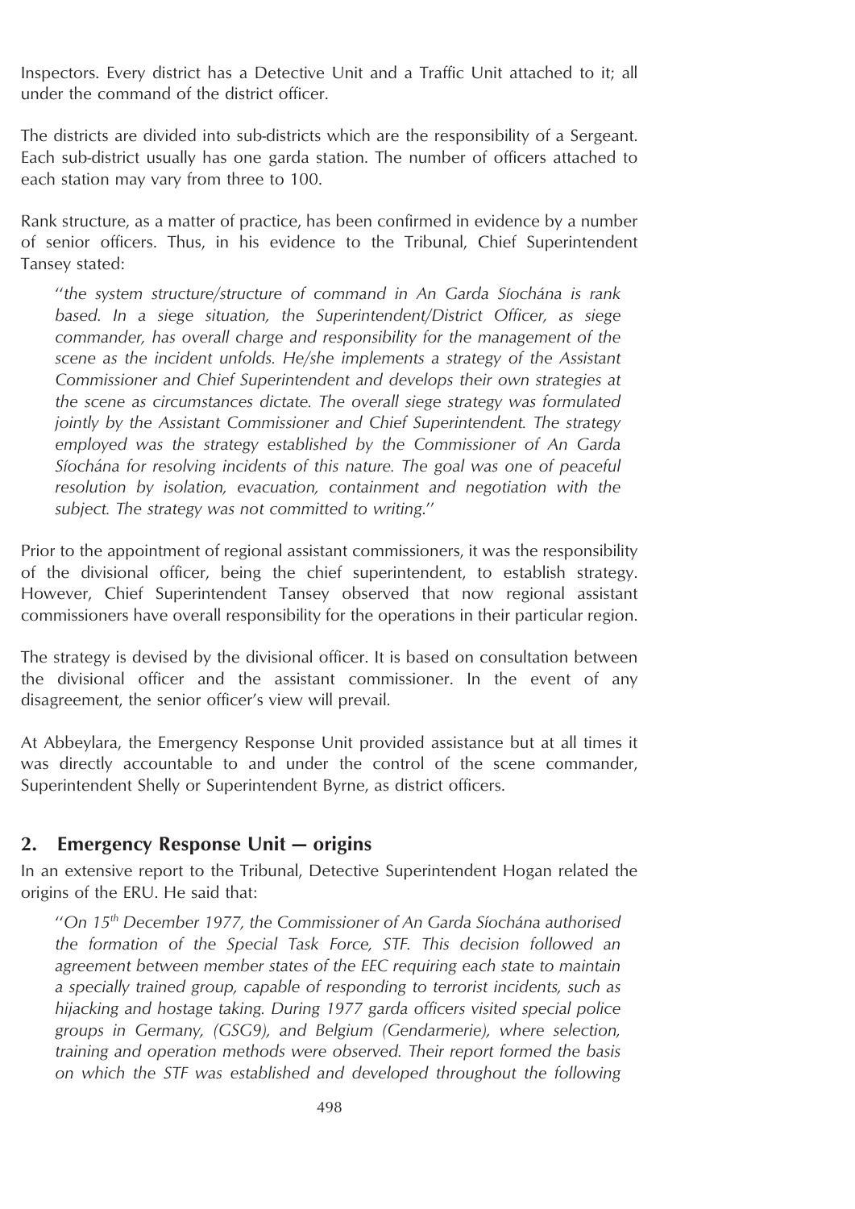Inspectors. Every district has a Detective Unit and a Traffic Unit attached to it; all under the command of the district officer.

The districts are divided into sub-districts which are the responsibility of a Sergeant. Each sub-district usually has one garda station. The number of officers attached to each station may vary from three to 100.

Rank structure, as a matter of practice, has been confirmed in evidence by a number of senior officers. Thus, in his evidence to the Tribunal, Chief Superintendent Tansey stated:

> "*the system structure/structure of command in An Garda Síochána is rank based. In a siege situation, the Superintendent/District Officer, as siege commander, has overall charge and responsibility for the management of the scene as the incident unfolds. He/she implements a strategy of the Assistant Commissioner and Chief Superintendent and develops their own strategies at the scene as circumstances dictate. The overall siege strategy was formulated jointly by the Assistant Commissioner and Chief Superintendent. The strategy employed was the strategy established by the Commissioner of An Garda Síochána for resolving incidents of this nature. The goal was one of peaceful resolution by isolation, evacuation, containment and negotiation with the subject. The strategy was not committed to writing.*"

Prior to the appointment of regional assistant commissioners, it was the responsibility of the divisional officer, being the chief superintendent, to establish strategy. However, Chief Superintendent Tansey observed that now regional assistant commissioners have overall responsibility for the operations in their particular region.

The strategy is devised by the divisional officer. It is based on consultation between the divisional officer and the assistant commissioner. In the event of any disagreement, the senior officer's view will prevail.

At Abbeylara, the Emergency Response Unit provided assistance but at all times it was directly accountable to and under the control of the scene commander, Superintendent Shelly or Superintendent Byrne, as district officers.

## 2. Emergency Response Unit — origins

In an extensive report to the Tribunal, Detective Superintendent Hogan related the origins of the ERU. He said that:

> "*On 15th December 1977, the Commissioner of An Garda Síochána authorised the formation of the Special Task Force, STF. This decision followed an agreement between member states of the EEC requiring each state to maintain a specially trained group, capable of responding to terrorist incidents, such as hijacking and hostage taking. During 1977 garda officers visited special police groups in Germany, (GSG9), and Belgium (Gendarmerie), where selection, training and operation methods were observed. Their report formed the basis on which the STF was established and developed throughout the following*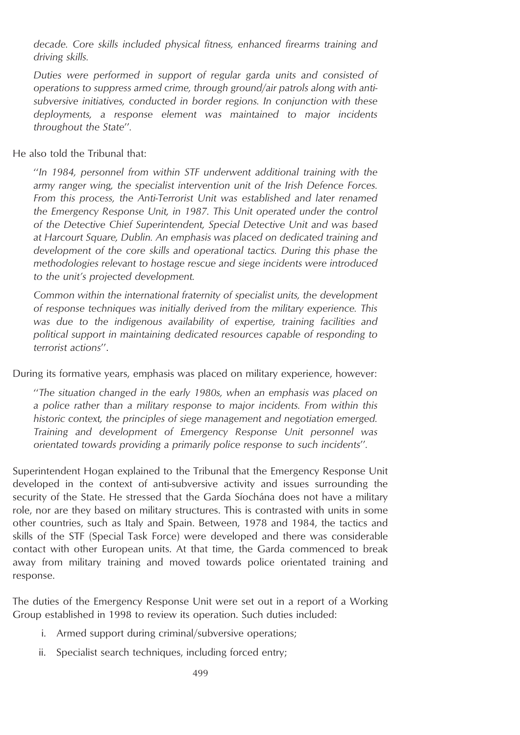*decade. Core skills included physical fitness, enhanced firearms training and driving skills.*

*Duties were performed in support of regular garda units and consisted of operations to suppress armed crime, through ground/air patrols along with anti-subversive initiatives, conducted in border regions. In conjunction with these deployments, a response element was maintained to major incidents throughout the State''.*

He also told the Tribunal that:

*''In 1984, personnel from within STF underwent additional training with the army ranger wing, the specialist intervention unit of the Irish Defence Forces. From this process, the Anti-Terrorist Unit was established and later renamed the Emergency Response Unit, in 1987. This Unit operated under the control of the Detective Chief Superintendent, Special Detective Unit and was based at Harcourt Square, Dublin. An emphasis was placed on dedicated training and development of the core skills and operational tactics. During this phase the methodologies relevant to hostage rescue and siege incidents were introduced to the unit's projected development.*

*Common within the international fraternity of specialist units, the development of response techniques was initially derived from the military experience. This was due to the indigenous availability of expertise, training facilities and political support in maintaining dedicated resources capable of responding to terrorist actions''.*

During its formative years, emphasis was placed on military experience, however:

*''The situation changed in the early 1980s, when an emphasis was placed on a police rather than a military response to major incidents. From within this historic context, the principles of siege management and negotiation emerged. Training and development of Emergency Response Unit personnel was orientated towards providing a primarily police response to such incidents''.*

Superintendent Hogan explained to the Tribunal that the Emergency Response Unit developed in the context of anti-subversive activity and issues surrounding the security of the State. He stressed that the Garda Síochána does not have a military role, nor are they based on military structures. This is contrasted with units in some other countries, such as Italy and Spain. Between, 1978 and 1984, the tactics and skills of the STF (Special Task Force) were developed and there was considerable contact with other European units. At that time, the Garda commenced to break away from military training and moved towards police orientated training and response.

The duties of the Emergency Response Unit were set out in a report of a Working Group established in 1998 to review its operation. Such duties included:

i. Armed support during criminal/subversive operations;

ii. Specialist search techniques, including forced entry;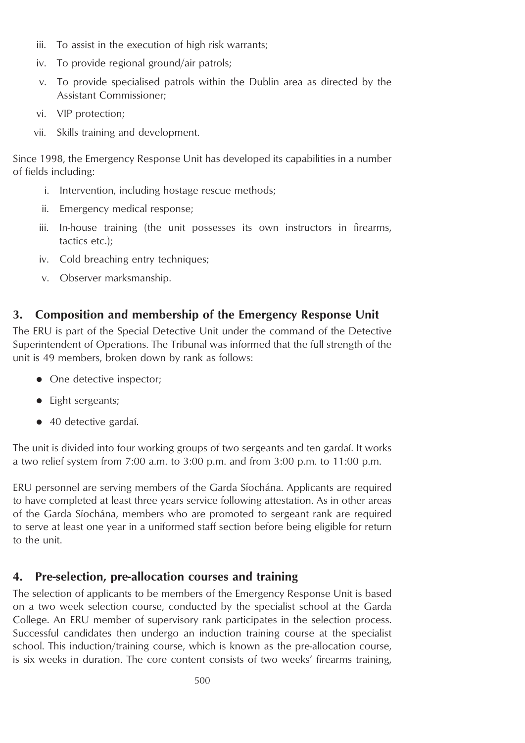iii. To assist in the execution of high risk warrants;
iv. To provide regional ground/air patrols;
v. To provide specialised patrols within the Dublin area as directed by the Assistant Commissioner;
vi. VIP protection;
vii. Skills training and development.

Since 1998, the Emergency Response Unit has developed its capabilities in a number of fields including:

i. Intervention, including hostage rescue methods;
ii. Emergency medical response;
iii. In-house training (the unit possesses its own instructors in firearms, tactics etc.);
iv. Cold breaching entry techniques;
v. Observer marksmanship.

## 3. Composition and membership of the Emergency Response Unit

The ERU is part of the Special Detective Unit under the command of the Detective Superintendent of Operations. The Tribunal was informed that the full strength of the unit is 49 members, broken down by rank as follows:

- One detective inspector;
- Eight sergeants;
- 40 detective gardaí.

The unit is divided into four working groups of two sergeants and ten gardaí. It works a two relief system from 7:00 a.m. to 3:00 p.m. and from 3:00 p.m. to 11:00 p.m.

ERU personnel are serving members of the Garda Síochána. Applicants are required to have completed at least three years service following attestation. As in other areas of the Garda Síochána, members who are promoted to sergeant rank are required to serve at least one year in a uniformed staff section before being eligible for return to the unit.

## 4. Pre-selection, pre-allocation courses and training

The selection of applicants to be members of the Emergency Response Unit is based on a two week selection course, conducted by the specialist school at the Garda College. An ERU member of supervisory rank participates in the selection process. Successful candidates then undergo an induction training course at the specialist school. This induction/training course, which is known as the pre-allocation course, is six weeks in duration. The core content consists of two weeks' firearms training,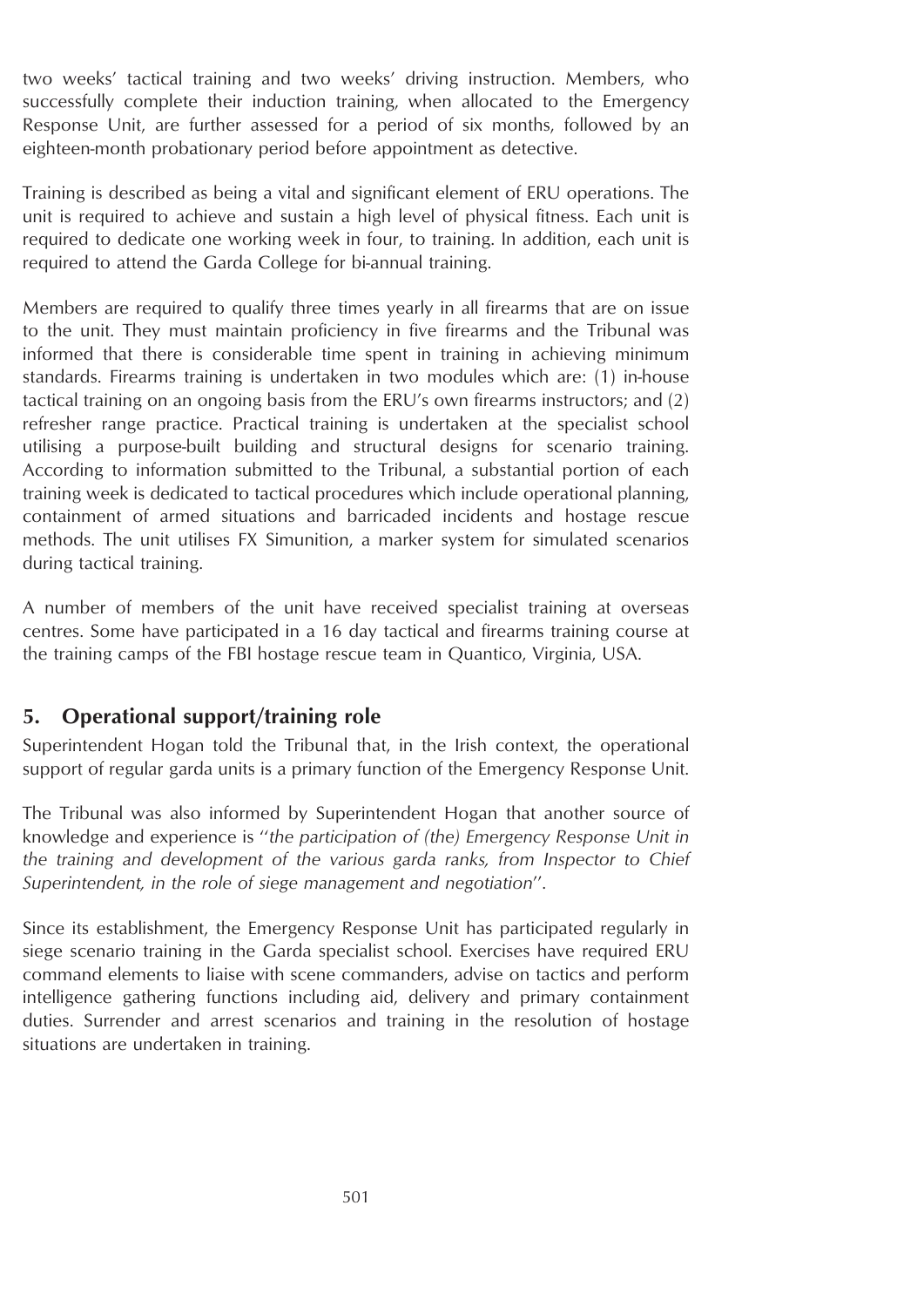two weeks' tactical training and two weeks' driving instruction. Members, who successfully complete their induction training, when allocated to the Emergency Response Unit, are further assessed for a period of six months, followed by an eighteen-month probationary period before appointment as detective.

Training is described as being a vital and significant element of ERU operations. The unit is required to achieve and sustain a high level of physical fitness. Each unit is required to dedicate one working week in four, to training. In addition, each unit is required to attend the Garda College for bi-annual training.

Members are required to qualify three times yearly in all firearms that are on issue to the unit. They must maintain proficiency in five firearms and the Tribunal was informed that there is considerable time spent in training in achieving minimum standards. Firearms training is undertaken in two modules which are: (1) in-house tactical training on an ongoing basis from the ERU's own firearms instructors; and (2) refresher range practice. Practical training is undertaken at the specialist school utilising a purpose-built building and structural designs for scenario training. According to information submitted to the Tribunal, a substantial portion of each training week is dedicated to tactical procedures which include operational planning, containment of armed situations and barricaded incidents and hostage rescue methods. The unit utilises FX Simunition, a marker system for simulated scenarios during tactical training.

A number of members of the unit have received specialist training at overseas centres. Some have participated in a 16 day tactical and firearms training course at the training camps of the FBI hostage rescue team in Quantico, Virginia, USA.

## 5. Operational support/training role

Superintendent Hogan told the Tribunal that, in the Irish context, the operational support of regular garda units is a primary function of the Emergency Response Unit.

The Tribunal was also informed by Superintendent Hogan that another source of knowledge and experience is ''*the participation of (the) Emergency Response Unit in the training and development of the various garda ranks, from Inspector to Chief Superintendent, in the role of siege management and negotiation*''.

Since its establishment, the Emergency Response Unit has participated regularly in siege scenario training in the Garda specialist school. Exercises have required ERU command elements to liaise with scene commanders, advise on tactics and perform intelligence gathering functions including aid, delivery and primary containment duties. Surrender and arrest scenarios and training in the resolution of hostage situations are undertaken in training.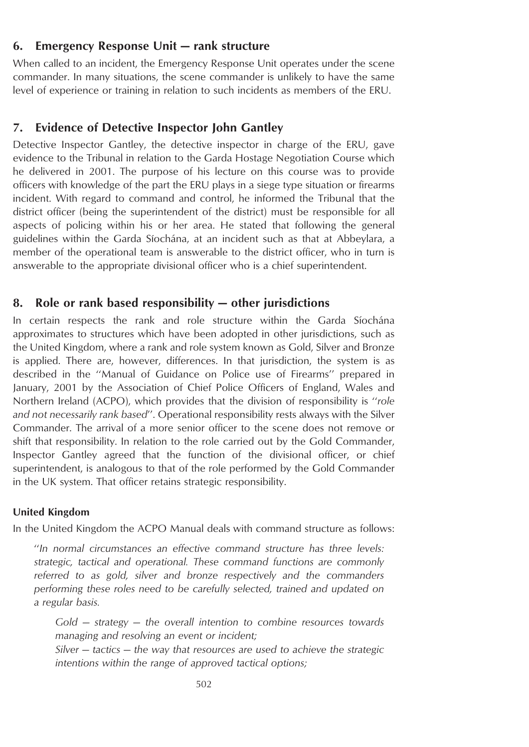## 6. Emergency Response Unit — rank structure

When called to an incident, the Emergency Response Unit operates under the scene commander. In many situations, the scene commander is unlikely to have the same level of experience or training in relation to such incidents as members of the ERU.

## 7. Evidence of Detective Inspector John Gantley

Detective Inspector Gantley, the detective inspector in charge of the ERU, gave evidence to the Tribunal in relation to the Garda Hostage Negotiation Course which he delivered in 2001. The purpose of his lecture on this course was to provide officers with knowledge of the part the ERU plays in a siege type situation or firearms incident. With regard to command and control, he informed the Tribunal that the district officer (being the superintendent of the district) must be responsible for all aspects of policing within his or her area. He stated that following the general guidelines within the Garda Síochána, at an incident such as that at Abbeylara, a member of the operational team is answerable to the district officer, who in turn is answerable to the appropriate divisional officer who is a chief superintendent.

## 8. Role or rank based responsibility — other jurisdictions

In certain respects the rank and role structure within the Garda Síochána approximates to structures which have been adopted in other jurisdictions, such as the United Kingdom, where a rank and role system known as Gold, Silver and Bronze is applied. There are, however, differences. In that jurisdiction, the system is as described in the ''Manual of Guidance on Police use of Firearms'' prepared in January, 2001 by the Association of Chief Police Officers of England, Wales and Northern Ireland (ACPO), which provides that the division of responsibility is ''*role and not necessarily rank based*''. Operational responsibility rests always with the Silver Commander. The arrival of a more senior officer to the scene does not remove or shift that responsibility. In relation to the role carried out by the Gold Commander, Inspector Gantley agreed that the function of the divisional officer, or chief superintendent, is analogous to that of the role performed by the Gold Commander in the UK system. That officer retains strategic responsibility.

#### United Kingdom

In the United Kingdom the ACPO Manual deals with command structure as follows:

> ''*In normal circumstances an effective command structure has three levels: strategic, tactical and operational. These command functions are commonly referred to as gold, silver and bronze respectively and the commanders performing these roles need to be carefully selected, trained and updated on a regular basis.*
>
> > *Gold — strategy — the overall intention to combine resources towards managing and resolving an event or incident;*
> > *Silver — tactics — the way that resources are used to achieve the strategic intentions within the range of approved tactical options;*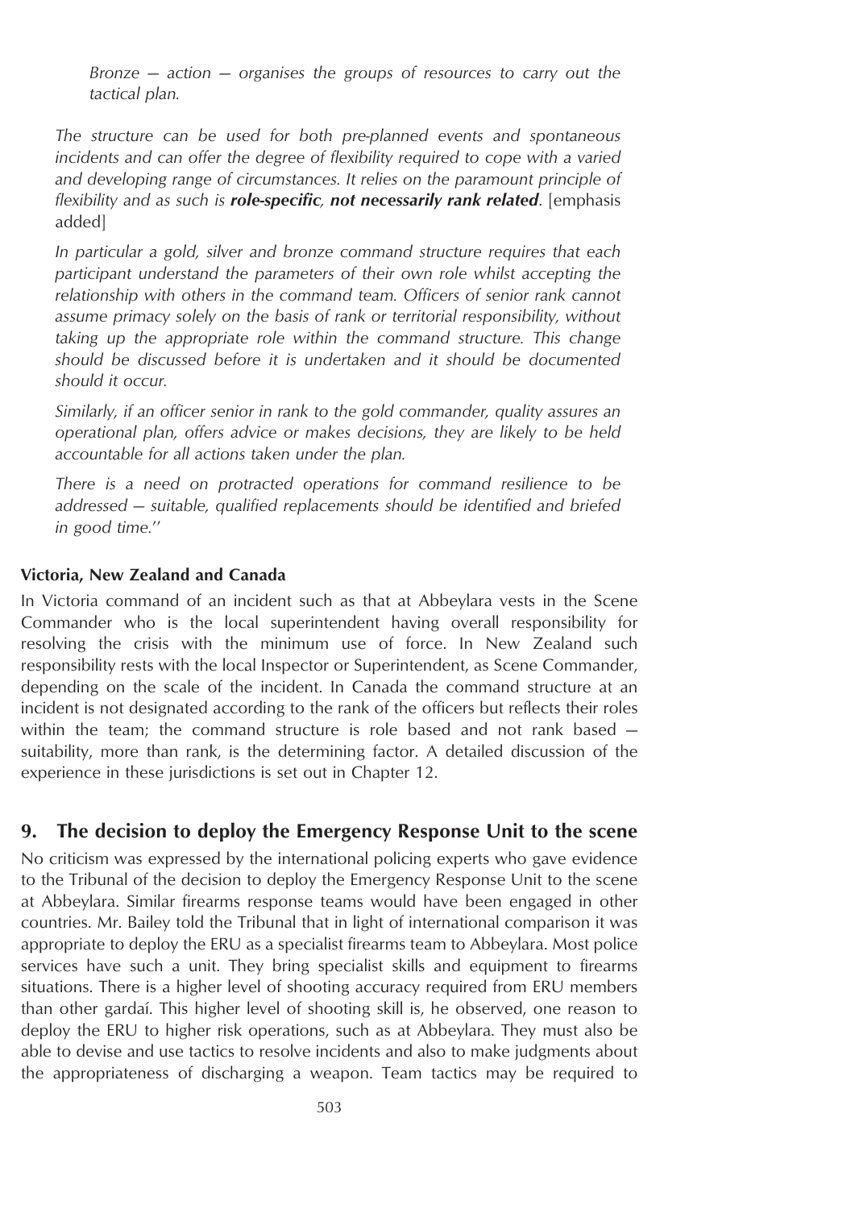*Bronze — action — organises the groups of resources to carry out the tactical plan.*

*The structure can be used for both pre-planned events and spontaneous incidents and can offer the degree of flexibility required to cope with a varied and developing range of circumstances. It relies on the paramount principle of flexibility and as such is* ***role-specific, not necessarily rank related***. [emphasis added]

*In particular a gold, silver and bronze command structure requires that each participant understand the parameters of their own role whilst accepting the relationship with others in the command team. Officers of senior rank cannot assume primacy solely on the basis of rank or territorial responsibility, without taking up the appropriate role within the command structure. This change should be discussed before it is undertaken and it should be documented should it occur.*

*Similarly, if an officer senior in rank to the gold commander, quality assures an operational plan, offers advice or makes decisions, they are likely to be held accountable for all actions taken under the plan.*

*There is a need on protracted operations for command resilience to be addressed — suitable, qualified replacements should be identified and briefed in good time.''*

**Victoria, New Zealand and Canada**

In Victoria command of an incident such as that at Abbeylara vests in the Scene Commander who is the local superintendent having overall responsibility for resolving the crisis with the minimum use of force. In New Zealand such responsibility rests with the local Inspector or Superintendent, as Scene Commander, depending on the scale of the incident. In Canada the command structure at an incident is not designated according to the rank of the officers but reflects their roles within the team; the command structure is role based and not rank based — suitability, more than rank, is the determining factor. A detailed discussion of the experience in these jurisdictions is set out in Chapter 12.

## 9. The decision to deploy the Emergency Response Unit to the scene

No criticism was expressed by the international policing experts who gave evidence to the Tribunal of the decision to deploy the Emergency Response Unit to the scene at Abbeylara. Similar firearms response teams would have been engaged in other countries. Mr. Bailey told the Tribunal that in light of international comparison it was appropriate to deploy the ERU as a specialist firearms team to Abbeylara. Most police services have such a unit. They bring specialist skills and equipment to firearms situations. There is a higher level of shooting accuracy required from ERU members than other gardaí. This higher level of shooting skill is, he observed, one reason to deploy the ERU to higher risk operations, such as at Abbeylara. They must also be able to devise and use tactics to resolve incidents and also to make judgments about the appropriateness of discharging a weapon. Team tactics may be required to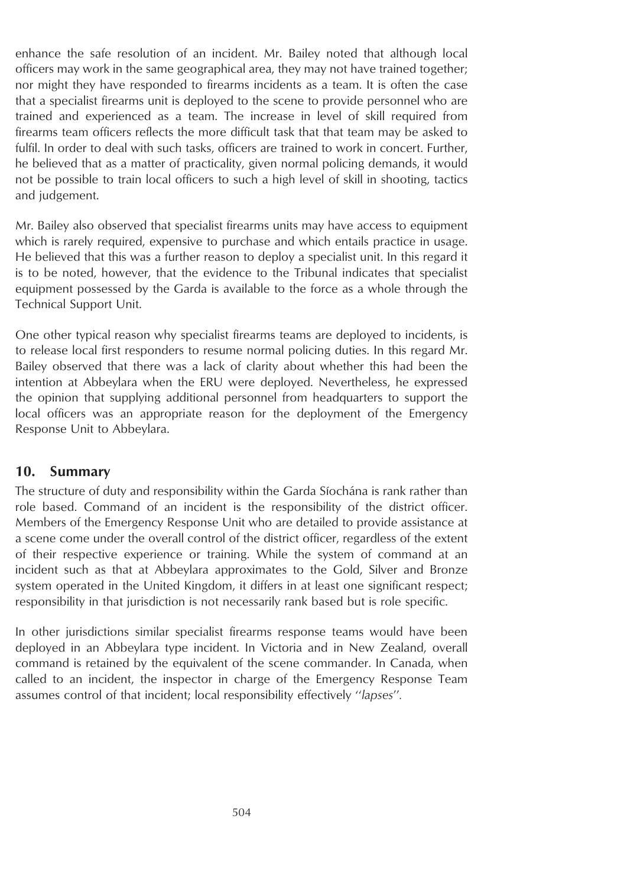enhance the safe resolution of an incident. Mr. Bailey noted that although local officers may work in the same geographical area, they may not have trained together; nor might they have responded to firearms incidents as a team. It is often the case that a specialist firearms unit is deployed to the scene to provide personnel who are trained and experienced as a team. The increase in level of skill required from firearms team officers reflects the more difficult task that that team may be asked to fulfil. In order to deal with such tasks, officers are trained to work in concert. Further, he believed that as a matter of practicality, given normal policing demands, it would not be possible to train local officers to such a high level of skill in shooting, tactics and judgement.

Mr. Bailey also observed that specialist firearms units may have access to equipment which is rarely required, expensive to purchase and which entails practice in usage. He believed that this was a further reason to deploy a specialist unit. In this regard it is to be noted, however, that the evidence to the Tribunal indicates that specialist equipment possessed by the Garda is available to the force as a whole through the Technical Support Unit.

One other typical reason why specialist firearms teams are deployed to incidents, is to release local first responders to resume normal policing duties. In this regard Mr. Bailey observed that there was a lack of clarity about whether this had been the intention at Abbeylara when the ERU were deployed. Nevertheless, he expressed the opinion that supplying additional personnel from headquarters to support the local officers was an appropriate reason for the deployment of the Emergency Response Unit to Abbeylara.

## 10. Summary

The structure of duty and responsibility within the Garda Síochána is rank rather than role based. Command of an incident is the responsibility of the district officer. Members of the Emergency Response Unit who are detailed to provide assistance at a scene come under the overall control of the district officer, regardless of the extent of their respective experience or training. While the system of command at an incident such as that at Abbeylara approximates to the Gold, Silver and Bronze system operated in the United Kingdom, it differs in at least one significant respect; responsibility in that jurisdiction is not necessarily rank based but is role specific.

In other jurisdictions similar specialist firearms response teams would have been deployed in an Abbeylara type incident. In Victoria and in New Zealand, overall command is retained by the equivalent of the scene commander. In Canada, when called to an incident, the inspector in charge of the Emergency Response Team assumes control of that incident; local responsibility effectively ''*lapses*''.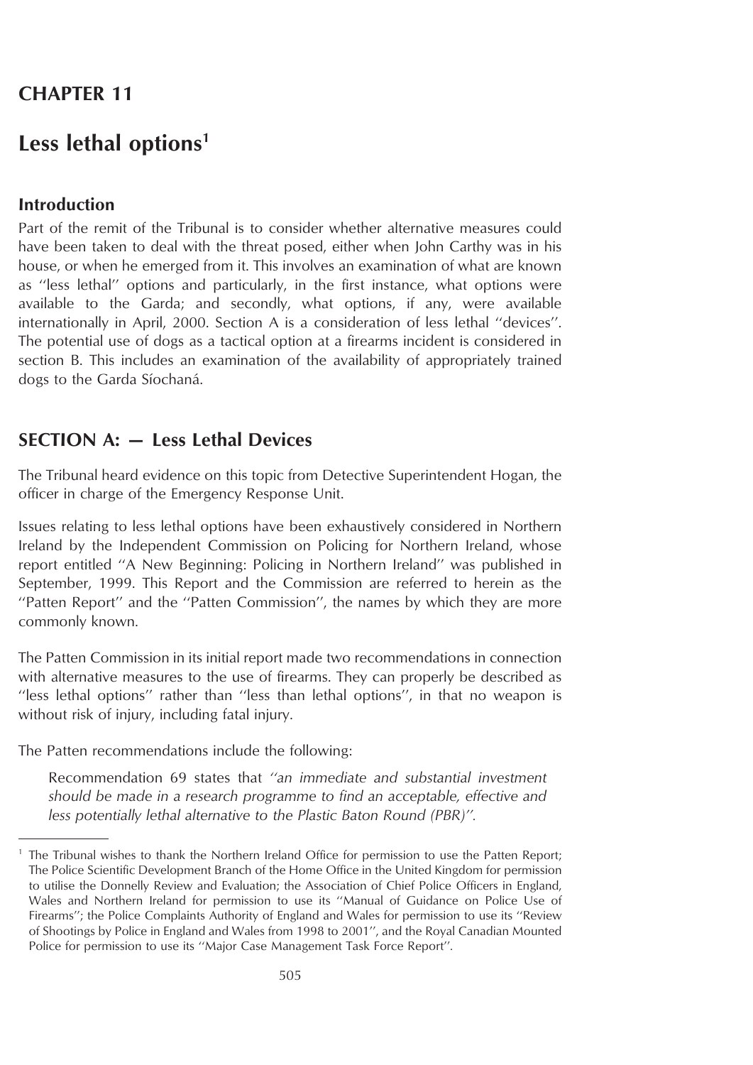# CHAPTER 11

# Less lethal options[1]

## Introduction

Part of the remit of the Tribunal is to consider whether alternative measures could have been taken to deal with the threat posed, either when John Carthy was in his house, or when he emerged from it. This involves an examination of what are known as ''less lethal'' options and particularly, in the first instance, what options were available to the Garda; and secondly, what options, if any, were available internationally in April, 2000. Section A is a consideration of less lethal ''devices''. The potential use of dogs as a tactical option at a firearms incident is considered in section B. This includes an examination of the availability of appropriately trained dogs to the Garda Síochaná.

## SECTION A: — Less Lethal Devices

The Tribunal heard evidence on this topic from Detective Superintendent Hogan, the officer in charge of the Emergency Response Unit.

Issues relating to less lethal options have been exhaustively considered in Northern Ireland by the Independent Commission on Policing for Northern Ireland, whose report entitled ''A New Beginning: Policing in Northern Ireland'' was published in September, 1999. This Report and the Commission are referred to herein as the ''Patten Report'' and the ''Patten Commission'', the names by which they are more commonly known.

The Patten Commission in its initial report made two recommendations in connection with alternative measures to the use of firearms. They can properly be described as ''less lethal options'' rather than ''less than lethal options'', in that no weapon is without risk of injury, including fatal injury.

The Patten recommendations include the following:

> Recommendation 69 states that *''an immediate and substantial investment should be made in a research programme to find an acceptable, effective and less potentially lethal alternative to the Plastic Baton Round (PBR)''.*

[1] The Tribunal wishes to thank the Northern Ireland Office for permission to use the Patten Report; The Police Scientific Development Branch of the Home Office in the United Kingdom for permission to utilise the Donnelly Review and Evaluation; the Association of Chief Police Officers in England, Wales and Northern Ireland for permission to use its ''Manual of Guidance on Police Use of Firearms''; the Police Complaints Authority of England and Wales for permission to use its ''Review of Shootings by Police in England and Wales from 1998 to 2001'', and the Royal Canadian Mounted Police for permission to use its ''Major Case Management Task Force Report''.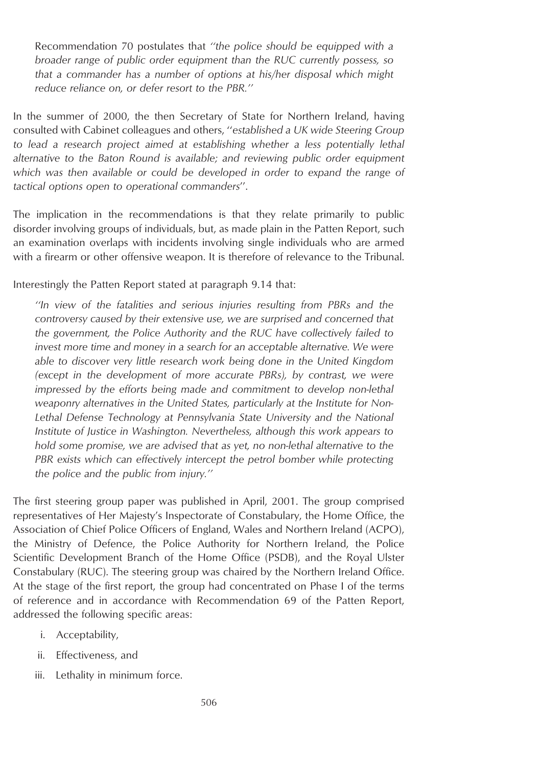> Recommendation 70 postulates that *"the police should be equipped with a broader range of public order equipment than the RUC currently possess, so that a commander has a number of options at his/her disposal which might reduce reliance on, or defer resort to the PBR."*

In the summer of 2000, the then Secretary of State for Northern Ireland, having consulted with Cabinet colleagues and others, "*established a UK wide Steering Group to lead a research project aimed at establishing whether a less potentially lethal alternative to the Baton Round is available; and reviewing public order equipment which was then available or could be developed in order to expand the range of tactical options open to operational commanders*".

The implication in the recommendations is that they relate primarily to public disorder involving groups of individuals, but, as made plain in the Patten Report, such an examination overlaps with incidents involving single individuals who are armed with a firearm or other offensive weapon. It is therefore of relevance to the Tribunal.

Interestingly the Patten Report stated at paragraph 9.14 that:

> *"In view of the fatalities and serious injuries resulting from PBRs and the controversy caused by their extensive use, we are surprised and concerned that the government, the Police Authority and the RUC have collectively failed to invest more time and money in a search for an acceptable alternative. We were able to discover very little research work being done in the United Kingdom (except in the development of more accurate PBRs), by contrast, we were impressed by the efforts being made and commitment to develop non-lethal weaponry alternatives in the United States, particularly at the Institute for Non-Lethal Defense Technology at Pennsylvania State University and the National Institute of Justice in Washington. Nevertheless, although this work appears to hold some promise, we are advised that as yet, no non-lethal alternative to the PBR exists which can effectively intercept the petrol bomber while protecting the police and the public from injury."*

The first steering group paper was published in April, 2001. The group comprised representatives of Her Majesty's Inspectorate of Constabulary, the Home Office, the Association of Chief Police Officers of England, Wales and Northern Ireland (ACPO), the Ministry of Defence, the Police Authority for Northern Ireland, the Police Scientific Development Branch of the Home Office (PSDB), and the Royal Ulster Constabulary (RUC). The steering group was chaired by the Northern Ireland Office. At the stage of the first report, the group had concentrated on Phase I of the terms of reference and in accordance with Recommendation 69 of the Patten Report, addressed the following specific areas:

i. Acceptability,

ii. Effectiveness, and

iii. Lethality in minimum force.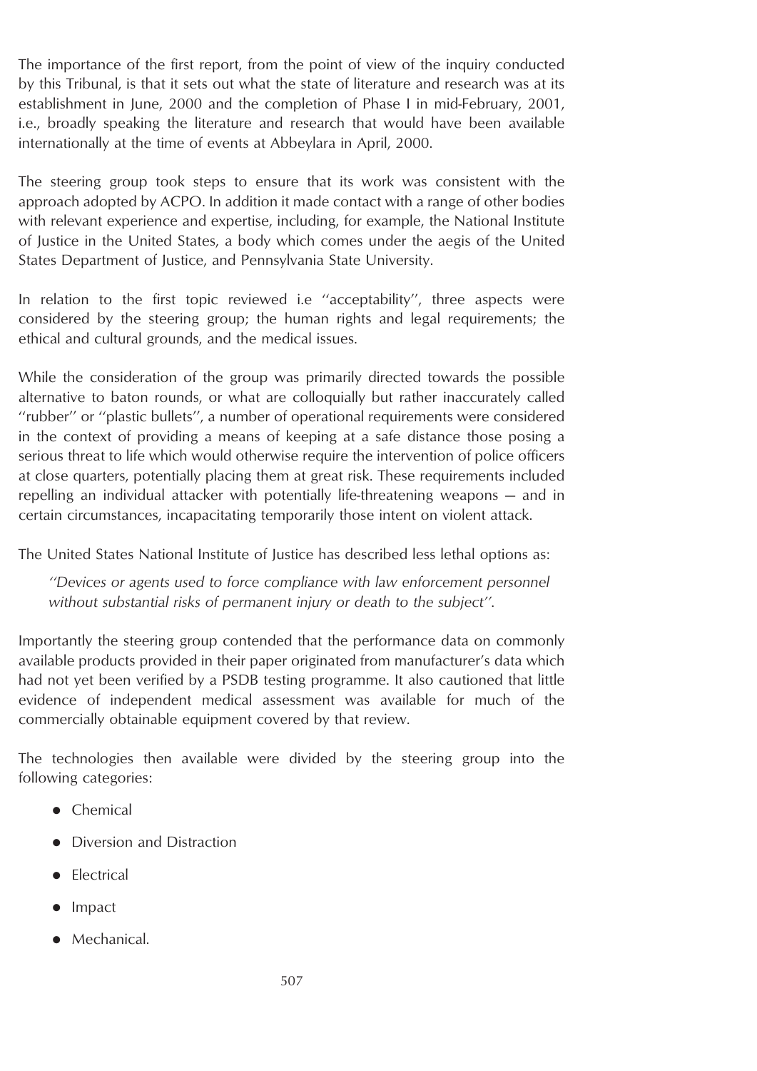The importance of the first report, from the point of view of the inquiry conducted by this Tribunal, is that it sets out what the state of literature and research was at its establishment in June, 2000 and the completion of Phase I in mid-February, 2001, i.e., broadly speaking the literature and research that would have been available internationally at the time of events at Abbeylara in April, 2000.

The steering group took steps to ensure that its work was consistent with the approach adopted by ACPO. In addition it made contact with a range of other bodies with relevant experience and expertise, including, for example, the National Institute of Justice in the United States, a body which comes under the aegis of the United States Department of Justice, and Pennsylvania State University.

In relation to the first topic reviewed i.e ''acceptability'', three aspects were considered by the steering group; the human rights and legal requirements; the ethical and cultural grounds, and the medical issues.

While the consideration of the group was primarily directed towards the possible alternative to baton rounds, or what are colloquially but rather inaccurately called ''rubber'' or ''plastic bullets'', a number of operational requirements were considered in the context of providing a means of keeping at a safe distance those posing a serious threat to life which would otherwise require the intervention of police officers at close quarters, potentially placing them at great risk. These requirements included repelling an individual attacker with potentially life-threatening weapons — and in certain circumstances, incapacitating temporarily those intent on violent attack.

The United States National Institute of Justice has described less lethal options as:

> *''Devices or agents used to force compliance with law enforcement personnel without substantial risks of permanent injury or death to the subject''.*

Importantly the steering group contended that the performance data on commonly available products provided in their paper originated from manufacturer's data which had not yet been verified by a PSDB testing programme. It also cautioned that little evidence of independent medical assessment was available for much of the commercially obtainable equipment covered by that review.

The technologies then available were divided by the steering group into the following categories:

- Chemical
- Diversion and Distraction
- Electrical
- Impact
- Mechanical.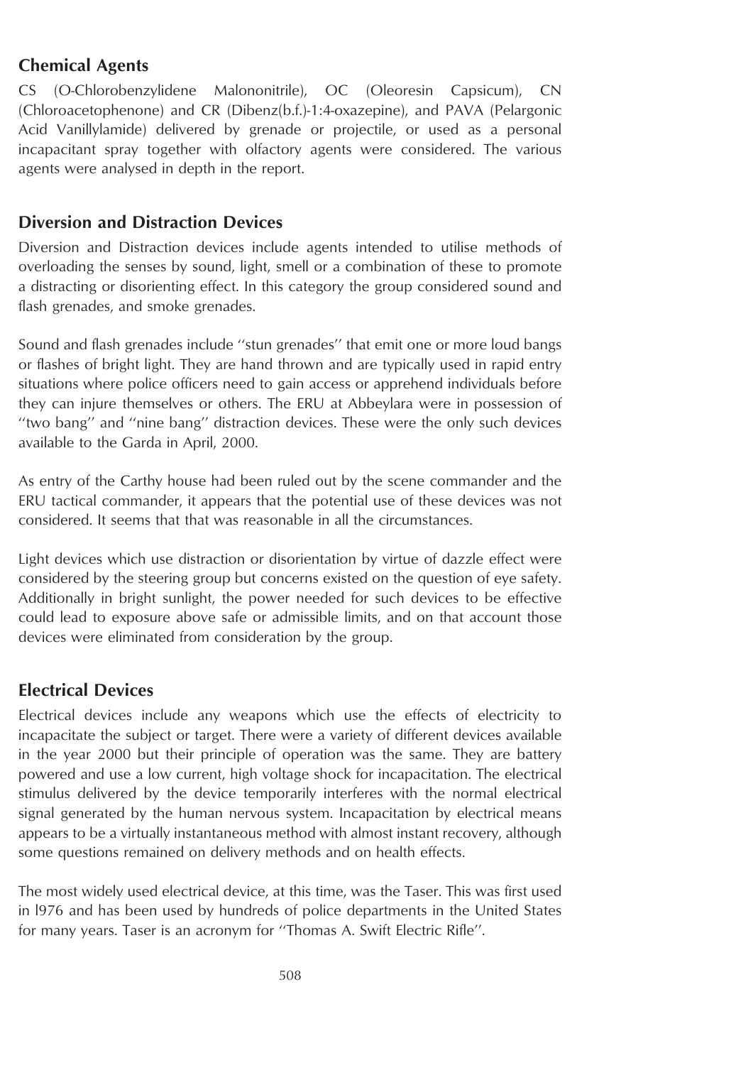## Chemical Agents

CS (O-Chlorobenzylidene Malononitrile), OC (Oleoresin Capsicum), CN (Chloroacetophenone) and CR (Dibenz(b.f.)-1:4-oxazepine), and PAVA (Pelargonic Acid Vanillylamide) delivered by grenade or projectile, or used as a personal incapacitant spray together with olfactory agents were considered. The various agents were analysed in depth in the report.

## Diversion and Distraction Devices

Diversion and Distraction devices include agents intended to utilise methods of overloading the senses by sound, light, smell or a combination of these to promote a distracting or disorienting effect. In this category the group considered sound and flash grenades, and smoke grenades.

Sound and flash grenades include ''stun grenades'' that emit one or more loud bangs or flashes of bright light. They are hand thrown and are typically used in rapid entry situations where police officers need to gain access or apprehend individuals before they can injure themselves or others. The ERU at Abbeylara were in possession of ''two bang'' and ''nine bang'' distraction devices. These were the only such devices available to the Garda in April, 2000.

As entry of the Carthy house had been ruled out by the scene commander and the ERU tactical commander, it appears that the potential use of these devices was not considered. It seems that that was reasonable in all the circumstances.

Light devices which use distraction or disorientation by virtue of dazzle effect were considered by the steering group but concerns existed on the question of eye safety. Additionally in bright sunlight, the power needed for such devices to be effective could lead to exposure above safe or admissible limits, and on that account those devices were eliminated from consideration by the group.

## Electrical Devices

Electrical devices include any weapons which use the effects of electricity to incapacitate the subject or target. There were a variety of different devices available in the year 2000 but their principle of operation was the same. They are battery powered and use a low current, high voltage shock for incapacitation. The electrical stimulus delivered by the device temporarily interferes with the normal electrical signal generated by the human nervous system. Incapacitation by electrical means appears to be a virtually instantaneous method with almost instant recovery, although some questions remained on delivery methods and on health effects.

The most widely used electrical device, at this time, was the Taser. This was first used in l976 and has been used by hundreds of police departments in the United States for many years. Taser is an acronym for ''Thomas A. Swift Electric Rifle''.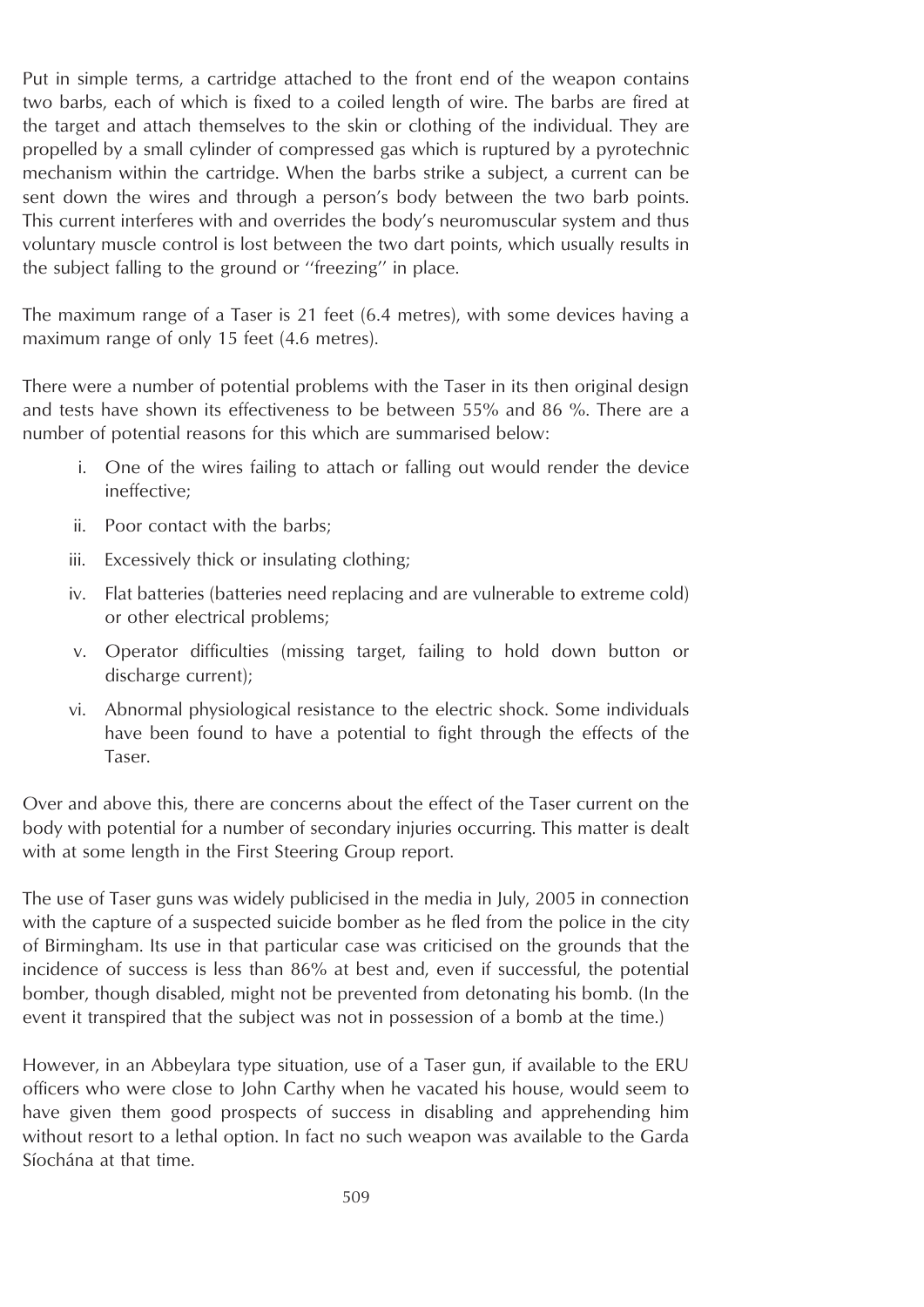Put in simple terms, a cartridge attached to the front end of the weapon contains two barbs, each of which is fixed to a coiled length of wire. The barbs are fired at the target and attach themselves to the skin or clothing of the individual. They are propelled by a small cylinder of compressed gas which is ruptured by a pyrotechnic mechanism within the cartridge. When the barbs strike a subject, a current can be sent down the wires and through a person's body between the two barb points. This current interferes with and overrides the body's neuromuscular system and thus voluntary muscle control is lost between the two dart points, which usually results in the subject falling to the ground or ''freezing'' in place.

The maximum range of a Taser is 21 feet (6.4 metres), with some devices having a maximum range of only 15 feet (4.6 metres).

There were a number of potential problems with the Taser in its then original design and tests have shown its effectiveness to be between 55% and 86 %. There are a number of potential reasons for this which are summarised below:

i. One of the wires failing to attach or falling out would render the device ineffective;

ii. Poor contact with the barbs;

iii. Excessively thick or insulating clothing;

iv. Flat batteries (batteries need replacing and are vulnerable to extreme cold) or other electrical problems;

v. Operator difficulties (missing target, failing to hold down button or discharge current);

vi. Abnormal physiological resistance to the electric shock. Some individuals have been found to have a potential to fight through the effects of the Taser.

Over and above this, there are concerns about the effect of the Taser current on the body with potential for a number of secondary injuries occurring. This matter is dealt with at some length in the First Steering Group report.

The use of Taser guns was widely publicised in the media in July, 2005 in connection with the capture of a suspected suicide bomber as he fled from the police in the city of Birmingham. Its use in that particular case was criticised on the grounds that the incidence of success is less than 86% at best and, even if successful, the potential bomber, though disabled, might not be prevented from detonating his bomb. (In the event it transpired that the subject was not in possession of a bomb at the time.)

However, in an Abbeylara type situation, use of a Taser gun, if available to the ERU officers who were close to John Carthy when he vacated his house, would seem to have given them good prospects of success in disabling and apprehending him without resort to a lethal option. In fact no such weapon was available to the Garda Síochána at that time.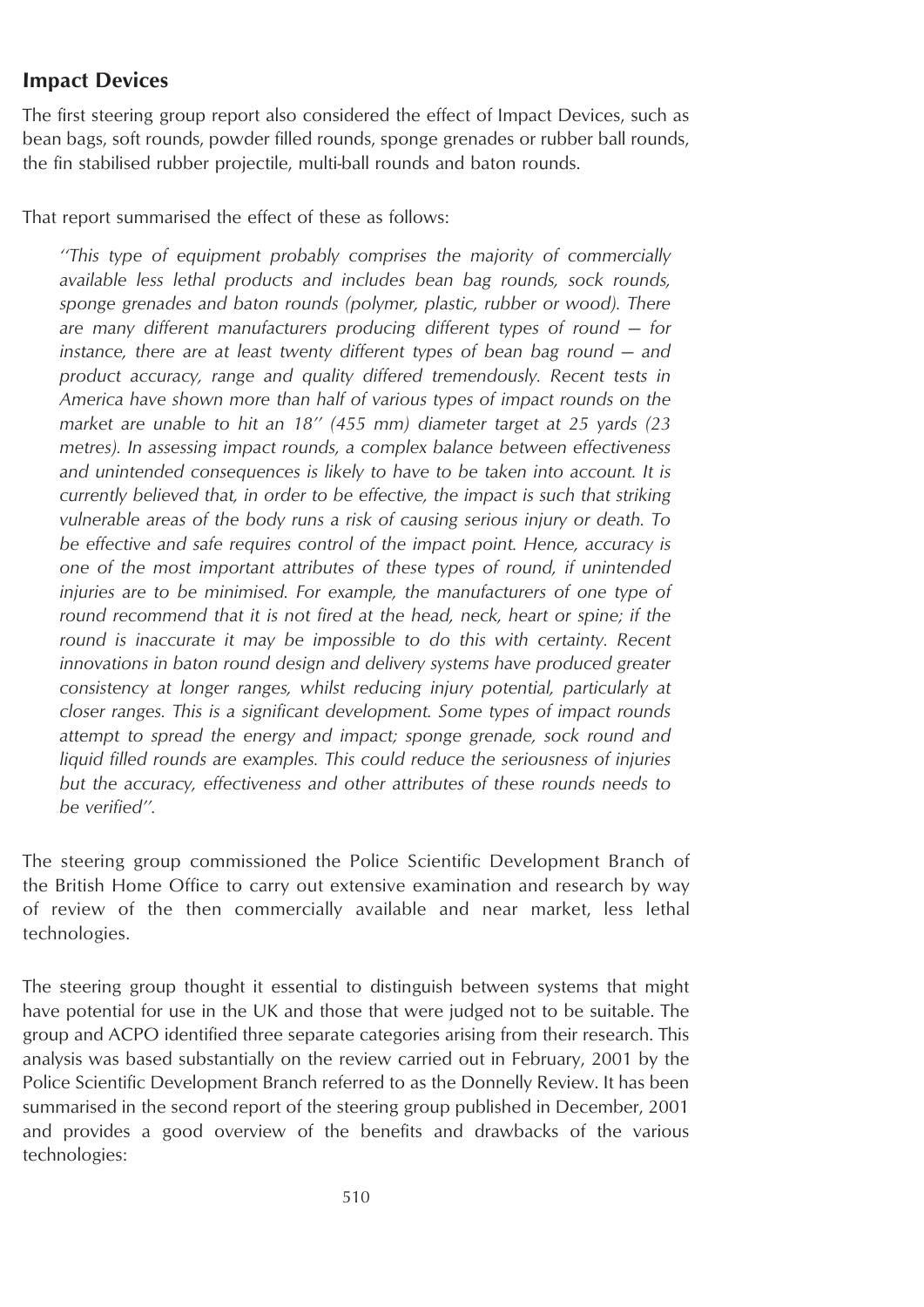## Impact Devices

The first steering group report also considered the effect of Impact Devices, such as bean bags, soft rounds, powder filled rounds, sponge grenades or rubber ball rounds, the fin stabilised rubber projectile, multi-ball rounds and baton rounds.

That report summarised the effect of these as follows:

> *''This type of equipment probably comprises the majority of commercially available less lethal products and includes bean bag rounds, sock rounds, sponge grenades and baton rounds (polymer, plastic, rubber or wood). There are many different manufacturers producing different types of round — for instance, there are at least twenty different types of bean bag round — and product accuracy, range and quality differed tremendously. Recent tests in America have shown more than half of various types of impact rounds on the market are unable to hit an 18'' (455 mm) diameter target at 25 yards (23 metres). In assessing impact rounds, a complex balance between effectiveness and unintended consequences is likely to have to be taken into account. It is currently believed that, in order to be effective, the impact is such that striking vulnerable areas of the body runs a risk of causing serious injury or death. To be effective and safe requires control of the impact point. Hence, accuracy is one of the most important attributes of these types of round, if unintended injuries are to be minimised. For example, the manufacturers of one type of round recommend that it is not fired at the head, neck, heart or spine; if the round is inaccurate it may be impossible to do this with certainty. Recent innovations in baton round design and delivery systems have produced greater consistency at longer ranges, whilst reducing injury potential, particularly at closer ranges. This is a significant development. Some types of impact rounds attempt to spread the energy and impact; sponge grenade, sock round and liquid filled rounds are examples. This could reduce the seriousness of injuries but the accuracy, effectiveness and other attributes of these rounds needs to be verified''.*

The steering group commissioned the Police Scientific Development Branch of the British Home Office to carry out extensive examination and research by way of review of the then commercially available and near market, less lethal technologies.

The steering group thought it essential to distinguish between systems that might have potential for use in the UK and those that were judged not to be suitable. The group and ACPO identified three separate categories arising from their research. This analysis was based substantially on the review carried out in February, 2001 by the Police Scientific Development Branch referred to as the Donnelly Review. It has been summarised in the second report of the steering group published in December, 2001 and provides a good overview of the benefits and drawbacks of the various technologies: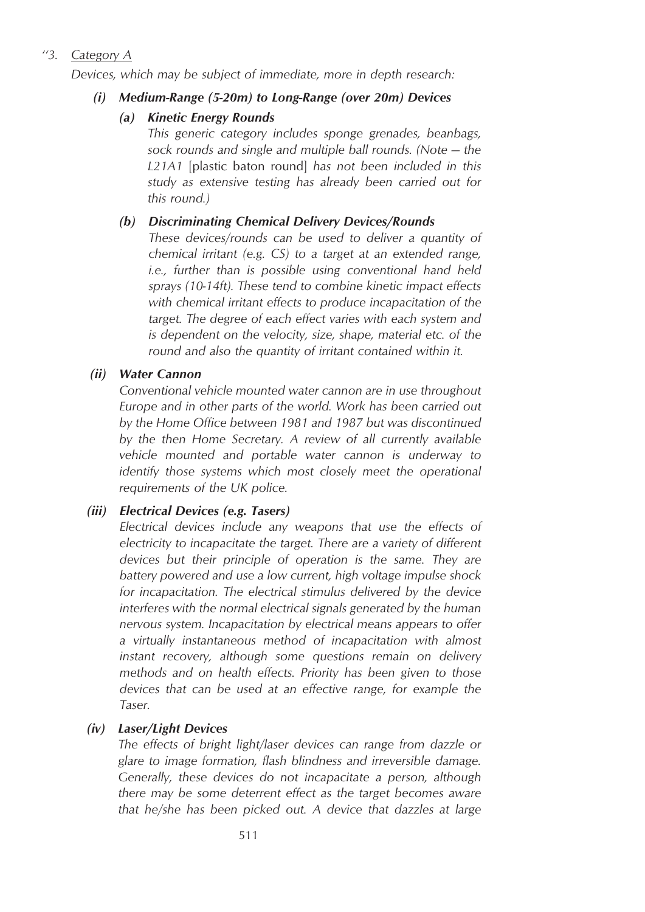"3. <u>Category A</u>

*Devices, which may be subject of immediate, more in depth research:*

***(i) Medium-Range (5-20m) to Long-Range (over 20m) Devices***

***(a) Kinetic Energy Rounds***

*This generic category includes sponge grenades, beanbags, sock rounds and single and multiple ball rounds. (Note — the L21A1* [plastic baton round] *has not been included in this study as extensive testing has already been carried out for this round.)*

***(b) Discriminating Chemical Delivery Devices/Rounds***

*These devices/rounds can be used to deliver a quantity of chemical irritant (e.g. CS) to a target at an extended range, i.e., further than is possible using conventional hand held sprays (10-14ft). These tend to combine kinetic impact effects with chemical irritant effects to produce incapacitation of the target. The degree of each effect varies with each system and is dependent on the velocity, size, shape, material etc. of the round and also the quantity of irritant contained within it.*

***(ii) Water Cannon***

*Conventional vehicle mounted water cannon are in use throughout Europe and in other parts of the world. Work has been carried out by the Home Office between 1981 and 1987 but was discontinued by the then Home Secretary. A review of all currently available vehicle mounted and portable water cannon is underway to identify those systems which most closely meet the operational requirements of the UK police.*

***(iii) Electrical Devices (e.g. Tasers)***

*Electrical devices include any weapons that use the effects of electricity to incapacitate the target. There are a variety of different devices but their principle of operation is the same. They are battery powered and use a low current, high voltage impulse shock for incapacitation. The electrical stimulus delivered by the device interferes with the normal electrical signals generated by the human nervous system. Incapacitation by electrical means appears to offer a virtually instantaneous method of incapacitation with almost instant recovery, although some questions remain on delivery methods and on health effects. Priority has been given to those devices that can be used at an effective range, for example the Taser.*

***(iv) Laser/Light Devices***

*The effects of bright light/laser devices can range from dazzle or glare to image formation, flash blindness and irreversible damage. Generally, these devices do not incapacitate a person, although there may be some deterrent effect as the target becomes aware that he/she has been picked out. A device that dazzles at large*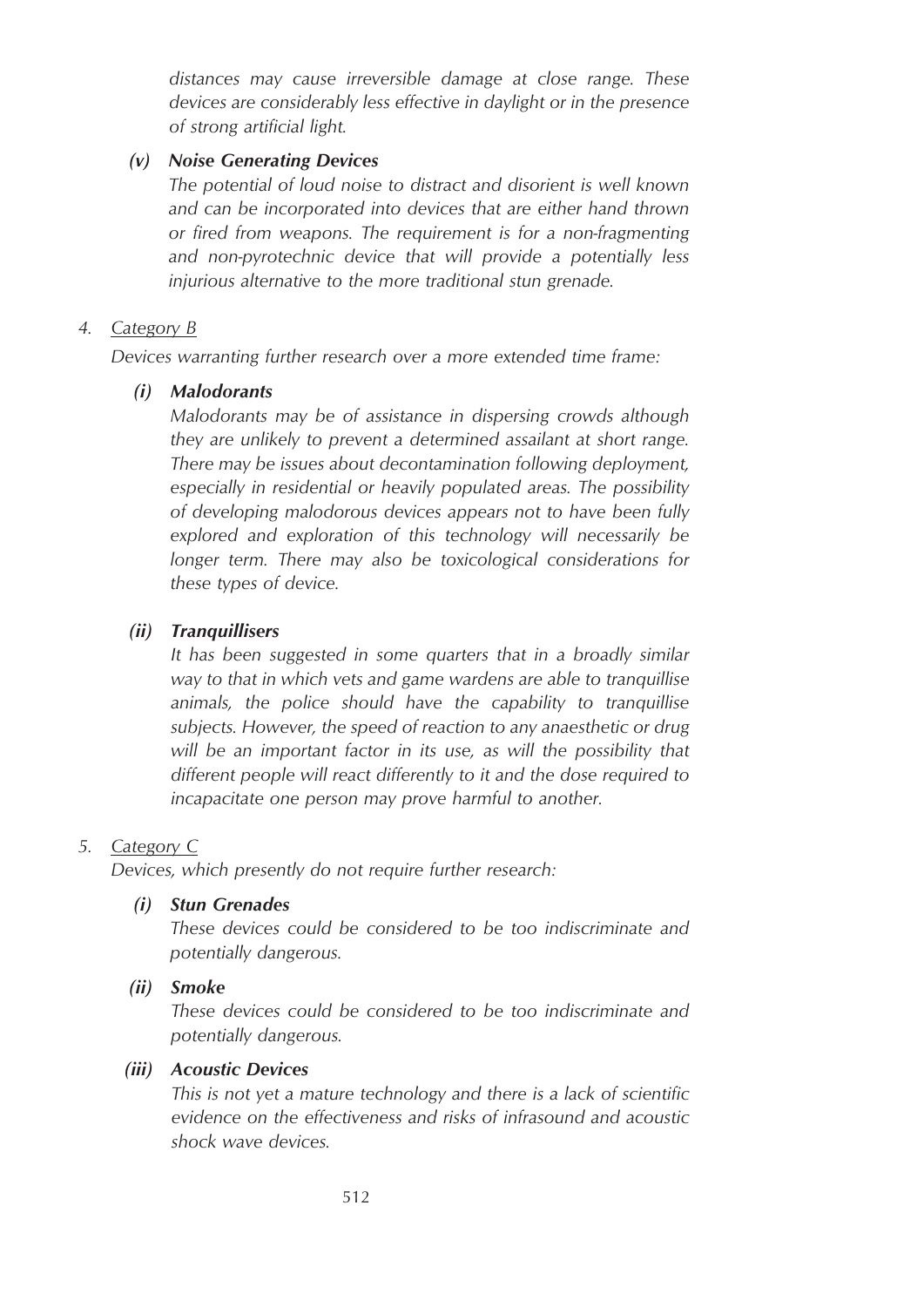*distances may cause irreversible damage at close range. These devices are considerably less effective in daylight or in the presence of strong artificial light.*

***(v) Noise Generating Devices***

*The potential of loud noise to distract and disorient is well known and can be incorporated into devices that are either hand thrown or fired from weapons. The requirement is for a non-fragmenting and non-pyrotechnic device that will provide a potentially less injurious alternative to the more traditional stun grenade.*

*4. Category B*

*Devices warranting further research over a more extended time frame:*

***(i) Malodorants***

*Malodorants may be of assistance in dispersing crowds although they are unlikely to prevent a determined assailant at short range. There may be issues about decontamination following deployment, especially in residential or heavily populated areas. The possibility of developing malodorous devices appears not to have been fully explored and exploration of this technology will necessarily be longer term. There may also be toxicological considerations for these types of device.*

***(ii) Tranquillisers***

*It has been suggested in some quarters that in a broadly similar way to that in which vets and game wardens are able to tranquillise animals, the police should have the capability to tranquillise subjects. However, the speed of reaction to any anaesthetic or drug will be an important factor in its use, as will the possibility that different people will react differently to it and the dose required to incapacitate one person may prove harmful to another.*

*5. Category C*

*Devices, which presently do not require further research:*

***(i) Stun Grenades***

*These devices could be considered to be too indiscriminate and potentially dangerous.*

***(ii) Smoke***

*These devices could be considered to be too indiscriminate and potentially dangerous.*

***(iii) Acoustic Devices***

*This is not yet a mature technology and there is a lack of scientific evidence on the effectiveness and risks of infrasound and acoustic shock wave devices.*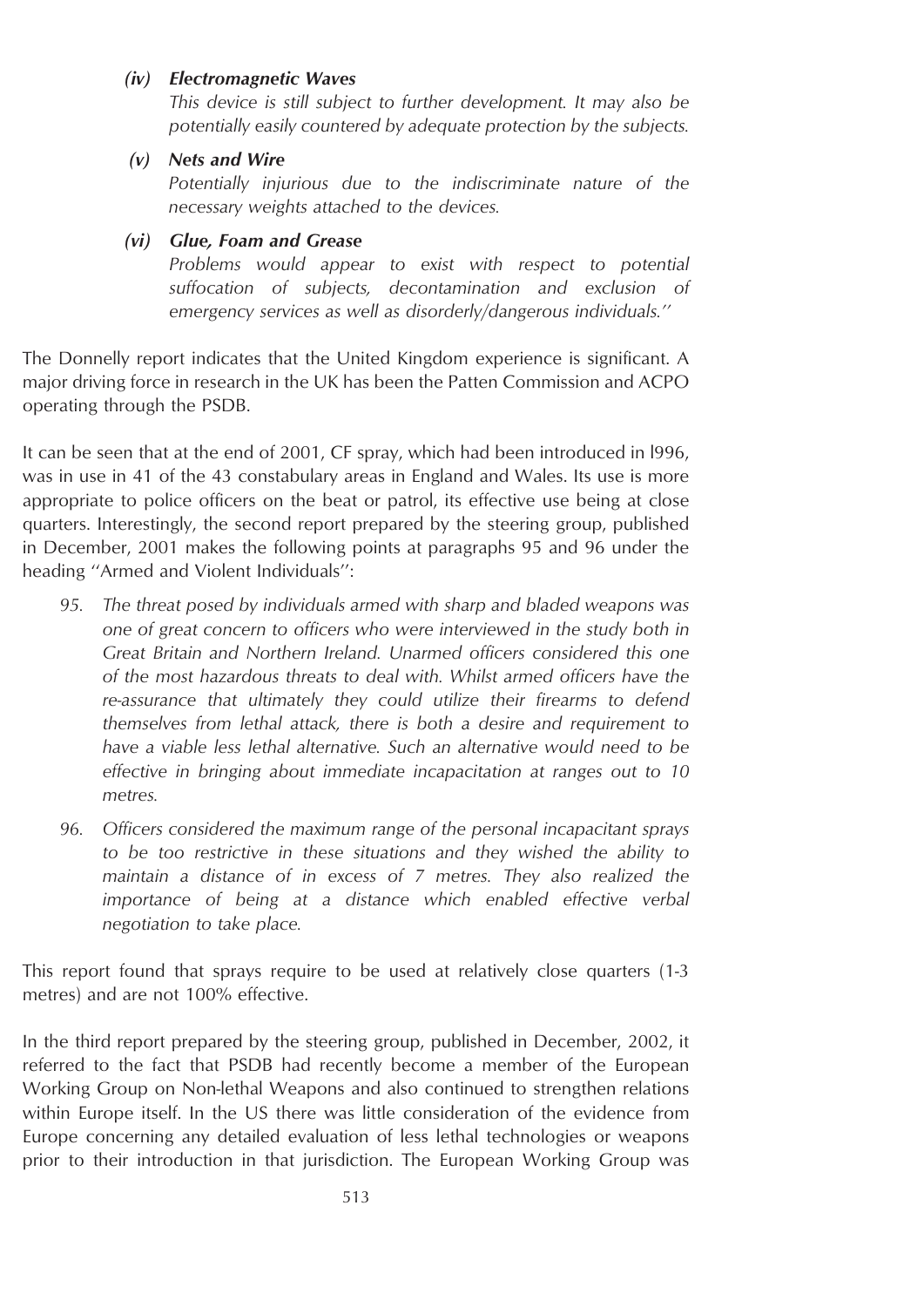*(iv)* ***Electromagnetic Waves***

*This device is still subject to further development. It may also be potentially easily countered by adequate protection by the subjects.*

*(v)* ***Nets and Wire***

*Potentially injurious due to the indiscriminate nature of the necessary weights attached to the devices.*

*(vi)* ***Glue, Foam and Grease***

*Problems would appear to exist with respect to potential suffocation of subjects, decontamination and exclusion of emergency services as well as disorderly/dangerous individuals.''*

The Donnelly report indicates that the United Kingdom experience is significant. A major driving force in research in the UK has been the Patten Commission and ACPO operating through the PSDB.

It can be seen that at the end of 2001, CF spray, which had been introduced in l996, was in use in 41 of the 43 constabulary areas in England and Wales. Its use is more appropriate to police officers on the beat or patrol, its effective use being at close quarters. Interestingly, the second report prepared by the steering group, published in December, 2001 makes the following points at paragraphs 95 and 96 under the heading ''Armed and Violent Individuals'':

*95. The threat posed by individuals armed with sharp and bladed weapons was one of great concern to officers who were interviewed in the study both in Great Britain and Northern Ireland. Unarmed officers considered this one of the most hazardous threats to deal with. Whilst armed officers have the re-assurance that ultimately they could utilize their firearms to defend themselves from lethal attack, there is both a desire and requirement to have a viable less lethal alternative. Such an alternative would need to be effective in bringing about immediate incapacitation at ranges out to 10 metres.*

*96. Officers considered the maximum range of the personal incapacitant sprays to be too restrictive in these situations and they wished the ability to maintain a distance of in excess of 7 metres. They also realized the importance of being at a distance which enabled effective verbal negotiation to take place.*

This report found that sprays require to be used at relatively close quarters (1-3 metres) and are not 100% effective.

In the third report prepared by the steering group, published in December, 2002, it referred to the fact that PSDB had recently become a member of the European Working Group on Non-lethal Weapons and also continued to strengthen relations within Europe itself. In the US there was little consideration of the evidence from Europe concerning any detailed evaluation of less lethal technologies or weapons prior to their introduction in that jurisdiction. The European Working Group was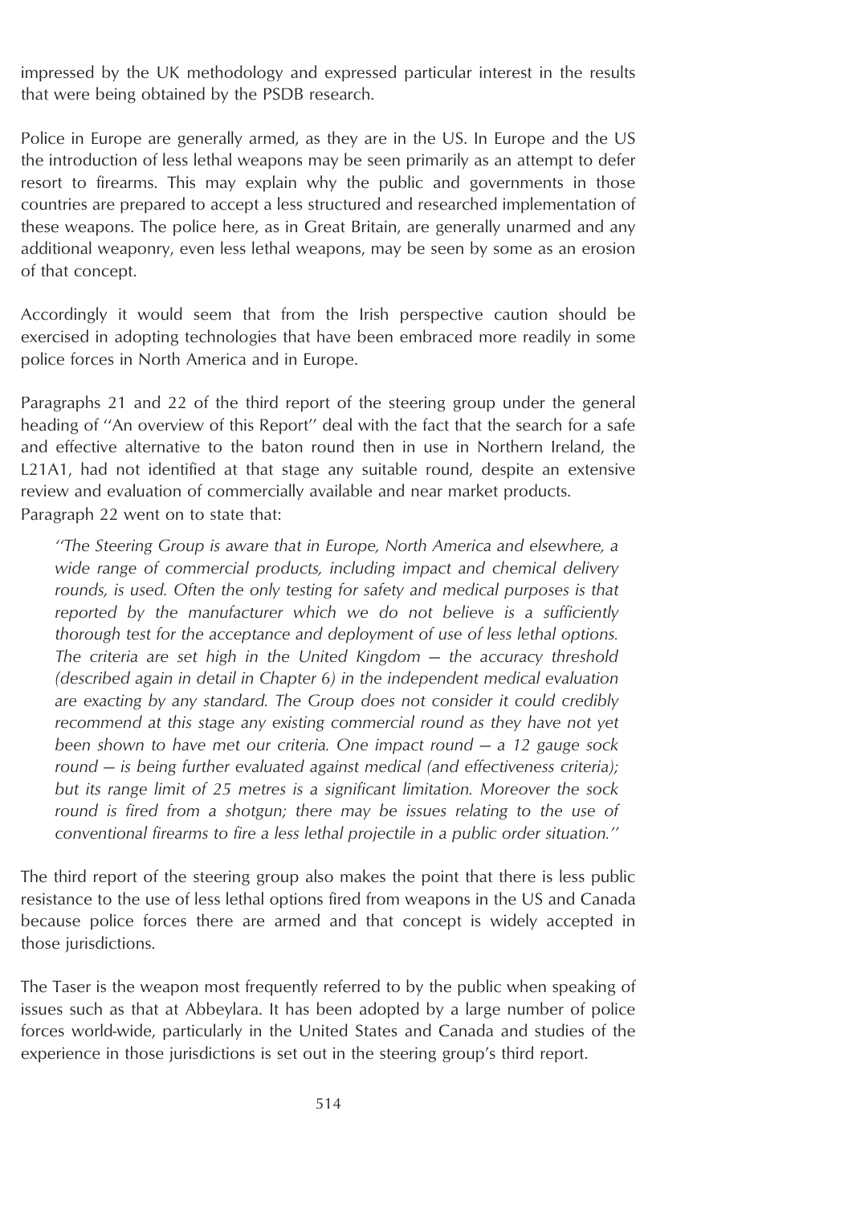impressed by the UK methodology and expressed particular interest in the results that were being obtained by the PSDB research.

Police in Europe are generally armed, as they are in the US. In Europe and the US the introduction of less lethal weapons may be seen primarily as an attempt to defer resort to firearms. This may explain why the public and governments in those countries are prepared to accept a less structured and researched implementation of these weapons. The police here, as in Great Britain, are generally unarmed and any additional weaponry, even less lethal weapons, may be seen by some as an erosion of that concept.

Accordingly it would seem that from the Irish perspective caution should be exercised in adopting technologies that have been embraced more readily in some police forces in North America and in Europe.

Paragraphs 21 and 22 of the third report of the steering group under the general heading of ''An overview of this Report'' deal with the fact that the search for a safe and effective alternative to the baton round then in use in Northern Ireland, the L21A1, had not identified at that stage any suitable round, despite an extensive review and evaluation of commercially available and near market products. Paragraph 22 went on to state that:

> *''The Steering Group is aware that in Europe, North America and elsewhere, a wide range of commercial products, including impact and chemical delivery rounds, is used. Often the only testing for safety and medical purposes is that reported by the manufacturer which we do not believe is a sufficiently thorough test for the acceptance and deployment of use of less lethal options. The criteria are set high in the United Kingdom — the accuracy threshold (described again in detail in Chapter 6) in the independent medical evaluation are exacting by any standard. The Group does not consider it could credibly recommend at this stage any existing commercial round as they have not yet been shown to have met our criteria. One impact round — a 12 gauge sock round — is being further evaluated against medical (and effectiveness criteria); but its range limit of 25 metres is a significant limitation. Moreover the sock round is fired from a shotgun; there may be issues relating to the use of conventional firearms to fire a less lethal projectile in a public order situation.''*

The third report of the steering group also makes the point that there is less public resistance to the use of less lethal options fired from weapons in the US and Canada because police forces there are armed and that concept is widely accepted in those jurisdictions.

The Taser is the weapon most frequently referred to by the public when speaking of issues such as that at Abbeylara. It has been adopted by a large number of police forces world-wide, particularly in the United States and Canada and studies of the experience in those jurisdictions is set out in the steering group's third report.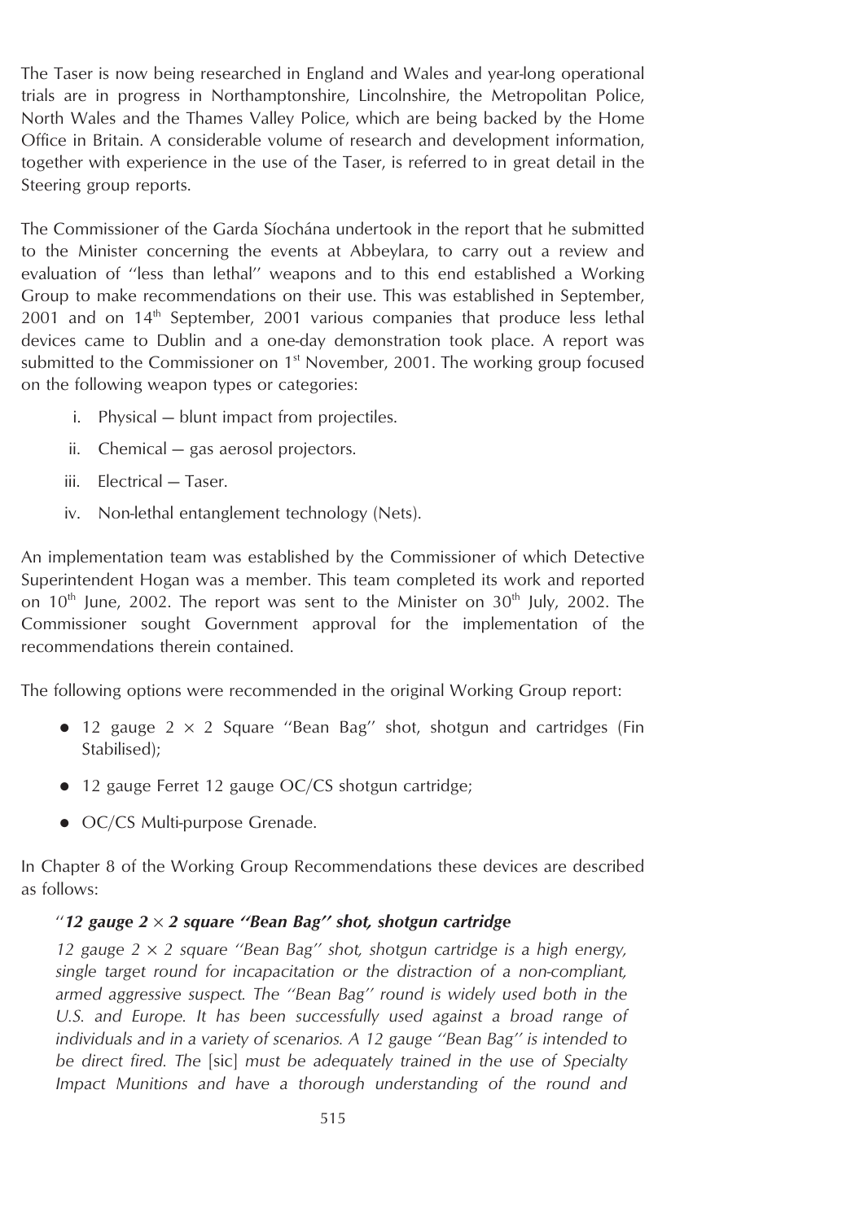The Taser is now being researched in England and Wales and year-long operational trials are in progress in Northamptonshire, Lincolnshire, the Metropolitan Police, North Wales and the Thames Valley Police, which are being backed by the Home Office in Britain. A considerable volume of research and development information, together with experience in the use of the Taser, is referred to in great detail in the Steering group reports.

The Commissioner of the Garda Síochána undertook in the report that he submitted to the Minister concerning the events at Abbeylara, to carry out a review and evaluation of ''less than lethal'' weapons and to this end established a Working Group to make recommendations on their use. This was established in September, 2001 and on 14th September, 2001 various companies that produce less lethal devices came to Dublin and a one-day demonstration took place. A report was submitted to the Commissioner on 1st November, 2001. The working group focused on the following weapon types or categories:

i. Physical — blunt impact from projectiles.

ii. Chemical — gas aerosol projectors.

iii. Electrical — Taser.

iv. Non-lethal entanglement technology (Nets).

An implementation team was established by the Commissioner of which Detective Superintendent Hogan was a member. This team completed its work and reported on 10th June, 2002. The report was sent to the Minister on 30th July, 2002. The Commissioner sought Government approval for the implementation of the recommendations therein contained.

The following options were recommended in the original Working Group report:

- 12 gauge 2 × 2 Square ''Bean Bag'' shot, shotgun and cartridges (Fin Stabilised);
- 12 gauge Ferret 12 gauge OC/CS shotgun cartridge;
- OC/CS Multi-purpose Grenade.

In Chapter 8 of the Working Group Recommendations these devices are described as follows:

''***12 gauge 2 × 2 square ''Bean Bag'' shot, shotgun cartridge***

*12 gauge 2 × 2 square ''Bean Bag'' shot, shotgun cartridge is a high energy, single target round for incapacitation or the distraction of a non-compliant, armed aggressive suspect. The ''Bean Bag'' round is widely used both in the U.S. and Europe. It has been successfully used against a broad range of individuals and in a variety of scenarios. A 12 gauge ''Bean Bag'' is intended to be direct fired. The* [sic] *must be adequately trained in the use of Specialty Impact Munitions and have a thorough understanding of the round and*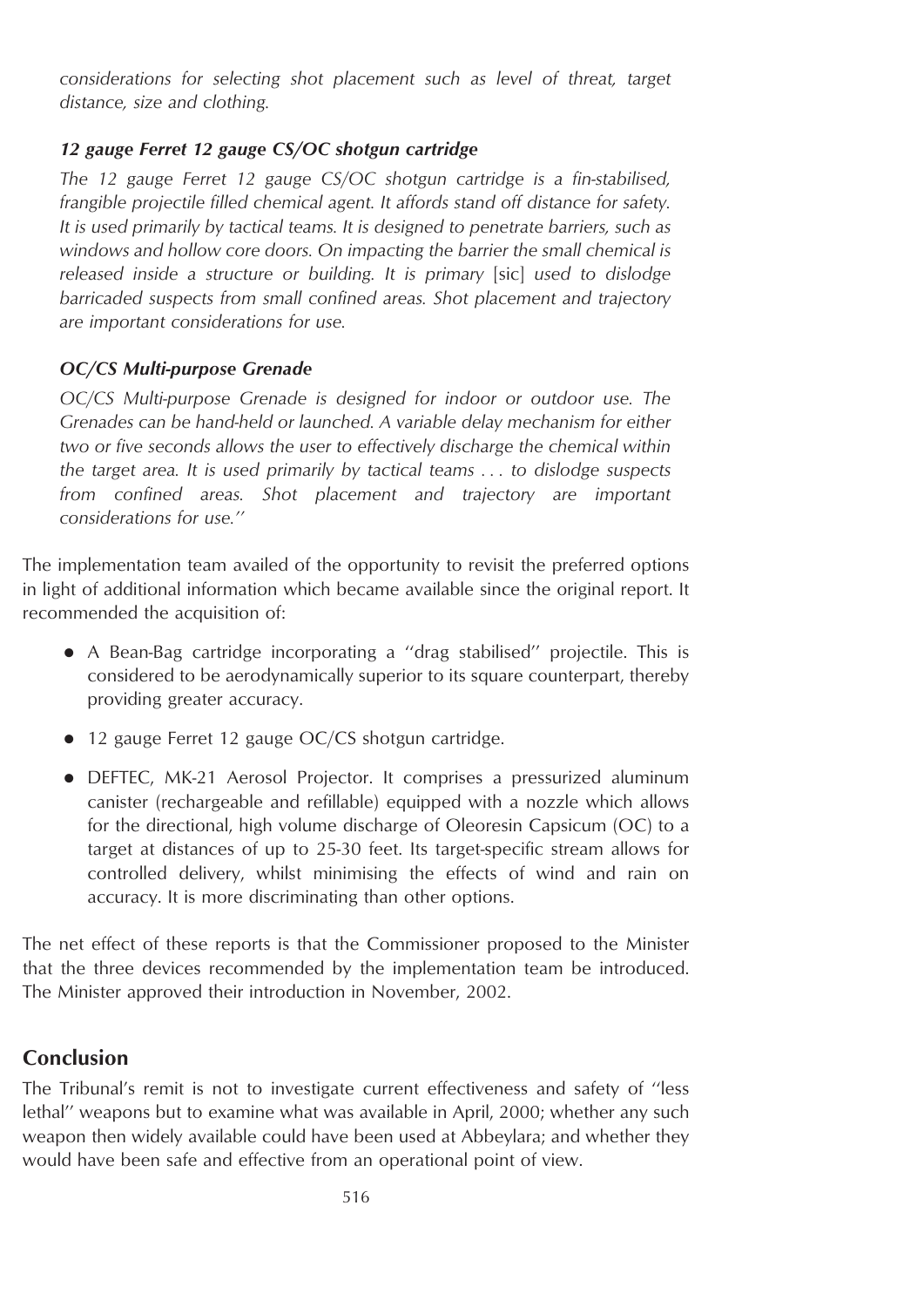*considerations for selecting shot placement such as level of threat, target distance, size and clothing.*

***12 gauge Ferret 12 gauge CS/OC shotgun cartridge***

*The 12 gauge Ferret 12 gauge CS/OC shotgun cartridge is a fin-stabilised, frangible projectile filled chemical agent. It affords stand off distance for safety. It is used primarily by tactical teams. It is designed to penetrate barriers, such as windows and hollow core doors. On impacting the barrier the small chemical is released inside a structure or building. It is primary* [sic] *used to dislodge barricaded suspects from small confined areas. Shot placement and trajectory are important considerations for use.*

***OC/CS Multi-purpose Grenade***

*OC/CS Multi-purpose Grenade is designed for indoor or outdoor use. The Grenades can be hand-held or launched. A variable delay mechanism for either two or five seconds allows the user to effectively discharge the chemical within the target area. It is used primarily by tactical teams . . . to dislodge suspects from confined areas. Shot placement and trajectory are important considerations for use.''*

The implementation team availed of the opportunity to revisit the preferred options in light of additional information which became available since the original report. It recommended the acquisition of:

- A Bean-Bag cartridge incorporating a ''drag stabilised'' projectile. This is considered to be aerodynamically superior to its square counterpart, thereby providing greater accuracy.
- 12 gauge Ferret 12 gauge OC/CS shotgun cartridge.
- DEFTEC, MK-21 Aerosol Projector. It comprises a pressurized aluminum canister (rechargeable and refillable) equipped with a nozzle which allows for the directional, high volume discharge of Oleoresin Capsicum (OC) to a target at distances of up to 25-30 feet. Its target-specific stream allows for controlled delivery, whilst minimising the effects of wind and rain on accuracy. It is more discriminating than other options.

The net effect of these reports is that the Commissioner proposed to the Minister that the three devices recommended by the implementation team be introduced. The Minister approved their introduction in November, 2002.

## Conclusion

The Tribunal's remit is not to investigate current effectiveness and safety of ''less lethal'' weapons but to examine what was available in April, 2000; whether any such weapon then widely available could have been used at Abbeylara; and whether they would have been safe and effective from an operational point of view.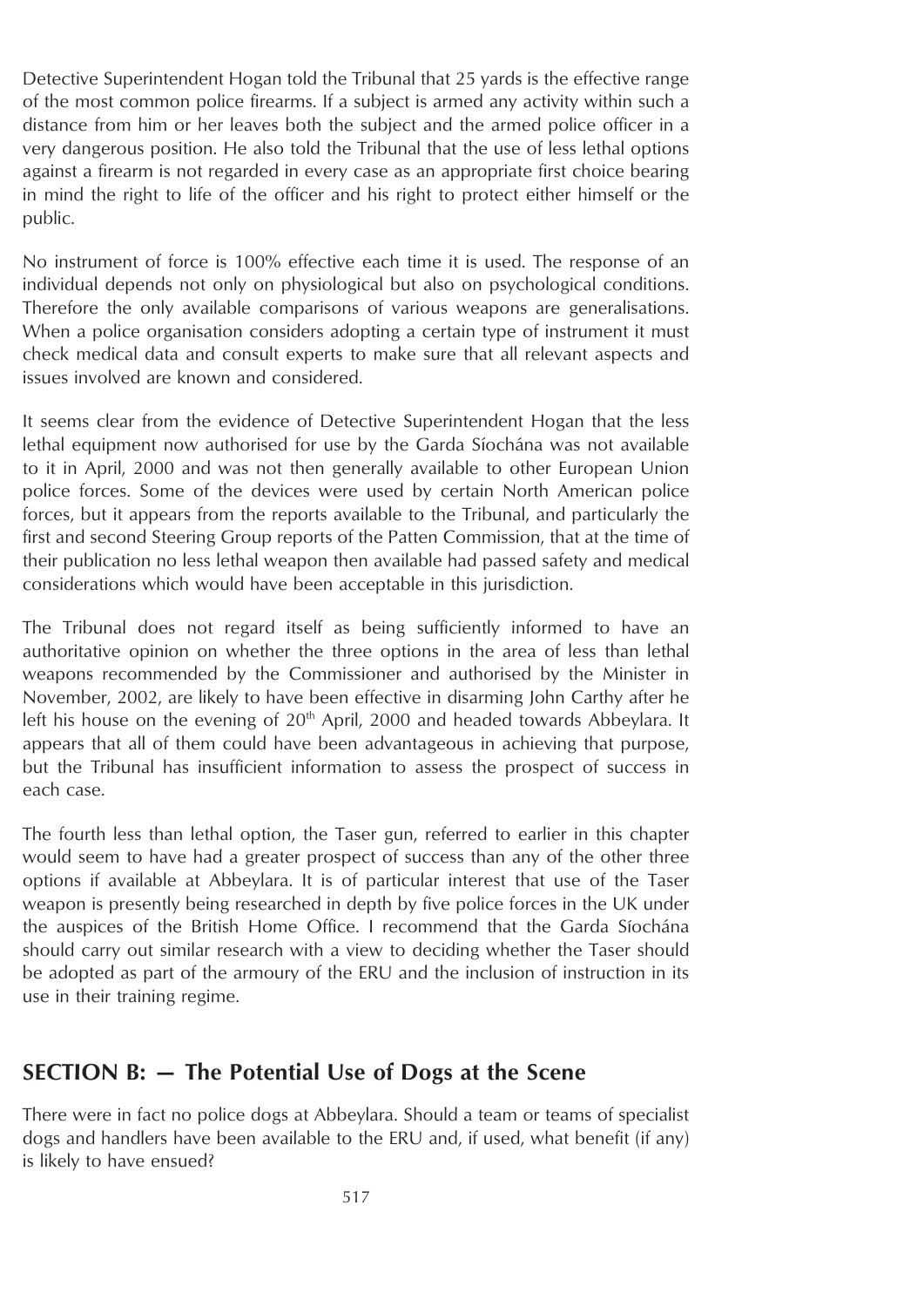Detective Superintendent Hogan told the Tribunal that 25 yards is the effective range of the most common police firearms. If a subject is armed any activity within such a distance from him or her leaves both the subject and the armed police officer in a very dangerous position. He also told the Tribunal that the use of less lethal options against a firearm is not regarded in every case as an appropriate first choice bearing in mind the right to life of the officer and his right to protect either himself or the public.

No instrument of force is 100% effective each time it is used. The response of an individual depends not only on physiological but also on psychological conditions. Therefore the only available comparisons of various weapons are generalisations. When a police organisation considers adopting a certain type of instrument it must check medical data and consult experts to make sure that all relevant aspects and issues involved are known and considered.

It seems clear from the evidence of Detective Superintendent Hogan that the less lethal equipment now authorised for use by the Garda Síochána was not available to it in April, 2000 and was not then generally available to other European Union police forces. Some of the devices were used by certain North American police forces, but it appears from the reports available to the Tribunal, and particularly the first and second Steering Group reports of the Patten Commission, that at the time of their publication no less lethal weapon then available had passed safety and medical considerations which would have been acceptable in this jurisdiction.

The Tribunal does not regard itself as being sufficiently informed to have an authoritative opinion on whether the three options in the area of less than lethal weapons recommended by the Commissioner and authorised by the Minister in November, 2002, are likely to have been effective in disarming John Carthy after he left his house on the evening of 20th April, 2000 and headed towards Abbeylara. It appears that all of them could have been advantageous in achieving that purpose, but the Tribunal has insufficient information to assess the prospect of success in each case.

The fourth less than lethal option, the Taser gun, referred to earlier in this chapter would seem to have had a greater prospect of success than any of the other three options if available at Abbeylara. It is of particular interest that use of the Taser weapon is presently being researched in depth by five police forces in the UK under the auspices of the British Home Office. I recommend that the Garda Síochána should carry out similar research with a view to deciding whether the Taser should be adopted as part of the armoury of the ERU and the inclusion of instruction in its use in their training regime.

## SECTION B: — The Potential Use of Dogs at the Scene

There were in fact no police dogs at Abbeylara. Should a team or teams of specialist dogs and handlers have been available to the ERU and, if used, what benefit (if any) is likely to have ensued?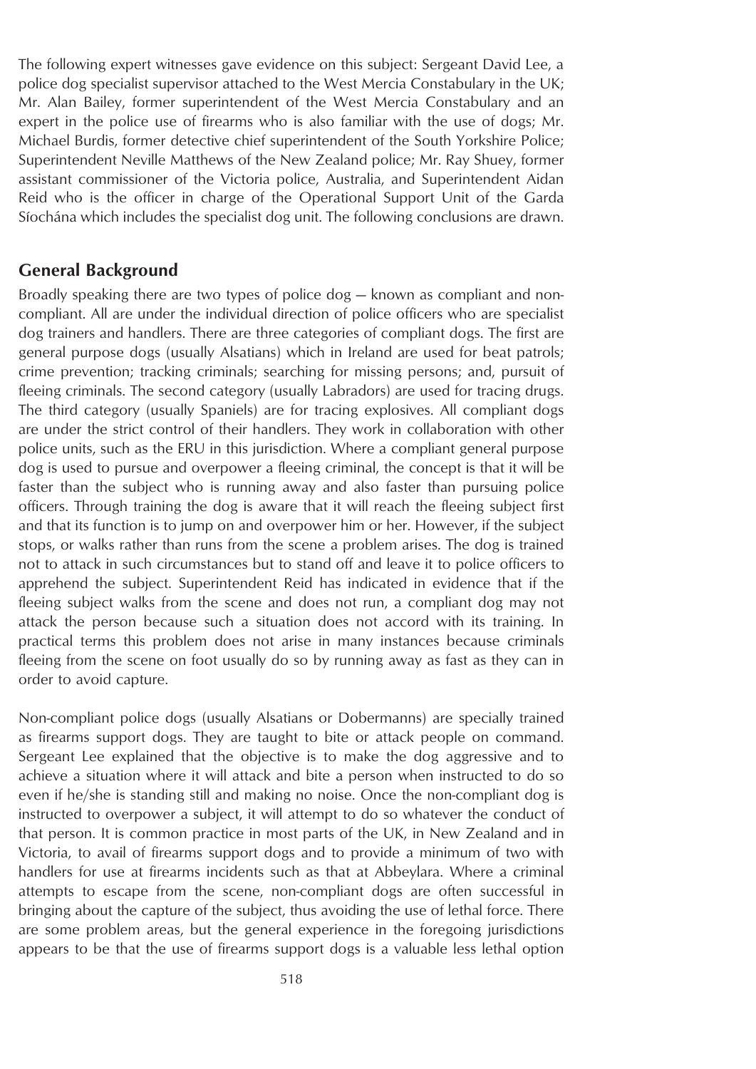The following expert witnesses gave evidence on this subject: Sergeant David Lee, a police dog specialist supervisor attached to the West Mercia Constabulary in the UK; Mr. Alan Bailey, former superintendent of the West Mercia Constabulary and an expert in the police use of firearms who is also familiar with the use of dogs; Mr. Michael Burdis, former detective chief superintendent of the South Yorkshire Police; Superintendent Neville Matthews of the New Zealand police; Mr. Ray Shuey, former assistant commissioner of the Victoria police, Australia, and Superintendent Aidan Reid who is the officer in charge of the Operational Support Unit of the Garda Síochána which includes the specialist dog unit. The following conclusions are drawn.

## General Background

Broadly speaking there are two types of police dog — known as compliant and non-compliant. All are under the individual direction of police officers who are specialist dog trainers and handlers. There are three categories of compliant dogs. The first are general purpose dogs (usually Alsatians) which in Ireland are used for beat patrols; crime prevention; tracking criminals; searching for missing persons; and, pursuit of fleeing criminals. The second category (usually Labradors) are used for tracing drugs. The third category (usually Spaniels) are for tracing explosives. All compliant dogs are under the strict control of their handlers. They work in collaboration with other police units, such as the ERU in this jurisdiction. Where a compliant general purpose dog is used to pursue and overpower a fleeing criminal, the concept is that it will be faster than the subject who is running away and also faster than pursuing police officers. Through training the dog is aware that it will reach the fleeing subject first and that its function is to jump on and overpower him or her. However, if the subject stops, or walks rather than runs from the scene a problem arises. The dog is trained not to attack in such circumstances but to stand off and leave it to police officers to apprehend the subject. Superintendent Reid has indicated in evidence that if the fleeing subject walks from the scene and does not run, a compliant dog may not attack the person because such a situation does not accord with its training. In practical terms this problem does not arise in many instances because criminals fleeing from the scene on foot usually do so by running away as fast as they can in order to avoid capture.

Non-compliant police dogs (usually Alsatians or Dobermanns) are specially trained as firearms support dogs. They are taught to bite or attack people on command. Sergeant Lee explained that the objective is to make the dog aggressive and to achieve a situation where it will attack and bite a person when instructed to do so even if he/she is standing still and making no noise. Once the non-compliant dog is instructed to overpower a subject, it will attempt to do so whatever the conduct of that person. It is common practice in most parts of the UK, in New Zealand and in Victoria, to avail of firearms support dogs and to provide a minimum of two with handlers for use at firearms incidents such as that at Abbeylara. Where a criminal attempts to escape from the scene, non-compliant dogs are often successful in bringing about the capture of the subject, thus avoiding the use of lethal force. There are some problem areas, but the general experience in the foregoing jurisdictions appears to be that the use of firearms support dogs is a valuable less lethal option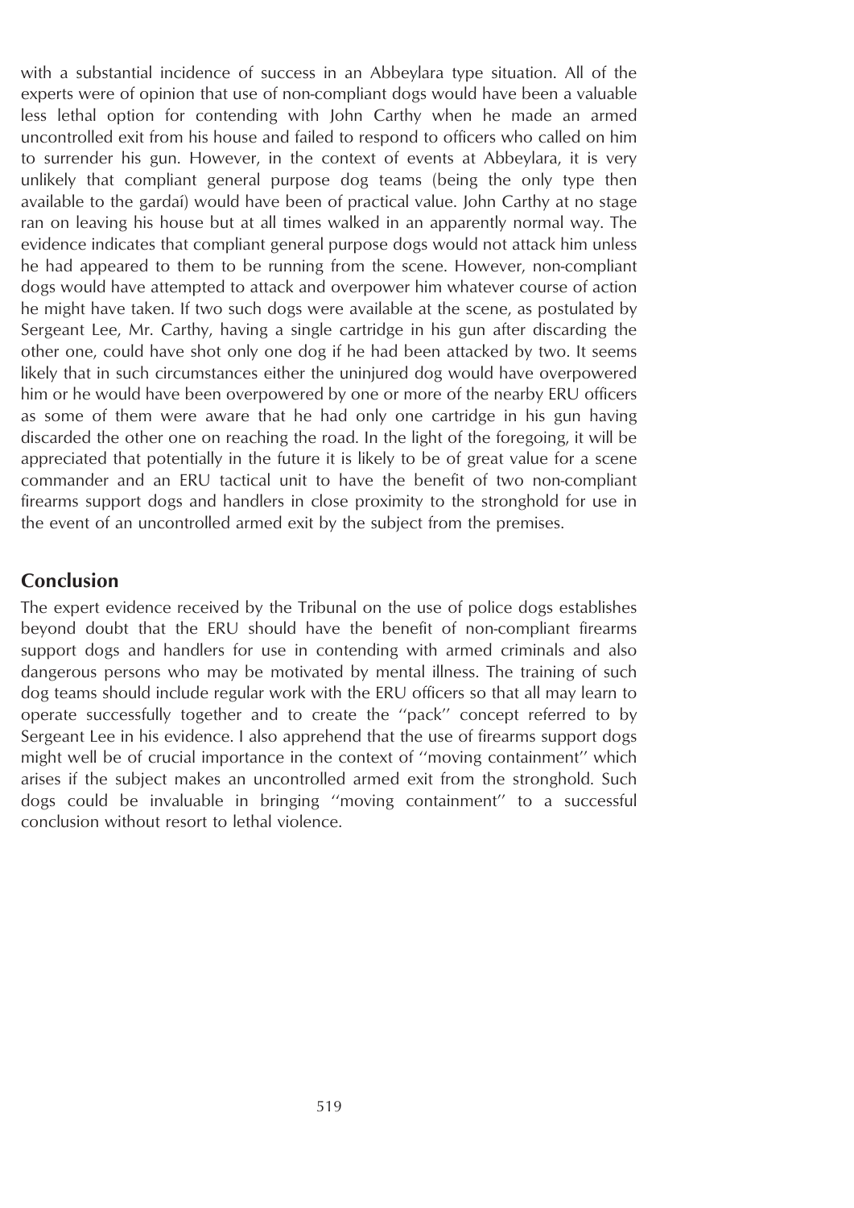with a substantial incidence of success in an Abbeylara type situation. All of the experts were of opinion that use of non-compliant dogs would have been a valuable less lethal option for contending with John Carthy when he made an armed uncontrolled exit from his house and failed to respond to officers who called on him to surrender his gun. However, in the context of events at Abbeylara, it is very unlikely that compliant general purpose dog teams (being the only type then available to the gardaí) would have been of practical value. John Carthy at no stage ran on leaving his house but at all times walked in an apparently normal way. The evidence indicates that compliant general purpose dogs would not attack him unless he had appeared to them to be running from the scene. However, non-compliant dogs would have attempted to attack and overpower him whatever course of action he might have taken. If two such dogs were available at the scene, as postulated by Sergeant Lee, Mr. Carthy, having a single cartridge in his gun after discarding the other one, could have shot only one dog if he had been attacked by two. It seems likely that in such circumstances either the uninjured dog would have overpowered him or he would have been overpowered by one or more of the nearby ERU officers as some of them were aware that he had only one cartridge in his gun having discarded the other one on reaching the road. In the light of the foregoing, it will be appreciated that potentially in the future it is likely to be of great value for a scene commander and an ERU tactical unit to have the benefit of two non-compliant firearms support dogs and handlers in close proximity to the stronghold for use in the event of an uncontrolled armed exit by the subject from the premises.

## Conclusion

The expert evidence received by the Tribunal on the use of police dogs establishes beyond doubt that the ERU should have the benefit of non-compliant firearms support dogs and handlers for use in contending with armed criminals and also dangerous persons who may be motivated by mental illness. The training of such dog teams should include regular work with the ERU officers so that all may learn to operate successfully together and to create the ''pack'' concept referred to by Sergeant Lee in his evidence. I also apprehend that the use of firearms support dogs might well be of crucial importance in the context of ''moving containment'' which arises if the subject makes an uncontrolled armed exit from the stronghold. Such dogs could be invaluable in bringing ''moving containment'' to a successful conclusion without resort to lethal violence.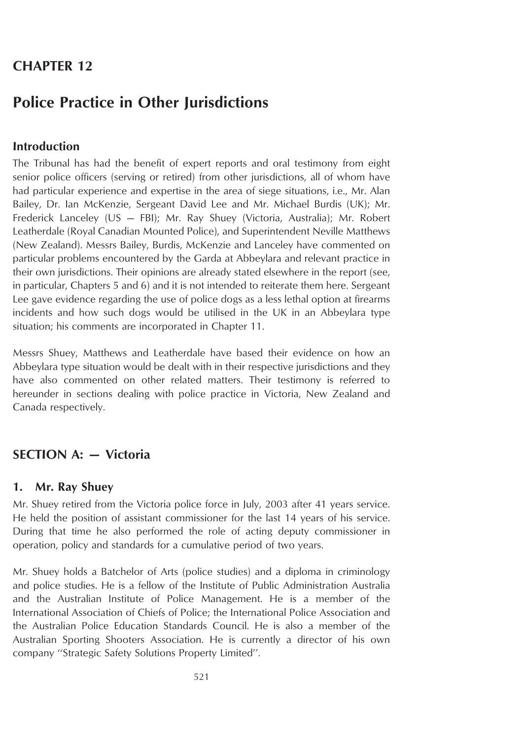# CHAPTER 12

# Police Practice in Other Jurisdictions

## Introduction

The Tribunal has had the benefit of expert reports and oral testimony from eight senior police officers (serving or retired) from other jurisdictions, all of whom have had particular experience and expertise in the area of siege situations, i.e., Mr. Alan Bailey, Dr. Ian McKenzie, Sergeant David Lee and Mr. Michael Burdis (UK); Mr. Frederick Lanceley (US — FBI); Mr. Ray Shuey (Victoria, Australia); Mr. Robert Leatherdale (Royal Canadian Mounted Police), and Superintendent Neville Matthews (New Zealand). Messrs Bailey, Burdis, McKenzie and Lanceley have commented on particular problems encountered by the Garda at Abbeylara and relevant practice in their own jurisdictions. Their opinions are already stated elsewhere in the report (see, in particular, Chapters 5 and 6) and it is not intended to reiterate them here. Sergeant Lee gave evidence regarding the use of police dogs as a less lethal option at firearms incidents and how such dogs would be utilised in the UK in an Abbeylara type situation; his comments are incorporated in Chapter 11.

Messrs Shuey, Matthews and Leatherdale have based their evidence on how an Abbeylara type situation would be dealt with in their respective jurisdictions and they have also commented on other related matters. Their testimony is referred to hereunder in sections dealing with police practice in Victoria, New Zealand and Canada respectively.

## SECTION A: — Victoria

### 1. Mr. Ray Shuey

Mr. Shuey retired from the Victoria police force in July, 2003 after 41 years service. He held the position of assistant commissioner for the last 14 years of his service. During that time he also performed the role of acting deputy commissioner in operation, policy and standards for a cumulative period of two years.

Mr. Shuey holds a Batchelor of Arts (police studies) and a diploma in criminology and police studies. He is a fellow of the Institute of Public Administration Australia and the Australian Institute of Police Management. He is a member of the International Association of Chiefs of Police; the International Police Association and the Australian Police Education Standards Council. He is also a member of the Australian Sporting Shooters Association. He is currently a director of his own company ''Strategic Safety Solutions Property Limited''.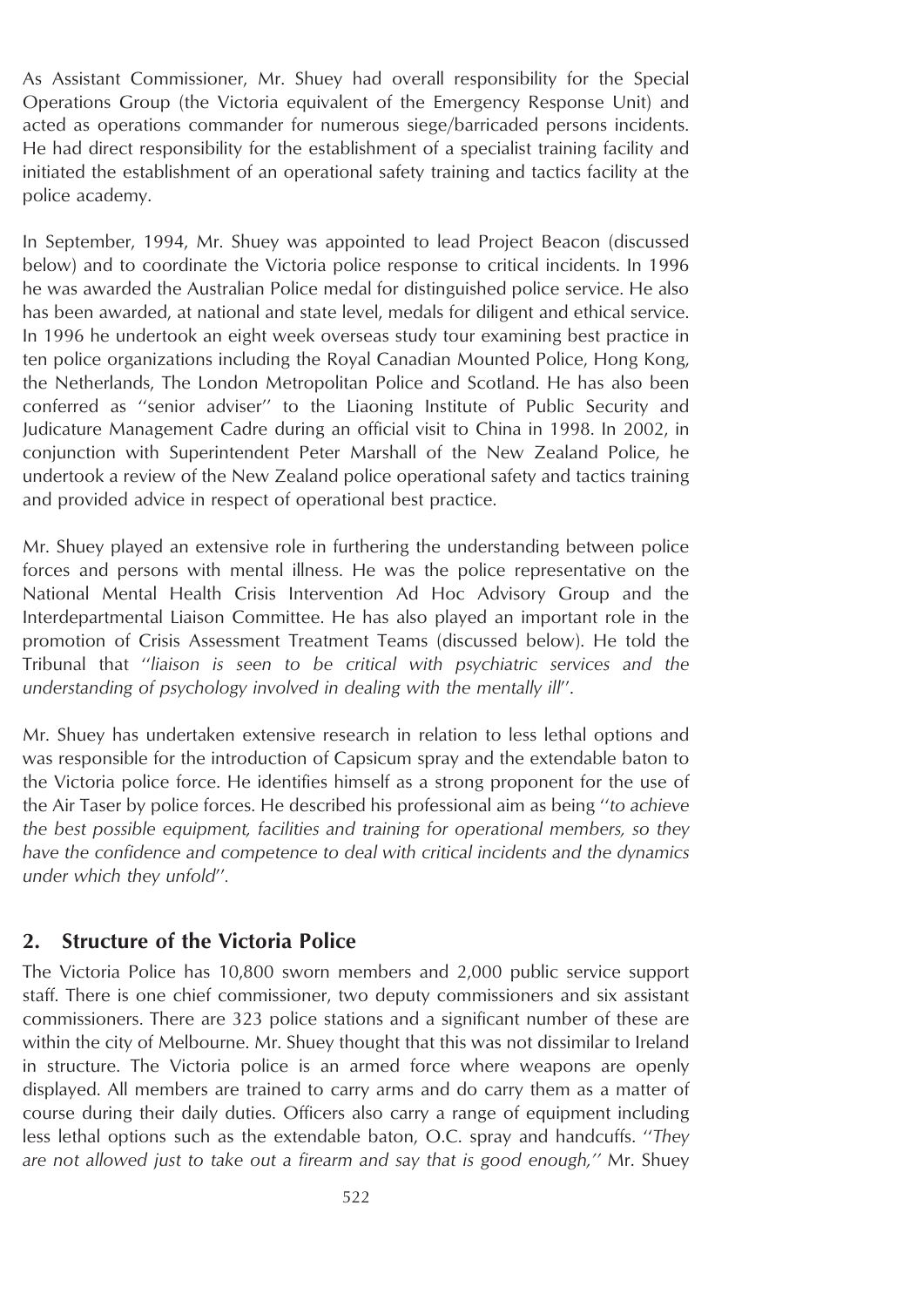As Assistant Commissioner, Mr. Shuey had overall responsibility for the Special Operations Group (the Victoria equivalent of the Emergency Response Unit) and acted as operations commander for numerous siege/barricaded persons incidents. He had direct responsibility for the establishment of a specialist training facility and initiated the establishment of an operational safety training and tactics facility at the police academy.

In September, 1994, Mr. Shuey was appointed to lead Project Beacon (discussed below) and to coordinate the Victoria police response to critical incidents. In 1996 he was awarded the Australian Police medal for distinguished police service. He also has been awarded, at national and state level, medals for diligent and ethical service. In 1996 he undertook an eight week overseas study tour examining best practice in ten police organizations including the Royal Canadian Mounted Police, Hong Kong, the Netherlands, The London Metropolitan Police and Scotland. He has also been conferred as ''senior adviser'' to the Liaoning Institute of Public Security and Judicature Management Cadre during an official visit to China in 1998. In 2002, in conjunction with Superintendent Peter Marshall of the New Zealand Police, he undertook a review of the New Zealand police operational safety and tactics training and provided advice in respect of operational best practice.

Mr. Shuey played an extensive role in furthering the understanding between police forces and persons with mental illness. He was the police representative on the National Mental Health Crisis Intervention Ad Hoc Advisory Group and the Interdepartmental Liaison Committee. He has also played an important role in the promotion of Crisis Assessment Treatment Teams (discussed below). He told the Tribunal that ''*liaison is seen to be critical with psychiatric services and the understanding of psychology involved in dealing with the mentally ill*''.

Mr. Shuey has undertaken extensive research in relation to less lethal options and was responsible for the introduction of Capsicum spray and the extendable baton to the Victoria police force. He identifies himself as a strong proponent for the use of the Air Taser by police forces. He described his professional aim as being ''*to achieve the best possible equipment, facilities and training for operational members, so they have the confidence and competence to deal with critical incidents and the dynamics under which they unfold*''.

## 2. Structure of the Victoria Police

The Victoria Police has 10,800 sworn members and 2,000 public service support staff. There is one chief commissioner, two deputy commissioners and six assistant commissioners. There are 323 police stations and a significant number of these are within the city of Melbourne. Mr. Shuey thought that this was not dissimilar to Ireland in structure. The Victoria police is an armed force where weapons are openly displayed. All members are trained to carry arms and do carry them as a matter of course during their daily duties. Officers also carry a range of equipment including less lethal options such as the extendable baton, O.C. spray and handcuffs. ''*They are not allowed just to take out a firearm and say that is good enough,*'' Mr. Shuey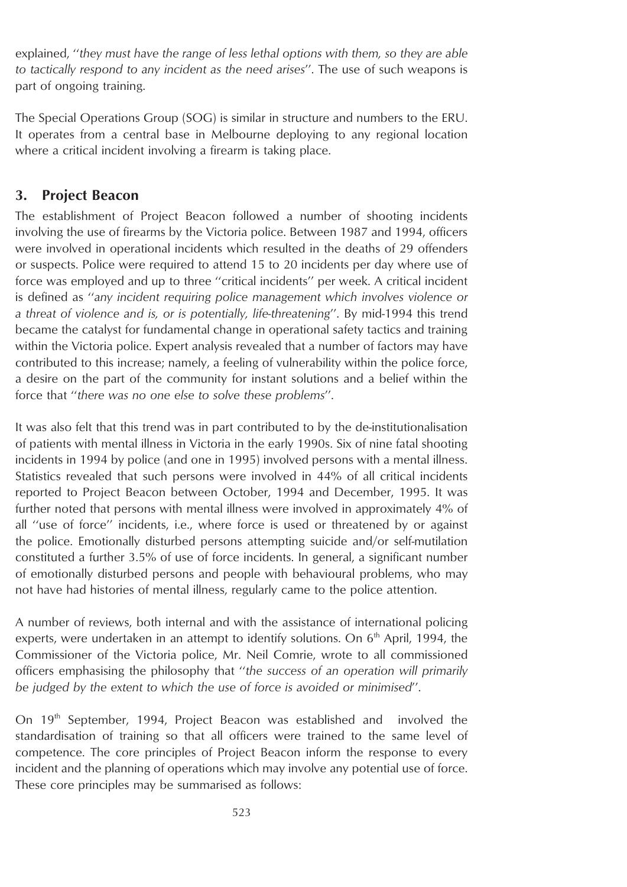explained, ''*they must have the range of less lethal options with them, so they are able to tactically respond to any incident as the need arises*''. The use of such weapons is part of ongoing training.

The Special Operations Group (SOG) is similar in structure and numbers to the ERU. It operates from a central base in Melbourne deploying to any regional location where a critical incident involving a firearm is taking place.

## 3. Project Beacon

The establishment of Project Beacon followed a number of shooting incidents involving the use of firearms by the Victoria police. Between 1987 and 1994, officers were involved in operational incidents which resulted in the deaths of 29 offenders or suspects. Police were required to attend 15 to 20 incidents per day where use of force was employed and up to three ''critical incidents'' per week. A critical incident is defined as ''*any incident requiring police management which involves violence or a threat of violence and is, or is potentially, life-threatening*''. By mid-1994 this trend became the catalyst for fundamental change in operational safety tactics and training within the Victoria police. Expert analysis revealed that a number of factors may have contributed to this increase; namely, a feeling of vulnerability within the police force, a desire on the part of the community for instant solutions and a belief within the force that ''*there was no one else to solve these problems*''.

It was also felt that this trend was in part contributed to by the de-institutionalisation of patients with mental illness in Victoria in the early 1990s. Six of nine fatal shooting incidents in 1994 by police (and one in 1995) involved persons with a mental illness. Statistics revealed that such persons were involved in 44% of all critical incidents reported to Project Beacon between October, 1994 and December, 1995. It was further noted that persons with mental illness were involved in approximately 4% of all ''use of force'' incidents, i.e., where force is used or threatened by or against the police. Emotionally disturbed persons attempting suicide and/or self-mutilation constituted a further 3.5% of use of force incidents. In general, a significant number of emotionally disturbed persons and people with behavioural problems, who may not have had histories of mental illness, regularly came to the police attention.

A number of reviews, both internal and with the assistance of international policing experts, were undertaken in an attempt to identify solutions. On 6th April, 1994, the Commissioner of the Victoria police, Mr. Neil Comrie, wrote to all commissioned officers emphasising the philosophy that ''*the success of an operation will primarily be judged by the extent to which the use of force is avoided or minimised*''.

On 19th September, 1994, Project Beacon was established and involved the standardisation of training so that all officers were trained to the same level of competence. The core principles of Project Beacon inform the response to every incident and the planning of operations which may involve any potential use of force. These core principles may be summarised as follows: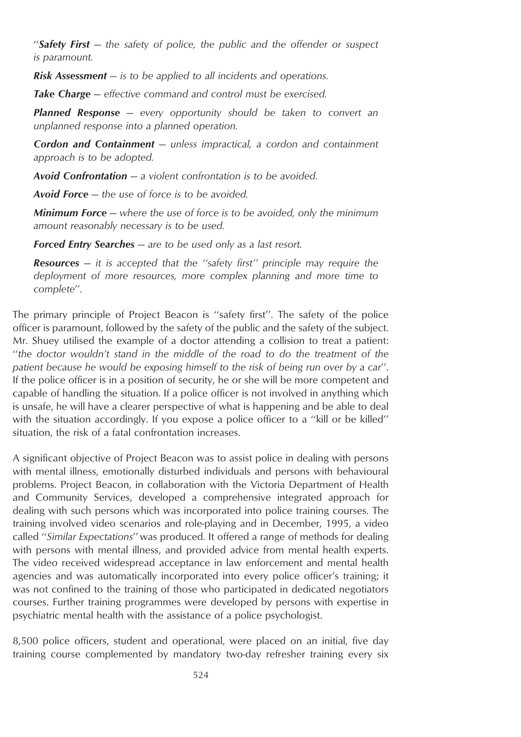''***Safety First*** *— the safety of police, the public and the offender or suspect is paramount.*

***Risk Assessment*** *— is to be applied to all incidents and operations.*

***Take Charge*** *— effective command and control must be exercised.*

***Planned Response*** *— every opportunity should be taken to convert an unplanned response into a planned operation.*

***Cordon and Containment*** *— unless impractical, a cordon and containment approach is to be adopted.*

***Avoid Confrontation*** *— a violent confrontation is to be avoided.*

***Avoid Force*** *— the use of force is to be avoided.*

***Minimum Force*** *— where the use of force is to be avoided, only the minimum amount reasonably necessary is to be used.*

***Forced Entry Searches*** *— are to be used only as a last resort.*

***Resources*** *— it is accepted that the ''safety first'' principle may require the deployment of more resources, more complex planning and more time to complete*''.

The primary principle of Project Beacon is ''safety first''. The safety of the police officer is paramount, followed by the safety of the public and the safety of the subject. Mr. Shuey utilised the example of a doctor attending a collision to treat a patient: ''*the doctor wouldn't stand in the middle of the road to do the treatment of the patient because he would be exposing himself to the risk of being run over by a car*''. If the police officer is in a position of security, he or she will be more competent and capable of handling the situation. If a police officer is not involved in anything which is unsafe, he will have a clearer perspective of what is happening and be able to deal with the situation accordingly. If you expose a police officer to a ''kill or be killed'' situation, the risk of a fatal confrontation increases.

A significant objective of Project Beacon was to assist police in dealing with persons with mental illness, emotionally disturbed individuals and persons with behavioural problems. Project Beacon, in collaboration with the Victoria Department of Health and Community Services, developed a comprehensive integrated approach for dealing with such persons which was incorporated into police training courses. The training involved video scenarios and role-playing and in December, 1995, a video called ''*Similar Expectations*'' was produced. It offered a range of methods for dealing with persons with mental illness, and provided advice from mental health experts. The video received widespread acceptance in law enforcement and mental health agencies and was automatically incorporated into every police officer's training; it was not confined to the training of those who participated in dedicated negotiators courses. Further training programmes were developed by persons with expertise in psychiatric mental health with the assistance of a police psychologist.

8,500 police officers, student and operational, were placed on an initial, five day training course complemented by mandatory two-day refresher training every six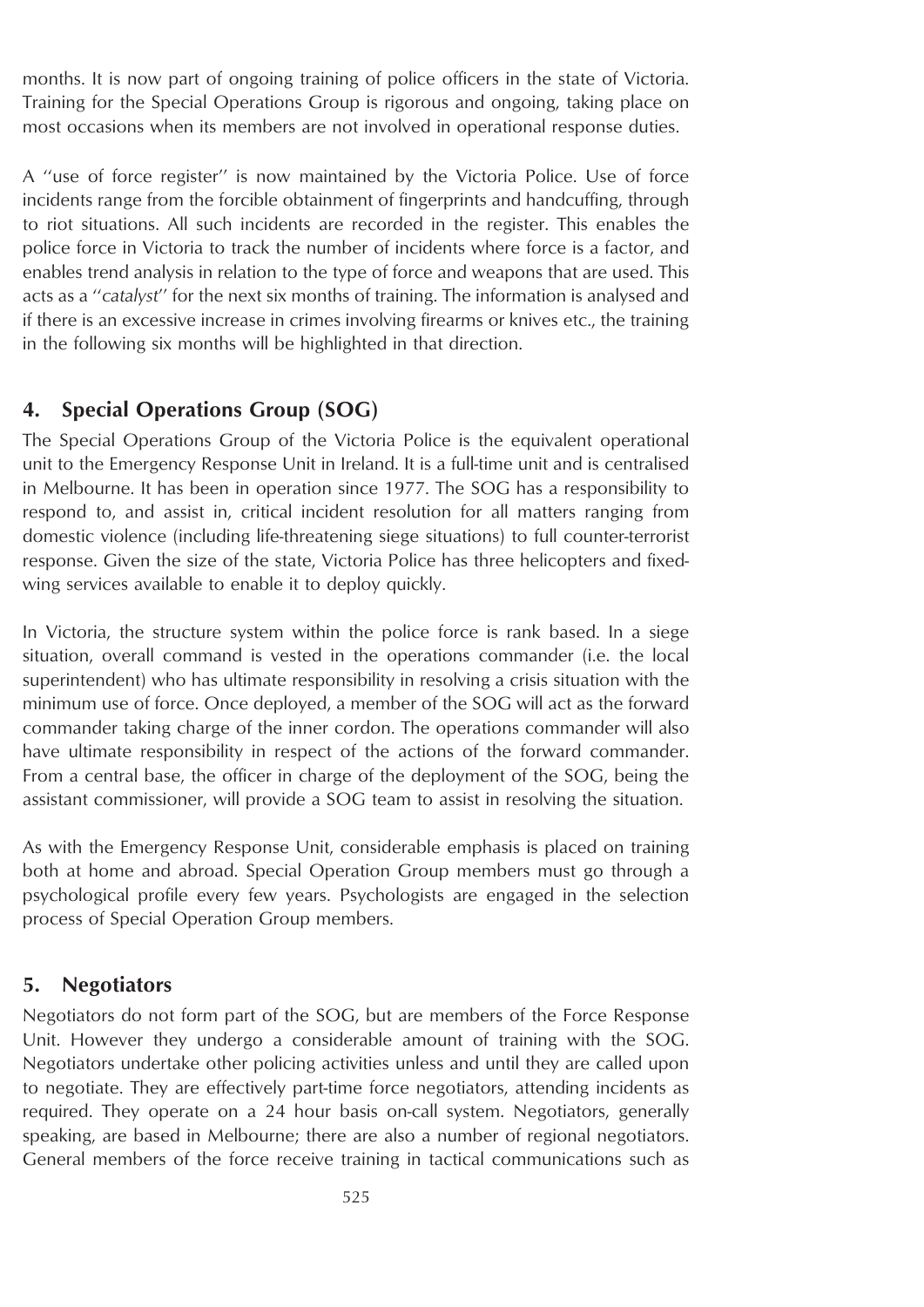months. It is now part of ongoing training of police officers in the state of Victoria. Training for the Special Operations Group is rigorous and ongoing, taking place on most occasions when its members are not involved in operational response duties.

A ''use of force register'' is now maintained by the Victoria Police. Use of force incidents range from the forcible obtainment of fingerprints and handcuffing, through to riot situations. All such incidents are recorded in the register. This enables the police force in Victoria to track the number of incidents where force is a factor, and enables trend analysis in relation to the type of force and weapons that are used. This acts as a ''*catalyst*'' for the next six months of training. The information is analysed and if there is an excessive increase in crimes involving firearms or knives etc., the training in the following six months will be highlighted in that direction.

## 4. Special Operations Group (SOG)

The Special Operations Group of the Victoria Police is the equivalent operational unit to the Emergency Response Unit in Ireland. It is a full-time unit and is centralised in Melbourne. It has been in operation since 1977. The SOG has a responsibility to respond to, and assist in, critical incident resolution for all matters ranging from domestic violence (including life-threatening siege situations) to full counter-terrorist response. Given the size of the state, Victoria Police has three helicopters and fixed-wing services available to enable it to deploy quickly.

In Victoria, the structure system within the police force is rank based. In a siege situation, overall command is vested in the operations commander (i.e. the local superintendent) who has ultimate responsibility in resolving a crisis situation with the minimum use of force. Once deployed, a member of the SOG will act as the forward commander taking charge of the inner cordon. The operations commander will also have ultimate responsibility in respect of the actions of the forward commander. From a central base, the officer in charge of the deployment of the SOG, being the assistant commissioner, will provide a SOG team to assist in resolving the situation.

As with the Emergency Response Unit, considerable emphasis is placed on training both at home and abroad. Special Operation Group members must go through a psychological profile every few years. Psychologists are engaged in the selection process of Special Operation Group members.

## 5. Negotiators

Negotiators do not form part of the SOG, but are members of the Force Response Unit. However they undergo a considerable amount of training with the SOG. Negotiators undertake other policing activities unless and until they are called upon to negotiate. They are effectively part-time force negotiators, attending incidents as required. They operate on a 24 hour basis on-call system. Negotiators, generally speaking, are based in Melbourne; there are also a number of regional negotiators. General members of the force receive training in tactical communications such as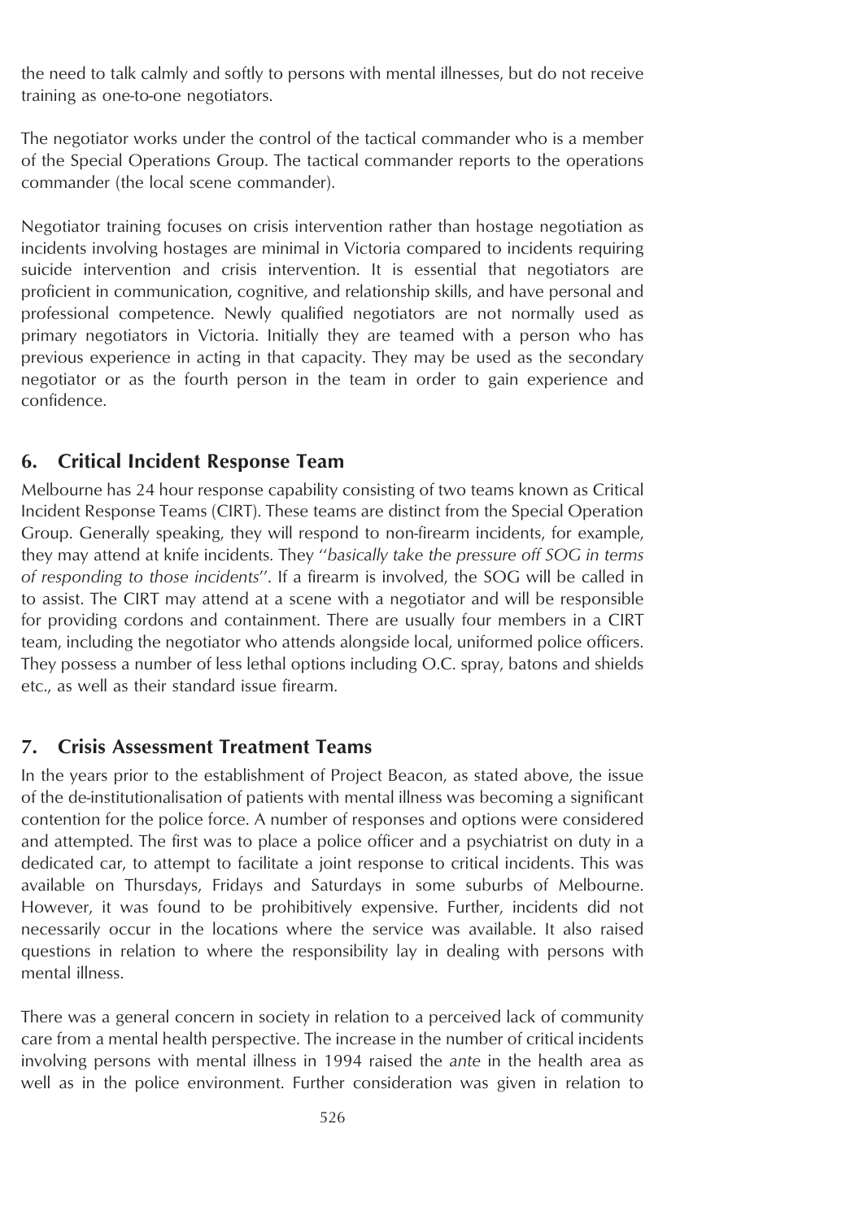the need to talk calmly and softly to persons with mental illnesses, but do not receive training as one-to-one negotiators.

The negotiator works under the control of the tactical commander who is a member of the Special Operations Group. The tactical commander reports to the operations commander (the local scene commander).

Negotiator training focuses on crisis intervention rather than hostage negotiation as incidents involving hostages are minimal in Victoria compared to incidents requiring suicide intervention and crisis intervention. It is essential that negotiators are proficient in communication, cognitive, and relationship skills, and have personal and professional competence. Newly qualified negotiators are not normally used as primary negotiators in Victoria. Initially they are teamed with a person who has previous experience in acting in that capacity. They may be used as the secondary negotiator or as the fourth person in the team in order to gain experience and confidence.

## 6. Critical Incident Response Team

Melbourne has 24 hour response capability consisting of two teams known as Critical Incident Response Teams (CIRT). These teams are distinct from the Special Operation Group. Generally speaking, they will respond to non-firearm incidents, for example, they may attend at knife incidents. They "*basically take the pressure off SOG in terms of responding to those incidents*". If a firearm is involved, the SOG will be called in to assist. The CIRT may attend at a scene with a negotiator and will be responsible for providing cordons and containment. There are usually four members in a CIRT team, including the negotiator who attends alongside local, uniformed police officers. They possess a number of less lethal options including O.C. spray, batons and shields etc., as well as their standard issue firearm.

## 7. Crisis Assessment Treatment Teams

In the years prior to the establishment of Project Beacon, as stated above, the issue of the de-institutionalisation of patients with mental illness was becoming a significant contention for the police force. A number of responses and options were considered and attempted. The first was to place a police officer and a psychiatrist on duty in a dedicated car, to attempt to facilitate a joint response to critical incidents. This was available on Thursdays, Fridays and Saturdays in some suburbs of Melbourne. However, it was found to be prohibitively expensive. Further, incidents did not necessarily occur in the locations where the service was available. It also raised questions in relation to where the responsibility lay in dealing with persons with mental illness.

There was a general concern in society in relation to a perceived lack of community care from a mental health perspective. The increase in the number of critical incidents involving persons with mental illness in 1994 raised the *ante* in the health area as well as in the police environment. Further consideration was given in relation to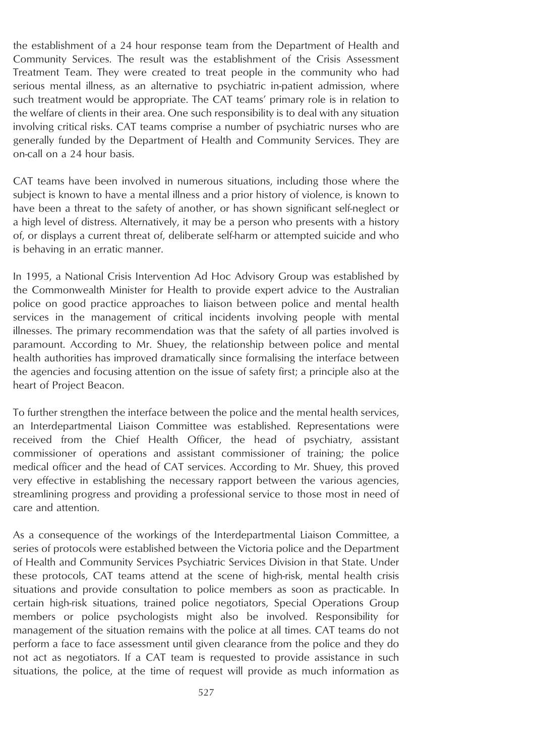the establishment of a 24 hour response team from the Department of Health and Community Services. The result was the establishment of the Crisis Assessment Treatment Team. They were created to treat people in the community who had serious mental illness, as an alternative to psychiatric in-patient admission, where such treatment would be appropriate. The CAT teams' primary role is in relation to the welfare of clients in their area. One such responsibility is to deal with any situation involving critical risks. CAT teams comprise a number of psychiatric nurses who are generally funded by the Department of Health and Community Services. They are on-call on a 24 hour basis.

CAT teams have been involved in numerous situations, including those where the subject is known to have a mental illness and a prior history of violence, is known to have been a threat to the safety of another, or has shown significant self-neglect or a high level of distress. Alternatively, it may be a person who presents with a history of, or displays a current threat of, deliberate self-harm or attempted suicide and who is behaving in an erratic manner.

In 1995, a National Crisis Intervention Ad Hoc Advisory Group was established by the Commonwealth Minister for Health to provide expert advice to the Australian police on good practice approaches to liaison between police and mental health services in the management of critical incidents involving people with mental illnesses. The primary recommendation was that the safety of all parties involved is paramount. According to Mr. Shuey, the relationship between police and mental health authorities has improved dramatically since formalising the interface between the agencies and focusing attention on the issue of safety first; a principle also at the heart of Project Beacon.

To further strengthen the interface between the police and the mental health services, an Interdepartmental Liaison Committee was established. Representations were received from the Chief Health Officer, the head of psychiatry, assistant commissioner of operations and assistant commissioner of training; the police medical officer and the head of CAT services. According to Mr. Shuey, this proved very effective in establishing the necessary rapport between the various agencies, streamlining progress and providing a professional service to those most in need of care and attention.

As a consequence of the workings of the Interdepartmental Liaison Committee, a series of protocols were established between the Victoria police and the Department of Health and Community Services Psychiatric Services Division in that State. Under these protocols, CAT teams attend at the scene of high-risk, mental health crisis situations and provide consultation to police members as soon as practicable. In certain high-risk situations, trained police negotiators, Special Operations Group members or police psychologists might also be involved. Responsibility for management of the situation remains with the police at all times. CAT teams do not perform a face to face assessment until given clearance from the police and they do not act as negotiators. If a CAT team is requested to provide assistance in such situations, the police, at the time of request will provide as much information as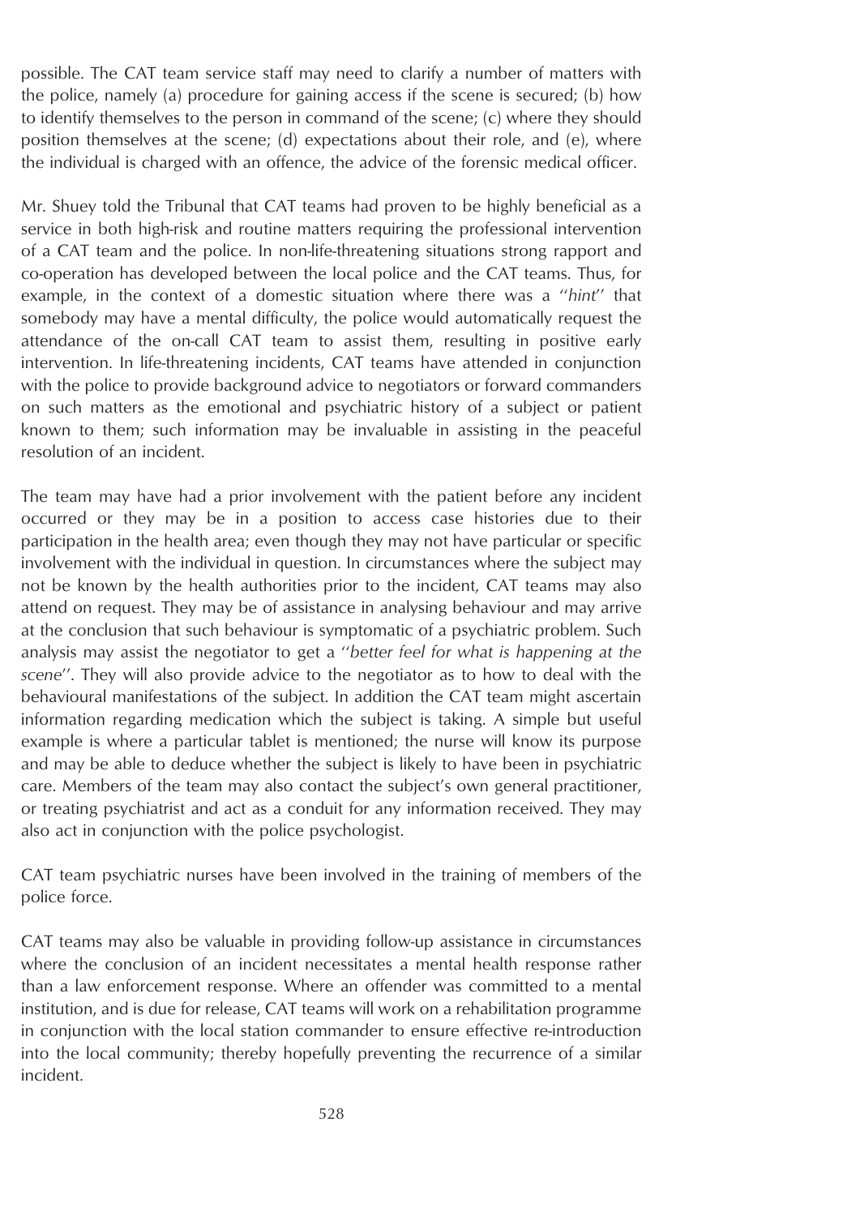possible. The CAT team service staff may need to clarify a number of matters with the police, namely (a) procedure for gaining access if the scene is secured; (b) how to identify themselves to the person in command of the scene; (c) where they should position themselves at the scene; (d) expectations about their role, and (e), where the individual is charged with an offence, the advice of the forensic medical officer.

Mr. Shuey told the Tribunal that CAT teams had proven to be highly beneficial as a service in both high-risk and routine matters requiring the professional intervention of a CAT team and the police. In non-life-threatening situations strong rapport and co-operation has developed between the local police and the CAT teams. Thus, for example, in the context of a domestic situation where there was a ''*hint*'' that somebody may have a mental difficulty, the police would automatically request the attendance of the on-call CAT team to assist them, resulting in positive early intervention. In life-threatening incidents, CAT teams have attended in conjunction with the police to provide background advice to negotiators or forward commanders on such matters as the emotional and psychiatric history of a subject or patient known to them; such information may be invaluable in assisting in the peaceful resolution of an incident.

The team may have had a prior involvement with the patient before any incident occurred or they may be in a position to access case histories due to their participation in the health area; even though they may not have particular or specific involvement with the individual in question. In circumstances where the subject may not be known by the health authorities prior to the incident, CAT teams may also attend on request. They may be of assistance in analysing behaviour and may arrive at the conclusion that such behaviour is symptomatic of a psychiatric problem. Such analysis may assist the negotiator to get a ''*better feel for what is happening at the scene*''. They will also provide advice to the negotiator as to how to deal with the behavioural manifestations of the subject. In addition the CAT team might ascertain information regarding medication which the subject is taking. A simple but useful example is where a particular tablet is mentioned; the nurse will know its purpose and may be able to deduce whether the subject is likely to have been in psychiatric care. Members of the team may also contact the subject's own general practitioner, or treating psychiatrist and act as a conduit for any information received. They may also act in conjunction with the police psychologist.

CAT team psychiatric nurses have been involved in the training of members of the police force.

CAT teams may also be valuable in providing follow-up assistance in circumstances where the conclusion of an incident necessitates a mental health response rather than a law enforcement response. Where an offender was committed to a mental institution, and is due for release, CAT teams will work on a rehabilitation programme in conjunction with the local station commander to ensure effective re-introduction into the local community; thereby hopefully preventing the recurrence of a similar incident.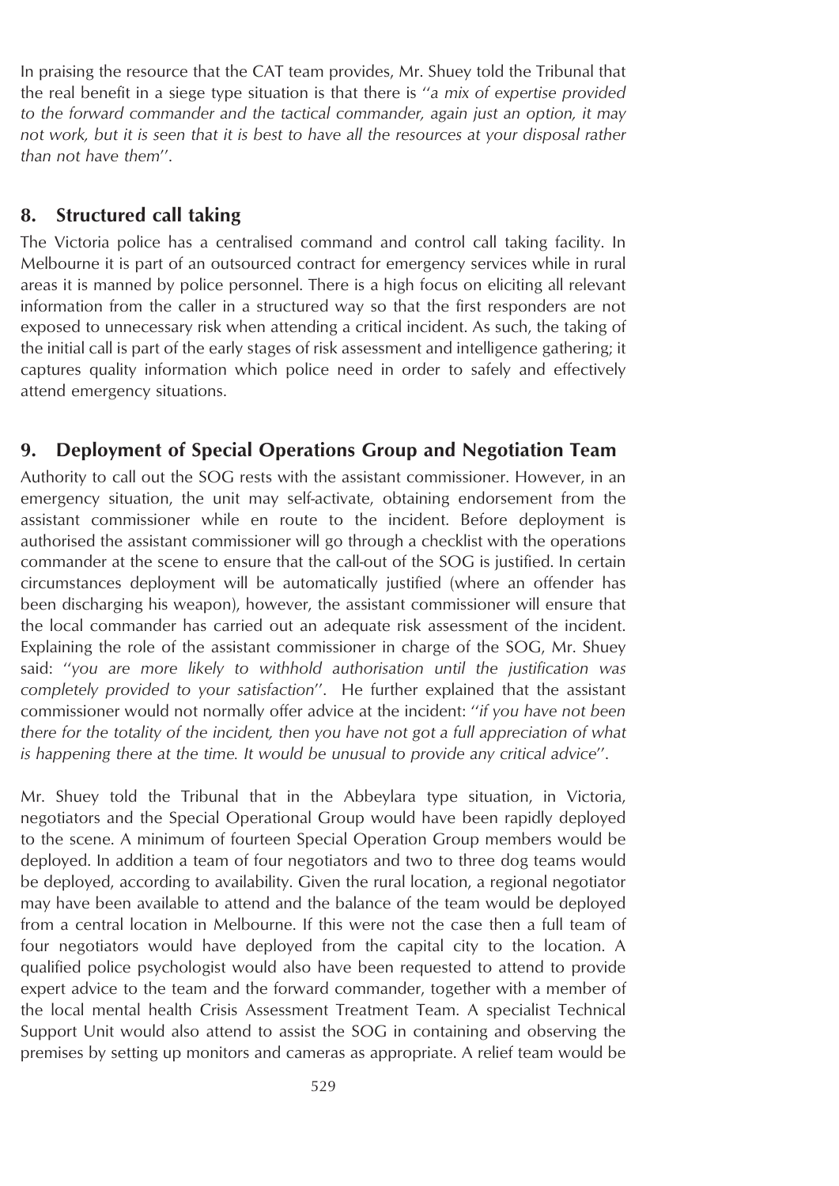In praising the resource that the CAT team provides, Mr. Shuey told the Tribunal that the real benefit in a siege type situation is that there is ''*a mix of expertise provided to the forward commander and the tactical commander, again just an option, it may not work, but it is seen that it is best to have all the resources at your disposal rather than not have them*''.

## 8. Structured call taking

The Victoria police has a centralised command and control call taking facility. In Melbourne it is part of an outsourced contract for emergency services while in rural areas it is manned by police personnel. There is a high focus on eliciting all relevant information from the caller in a structured way so that the first responders are not exposed to unnecessary risk when attending a critical incident. As such, the taking of the initial call is part of the early stages of risk assessment and intelligence gathering; it captures quality information which police need in order to safely and effectively attend emergency situations.

## 9. Deployment of Special Operations Group and Negotiation Team

Authority to call out the SOG rests with the assistant commissioner. However, in an emergency situation, the unit may self-activate, obtaining endorsement from the assistant commissioner while en route to the incident. Before deployment is authorised the assistant commissioner will go through a checklist with the operations commander at the scene to ensure that the call-out of the SOG is justified. In certain circumstances deployment will be automatically justified (where an offender has been discharging his weapon), however, the assistant commissioner will ensure that the local commander has carried out an adequate risk assessment of the incident. Explaining the role of the assistant commissioner in charge of the SOG, Mr. Shuey said: ''*you are more likely to withhold authorisation until the justification was completely provided to your satisfaction*''. He further explained that the assistant commissioner would not normally offer advice at the incident: ''*if you have not been there for the totality of the incident, then you have not got a full appreciation of what is happening there at the time. It would be unusual to provide any critical advice*''.

Mr. Shuey told the Tribunal that in the Abbeylara type situation, in Victoria, negotiators and the Special Operational Group would have been rapidly deployed to the scene. A minimum of fourteen Special Operation Group members would be deployed. In addition a team of four negotiators and two to three dog teams would be deployed, according to availability. Given the rural location, a regional negotiator may have been available to attend and the balance of the team would be deployed from a central location in Melbourne. If this were not the case then a full team of four negotiators would have deployed from the capital city to the location. A qualified police psychologist would also have been requested to attend to provide expert advice to the team and the forward commander, together with a member of the local mental health Crisis Assessment Treatment Team. A specialist Technical Support Unit would also attend to assist the SOG in containing and observing the premises by setting up monitors and cameras as appropriate. A relief team would be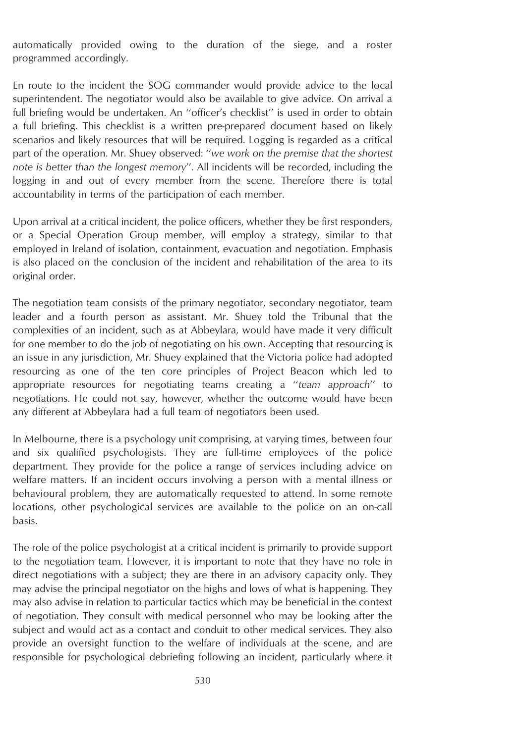automatically provided owing to the duration of the siege, and a roster programmed accordingly.

En route to the incident the SOG commander would provide advice to the local superintendent. The negotiator would also be available to give advice. On arrival a full briefing would be undertaken. An ''officer's checklist'' is used in order to obtain a full briefing. This checklist is a written pre-prepared document based on likely scenarios and likely resources that will be required. Logging is regarded as a critical part of the operation. Mr. Shuey observed: ''*we work on the premise that the shortest note is better than the longest memory*''. All incidents will be recorded, including the logging in and out of every member from the scene. Therefore there is total accountability in terms of the participation of each member.

Upon arrival at a critical incident, the police officers, whether they be first responders, or a Special Operation Group member, will employ a strategy, similar to that employed in Ireland of isolation, containment, evacuation and negotiation. Emphasis is also placed on the conclusion of the incident and rehabilitation of the area to its original order.

The negotiation team consists of the primary negotiator, secondary negotiator, team leader and a fourth person as assistant. Mr. Shuey told the Tribunal that the complexities of an incident, such as at Abbeylara, would have made it very difficult for one member to do the job of negotiating on his own. Accepting that resourcing is an issue in any jurisdiction, Mr. Shuey explained that the Victoria police had adopted resourcing as one of the ten core principles of Project Beacon which led to appropriate resources for negotiating teams creating a ''*team approach*'' to negotiations. He could not say, however, whether the outcome would have been any different at Abbeylara had a full team of negotiators been used.

In Melbourne, there is a psychology unit comprising, at varying times, between four and six qualified psychologists. They are full-time employees of the police department. They provide for the police a range of services including advice on welfare matters. If an incident occurs involving a person with a mental illness or behavioural problem, they are automatically requested to attend. In some remote locations, other psychological services are available to the police on an on-call basis.

The role of the police psychologist at a critical incident is primarily to provide support to the negotiation team. However, it is important to note that they have no role in direct negotiations with a subject; they are there in an advisory capacity only. They may advise the principal negotiator on the highs and lows of what is happening. They may also advise in relation to particular tactics which may be beneficial in the context of negotiation. They consult with medical personnel who may be looking after the subject and would act as a contact and conduit to other medical services. They also provide an oversight function to the welfare of individuals at the scene, and are responsible for psychological debriefing following an incident, particularly where it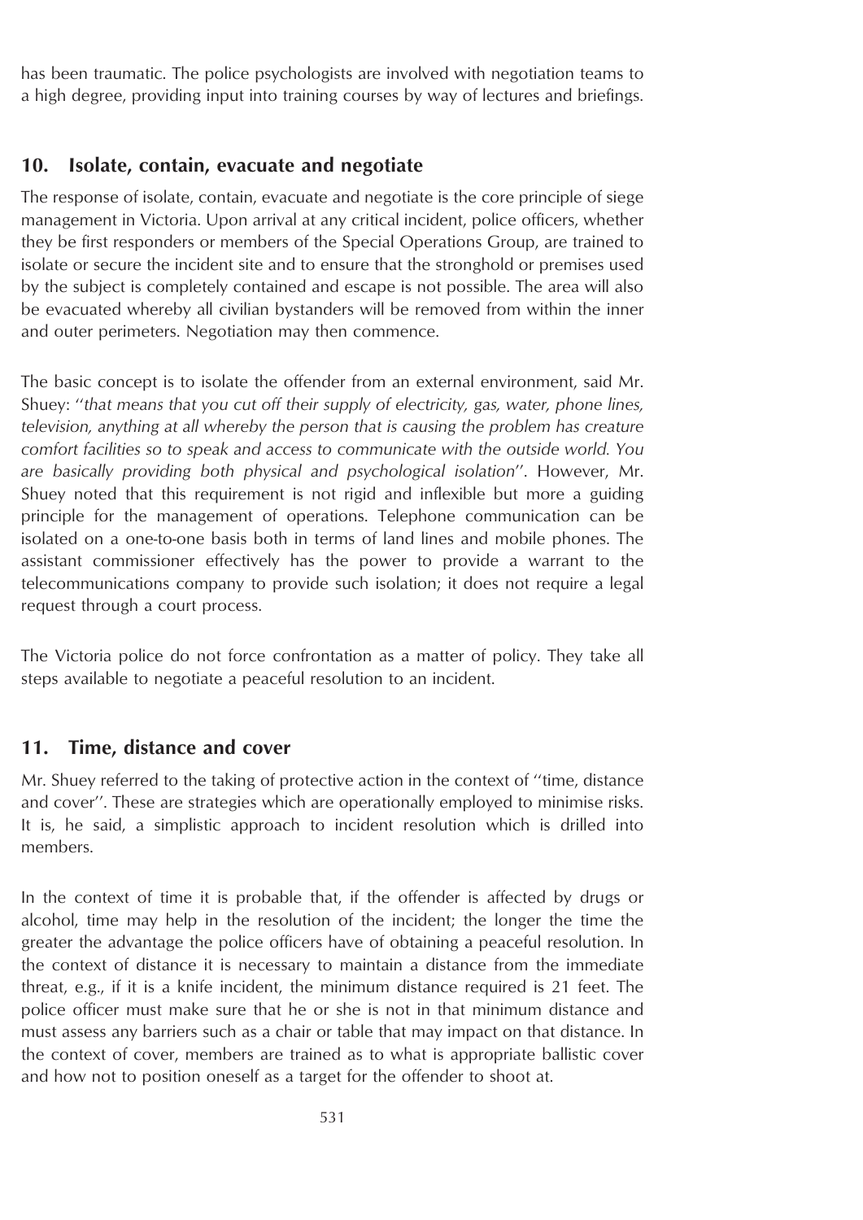has been traumatic. The police psychologists are involved with negotiation teams to a high degree, providing input into training courses by way of lectures and briefings.

## 10. Isolate, contain, evacuate and negotiate

The response of isolate, contain, evacuate and negotiate is the core principle of siege management in Victoria. Upon arrival at any critical incident, police officers, whether they be first responders or members of the Special Operations Group, are trained to isolate or secure the incident site and to ensure that the stronghold or premises used by the subject is completely contained and escape is not possible. The area will also be evacuated whereby all civilian bystanders will be removed from within the inner and outer perimeters. Negotiation may then commence.

The basic concept is to isolate the offender from an external environment, said Mr. Shuey: "*that means that you cut off their supply of electricity, gas, water, phone lines, television, anything at all whereby the person that is causing the problem has creature comfort facilities so to speak and access to communicate with the outside world. You are basically providing both physical and psychological isolation*". However, Mr. Shuey noted that this requirement is not rigid and inflexible but more a guiding principle for the management of operations. Telephone communication can be isolated on a one-to-one basis both in terms of land lines and mobile phones. The assistant commissioner effectively has the power to provide a warrant to the telecommunications company to provide such isolation; it does not require a legal request through a court process.

The Victoria police do not force confrontation as a matter of policy. They take all steps available to negotiate a peaceful resolution to an incident.

## 11. Time, distance and cover

Mr. Shuey referred to the taking of protective action in the context of "time, distance and cover". These are strategies which are operationally employed to minimise risks. It is, he said, a simplistic approach to incident resolution which is drilled into members.

In the context of time it is probable that, if the offender is affected by drugs or alcohol, time may help in the resolution of the incident; the longer the time the greater the advantage the police officers have of obtaining a peaceful resolution. In the context of distance it is necessary to maintain a distance from the immediate threat, e.g., if it is a knife incident, the minimum distance required is 21 feet. The police officer must make sure that he or she is not in that minimum distance and must assess any barriers such as a chair or table that may impact on that distance. In the context of cover, members are trained as to what is appropriate ballistic cover and how not to position oneself as a target for the offender to shoot at.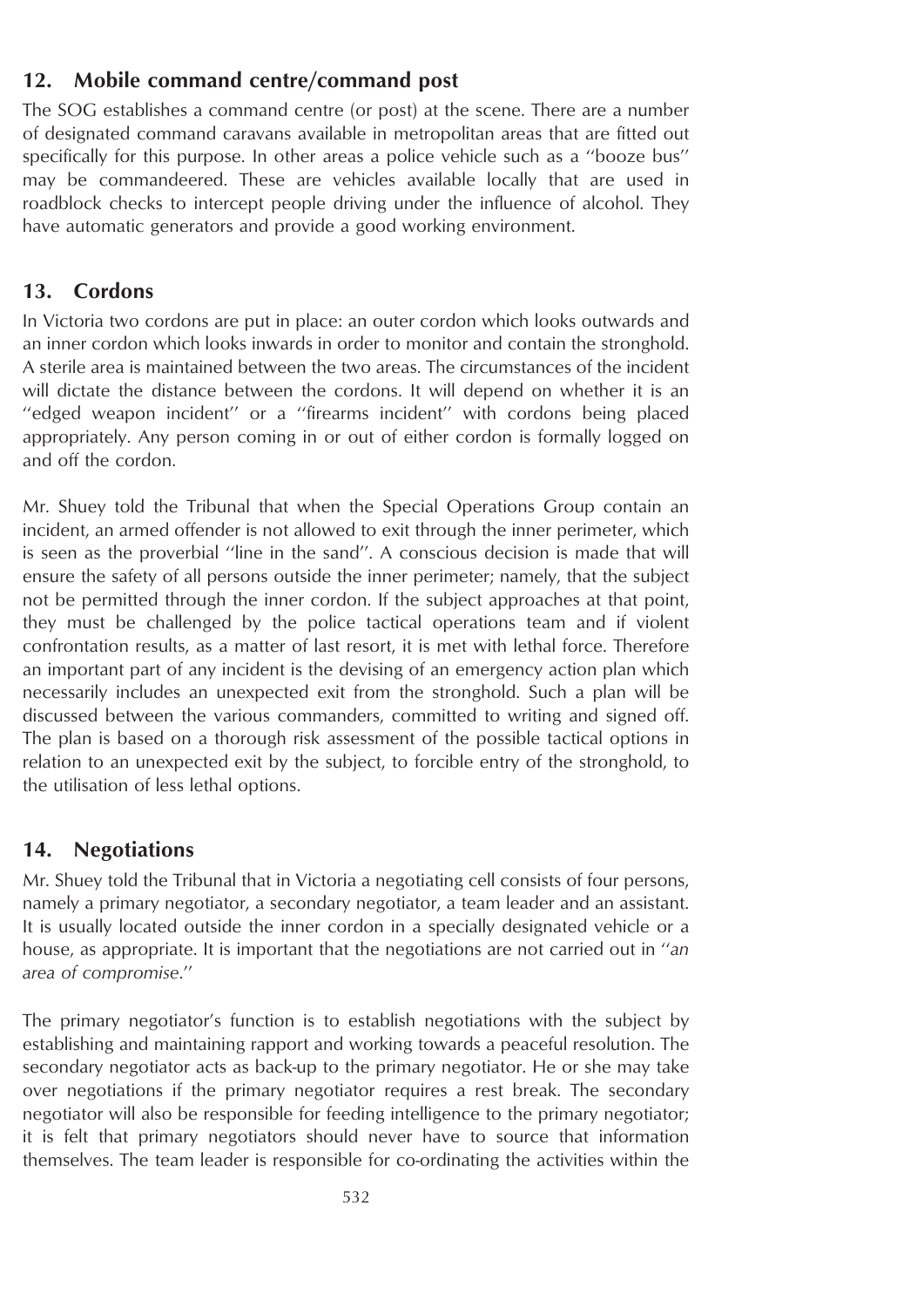## 12. Mobile command centre/command post

The SOG establishes a command centre (or post) at the scene. There are a number of designated command caravans available in metropolitan areas that are fitted out specifically for this purpose. In other areas a police vehicle such as a ''booze bus'' may be commandeered. These are vehicles available locally that are used in roadblock checks to intercept people driving under the influence of alcohol. They have automatic generators and provide a good working environment.

## 13. Cordons

In Victoria two cordons are put in place: an outer cordon which looks outwards and an inner cordon which looks inwards in order to monitor and contain the stronghold. A sterile area is maintained between the two areas. The circumstances of the incident will dictate the distance between the cordons. It will depend on whether it is an ''edged weapon incident'' or a ''firearms incident'' with cordons being placed appropriately. Any person coming in or out of either cordon is formally logged on and off the cordon.

Mr. Shuey told the Tribunal that when the Special Operations Group contain an incident, an armed offender is not allowed to exit through the inner perimeter, which is seen as the proverbial ''line in the sand''. A conscious decision is made that will ensure the safety of all persons outside the inner perimeter; namely, that the subject not be permitted through the inner cordon. If the subject approaches at that point, they must be challenged by the police tactical operations team and if violent confrontation results, as a matter of last resort, it is met with lethal force. Therefore an important part of any incident is the devising of an emergency action plan which necessarily includes an unexpected exit from the stronghold. Such a plan will be discussed between the various commanders, committed to writing and signed off. The plan is based on a thorough risk assessment of the possible tactical options in relation to an unexpected exit by the subject, to forcible entry of the stronghold, to the utilisation of less lethal options.

## 14. Negotiations

Mr. Shuey told the Tribunal that in Victoria a negotiating cell consists of four persons, namely a primary negotiator, a secondary negotiator, a team leader and an assistant. It is usually located outside the inner cordon in a specially designated vehicle or a house, as appropriate. It is important that the negotiations are not carried out in ''*an area of compromise*.''

The primary negotiator's function is to establish negotiations with the subject by establishing and maintaining rapport and working towards a peaceful resolution. The secondary negotiator acts as back-up to the primary negotiator. He or she may take over negotiations if the primary negotiator requires a rest break. The secondary negotiator will also be responsible for feeding intelligence to the primary negotiator; it is felt that primary negotiators should never have to source that information themselves. The team leader is responsible for co-ordinating the activities within the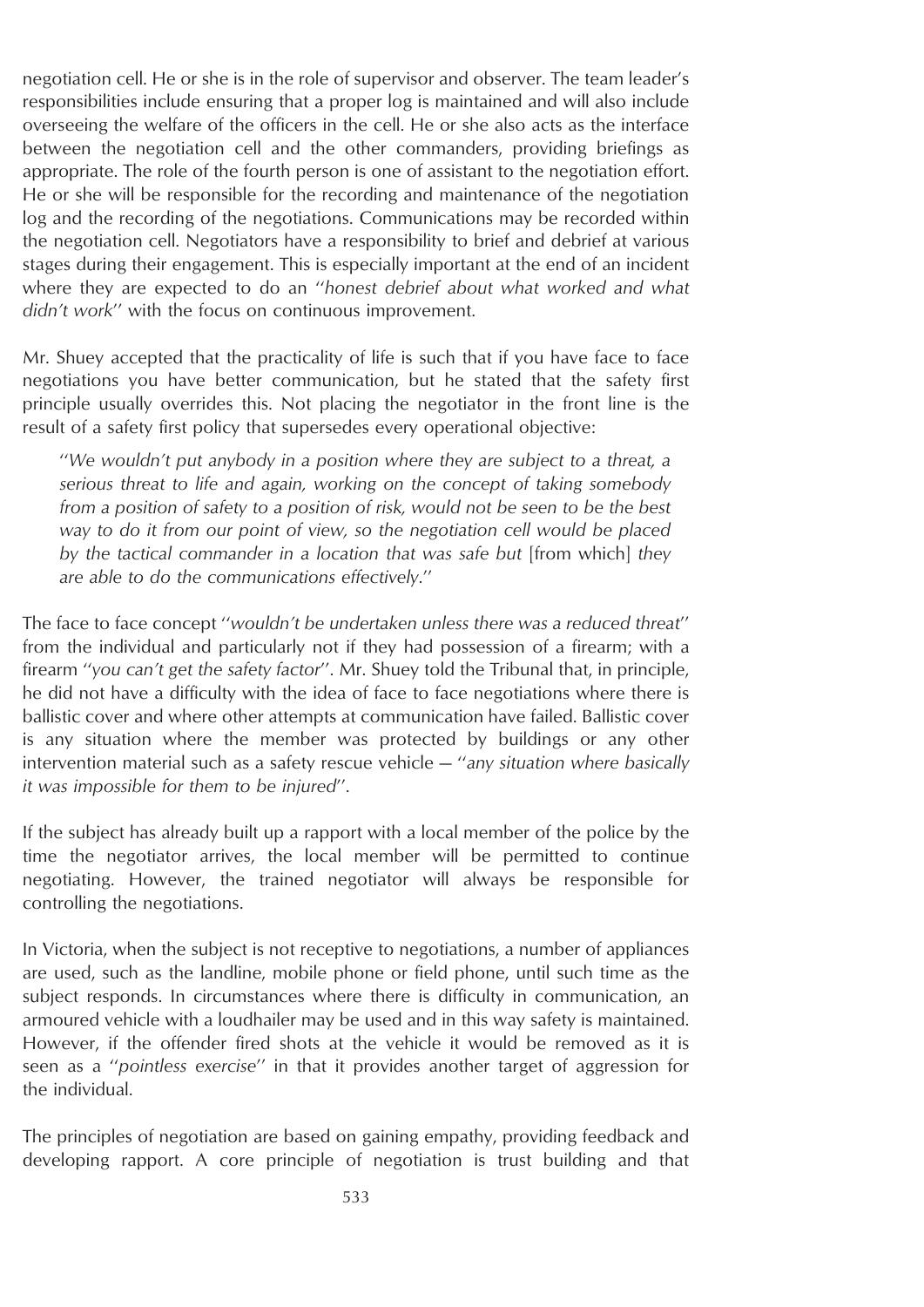negotiation cell. He or she is in the role of supervisor and observer. The team leader's responsibilities include ensuring that a proper log is maintained and will also include overseeing the welfare of the officers in the cell. He or she also acts as the interface between the negotiation cell and the other commanders, providing briefings as appropriate. The role of the fourth person is one of assistant to the negotiation effort. He or she will be responsible for the recording and maintenance of the negotiation log and the recording of the negotiations. Communications may be recorded within the negotiation cell. Negotiators have a responsibility to brief and debrief at various stages during their engagement. This is especially important at the end of an incident where they are expected to do an "*honest debrief about what worked and what didn't work*" with the focus on continuous improvement.

Mr. Shuey accepted that the practicality of life is such that if you have face to face negotiations you have better communication, but he stated that the safety first principle usually overrides this. Not placing the negotiator in the front line is the result of a safety first policy that supersedes every operational objective:

> "*We wouldn't put anybody in a position where they are subject to a threat, a serious threat to life and again, working on the concept of taking somebody from a position of safety to a position of risk, would not be seen to be the best way to do it from our point of view, so the negotiation cell would be placed by the tactical commander in a location that was safe but* [from which] *they are able to do the communications effectively.*"

The face to face concept "*wouldn't be undertaken unless there was a reduced threat*" from the individual and particularly not if they had possession of a firearm; with a firearm "*you can't get the safety factor*". Mr. Shuey told the Tribunal that, in principle, he did not have a difficulty with the idea of face to face negotiations where there is ballistic cover and where other attempts at communication have failed. Ballistic cover is any situation where the member was protected by buildings or any other intervention material such as a safety rescue vehicle — "*any situation where basically it was impossible for them to be injured*".

If the subject has already built up a rapport with a local member of the police by the time the negotiator arrives, the local member will be permitted to continue negotiating. However, the trained negotiator will always be responsible for controlling the negotiations.

In Victoria, when the subject is not receptive to negotiations, a number of appliances are used, such as the landline, mobile phone or field phone, until such time as the subject responds. In circumstances where there is difficulty in communication, an armoured vehicle with a loudhailer may be used and in this way safety is maintained. However, if the offender fired shots at the vehicle it would be removed as it is seen as a "*pointless exercise*" in that it provides another target of aggression for the individual.

The principles of negotiation are based on gaining empathy, providing feedback and developing rapport. A core principle of negotiation is trust building and that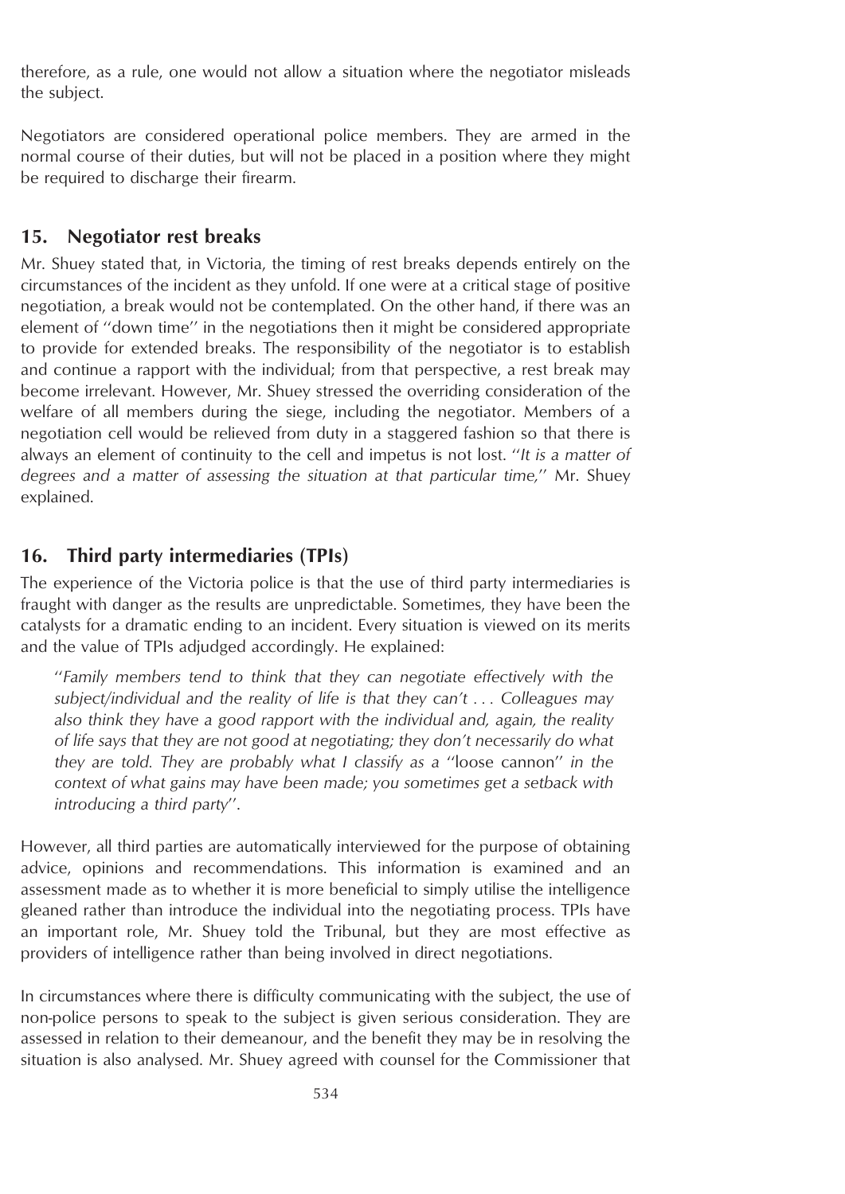therefore, as a rule, one would not allow a situation where the negotiator misleads the subject.

Negotiators are considered operational police members. They are armed in the normal course of their duties, but will not be placed in a position where they might be required to discharge their firearm.

## 15. Negotiator rest breaks

Mr. Shuey stated that, in Victoria, the timing of rest breaks depends entirely on the circumstances of the incident as they unfold. If one were at a critical stage of positive negotiation, a break would not be contemplated. On the other hand, if there was an element of ''down time'' in the negotiations then it might be considered appropriate to provide for extended breaks. The responsibility of the negotiator is to establish and continue a rapport with the individual; from that perspective, a rest break may become irrelevant. However, Mr. Shuey stressed the overriding consideration of the welfare of all members during the siege, including the negotiator. Members of a negotiation cell would be relieved from duty in a staggered fashion so that there is always an element of continuity to the cell and impetus is not lost. ''*It is a matter of degrees and a matter of assessing the situation at that particular time,*'' Mr. Shuey explained.

## 16. Third party intermediaries (TPIs)

The experience of the Victoria police is that the use of third party intermediaries is fraught with danger as the results are unpredictable. Sometimes, they have been the catalysts for a dramatic ending to an incident. Every situation is viewed on its merits and the value of TPIs adjudged accordingly. He explained:

> ''*Family members tend to think that they can negotiate effectively with the subject/individual and the reality of life is that they can't . . . Colleagues may also think they have a good rapport with the individual and, again, the reality of life says that they are not good at negotiating; they don't necessarily do what they are told. They are probably what I classify as a* ''loose cannon'' *in the context of what gains may have been made; you sometimes get a setback with introducing a third party*''.

However, all third parties are automatically interviewed for the purpose of obtaining advice, opinions and recommendations. This information is examined and an assessment made as to whether it is more beneficial to simply utilise the intelligence gleaned rather than introduce the individual into the negotiating process. TPIs have an important role, Mr. Shuey told the Tribunal, but they are most effective as providers of intelligence rather than being involved in direct negotiations.

In circumstances where there is difficulty communicating with the subject, the use of non-police persons to speak to the subject is given serious consideration. They are assessed in relation to their demeanour, and the benefit they may be in resolving the situation is also analysed. Mr. Shuey agreed with counsel for the Commissioner that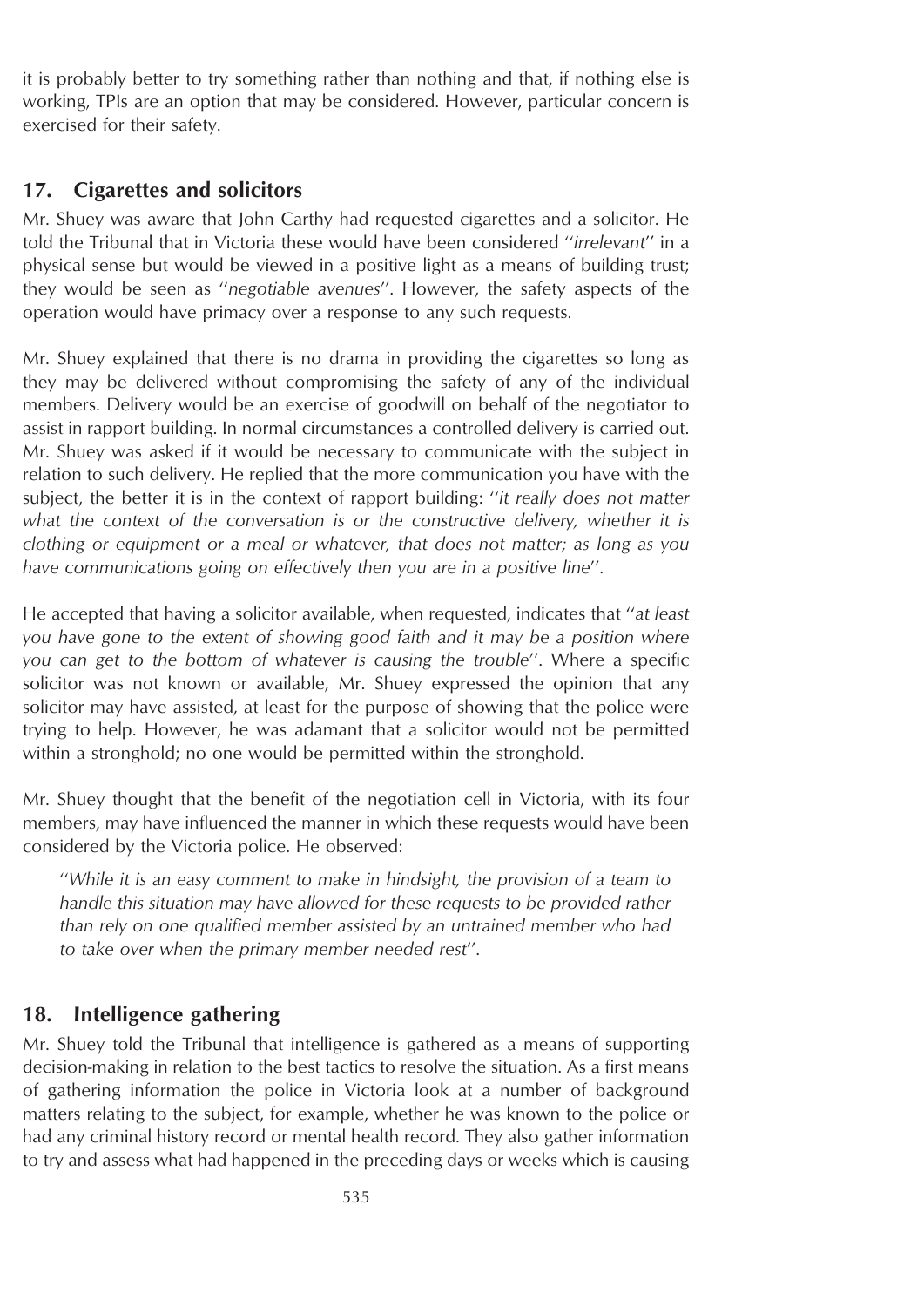it is probably better to try something rather than nothing and that, if nothing else is working, TPIs are an option that may be considered. However, particular concern is exercised for their safety.

## 17. Cigarettes and solicitors

Mr. Shuey was aware that John Carthy had requested cigarettes and a solicitor. He told the Tribunal that in Victoria these would have been considered ''*irrelevant*'' in a physical sense but would be viewed in a positive light as a means of building trust; they would be seen as ''*negotiable avenues*''. However, the safety aspects of the operation would have primacy over a response to any such requests.

Mr. Shuey explained that there is no drama in providing the cigarettes so long as they may be delivered without compromising the safety of any of the individual members. Delivery would be an exercise of goodwill on behalf of the negotiator to assist in rapport building. In normal circumstances a controlled delivery is carried out. Mr. Shuey was asked if it would be necessary to communicate with the subject in relation to such delivery. He replied that the more communication you have with the subject, the better it is in the context of rapport building: ''*it really does not matter what the context of the conversation is or the constructive delivery, whether it is clothing or equipment or a meal or whatever, that does not matter; as long as you have communications going on effectively then you are in a positive line*''.

He accepted that having a solicitor available, when requested, indicates that ''*at least you have gone to the extent of showing good faith and it may be a position where you can get to the bottom of whatever is causing the trouble*''. Where a specific solicitor was not known or available, Mr. Shuey expressed the opinion that any solicitor may have assisted, at least for the purpose of showing that the police were trying to help. However, he was adamant that a solicitor would not be permitted within a stronghold; no one would be permitted within the stronghold.

Mr. Shuey thought that the benefit of the negotiation cell in Victoria, with its four members, may have influenced the manner in which these requests would have been considered by the Victoria police. He observed:

> ''*While it is an easy comment to make in hindsight, the provision of a team to handle this situation may have allowed for these requests to be provided rather than rely on one qualified member assisted by an untrained member who had to take over when the primary member needed rest*''.

## 18. Intelligence gathering

Mr. Shuey told the Tribunal that intelligence is gathered as a means of supporting decision-making in relation to the best tactics to resolve the situation. As a first means of gathering information the police in Victoria look at a number of background matters relating to the subject, for example, whether he was known to the police or had any criminal history record or mental health record. They also gather information to try and assess what had happened in the preceding days or weeks which is causing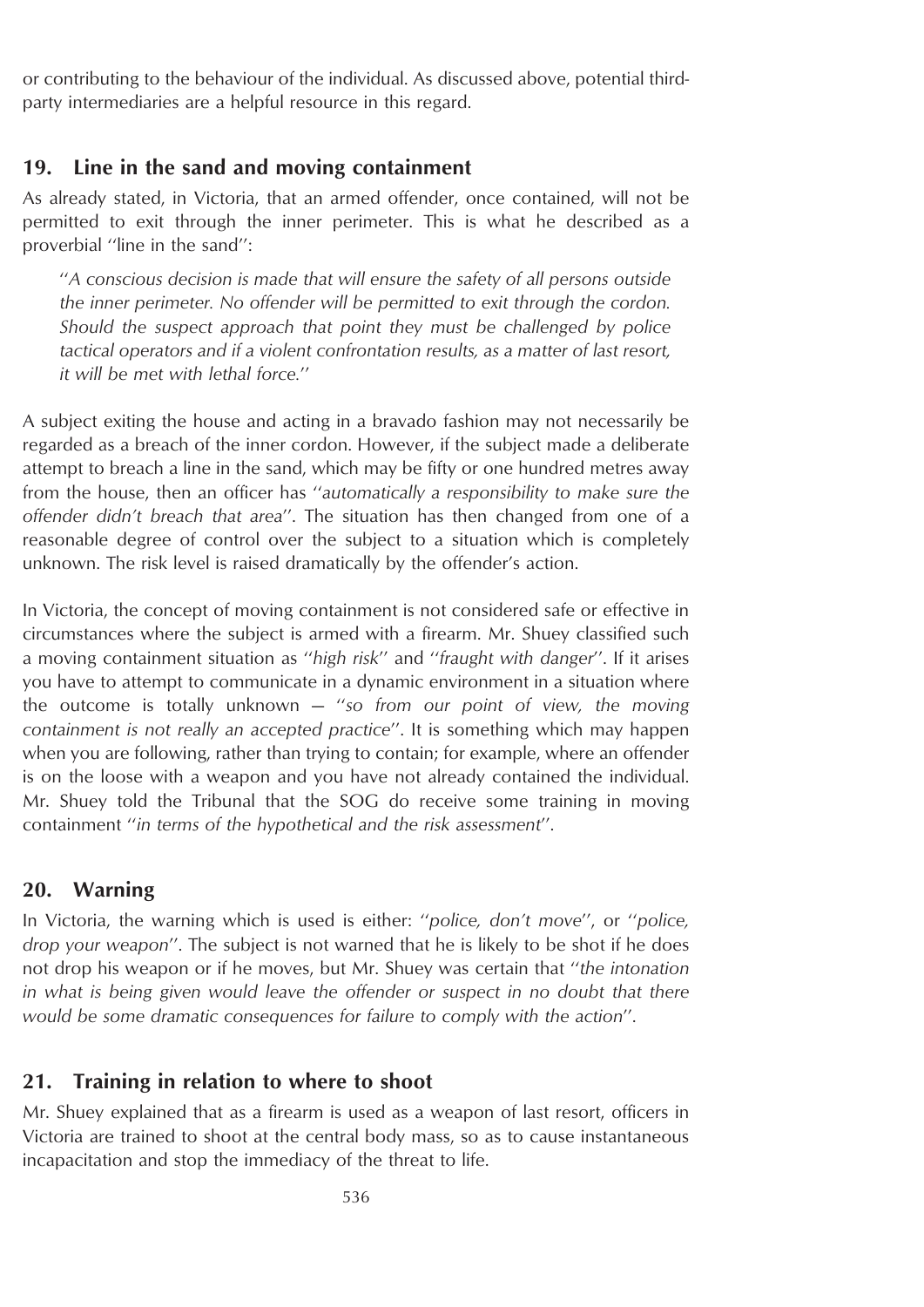or contributing to the behaviour of the individual. As discussed above, potential third-party intermediaries are a helpful resource in this regard.

## 19. Line in the sand and moving containment

As already stated, in Victoria, that an armed offender, once contained, will not be permitted to exit through the inner perimeter. This is what he described as a proverbial "line in the sand":

> "*A conscious decision is made that will ensure the safety of all persons outside the inner perimeter. No offender will be permitted to exit through the cordon. Should the suspect approach that point they must be challenged by police tactical operators and if a violent confrontation results, as a matter of last resort, it will be met with lethal force.*"

A subject exiting the house and acting in a bravado fashion may not necessarily be regarded as a breach of the inner cordon. However, if the subject made a deliberate attempt to breach a line in the sand, which may be fifty or one hundred metres away from the house, then an officer has "*automatically a responsibility to make sure the offender didn't breach that area*". The situation has then changed from one of a reasonable degree of control over the subject to a situation which is completely unknown. The risk level is raised dramatically by the offender's action.

In Victoria, the concept of moving containment is not considered safe or effective in circumstances where the subject is armed with a firearm. Mr. Shuey classified such a moving containment situation as "*high risk*" and "*fraught with danger*". If it arises you have to attempt to communicate in a dynamic environment in a situation where the outcome is totally unknown — "*so from our point of view, the moving containment is not really an accepted practice*". It is something which may happen when you are following, rather than trying to contain; for example, where an offender is on the loose with a weapon and you have not already contained the individual. Mr. Shuey told the Tribunal that the SOG do receive some training in moving containment "*in terms of the hypothetical and the risk assessment*".

## 20. Warning

In Victoria, the warning which is used is either: "*police, don't move*", or "*police, drop your weapon*". The subject is not warned that he is likely to be shot if he does not drop his weapon or if he moves, but Mr. Shuey was certain that "*the intonation in what is being given would leave the offender or suspect in no doubt that there would be some dramatic consequences for failure to comply with the action*".

## 21. Training in relation to where to shoot

Mr. Shuey explained that as a firearm is used as a weapon of last resort, officers in Victoria are trained to shoot at the central body mass, so as to cause instantaneous incapacitation and stop the immediacy of the threat to life.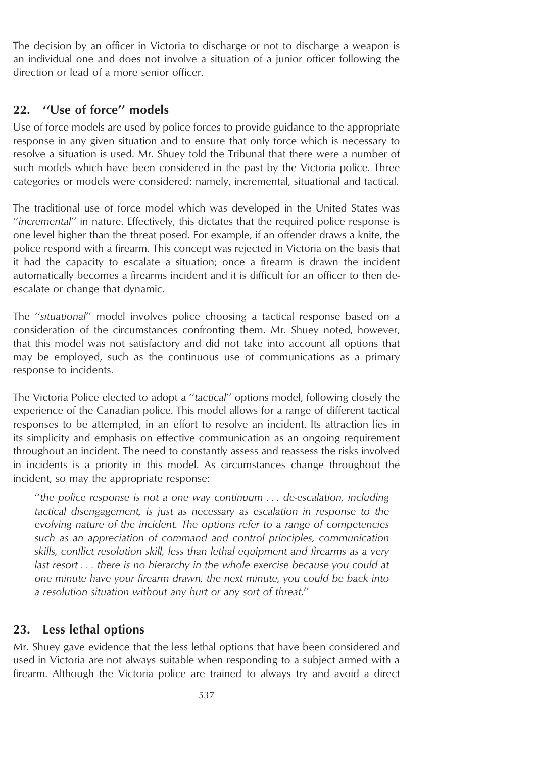The decision by an officer in Victoria to discharge or not to discharge a weapon is an individual one and does not involve a situation of a junior officer following the direction or lead of a more senior officer.

## 22. ''Use of force'' models

Use of force models are used by police forces to provide guidance to the appropriate response in any given situation and to ensure that only force which is necessary to resolve a situation is used. Mr. Shuey told the Tribunal that there were a number of such models which have been considered in the past by the Victoria police. Three categories or models were considered: namely, incremental, situational and tactical.

The traditional use of force model which was developed in the United States was ''*incremental*'' in nature. Effectively, this dictates that the required police response is one level higher than the threat posed. For example, if an offender draws a knife, the police respond with a firearm. This concept was rejected in Victoria on the basis that it had the capacity to escalate a situation; once a firearm is drawn the incident automatically becomes a firearms incident and it is difficult for an officer to then de-escalate or change that dynamic.

The ''*situational*'' model involves police choosing a tactical response based on a consideration of the circumstances confronting them. Mr. Shuey noted, however, that this model was not satisfactory and did not take into account all options that may be employed, such as the continuous use of communications as a primary response to incidents.

The Victoria Police elected to adopt a ''*tactical*'' options model, following closely the experience of the Canadian police. This model allows for a range of different tactical responses to be attempted, in an effort to resolve an incident. Its attraction lies in its simplicity and emphasis on effective communication as an ongoing requirement throughout an incident. The need to constantly assess and reassess the risks involved in incidents is a priority in this model. As circumstances change throughout the incident, so may the appropriate response:

> ''*the police response is not a one way continuum . . . de-escalation, including tactical disengagement, is just as necessary as escalation in response to the evolving nature of the incident. The options refer to a range of competencies such as an appreciation of command and control principles, communication skills, conflict resolution skill, less than lethal equipment and firearms as a very last resort . . . there is no hierarchy in the whole exercise because you could at one minute have your firearm drawn, the next minute, you could be back into a resolution situation without any hurt or any sort of threat.*''

## 23. Less lethal options

Mr. Shuey gave evidence that the less lethal options that have been considered and used in Victoria are not always suitable when responding to a subject armed with a firearm. Although the Victoria police are trained to always try and avoid a direct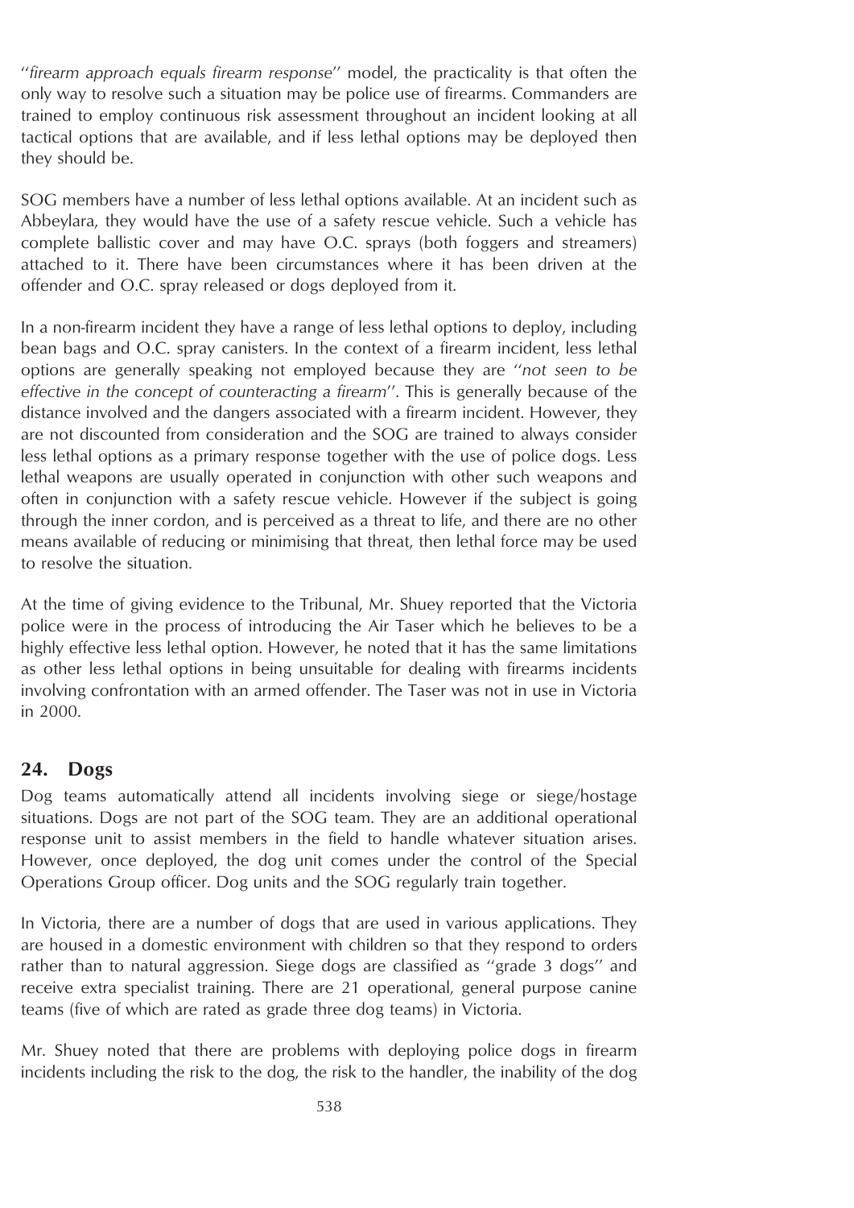''*firearm approach equals firearm response*'' model, the practicality is that often the only way to resolve such a situation may be police use of firearms. Commanders are trained to employ continuous risk assessment throughout an incident looking at all tactical options that are available, and if less lethal options may be deployed then they should be.

SOG members have a number of less lethal options available. At an incident such as Abbeylara, they would have the use of a safety rescue vehicle. Such a vehicle has complete ballistic cover and may have O.C. sprays (both foggers and streamers) attached to it. There have been circumstances where it has been driven at the offender and O.C. spray released or dogs deployed from it.

In a non-firearm incident they have a range of less lethal options to deploy, including bean bags and O.C. spray canisters. In the context of a firearm incident, less lethal options are generally speaking not employed because they are ''*not seen to be effective in the concept of counteracting a firearm*''. This is generally because of the distance involved and the dangers associated with a firearm incident. However, they are not discounted from consideration and the SOG are trained to always consider less lethal options as a primary response together with the use of police dogs. Less lethal weapons are usually operated in conjunction with other such weapons and often in conjunction with a safety rescue vehicle. However if the subject is going through the inner cordon, and is perceived as a threat to life, and there are no other means available of reducing or minimising that threat, then lethal force may be used to resolve the situation.

At the time of giving evidence to the Tribunal, Mr. Shuey reported that the Victoria police were in the process of introducing the Air Taser which he believes to be a highly effective less lethal option. However, he noted that it has the same limitations as other less lethal options in being unsuitable for dealing with firearms incidents involving confrontation with an armed offender. The Taser was not in use in Victoria in 2000.

## 24. Dogs

Dog teams automatically attend all incidents involving siege or siege/hostage situations. Dogs are not part of the SOG team. They are an additional operational response unit to assist members in the field to handle whatever situation arises. However, once deployed, the dog unit comes under the control of the Special Operations Group officer. Dog units and the SOG regularly train together.

In Victoria, there are a number of dogs that are used in various applications. They are housed in a domestic environment with children so that they respond to orders rather than to natural aggression. Siege dogs are classified as ''grade 3 dogs'' and receive extra specialist training. There are 21 operational, general purpose canine teams (five of which are rated as grade three dog teams) in Victoria.

Mr. Shuey noted that there are problems with deploying police dogs in firearm incidents including the risk to the dog, the risk to the handler, the inability of the dog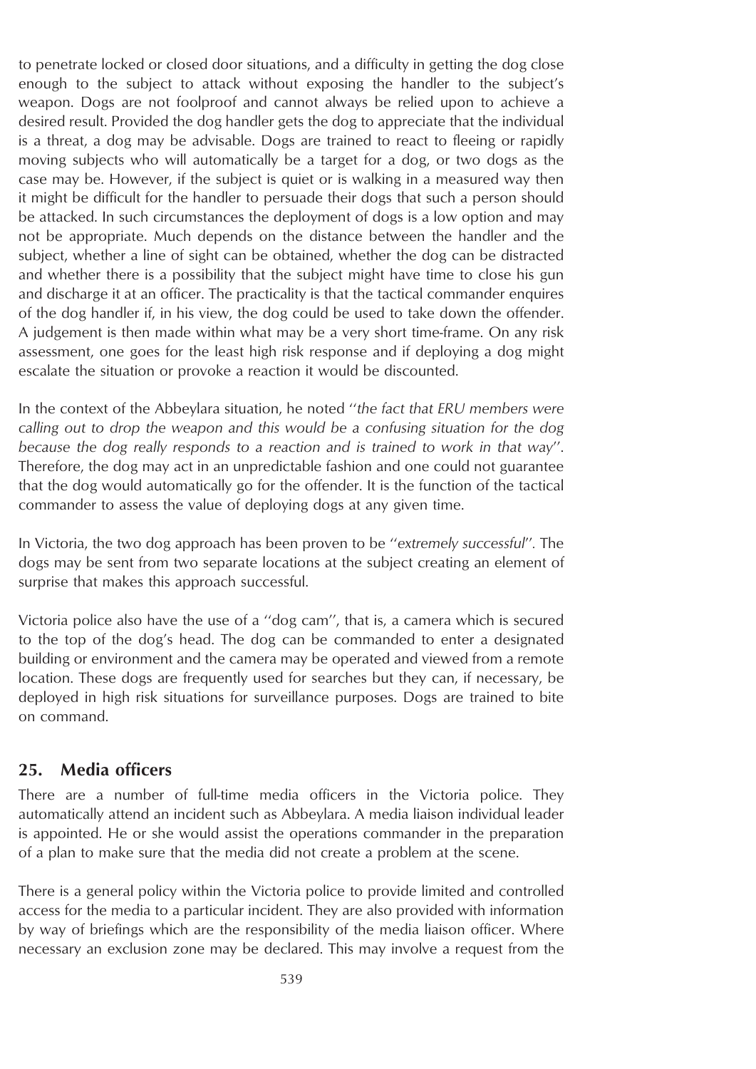to penetrate locked or closed door situations, and a difficulty in getting the dog close enough to the subject to attack without exposing the handler to the subject's weapon. Dogs are not foolproof and cannot always be relied upon to achieve a desired result. Provided the dog handler gets the dog to appreciate that the individual is a threat, a dog may be advisable. Dogs are trained to react to fleeing or rapidly moving subjects who will automatically be a target for a dog, or two dogs as the case may be. However, if the subject is quiet or is walking in a measured way then it might be difficult for the handler to persuade their dogs that such a person should be attacked. In such circumstances the deployment of dogs is a low option and may not be appropriate. Much depends on the distance between the handler and the subject, whether a line of sight can be obtained, whether the dog can be distracted and whether there is a possibility that the subject might have time to close his gun and discharge it at an officer. The practicality is that the tactical commander enquires of the dog handler if, in his view, the dog could be used to take down the offender. A judgement is then made within what may be a very short time-frame. On any risk assessment, one goes for the least high risk response and if deploying a dog might escalate the situation or provoke a reaction it would be discounted.

In the context of the Abbeylara situation, he noted ''*the fact that ERU members were calling out to drop the weapon and this would be a confusing situation for the dog because the dog really responds to a reaction and is trained to work in that way*''. Therefore, the dog may act in an unpredictable fashion and one could not guarantee that the dog would automatically go for the offender. It is the function of the tactical commander to assess the value of deploying dogs at any given time.

In Victoria, the two dog approach has been proven to be ''*extremely successful*''. The dogs may be sent from two separate locations at the subject creating an element of surprise that makes this approach successful.

Victoria police also have the use of a ''dog cam'', that is, a camera which is secured to the top of the dog's head. The dog can be commanded to enter a designated building or environment and the camera may be operated and viewed from a remote location. These dogs are frequently used for searches but they can, if necessary, be deployed in high risk situations for surveillance purposes. Dogs are trained to bite on command.

## 25. Media officers

There are a number of full-time media officers in the Victoria police. They automatically attend an incident such as Abbeylara. A media liaison individual leader is appointed. He or she would assist the operations commander in the preparation of a plan to make sure that the media did not create a problem at the scene.

There is a general policy within the Victoria police to provide limited and controlled access for the media to a particular incident. They are also provided with information by way of briefings which are the responsibility of the media liaison officer. Where necessary an exclusion zone may be declared. This may involve a request from the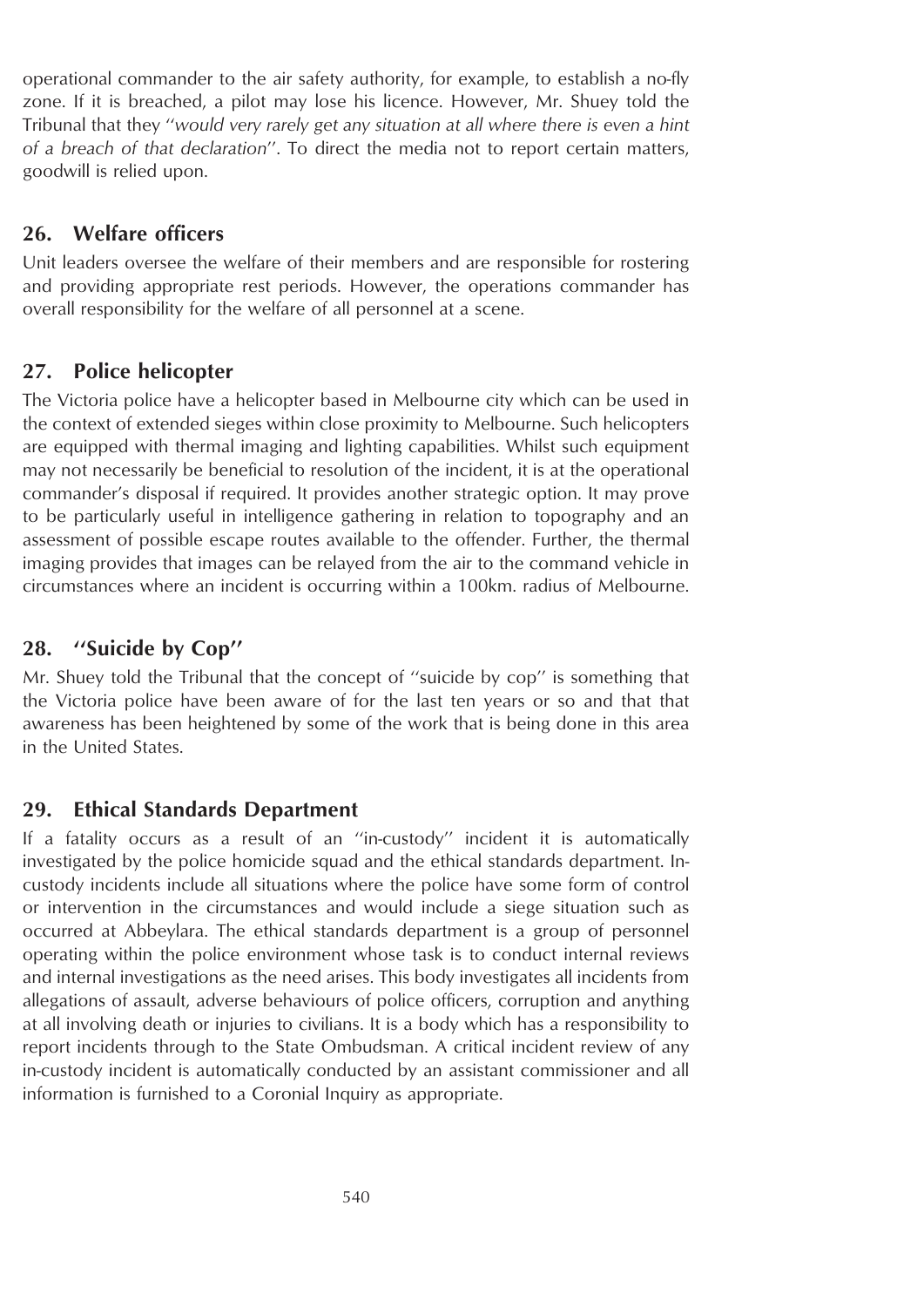operational commander to the air safety authority, for example, to establish a no-fly zone. If it is breached, a pilot may lose his licence. However, Mr. Shuey told the Tribunal that they ''*would very rarely get any situation at all where there is even a hint of a breach of that declaration*''. To direct the media not to report certain matters, goodwill is relied upon.

## 26. Welfare officers

Unit leaders oversee the welfare of their members and are responsible for rostering and providing appropriate rest periods. However, the operations commander has overall responsibility for the welfare of all personnel at a scene.

## 27. Police helicopter

The Victoria police have a helicopter based in Melbourne city which can be used in the context of extended sieges within close proximity to Melbourne. Such helicopters are equipped with thermal imaging and lighting capabilities. Whilst such equipment may not necessarily be beneficial to resolution of the incident, it is at the operational commander's disposal if required. It provides another strategic option. It may prove to be particularly useful in intelligence gathering in relation to topography and an assessment of possible escape routes available to the offender. Further, the thermal imaging provides that images can be relayed from the air to the command vehicle in circumstances where an incident is occurring within a 100km. radius of Melbourne.

## 28. ''Suicide by Cop''

Mr. Shuey told the Tribunal that the concept of ''suicide by cop'' is something that the Victoria police have been aware of for the last ten years or so and that that awareness has been heightened by some of the work that is being done in this area in the United States.

## 29. Ethical Standards Department

If a fatality occurs as a result of an ''in-custody'' incident it is automatically investigated by the police homicide squad and the ethical standards department. In-custody incidents include all situations where the police have some form of control or intervention in the circumstances and would include a siege situation such as occurred at Abbeylara. The ethical standards department is a group of personnel operating within the police environment whose task is to conduct internal reviews and internal investigations as the need arises. This body investigates all incidents from allegations of assault, adverse behaviours of police officers, corruption and anything at all involving death or injuries to civilians. It is a body which has a responsibility to report incidents through to the State Ombudsman. A critical incident review of any in-custody incident is automatically conducted by an assistant commissioner and all information is furnished to a Coronial Inquiry as appropriate.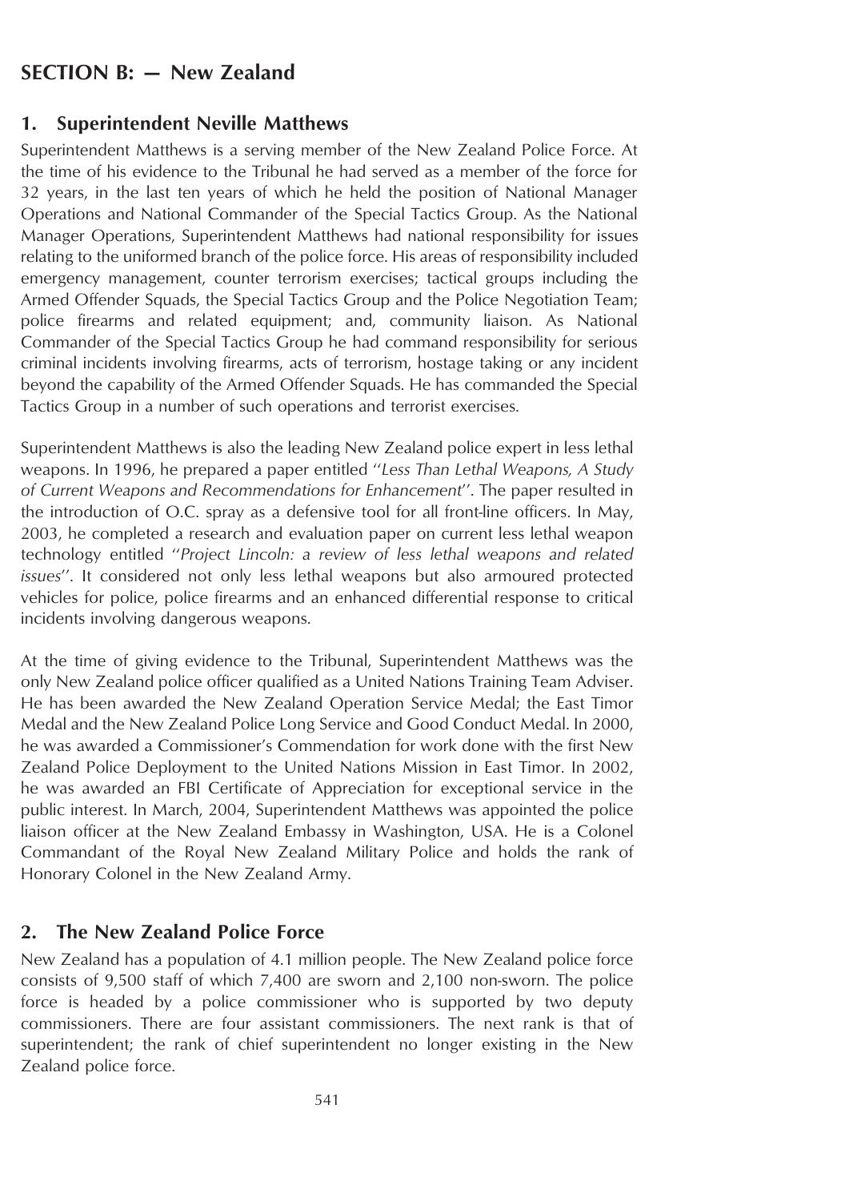## SECTION B: — New Zealand

### 1. Superintendent Neville Matthews

Superintendent Matthews is a serving member of the New Zealand Police Force. At the time of his evidence to the Tribunal he had served as a member of the force for 32 years, in the last ten years of which he held the position of National Manager Operations and National Commander of the Special Tactics Group. As the National Manager Operations, Superintendent Matthews had national responsibility for issues relating to the uniformed branch of the police force. His areas of responsibility included emergency management, counter terrorism exercises; tactical groups including the Armed Offender Squads, the Special Tactics Group and the Police Negotiation Team; police firearms and related equipment; and, community liaison. As National Commander of the Special Tactics Group he had command responsibility for serious criminal incidents involving firearms, acts of terrorism, hostage taking or any incident beyond the capability of the Armed Offender Squads. He has commanded the Special Tactics Group in a number of such operations and terrorist exercises.

Superintendent Matthews is also the leading New Zealand police expert in less lethal weapons. In 1996, he prepared a paper entitled ''*Less Than Lethal Weapons, A Study of Current Weapons and Recommendations for Enhancement*''. The paper resulted in the introduction of O.C. spray as a defensive tool for all front-line officers. In May, 2003, he completed a research and evaluation paper on current less lethal weapon technology entitled ''*Project Lincoln: a review of less lethal weapons and related issues*''. It considered not only less lethal weapons but also armoured protected vehicles for police, police firearms and an enhanced differential response to critical incidents involving dangerous weapons.

At the time of giving evidence to the Tribunal, Superintendent Matthews was the only New Zealand police officer qualified as a United Nations Training Team Adviser. He has been awarded the New Zealand Operation Service Medal; the East Timor Medal and the New Zealand Police Long Service and Good Conduct Medal. In 2000, he was awarded a Commissioner's Commendation for work done with the first New Zealand Police Deployment to the United Nations Mission in East Timor. In 2002, he was awarded an FBI Certificate of Appreciation for exceptional service in the public interest. In March, 2004, Superintendent Matthews was appointed the police liaison officer at the New Zealand Embassy in Washington, USA. He is a Colonel Commandant of the Royal New Zealand Military Police and holds the rank of Honorary Colonel in the New Zealand Army.

### 2. The New Zealand Police Force

New Zealand has a population of 4.1 million people. The New Zealand police force consists of 9,500 staff of which 7,400 are sworn and 2,100 non-sworn. The police force is headed by a police commissioner who is supported by two deputy commissioners. There are four assistant commissioners. The next rank is that of superintendent; the rank of chief superintendent no longer existing in the New Zealand police force.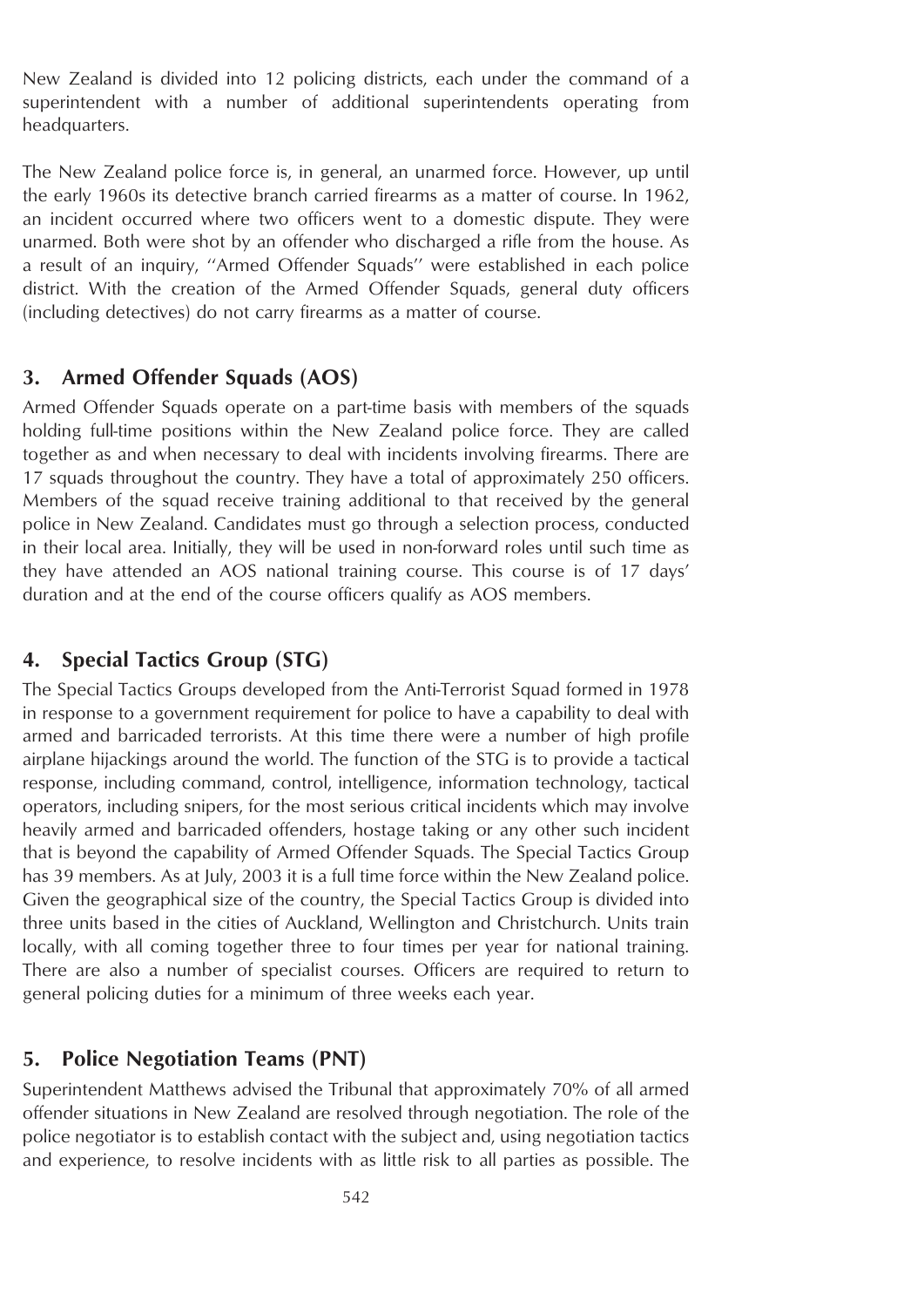New Zealand is divided into 12 policing districts, each under the command of a superintendent with a number of additional superintendents operating from headquarters.

The New Zealand police force is, in general, an unarmed force. However, up until the early 1960s its detective branch carried firearms as a matter of course. In 1962, an incident occurred where two officers went to a domestic dispute. They were unarmed. Both were shot by an offender who discharged a rifle from the house. As a result of an inquiry, ''Armed Offender Squads'' were established in each police district. With the creation of the Armed Offender Squads, general duty officers (including detectives) do not carry firearms as a matter of course.

## 3. Armed Offender Squads (AOS)

Armed Offender Squads operate on a part-time basis with members of the squads holding full-time positions within the New Zealand police force. They are called together as and when necessary to deal with incidents involving firearms. There are 17 squads throughout the country. They have a total of approximately 250 officers. Members of the squad receive training additional to that received by the general police in New Zealand. Candidates must go through a selection process, conducted in their local area. Initially, they will be used in non-forward roles until such time as they have attended an AOS national training course. This course is of 17 days' duration and at the end of the course officers qualify as AOS members.

## 4. Special Tactics Group (STG)

The Special Tactics Groups developed from the Anti-Terrorist Squad formed in 1978 in response to a government requirement for police to have a capability to deal with armed and barricaded terrorists. At this time there were a number of high profile airplane hijackings around the world. The function of the STG is to provide a tactical response, including command, control, intelligence, information technology, tactical operators, including snipers, for the most serious critical incidents which may involve heavily armed and barricaded offenders, hostage taking or any other such incident that is beyond the capability of Armed Offender Squads. The Special Tactics Group has 39 members. As at July, 2003 it is a full time force within the New Zealand police. Given the geographical size of the country, the Special Tactics Group is divided into three units based in the cities of Auckland, Wellington and Christchurch. Units train locally, with all coming together three to four times per year for national training. There are also a number of specialist courses. Officers are required to return to general policing duties for a minimum of three weeks each year.

## 5. Police Negotiation Teams (PNT)

Superintendent Matthews advised the Tribunal that approximately 70% of all armed offender situations in New Zealand are resolved through negotiation. The role of the police negotiator is to establish contact with the subject and, using negotiation tactics and experience, to resolve incidents with as little risk to all parties as possible. The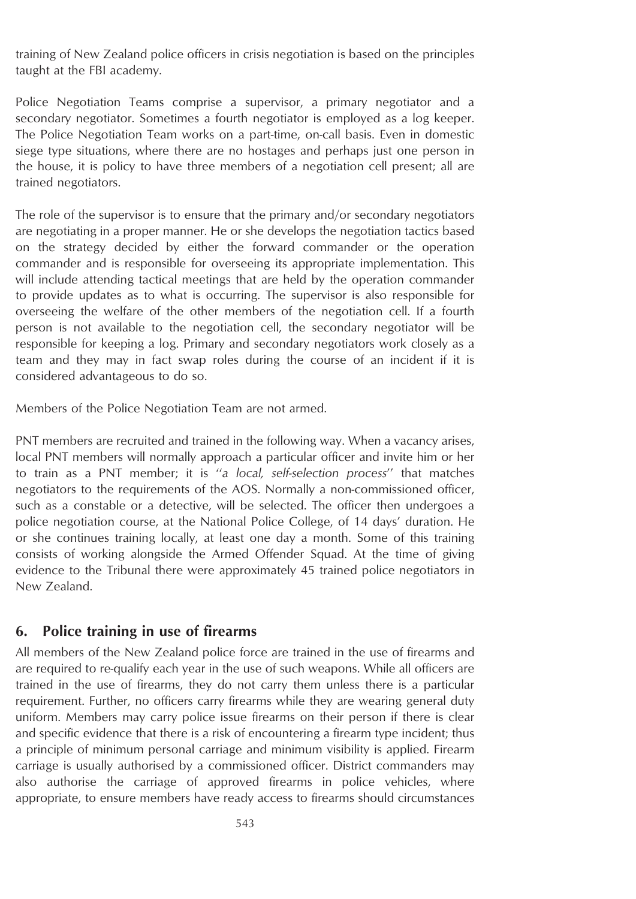training of New Zealand police officers in crisis negotiation is based on the principles taught at the FBI academy.

Police Negotiation Teams comprise a supervisor, a primary negotiator and a secondary negotiator. Sometimes a fourth negotiator is employed as a log keeper. The Police Negotiation Team works on a part-time, on-call basis. Even in domestic siege type situations, where there are no hostages and perhaps just one person in the house, it is policy to have three members of a negotiation cell present; all are trained negotiators.

The role of the supervisor is to ensure that the primary and/or secondary negotiators are negotiating in a proper manner. He or she develops the negotiation tactics based on the strategy decided by either the forward commander or the operation commander and is responsible for overseeing its appropriate implementation. This will include attending tactical meetings that are held by the operation commander to provide updates as to what is occurring. The supervisor is also responsible for overseeing the welfare of the other members of the negotiation cell. If a fourth person is not available to the negotiation cell, the secondary negotiator will be responsible for keeping a log. Primary and secondary negotiators work closely as a team and they may in fact swap roles during the course of an incident if it is considered advantageous to do so.

Members of the Police Negotiation Team are not armed.

PNT members are recruited and trained in the following way. When a vacancy arises, local PNT members will normally approach a particular officer and invite him or her to train as a PNT member; it is "*a local, self-selection process*" that matches negotiators to the requirements of the AOS. Normally a non-commissioned officer, such as a constable or a detective, will be selected. The officer then undergoes a police negotiation course, at the National Police College, of 14 days' duration. He or she continues training locally, at least one day a month. Some of this training consists of working alongside the Armed Offender Squad. At the time of giving evidence to the Tribunal there were approximately 45 trained police negotiators in New Zealand.

## 6. Police training in use of firearms

All members of the New Zealand police force are trained in the use of firearms and are required to re-qualify each year in the use of such weapons. While all officers are trained in the use of firearms, they do not carry them unless there is a particular requirement. Further, no officers carry firearms while they are wearing general duty uniform. Members may carry police issue firearms on their person if there is clear and specific evidence that there is a risk of encountering a firearm type incident; thus a principle of minimum personal carriage and minimum visibility is applied. Firearm carriage is usually authorised by a commissioned officer. District commanders may also authorise the carriage of approved firearms in police vehicles, where appropriate, to ensure members have ready access to firearms should circumstances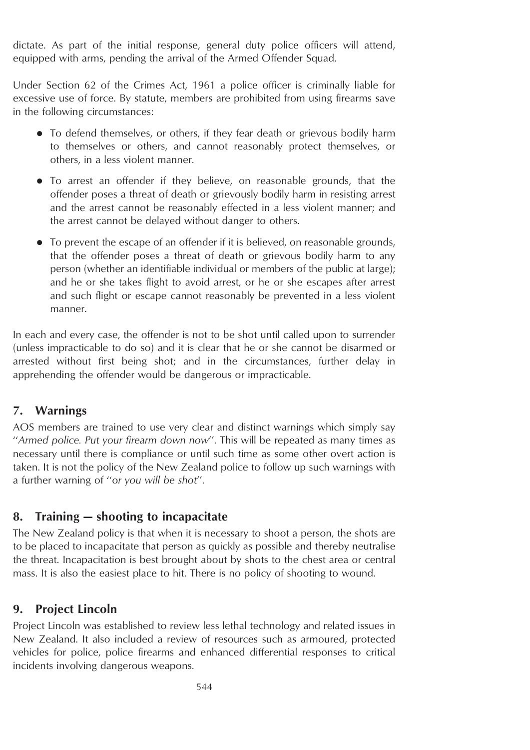dictate. As part of the initial response, general duty police officers will attend, equipped with arms, pending the arrival of the Armed Offender Squad.

Under Section 62 of the Crimes Act, 1961 a police officer is criminally liable for excessive use of force. By statute, members are prohibited from using firearms save in the following circumstances:

- To defend themselves, or others, if they fear death or grievous bodily harm to themselves or others, and cannot reasonably protect themselves, or others, in a less violent manner.
- To arrest an offender if they believe, on reasonable grounds, that the offender poses a threat of death or grievously bodily harm in resisting arrest and the arrest cannot be reasonably effected in a less violent manner; and the arrest cannot be delayed without danger to others.
- To prevent the escape of an offender if it is believed, on reasonable grounds, that the offender poses a threat of death or grievous bodily harm to any person (whether an identifiable individual or members of the public at large); and he or she takes flight to avoid arrest, or he or she escapes after arrest and such flight or escape cannot reasonably be prevented in a less violent manner.

In each and every case, the offender is not to be shot until called upon to surrender (unless impracticable to do so) and it is clear that he or she cannot be disarmed or arrested without first being shot; and in the circumstances, further delay in apprehending the offender would be dangerous or impracticable.

## 7. Warnings

AOS members are trained to use very clear and distinct warnings which simply say "*Armed police. Put your firearm down now*". This will be repeated as many times as necessary until there is compliance or until such time as some other overt action is taken. It is not the policy of the New Zealand police to follow up such warnings with a further warning of "o*r you will be shot*".

## 8. Training — shooting to incapacitate

The New Zealand policy is that when it is necessary to shoot a person, the shots are to be placed to incapacitate that person as quickly as possible and thereby neutralise the threat. Incapacitation is best brought about by shots to the chest area or central mass. It is also the easiest place to hit. There is no policy of shooting to wound.

## 9. Project Lincoln

Project Lincoln was established to review less lethal technology and related issues in New Zealand. It also included a review of resources such as armoured, protected vehicles for police, police firearms and enhanced differential responses to critical incidents involving dangerous weapons.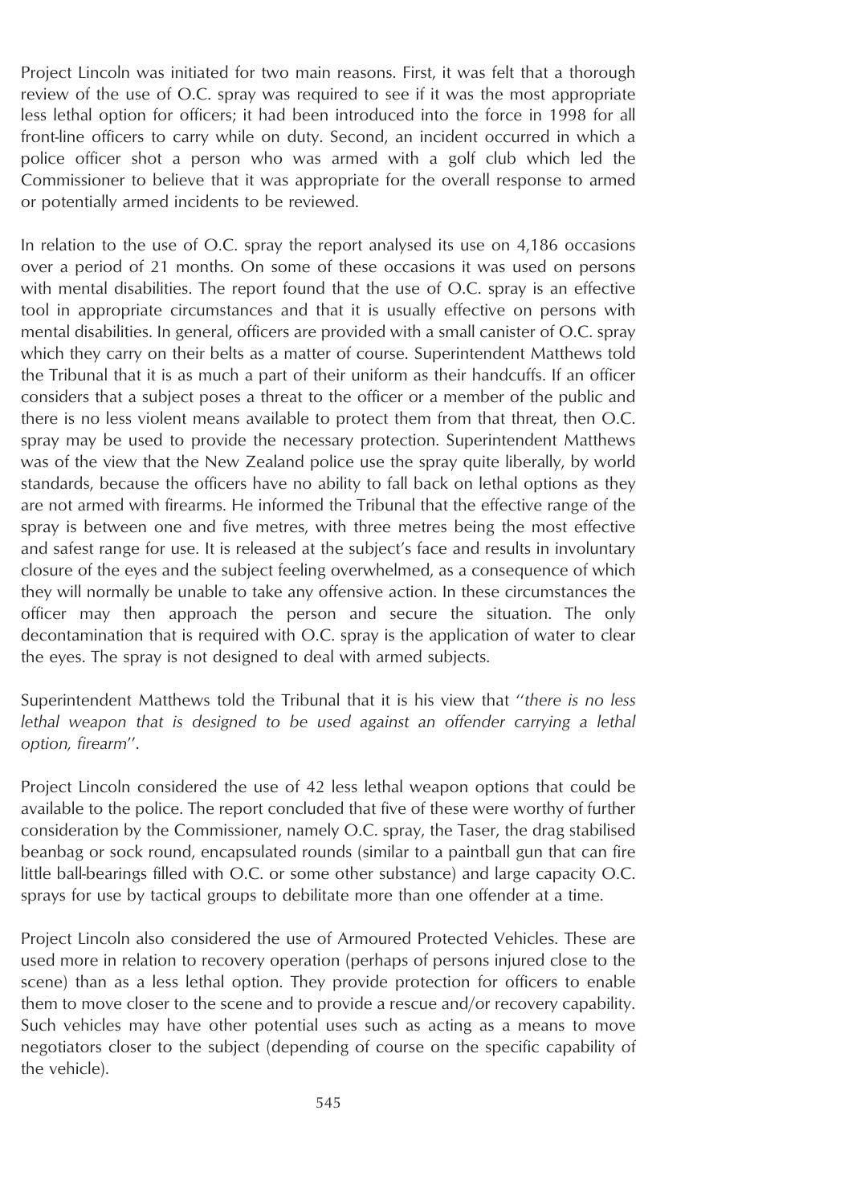Project Lincoln was initiated for two main reasons. First, it was felt that a thorough review of the use of O.C. spray was required to see if it was the most appropriate less lethal option for officers; it had been introduced into the force in 1998 for all front-line officers to carry while on duty. Second, an incident occurred in which a police officer shot a person who was armed with a golf club which led the Commissioner to believe that it was appropriate for the overall response to armed or potentially armed incidents to be reviewed.

In relation to the use of O.C. spray the report analysed its use on 4,186 occasions over a period of 21 months. On some of these occasions it was used on persons with mental disabilities. The report found that the use of O.C. spray is an effective tool in appropriate circumstances and that it is usually effective on persons with mental disabilities. In general, officers are provided with a small canister of O.C. spray which they carry on their belts as a matter of course. Superintendent Matthews told the Tribunal that it is as much a part of their uniform as their handcuffs. If an officer considers that a subject poses a threat to the officer or a member of the public and there is no less violent means available to protect them from that threat, then O.C. spray may be used to provide the necessary protection. Superintendent Matthews was of the view that the New Zealand police use the spray quite liberally, by world standards, because the officers have no ability to fall back on lethal options as they are not armed with firearms. He informed the Tribunal that the effective range of the spray is between one and five metres, with three metres being the most effective and safest range for use. It is released at the subject's face and results in involuntary closure of the eyes and the subject feeling overwhelmed, as a consequence of which they will normally be unable to take any offensive action. In these circumstances the officer may then approach the person and secure the situation. The only decontamination that is required with O.C. spray is the application of water to clear the eyes. The spray is not designed to deal with armed subjects.

Superintendent Matthews told the Tribunal that it is his view that "*there is no less lethal weapon that is designed to be used against an offender carrying a lethal option, firearm*".

Project Lincoln considered the use of 42 less lethal weapon options that could be available to the police. The report concluded that five of these were worthy of further consideration by the Commissioner, namely O.C. spray, the Taser, the drag stabilised beanbag or sock round, encapsulated rounds (similar to a paintball gun that can fire little ball-bearings filled with O.C. or some other substance) and large capacity O.C. sprays for use by tactical groups to debilitate more than one offender at a time.

Project Lincoln also considered the use of Armoured Protected Vehicles. These are used more in relation to recovery operation (perhaps of persons injured close to the scene) than as a less lethal option. They provide protection for officers to enable them to move closer to the scene and to provide a rescue and/or recovery capability. Such vehicles may have other potential uses such as acting as a means to move negotiators closer to the subject (depending of course on the specific capability of the vehicle).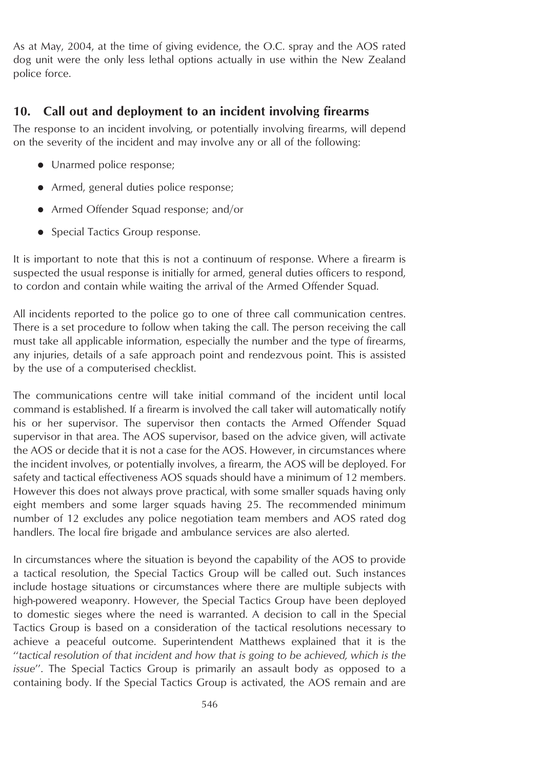As at May, 2004, at the time of giving evidence, the O.C. spray and the AOS rated dog unit were the only less lethal options actually in use within the New Zealand police force.

## 10. Call out and deployment to an incident involving firearms

The response to an incident involving, or potentially involving firearms, will depend on the severity of the incident and may involve any or all of the following:

- Unarmed police response;
- Armed, general duties police response;
- Armed Offender Squad response; and/or
- Special Tactics Group response.

It is important to note that this is not a continuum of response. Where a firearm is suspected the usual response is initially for armed, general duties officers to respond, to cordon and contain while waiting the arrival of the Armed Offender Squad.

All incidents reported to the police go to one of three call communication centres. There is a set procedure to follow when taking the call. The person receiving the call must take all applicable information, especially the number and the type of firearms, any injuries, details of a safe approach point and rendezvous point. This is assisted by the use of a computerised checklist.

The communications centre will take initial command of the incident until local command is established. If a firearm is involved the call taker will automatically notify his or her supervisor. The supervisor then contacts the Armed Offender Squad supervisor in that area. The AOS supervisor, based on the advice given, will activate the AOS or decide that it is not a case for the AOS. However, in circumstances where the incident involves, or potentially involves, a firearm, the AOS will be deployed. For safety and tactical effectiveness AOS squads should have a minimum of 12 members. However this does not always prove practical, with some smaller squads having only eight members and some larger squads having 25. The recommended minimum number of 12 excludes any police negotiation team members and AOS rated dog handlers. The local fire brigade and ambulance services are also alerted.

In circumstances where the situation is beyond the capability of the AOS to provide a tactical resolution, the Special Tactics Group will be called out. Such instances include hostage situations or circumstances where there are multiple subjects with high-powered weaponry. However, the Special Tactics Group have been deployed to domestic sieges where the need is warranted. A decision to call in the Special Tactics Group is based on a consideration of the tactical resolutions necessary to achieve a peaceful outcome. Superintendent Matthews explained that it is the "*tactical resolution of that incident and how that is going to be achieved, which is the issue*". The Special Tactics Group is primarily an assault body as opposed to a containing body. If the Special Tactics Group is activated, the AOS remain and are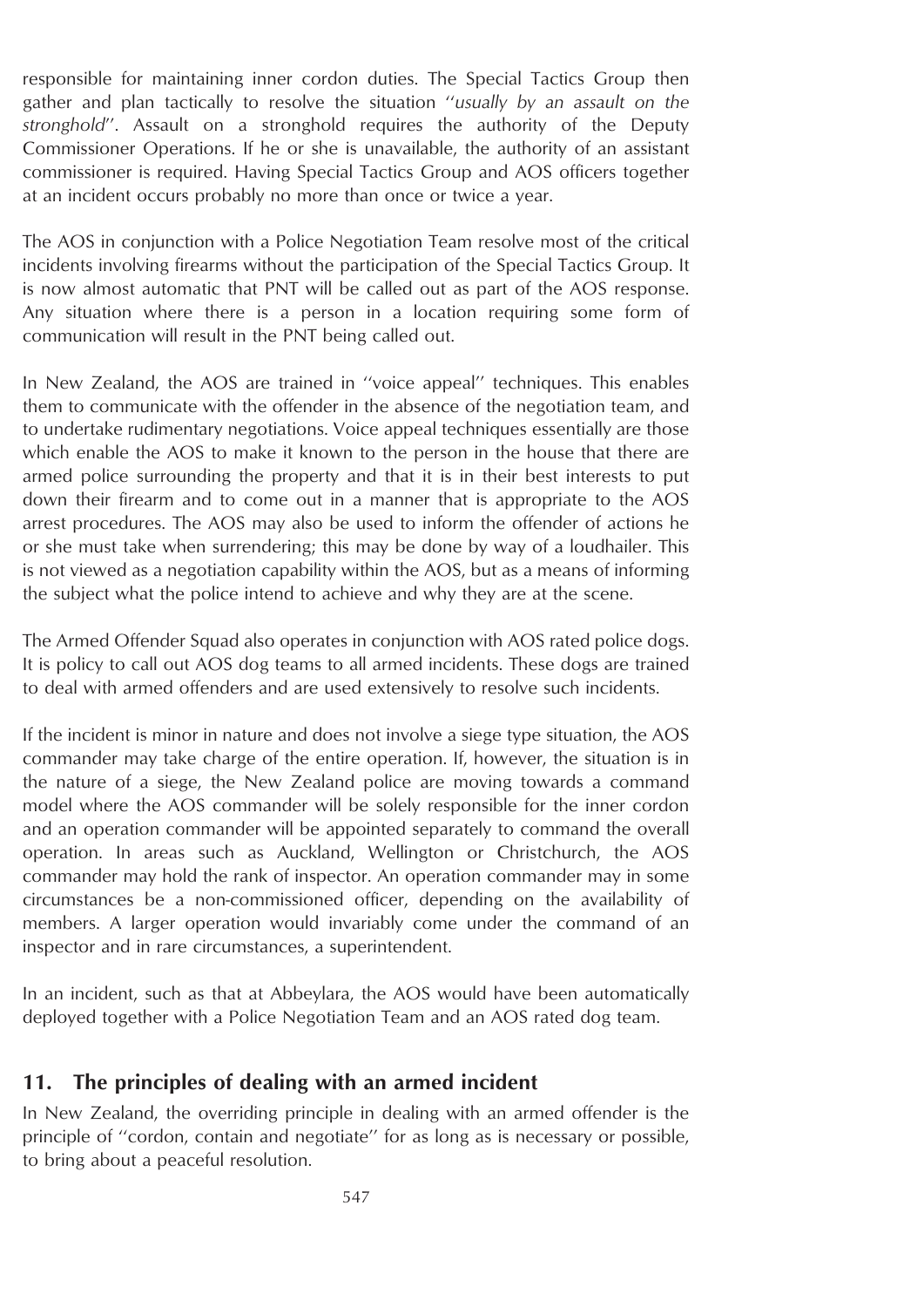responsible for maintaining inner cordon duties. The Special Tactics Group then gather and plan tactically to resolve the situation "*usually by an assault on the stronghold*". Assault on a stronghold requires the authority of the Deputy Commissioner Operations. If he or she is unavailable, the authority of an assistant commissioner is required. Having Special Tactics Group and AOS officers together at an incident occurs probably no more than once or twice a year.

The AOS in conjunction with a Police Negotiation Team resolve most of the critical incidents involving firearms without the participation of the Special Tactics Group. It is now almost automatic that PNT will be called out as part of the AOS response. Any situation where there is a person in a location requiring some form of communication will result in the PNT being called out.

In New Zealand, the AOS are trained in "voice appeal" techniques. This enables them to communicate with the offender in the absence of the negotiation team, and to undertake rudimentary negotiations. Voice appeal techniques essentially are those which enable the AOS to make it known to the person in the house that there are armed police surrounding the property and that it is in their best interests to put down their firearm and to come out in a manner that is appropriate to the AOS arrest procedures. The AOS may also be used to inform the offender of actions he or she must take when surrendering; this may be done by way of a loudhailer. This is not viewed as a negotiation capability within the AOS, but as a means of informing the subject what the police intend to achieve and why they are at the scene.

The Armed Offender Squad also operates in conjunction with AOS rated police dogs. It is policy to call out AOS dog teams to all armed incidents. These dogs are trained to deal with armed offenders and are used extensively to resolve such incidents.

If the incident is minor in nature and does not involve a siege type situation, the AOS commander may take charge of the entire operation. If, however, the situation is in the nature of a siege, the New Zealand police are moving towards a command model where the AOS commander will be solely responsible for the inner cordon and an operation commander will be appointed separately to command the overall operation. In areas such as Auckland, Wellington or Christchurch, the AOS commander may hold the rank of inspector. An operation commander may in some circumstances be a non-commissioned officer, depending on the availability of members. A larger operation would invariably come under the command of an inspector and in rare circumstances, a superintendent.

In an incident, such as that at Abbeylara, the AOS would have been automatically deployed together with a Police Negotiation Team and an AOS rated dog team.

## 11. The principles of dealing with an armed incident

In New Zealand, the overriding principle in dealing with an armed offender is the principle of "cordon, contain and negotiate" for as long as is necessary or possible, to bring about a peaceful resolution.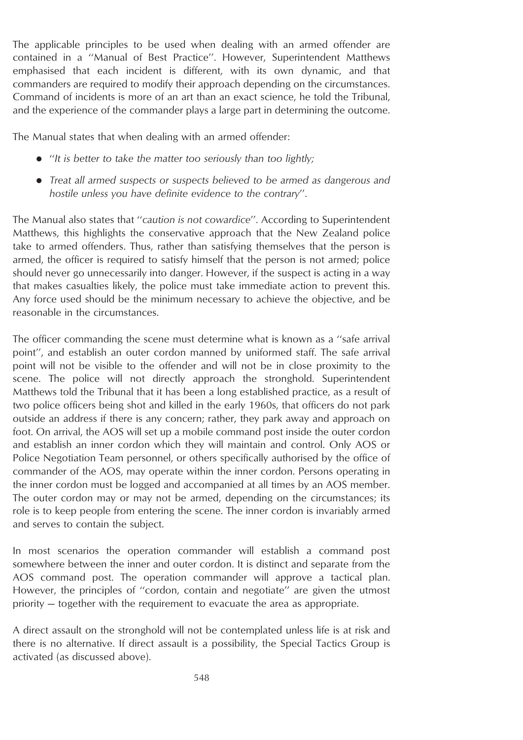The applicable principles to be used when dealing with an armed offender are contained in a "Manual of Best Practice". However, Superintendent Matthews emphasised that each incident is different, with its own dynamic, and that commanders are required to modify their approach depending on the circumstances. Command of incidents is more of an art than an exact science, he told the Tribunal, and the experience of the commander plays a large part in determining the outcome.

The Manual states that when dealing with an armed offender:

- "*It is better to take the matter too seriously than too lightly;*
- *Treat all armed suspects or suspects believed to be armed as dangerous and hostile unless you have definite evidence to the contrary*".

The Manual also states that "*caution is not cowardice*". According to Superintendent Matthews, this highlights the conservative approach that the New Zealand police take to armed offenders. Thus, rather than satisfying themselves that the person is armed, the officer is required to satisfy himself that the person is not armed; police should never go unnecessarily into danger. However, if the suspect is acting in a way that makes casualties likely, the police must take immediate action to prevent this. Any force used should be the minimum necessary to achieve the objective, and be reasonable in the circumstances.

The officer commanding the scene must determine what is known as a "safe arrival point", and establish an outer cordon manned by uniformed staff. The safe arrival point will not be visible to the offender and will not be in close proximity to the scene. The police will not directly approach the stronghold. Superintendent Matthews told the Tribunal that it has been a long established practice, as a result of two police officers being shot and killed in the early 1960s, that officers do not park outside an address if there is any concern; rather, they park away and approach on foot. On arrival, the AOS will set up a mobile command post inside the outer cordon and establish an inner cordon which they will maintain and control. Only AOS or Police Negotiation Team personnel, or others specifically authorised by the office of commander of the AOS, may operate within the inner cordon. Persons operating in the inner cordon must be logged and accompanied at all times by an AOS member. The outer cordon may or may not be armed, depending on the circumstances; its role is to keep people from entering the scene. The inner cordon is invariably armed and serves to contain the subject.

In most scenarios the operation commander will establish a command post somewhere between the inner and outer cordon. It is distinct and separate from the AOS command post. The operation commander will approve a tactical plan. However, the principles of "cordon, contain and negotiate" are given the utmost priority – together with the requirement to evacuate the area as appropriate.

A direct assault on the stronghold will not be contemplated unless life is at risk and there is no alternative. If direct assault is a possibility, the Special Tactics Group is activated (as discussed above).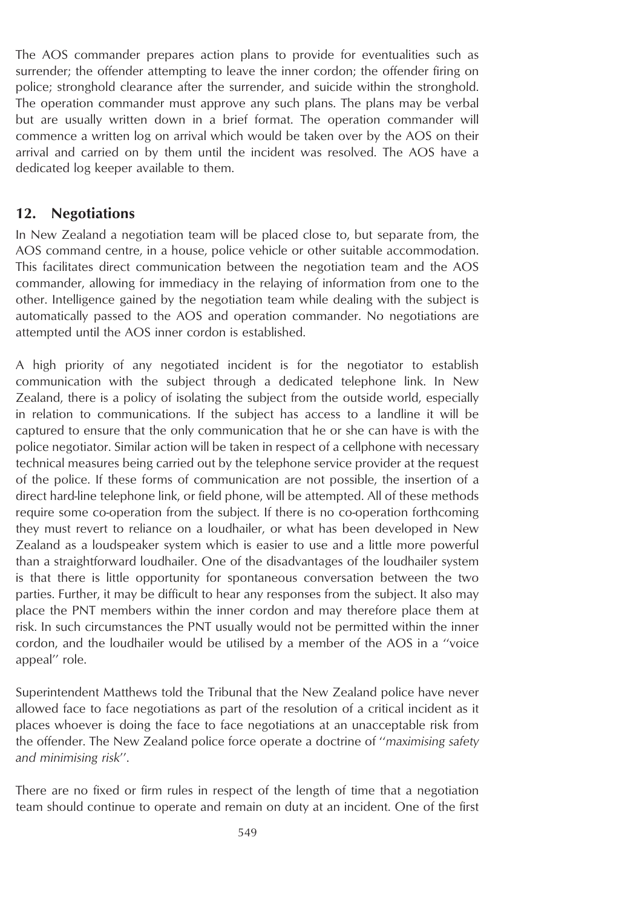The AOS commander prepares action plans to provide for eventualities such as surrender; the offender attempting to leave the inner cordon; the offender firing on police; stronghold clearance after the surrender, and suicide within the stronghold. The operation commander must approve any such plans. The plans may be verbal but are usually written down in a brief format. The operation commander will commence a written log on arrival which would be taken over by the AOS on their arrival and carried on by them until the incident was resolved. The AOS have a dedicated log keeper available to them.

## 12. Negotiations

In New Zealand a negotiation team will be placed close to, but separate from, the AOS command centre, in a house, police vehicle or other suitable accommodation. This facilitates direct communication between the negotiation team and the AOS commander, allowing for immediacy in the relaying of information from one to the other. Intelligence gained by the negotiation team while dealing with the subject is automatically passed to the AOS and operation commander. No negotiations are attempted until the AOS inner cordon is established.

A high priority of any negotiated incident is for the negotiator to establish communication with the subject through a dedicated telephone link. In New Zealand, there is a policy of isolating the subject from the outside world, especially in relation to communications. If the subject has access to a landline it will be captured to ensure that the only communication that he or she can have is with the police negotiator. Similar action will be taken in respect of a cellphone with necessary technical measures being carried out by the telephone service provider at the request of the police. If these forms of communication are not possible, the insertion of a direct hard-line telephone link, or field phone, will be attempted. All of these methods require some co-operation from the subject. If there is no co-operation forthcoming they must revert to reliance on a loudhailer, or what has been developed in New Zealand as a loudspeaker system which is easier to use and a little more powerful than a straightforward loudhailer. One of the disadvantages of the loudhailer system is that there is little opportunity for spontaneous conversation between the two parties. Further, it may be difficult to hear any responses from the subject. It also may place the PNT members within the inner cordon and may therefore place them at risk. In such circumstances the PNT usually would not be permitted within the inner cordon, and the loudhailer would be utilised by a member of the AOS in a ''voice appeal'' role.

Superintendent Matthews told the Tribunal that the New Zealand police have never allowed face to face negotiations as part of the resolution of a critical incident as it places whoever is doing the face to face negotiations at an unacceptable risk from the offender. The New Zealand police force operate a doctrine of ''*maximising safety and minimising risk*''.

There are no fixed or firm rules in respect of the length of time that a negotiation team should continue to operate and remain on duty at an incident. One of the first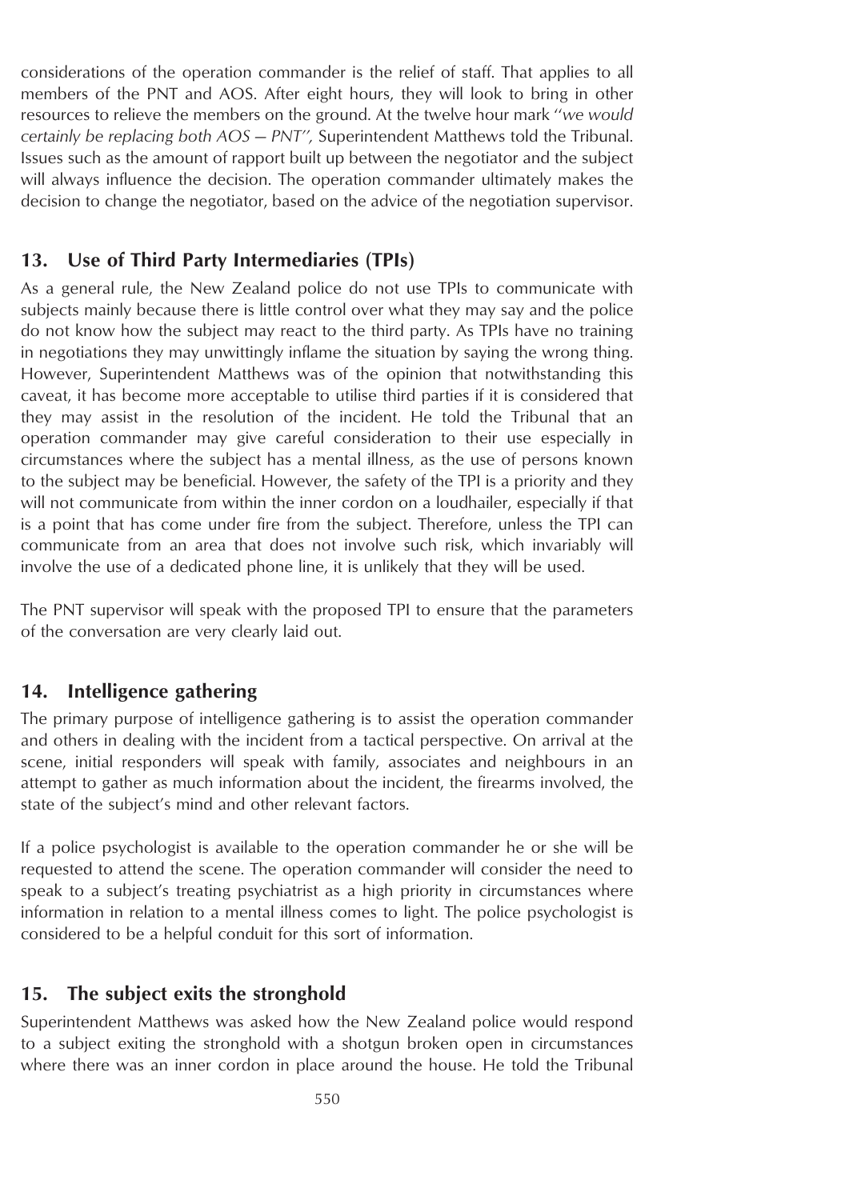considerations of the operation commander is the relief of staff. That applies to all members of the PNT and AOS. After eight hours, they will look to bring in other resources to relieve the members on the ground. At the twelve hour mark *"we would certainly be replacing both AOS — PNT",* Superintendent Matthews told the Tribunal. Issues such as the amount of rapport built up between the negotiator and the subject will always influence the decision. The operation commander ultimately makes the decision to change the negotiator, based on the advice of the negotiation supervisor.

## 13. Use of Third Party Intermediaries (TPIs)

As a general rule, the New Zealand police do not use TPIs to communicate with subjects mainly because there is little control over what they may say and the police do not know how the subject may react to the third party. As TPIs have no training in negotiations they may unwittingly inflame the situation by saying the wrong thing. However, Superintendent Matthews was of the opinion that notwithstanding this caveat, it has become more acceptable to utilise third parties if it is considered that they may assist in the resolution of the incident. He told the Tribunal that an operation commander may give careful consideration to their use especially in circumstances where the subject has a mental illness, as the use of persons known to the subject may be beneficial. However, the safety of the TPI is a priority and they will not communicate from within the inner cordon on a loudhailer, especially if that is a point that has come under fire from the subject. Therefore, unless the TPI can communicate from an area that does not involve such risk, which invariably will involve the use of a dedicated phone line, it is unlikely that they will be used.

The PNT supervisor will speak with the proposed TPI to ensure that the parameters of the conversation are very clearly laid out.

## 14. Intelligence gathering

The primary purpose of intelligence gathering is to assist the operation commander and others in dealing with the incident from a tactical perspective. On arrival at the scene, initial responders will speak with family, associates and neighbours in an attempt to gather as much information about the incident, the firearms involved, the state of the subject's mind and other relevant factors.

If a police psychologist is available to the operation commander he or she will be requested to attend the scene. The operation commander will consider the need to speak to a subject's treating psychiatrist as a high priority in circumstances where information in relation to a mental illness comes to light. The police psychologist is considered to be a helpful conduit for this sort of information.

## 15. The subject exits the stronghold

Superintendent Matthews was asked how the New Zealand police would respond to a subject exiting the stronghold with a shotgun broken open in circumstances where there was an inner cordon in place around the house. He told the Tribunal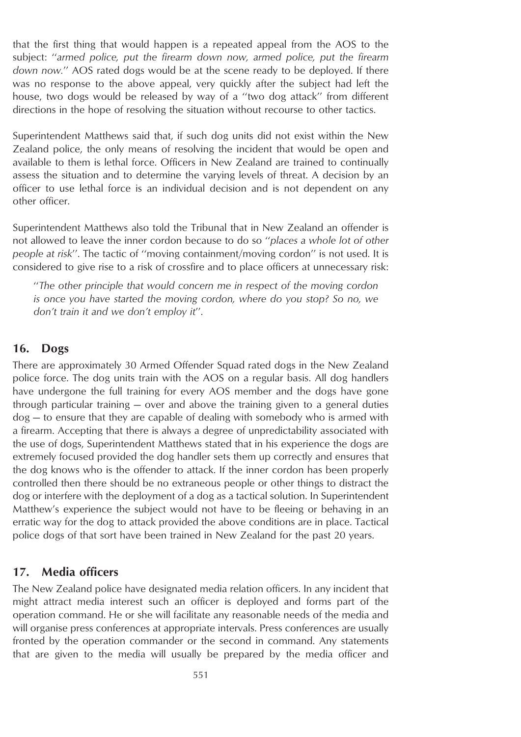that the first thing that would happen is a repeated appeal from the AOS to the subject: ''*armed police, put the firearm down now, armed police, put the firearm down now.*'' AOS rated dogs would be at the scene ready to be deployed. If there was no response to the above appeal, very quickly after the subject had left the house, two dogs would be released by way of a ''two dog attack'' from different directions in the hope of resolving the situation without recourse to other tactics.

Superintendent Matthews said that, if such dog units did not exist within the New Zealand police, the only means of resolving the incident that would be open and available to them is lethal force. Officers in New Zealand are trained to continually assess the situation and to determine the varying levels of threat. A decision by an officer to use lethal force is an individual decision and is not dependent on any other officer.

Superintendent Matthews also told the Tribunal that in New Zealand an offender is not allowed to leave the inner cordon because to do so ''*places a whole lot of other people at risk*''. The tactic of ''moving containment/moving cordon'' is not used. It is considered to give rise to a risk of crossfire and to place officers at unnecessary risk:

> ''*The other principle that would concern me in respect of the moving cordon is once you have started the moving cordon, where do you stop? So no, we don't train it and we don't employ it*''.

## 16. Dogs

There are approximately 30 Armed Offender Squad rated dogs in the New Zealand police force. The dog units train with the AOS on a regular basis. All dog handlers have undergone the full training for every AOS member and the dogs have gone through particular training — over and above the training given to a general duties dog — to ensure that they are capable of dealing with somebody who is armed with a firearm. Accepting that there is always a degree of unpredictability associated with the use of dogs, Superintendent Matthews stated that in his experience the dogs are extremely focused provided the dog handler sets them up correctly and ensures that the dog knows who is the offender to attack. If the inner cordon has been properly controlled then there should be no extraneous people or other things to distract the dog or interfere with the deployment of a dog as a tactical solution. In Superintendent Matthew's experience the subject would not have to be fleeing or behaving in an erratic way for the dog to attack provided the above conditions are in place. Tactical police dogs of that sort have been trained in New Zealand for the past 20 years.

## 17. Media officers

The New Zealand police have designated media relation officers. In any incident that might attract media interest such an officer is deployed and forms part of the operation command. He or she will facilitate any reasonable needs of the media and will organise press conferences at appropriate intervals. Press conferences are usually fronted by the operation commander or the second in command. Any statements that are given to the media will usually be prepared by the media officer and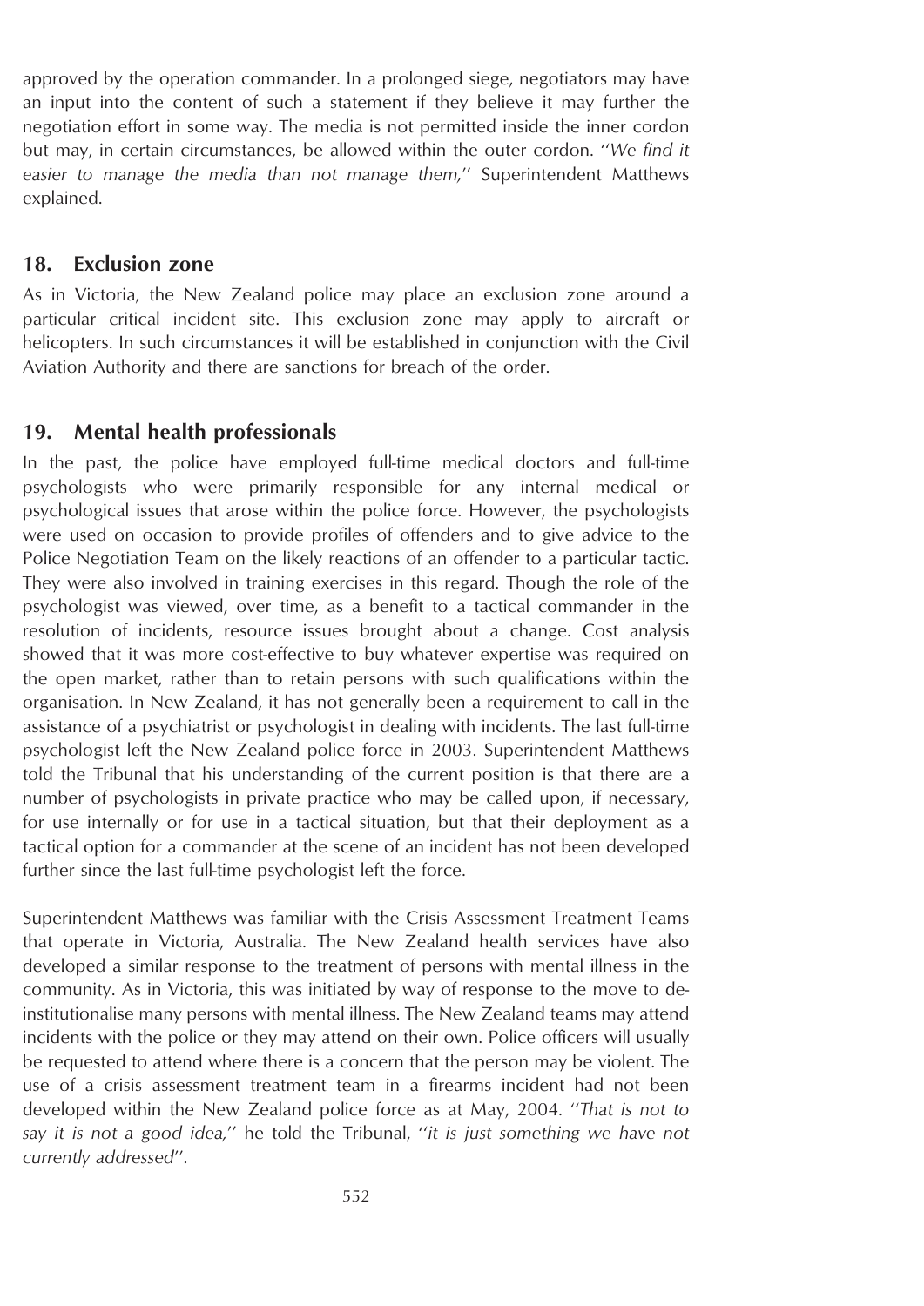approved by the operation commander. In a prolonged siege, negotiators may have an input into the content of such a statement if they believe it may further the negotiation effort in some way. The media is not permitted inside the inner cordon but may, in certain circumstances, be allowed within the outer cordon. ''*We find it easier to manage the media than not manage them,*'' Superintendent Matthews explained.

## 18. Exclusion zone

As in Victoria, the New Zealand police may place an exclusion zone around a particular critical incident site. This exclusion zone may apply to aircraft or helicopters. In such circumstances it will be established in conjunction with the Civil Aviation Authority and there are sanctions for breach of the order.

## 19. Mental health professionals

In the past, the police have employed full-time medical doctors and full-time psychologists who were primarily responsible for any internal medical or psychological issues that arose within the police force. However, the psychologists were used on occasion to provide profiles of offenders and to give advice to the Police Negotiation Team on the likely reactions of an offender to a particular tactic. They were also involved in training exercises in this regard. Though the role of the psychologist was viewed, over time, as a benefit to a tactical commander in the resolution of incidents, resource issues brought about a change. Cost analysis showed that it was more cost-effective to buy whatever expertise was required on the open market, rather than to retain persons with such qualifications within the organisation. In New Zealand, it has not generally been a requirement to call in the assistance of a psychiatrist or psychologist in dealing with incidents. The last full-time psychologist left the New Zealand police force in 2003. Superintendent Matthews told the Tribunal that his understanding of the current position is that there are a number of psychologists in private practice who may be called upon, if necessary, for use internally or for use in a tactical situation, but that their deployment as a tactical option for a commander at the scene of an incident has not been developed further since the last full-time psychologist left the force.

Superintendent Matthews was familiar with the Crisis Assessment Treatment Teams that operate in Victoria, Australia. The New Zealand health services have also developed a similar response to the treatment of persons with mental illness in the community. As in Victoria, this was initiated by way of response to the move to de-institutionalise many persons with mental illness. The New Zealand teams may attend incidents with the police or they may attend on their own. Police officers will usually be requested to attend where there is a concern that the person may be violent. The use of a crisis assessment treatment team in a firearms incident had not been developed within the New Zealand police force as at May, 2004. ''*That is not to say it is not a good idea,*'' he told the Tribunal, ''*it is just something we have not currently addressed*''.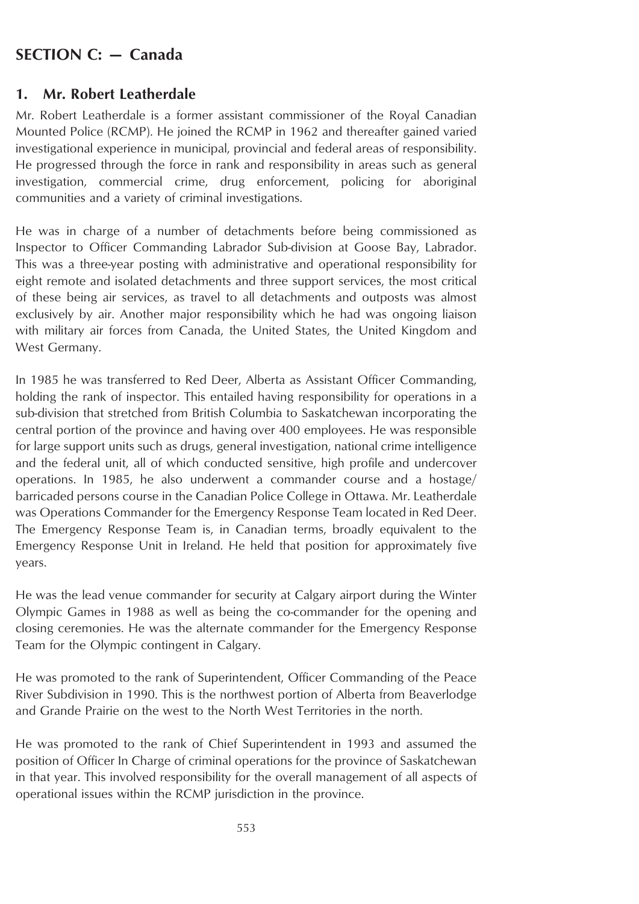## SECTION C: — Canada

### 1. Mr. Robert Leatherdale

Mr. Robert Leatherdale is a former assistant commissioner of the Royal Canadian Mounted Police (RCMP). He joined the RCMP in 1962 and thereafter gained varied investigational experience in municipal, provincial and federal areas of responsibility. He progressed through the force in rank and responsibility in areas such as general investigation, commercial crime, drug enforcement, policing for aboriginal communities and a variety of criminal investigations.

He was in charge of a number of detachments before being commissioned as Inspector to Officer Commanding Labrador Sub-division at Goose Bay, Labrador. This was a three-year posting with administrative and operational responsibility for eight remote and isolated detachments and three support services, the most critical of these being air services, as travel to all detachments and outposts was almost exclusively by air. Another major responsibility which he had was ongoing liaison with military air forces from Canada, the United States, the United Kingdom and West Germany.

In 1985 he was transferred to Red Deer, Alberta as Assistant Officer Commanding, holding the rank of inspector. This entailed having responsibility for operations in a sub-division that stretched from British Columbia to Saskatchewan incorporating the central portion of the province and having over 400 employees. He was responsible for large support units such as drugs, general investigation, national crime intelligence and the federal unit, all of which conducted sensitive, high profile and undercover operations. In 1985, he also underwent a commander course and a hostage/ barricaded persons course in the Canadian Police College in Ottawa. Mr. Leatherdale was Operations Commander for the Emergency Response Team located in Red Deer. The Emergency Response Team is, in Canadian terms, broadly equivalent to the Emergency Response Unit in Ireland. He held that position for approximately five years.

He was the lead venue commander for security at Calgary airport during the Winter Olympic Games in 1988 as well as being the co-commander for the opening and closing ceremonies. He was the alternate commander for the Emergency Response Team for the Olympic contingent in Calgary.

He was promoted to the rank of Superintendent, Officer Commanding of the Peace River Subdivision in 1990. This is the northwest portion of Alberta from Beaverlodge and Grande Prairie on the west to the North West Territories in the north.

He was promoted to the rank of Chief Superintendent in 1993 and assumed the position of Officer In Charge of criminal operations for the province of Saskatchewan in that year. This involved responsibility for the overall management of all aspects of operational issues within the RCMP jurisdiction in the province.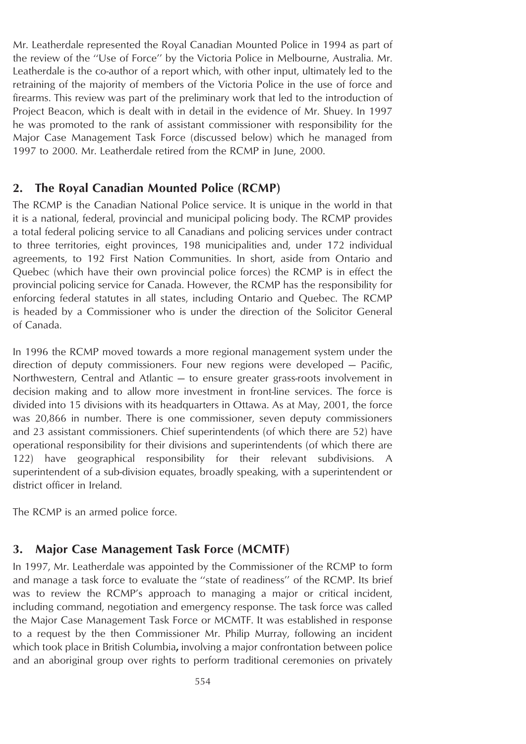Mr. Leatherdale represented the Royal Canadian Mounted Police in 1994 as part of the review of the ''Use of Force'' by the Victoria Police in Melbourne, Australia. Mr. Leatherdale is the co-author of a report which, with other input, ultimately led to the retraining of the majority of members of the Victoria Police in the use of force and firearms. This review was part of the preliminary work that led to the introduction of Project Beacon, which is dealt with in detail in the evidence of Mr. Shuey. In 1997 he was promoted to the rank of assistant commissioner with responsibility for the Major Case Management Task Force (discussed below) which he managed from 1997 to 2000. Mr. Leatherdale retired from the RCMP in June, 2000.

## 2. The Royal Canadian Mounted Police (RCMP)

The RCMP is the Canadian National Police service. It is unique in the world in that it is a national, federal, provincial and municipal policing body. The RCMP provides a total federal policing service to all Canadians and policing services under contract to three territories, eight provinces, 198 municipalities and, under 172 individual agreements, to 192 First Nation Communities. In short, aside from Ontario and Quebec (which have their own provincial police forces) the RCMP is in effect the provincial policing service for Canada. However, the RCMP has the responsibility for enforcing federal statutes in all states, including Ontario and Quebec. The RCMP is headed by a Commissioner who is under the direction of the Solicitor General of Canada.

In 1996 the RCMP moved towards a more regional management system under the direction of deputy commissioners. Four new regions were developed — Pacific, Northwestern, Central and Atlantic — to ensure greater grass-roots involvement in decision making and to allow more investment in front-line services. The force is divided into 15 divisions with its headquarters in Ottawa. As at May, 2001, the force was 20,866 in number. There is one commissioner, seven deputy commissioners and 23 assistant commissioners. Chief superintendents (of which there are 52) have operational responsibility for their divisions and superintendents (of which there are 122) have geographical responsibility for their relevant subdivisions. A superintendent of a sub-division equates, broadly speaking, with a superintendent or district officer in Ireland.

The RCMP is an armed police force.

## 3. Major Case Management Task Force (MCMTF)

In 1997, Mr. Leatherdale was appointed by the Commissioner of the RCMP to form and manage a task force to evaluate the ''state of readiness'' of the RCMP. Its brief was to review the RCMP's approach to managing a major or critical incident, including command, negotiation and emergency response. The task force was called the Major Case Management Task Force or MCMTF. It was established in response to a request by the then Commissioner Mr. Philip Murray, following an incident which took place in British Columbia**,** involving a major confrontation between police and an aboriginal group over rights to perform traditional ceremonies on privately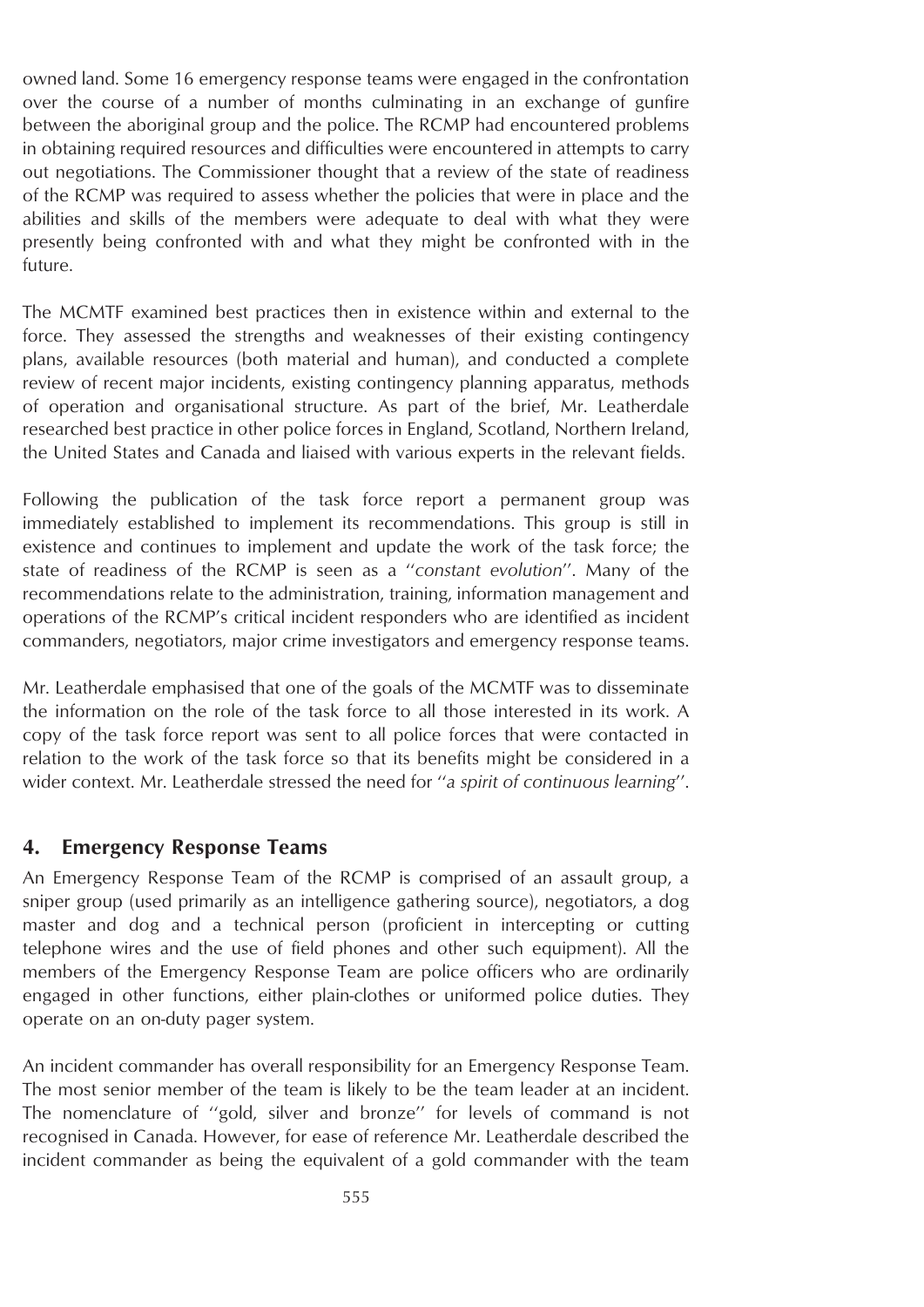owned land. Some 16 emergency response teams were engaged in the confrontation over the course of a number of months culminating in an exchange of gunfire between the aboriginal group and the police. The RCMP had encountered problems in obtaining required resources and difficulties were encountered in attempts to carry out negotiations. The Commissioner thought that a review of the state of readiness of the RCMP was required to assess whether the policies that were in place and the abilities and skills of the members were adequate to deal with what they were presently being confronted with and what they might be confronted with in the future.

The MCMTF examined best practices then in existence within and external to the force. They assessed the strengths and weaknesses of their existing contingency plans, available resources (both material and human), and conducted a complete review of recent major incidents, existing contingency planning apparatus, methods of operation and organisational structure. As part of the brief, Mr. Leatherdale researched best practice in other police forces in England, Scotland, Northern Ireland, the United States and Canada and liaised with various experts in the relevant fields.

Following the publication of the task force report a permanent group was immediately established to implement its recommendations. This group is still in existence and continues to implement and update the work of the task force; the state of readiness of the RCMP is seen as a ''*constant evolution*''. Many of the recommendations relate to the administration, training, information management and operations of the RCMP's critical incident responders who are identified as incident commanders, negotiators, major crime investigators and emergency response teams.

Mr. Leatherdale emphasised that one of the goals of the MCMTF was to disseminate the information on the role of the task force to all those interested in its work. A copy of the task force report was sent to all police forces that were contacted in relation to the work of the task force so that its benefits might be considered in a wider context. Mr. Leatherdale stressed the need for ''*a spirit of continuous learning*''.

## 4. Emergency Response Teams

An Emergency Response Team of the RCMP is comprised of an assault group, a sniper group (used primarily as an intelligence gathering source), negotiators, a dog master and dog and a technical person (proficient in intercepting or cutting telephone wires and the use of field phones and other such equipment). All the members of the Emergency Response Team are police officers who are ordinarily engaged in other functions, either plain-clothes or uniformed police duties. They operate on an on-duty pager system.

An incident commander has overall responsibility for an Emergency Response Team. The most senior member of the team is likely to be the team leader at an incident. The nomenclature of ''gold, silver and bronze'' for levels of command is not recognised in Canada. However, for ease of reference Mr. Leatherdale described the incident commander as being the equivalent of a gold commander with the team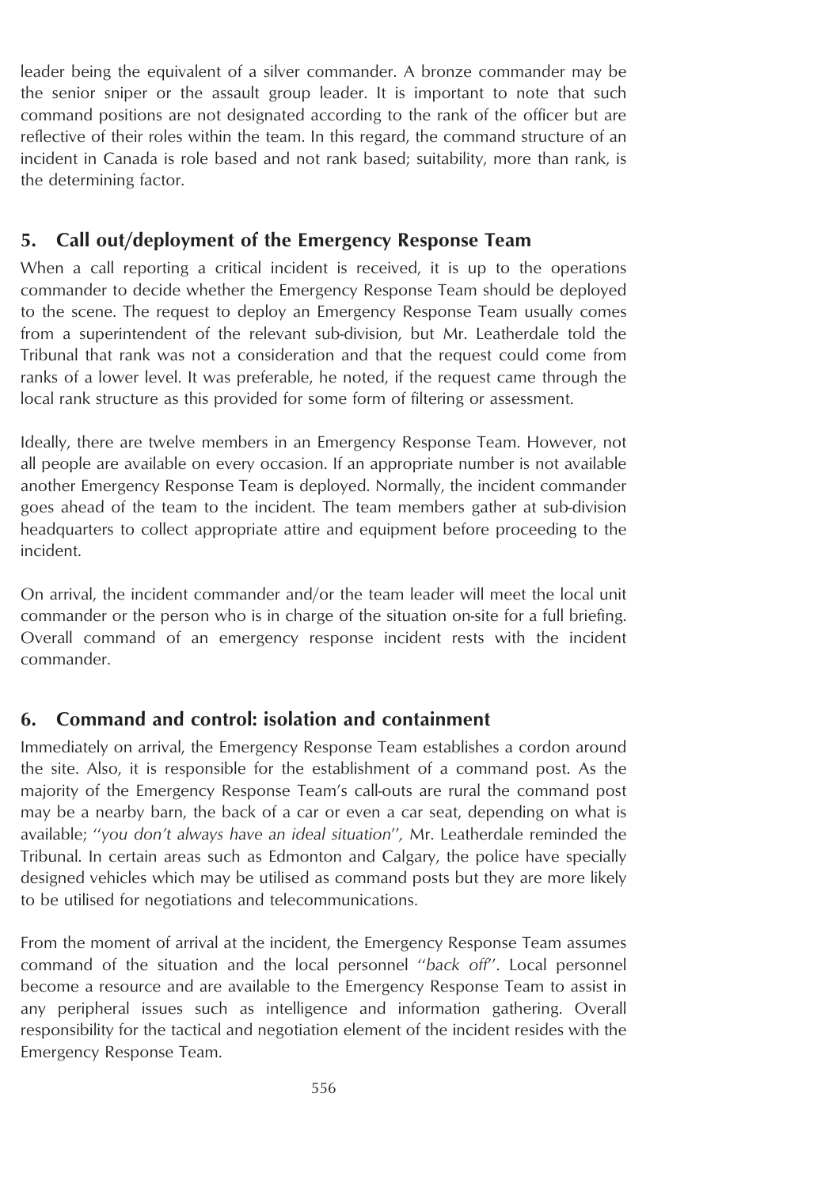leader being the equivalent of a silver commander. A bronze commander may be the senior sniper or the assault group leader. It is important to note that such command positions are not designated according to the rank of the officer but are reflective of their roles within the team. In this regard, the command structure of an incident in Canada is role based and not rank based; suitability, more than rank, is the determining factor.

## 5. Call out/deployment of the Emergency Response Team

When a call reporting a critical incident is received, it is up to the operations commander to decide whether the Emergency Response Team should be deployed to the scene. The request to deploy an Emergency Response Team usually comes from a superintendent of the relevant sub-division, but Mr. Leatherdale told the Tribunal that rank was not a consideration and that the request could come from ranks of a lower level. It was preferable, he noted, if the request came through the local rank structure as this provided for some form of filtering or assessment.

Ideally, there are twelve members in an Emergency Response Team. However, not all people are available on every occasion. If an appropriate number is not available another Emergency Response Team is deployed. Normally, the incident commander goes ahead of the team to the incident. The team members gather at sub-division headquarters to collect appropriate attire and equipment before proceeding to the incident.

On arrival, the incident commander and/or the team leader will meet the local unit commander or the person who is in charge of the situation on-site for a full briefing. Overall command of an emergency response incident rests with the incident commander.

## 6. Command and control: isolation and containment

Immediately on arrival, the Emergency Response Team establishes a cordon around the site. Also, it is responsible for the establishment of a command post. As the majority of the Emergency Response Team's call-outs are rural the command post may be a nearby barn, the back of a car or even a car seat, depending on what is available; "*you don't always have an ideal situation*", Mr. Leatherdale reminded the Tribunal. In certain areas such as Edmonton and Calgary, the police have specially designed vehicles which may be utilised as command posts but they are more likely to be utilised for negotiations and telecommunications.

From the moment of arrival at the incident, the Emergency Response Team assumes command of the situation and the local personnel "*back off*". Local personnel become a resource and are available to the Emergency Response Team to assist in any peripheral issues such as intelligence and information gathering. Overall responsibility for the tactical and negotiation element of the incident resides with the Emergency Response Team.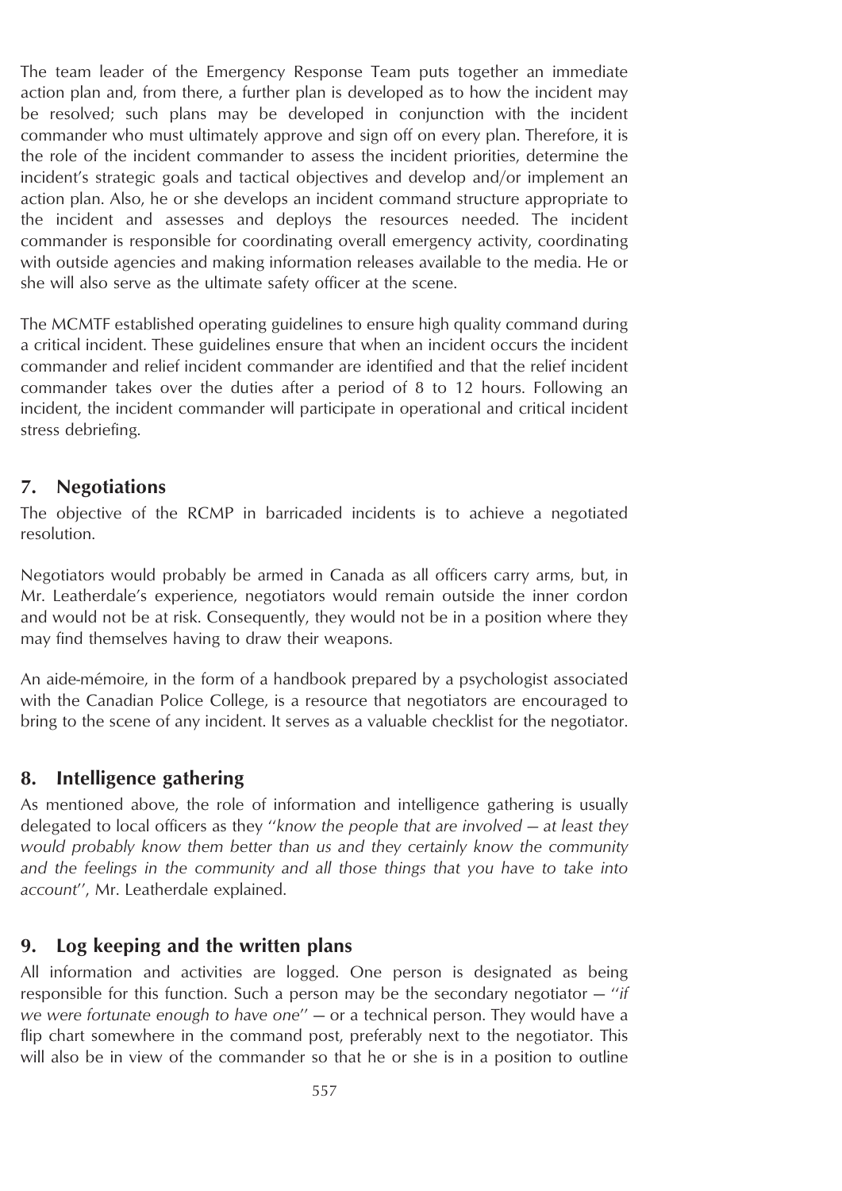The team leader of the Emergency Response Team puts together an immediate action plan and, from there, a further plan is developed as to how the incident may be resolved; such plans may be developed in conjunction with the incident commander who must ultimately approve and sign off on every plan. Therefore, it is the role of the incident commander to assess the incident priorities, determine the incident's strategic goals and tactical objectives and develop and/or implement an action plan. Also, he or she develops an incident command structure appropriate to the incident and assesses and deploys the resources needed. The incident commander is responsible for coordinating overall emergency activity, coordinating with outside agencies and making information releases available to the media. He or she will also serve as the ultimate safety officer at the scene.

The MCMTF established operating guidelines to ensure high quality command during a critical incident. These guidelines ensure that when an incident occurs the incident commander and relief incident commander are identified and that the relief incident commander takes over the duties after a period of 8 to 12 hours. Following an incident, the incident commander will participate in operational and critical incident stress debriefing.

## 7. Negotiations

The objective of the RCMP in barricaded incidents is to achieve a negotiated resolution.

Negotiators would probably be armed in Canada as all officers carry arms, but, in Mr. Leatherdale's experience, negotiators would remain outside the inner cordon and would not be at risk. Consequently, they would not be in a position where they may find themselves having to draw their weapons.

An aide-mémoire, in the form of a handbook prepared by a psychologist associated with the Canadian Police College, is a resource that negotiators are encouraged to bring to the scene of any incident. It serves as a valuable checklist for the negotiator.

## 8. Intelligence gathering

As mentioned above, the role of information and intelligence gathering is usually delegated to local officers as they "*know the people that are involved — at least they would probably know them better than us and they certainly know the community and the feelings in the community and all those things that you have to take into account*", Mr. Leatherdale explained.

## 9. Log keeping and the written plans

All information and activities are logged. One person is designated as being responsible for this function. Such a person may be the secondary negotiator — "*if we were fortunate enough to have one*" — or a technical person. They would have a flip chart somewhere in the command post, preferably next to the negotiator. This will also be in view of the commander so that he or she is in a position to outline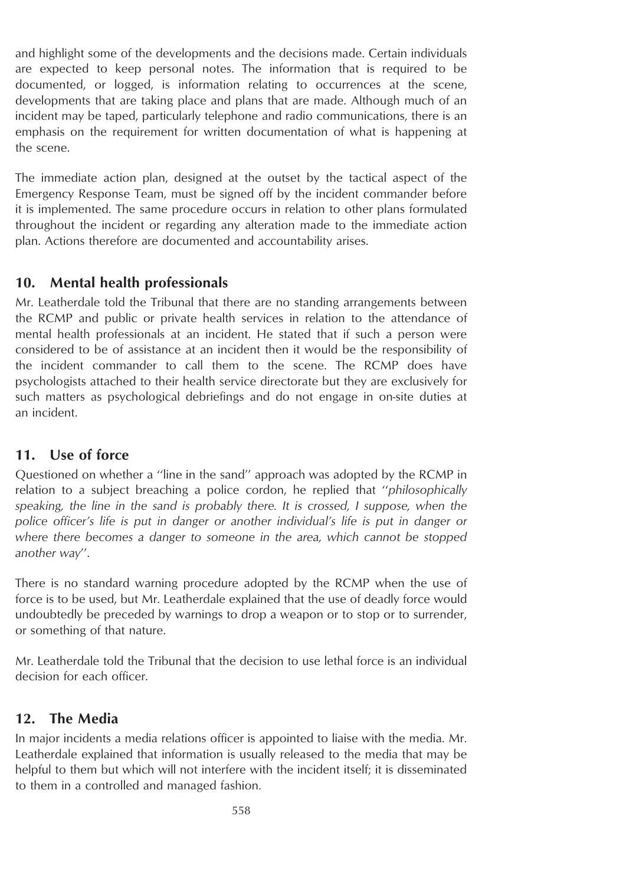and highlight some of the developments and the decisions made. Certain individuals are expected to keep personal notes. The information that is required to be documented, or logged, is information relating to occurrences at the scene, developments that are taking place and plans that are made. Although much of an incident may be taped, particularly telephone and radio communications, there is an emphasis on the requirement for written documentation of what is happening at the scene.

The immediate action plan, designed at the outset by the tactical aspect of the Emergency Response Team, must be signed off by the incident commander before it is implemented. The same procedure occurs in relation to other plans formulated throughout the incident or regarding any alteration made to the immediate action plan. Actions therefore are documented and accountability arises.

## 10. Mental health professionals

Mr. Leatherdale told the Tribunal that there are no standing arrangements between the RCMP and public or private health services in relation to the attendance of mental health professionals at an incident. He stated that if such a person were considered to be of assistance at an incident then it would be the responsibility of the incident commander to call them to the scene. The RCMP does have psychologists attached to their health service directorate but they are exclusively for such matters as psychological debriefings and do not engage in on-site duties at an incident.

## 11. Use of force

Questioned on whether a ''line in the sand'' approach was adopted by the RCMP in relation to a subject breaching a police cordon, he replied that ''*philosophically speaking, the line in the sand is probably there. It is crossed, I suppose, when the police officer's life is put in danger or another individual's life is put in danger or where there becomes a danger to someone in the area, which cannot be stopped another way*''.

There is no standard warning procedure adopted by the RCMP when the use of force is to be used, but Mr. Leatherdale explained that the use of deadly force would undoubtedly be preceded by warnings to drop a weapon or to stop or to surrender, or something of that nature.

Mr. Leatherdale told the Tribunal that the decision to use lethal force is an individual decision for each officer.

## 12. The Media

In major incidents a media relations officer is appointed to liaise with the media. Mr. Leatherdale explained that information is usually released to the media that may be helpful to them but which will not interfere with the incident itself; it is disseminated to them in a controlled and managed fashion.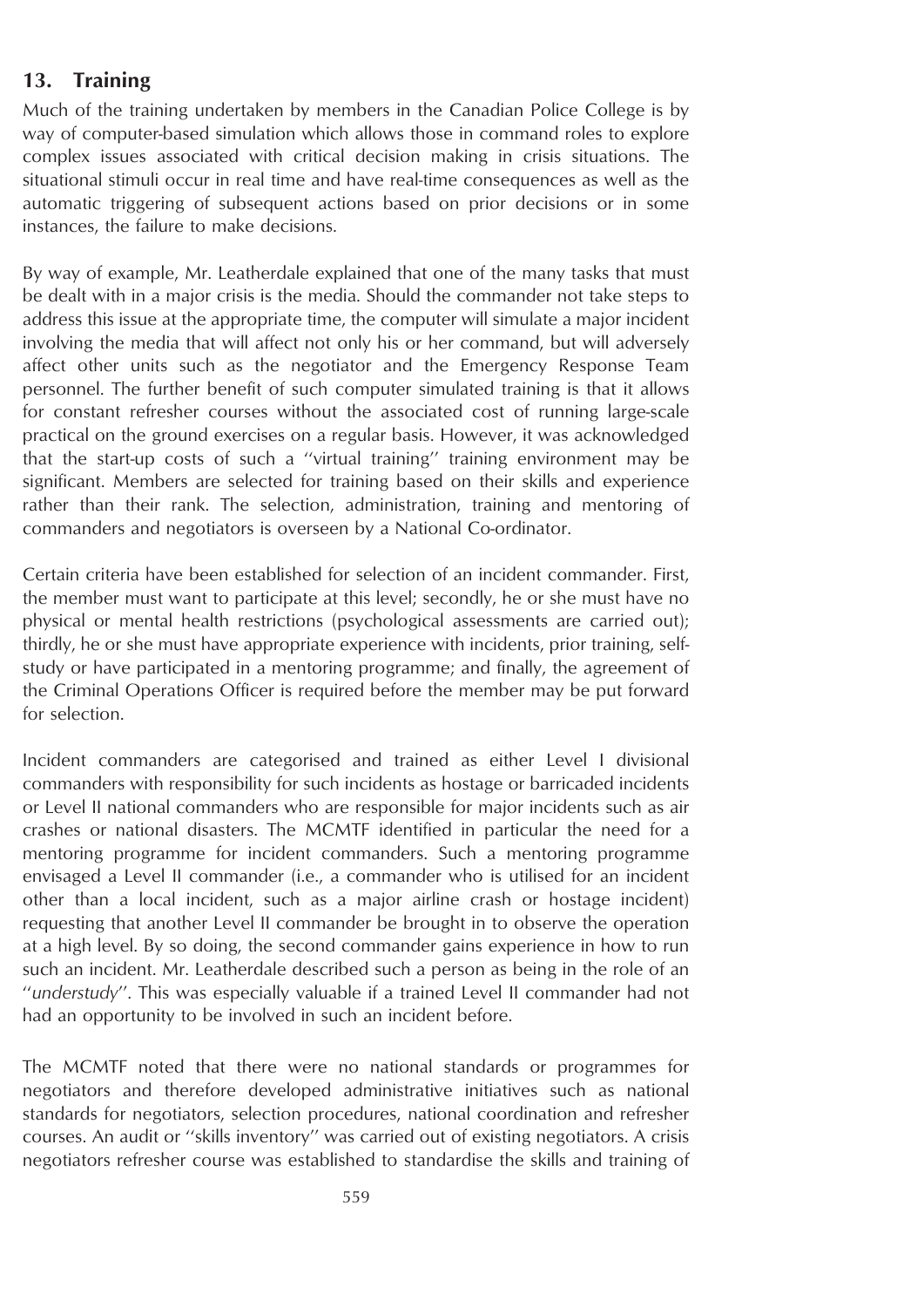## 13. Training

Much of the training undertaken by members in the Canadian Police College is by way of computer-based simulation which allows those in command roles to explore complex issues associated with critical decision making in crisis situations. The situational stimuli occur in real time and have real-time consequences as well as the automatic triggering of subsequent actions based on prior decisions or in some instances, the failure to make decisions.

By way of example, Mr. Leatherdale explained that one of the many tasks that must be dealt with in a major crisis is the media. Should the commander not take steps to address this issue at the appropriate time, the computer will simulate a major incident involving the media that will affect not only his or her command, but will adversely affect other units such as the negotiator and the Emergency Response Team personnel. The further benefit of such computer simulated training is that it allows for constant refresher courses without the associated cost of running large-scale practical on the ground exercises on a regular basis. However, it was acknowledged that the start-up costs of such a ''virtual training'' training environment may be significant. Members are selected for training based on their skills and experience rather than their rank. The selection, administration, training and mentoring of commanders and negotiators is overseen by a National Co-ordinator.

Certain criteria have been established for selection of an incident commander. First, the member must want to participate at this level; secondly, he or she must have no physical or mental health restrictions (psychological assessments are carried out); thirdly, he or she must have appropriate experience with incidents, prior training, self-study or have participated in a mentoring programme; and finally, the agreement of the Criminal Operations Officer is required before the member may be put forward for selection.

Incident commanders are categorised and trained as either Level I divisional commanders with responsibility for such incidents as hostage or barricaded incidents or Level II national commanders who are responsible for major incidents such as air crashes or national disasters. The MCMTF identified in particular the need for a mentoring programme for incident commanders. Such a mentoring programme envisaged a Level II commander (i.e., a commander who is utilised for an incident other than a local incident, such as a major airline crash or hostage incident) requesting that another Level II commander be brought in to observe the operation at a high level. By so doing, the second commander gains experience in how to run such an incident. Mr. Leatherdale described such a person as being in the role of an ''*understudy*''. This was especially valuable if a trained Level II commander had not had an opportunity to be involved in such an incident before.

The MCMTF noted that there were no national standards or programmes for negotiators and therefore developed administrative initiatives such as national standards for negotiators, selection procedures, national coordination and refresher courses. An audit or ''skills inventory'' was carried out of existing negotiators. A crisis negotiators refresher course was established to standardise the skills and training of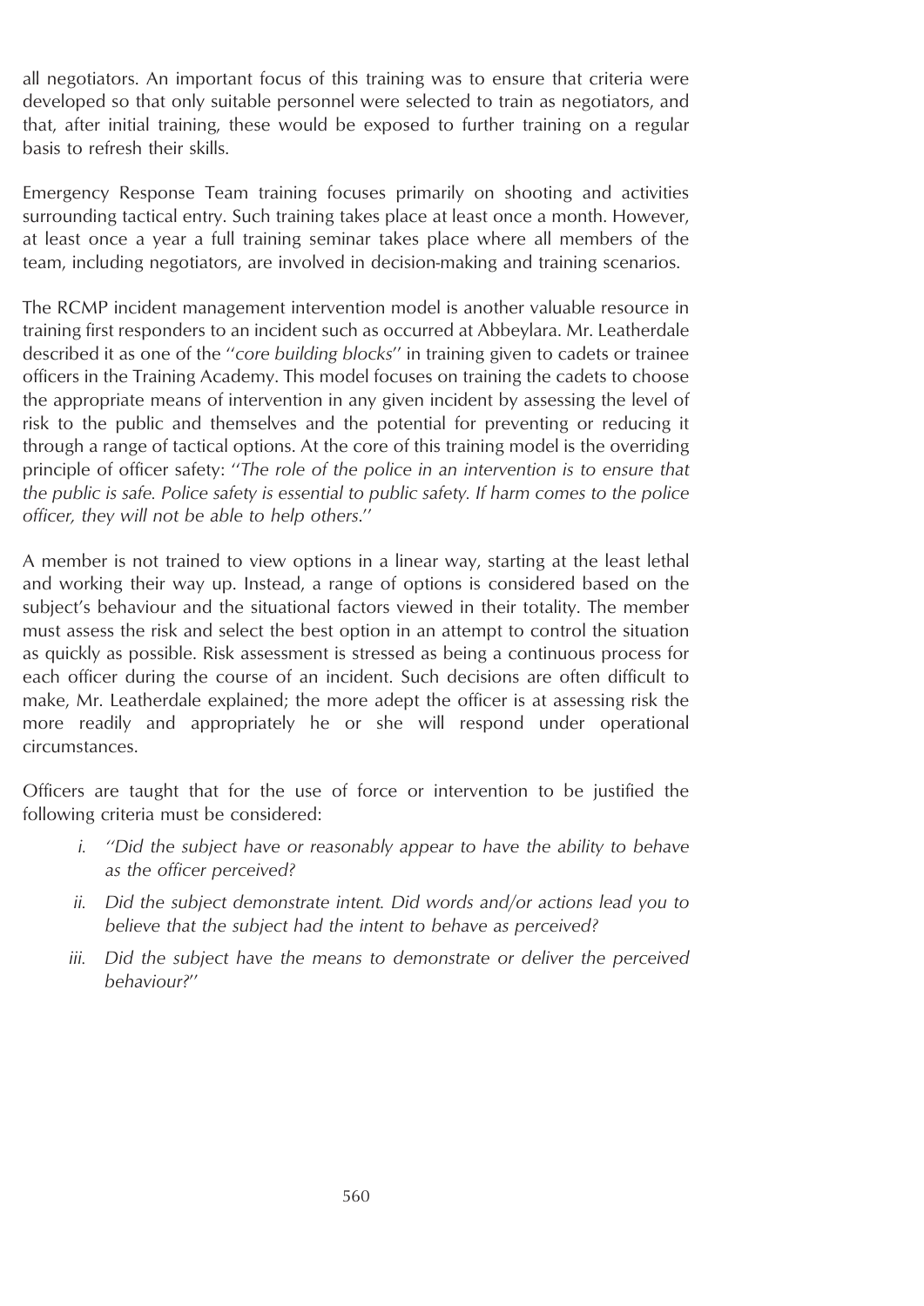all negotiators. An important focus of this training was to ensure that criteria were developed so that only suitable personnel were selected to train as negotiators, and that, after initial training, these would be exposed to further training on a regular basis to refresh their skills.

Emergency Response Team training focuses primarily on shooting and activities surrounding tactical entry. Such training takes place at least once a month. However, at least once a year a full training seminar takes place where all members of the team, including negotiators, are involved in decision-making and training scenarios.

The RCMP incident management intervention model is another valuable resource in training first responders to an incident such as occurred at Abbeylara. Mr. Leatherdale described it as one of the ''*core building blocks*'' in training given to cadets or trainee officers in the Training Academy. This model focuses on training the cadets to choose the appropriate means of intervention in any given incident by assessing the level of risk to the public and themselves and the potential for preventing or reducing it through a range of tactical options. At the core of this training model is the overriding principle of officer safety: ''*The role of the police in an intervention is to ensure that the public is safe. Police safety is essential to public safety. If harm comes to the police officer, they will not be able to help others.*''

A member is not trained to view options in a linear way, starting at the least lethal and working their way up. Instead, a range of options is considered based on the subject's behaviour and the situational factors viewed in their totality. The member must assess the risk and select the best option in an attempt to control the situation as quickly as possible. Risk assessment is stressed as being a continuous process for each officer during the course of an incident. Such decisions are often difficult to make, Mr. Leatherdale explained; the more adept the officer is at assessing risk the more readily and appropriately he or she will respond under operational circumstances.

Officers are taught that for the use of force or intervention to be justified the following criteria must be considered:

- i. ''*Did the subject have or reasonably appear to have the ability to behave as the officer perceived?*
- ii. *Did the subject demonstrate intent. Did words and/or actions lead you to believe that the subject had the intent to behave as perceived?*
- iii. *Did the subject have the means to demonstrate or deliver the perceived behaviour?*''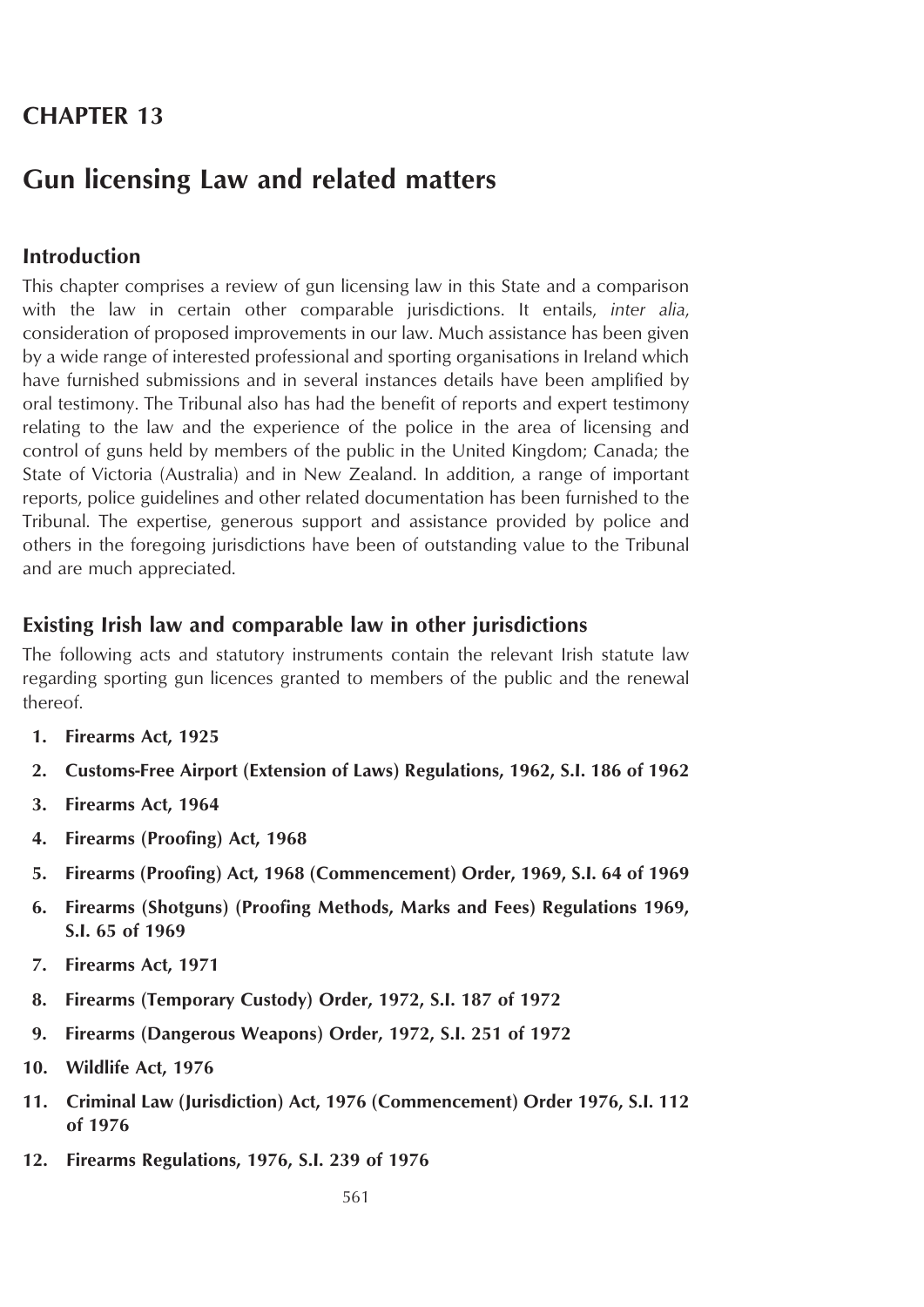# CHAPTER 13

# Gun licensing Law and related matters

## Introduction

This chapter comprises a review of gun licensing law in this State and a comparison with the law in certain other comparable jurisdictions. It entails, *inter alia*, consideration of proposed improvements in our law. Much assistance has been given by a wide range of interested professional and sporting organisations in Ireland which have furnished submissions and in several instances details have been amplified by oral testimony. The Tribunal also has had the benefit of reports and expert testimony relating to the law and the experience of the police in the area of licensing and control of guns held by members of the public in the United Kingdom; Canada; the State of Victoria (Australia) and in New Zealand. In addition, a range of important reports, police guidelines and other related documentation has been furnished to the Tribunal. The expertise, generous support and assistance provided by police and others in the foregoing jurisdictions have been of outstanding value to the Tribunal and are much appreciated.

## Existing Irish law and comparable law in other jurisdictions

The following acts and statutory instruments contain the relevant Irish statute law regarding sporting gun licences granted to members of the public and the renewal thereof.

1. **Firearms Act, 1925**
2. **Customs-Free Airport (Extension of Laws) Regulations, 1962, S.I. 186 of 1962**
3. **Firearms Act, 1964**
4. **Firearms (Proofing) Act, 1968**
5. **Firearms (Proofing) Act, 1968 (Commencement) Order, 1969, S.I. 64 of 1969**
6. **Firearms (Shotguns) (Proofing Methods, Marks and Fees) Regulations 1969, S.I. 65 of 1969**
7. **Firearms Act, 1971**
8. **Firearms (Temporary Custody) Order, 1972, S.I. 187 of 1972**
9. **Firearms (Dangerous Weapons) Order, 1972, S.I. 251 of 1972**
10. **Wildlife Act, 1976**
11. **Criminal Law (Jurisdiction) Act, 1976 (Commencement) Order 1976, S.I. 112 of 1976**
12. **Firearms Regulations, 1976, S.I. 239 of 1976**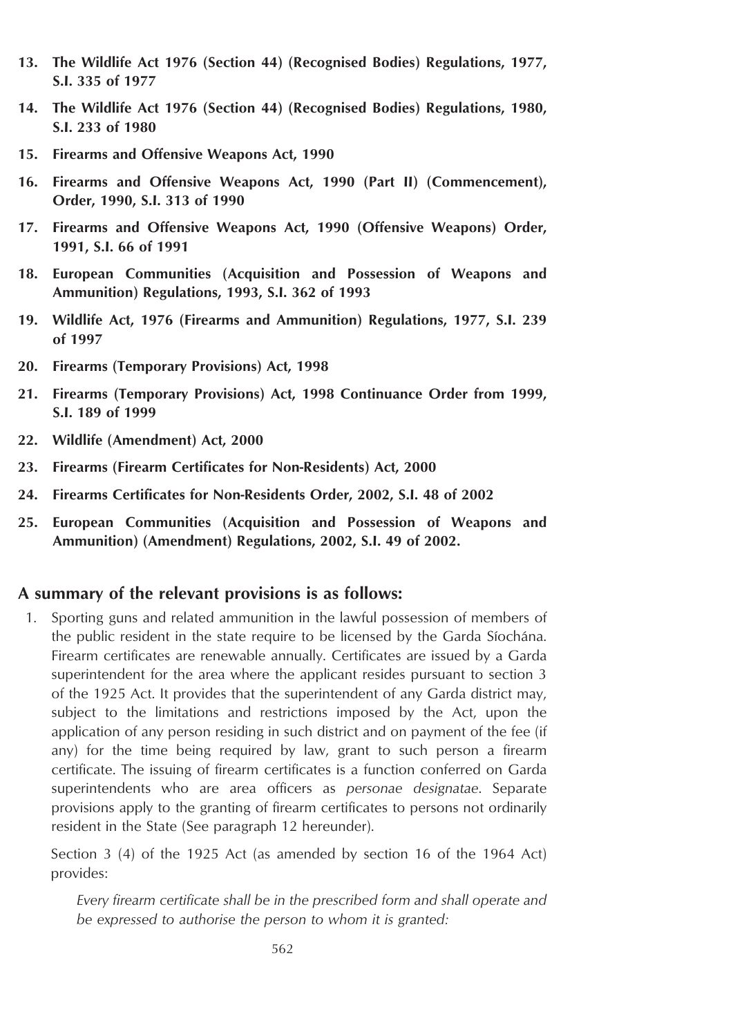13. **The Wildlife Act 1976 (Section 44) (Recognised Bodies) Regulations, 1977, S.I. 335 of 1977**
14. **The Wildlife Act 1976 (Section 44) (Recognised Bodies) Regulations, 1980, S.I. 233 of 1980**
15. **Firearms and Offensive Weapons Act, 1990**
16. **Firearms and Offensive Weapons Act, 1990 (Part II) (Commencement), Order, 1990, S.I. 313 of 1990**
17. **Firearms and Offensive Weapons Act, 1990 (Offensive Weapons) Order, 1991, S.I. 66 of 1991**
18. **European Communities (Acquisition and Possession of Weapons and Ammunition) Regulations, 1993, S.I. 362 of 1993**
19. **Wildlife Act, 1976 (Firearms and Ammunition) Regulations, 1977, S.I. 239 of 1997**
20. **Firearms (Temporary Provisions) Act, 1998**
21. **Firearms (Temporary Provisions) Act, 1998 Continuance Order from 1999, S.I. 189 of 1999**
22. **Wildlife (Amendment) Act, 2000**
23. **Firearms (Firearm Certificates for Non-Residents) Act, 2000**
24. **Firearms Certificates for Non-Residents Order, 2002, S.I. 48 of 2002**
25. **European Communities (Acquisition and Possession of Weapons and Ammunition) (Amendment) Regulations, 2002, S.I. 49 of 2002.**

## A summary of the relevant provisions is as follows:

1. Sporting guns and related ammunition in the lawful possession of members of the public resident in the state require to be licensed by the Garda Síochána. Firearm certificates are renewable annually. Certificates are issued by a Garda superintendent for the area where the applicant resides pursuant to section 3 of the 1925 Act. It provides that the superintendent of any Garda district may, subject to the limitations and restrictions imposed by the Act, upon the application of any person residing in such district and on payment of the fee (if any) for the time being required by law, grant to such person a firearm certificate. The issuing of firearm certificates is a function conferred on Garda superintendents who are area officers as *personae designatae*. Separate provisions apply to the granting of firearm certificates to persons not ordinarily resident in the State (See paragraph 12 hereunder).

   Section 3 (4) of the 1925 Act (as amended by section 16 of the 1964 Act) provides:

   > *Every firearm certificate shall be in the prescribed form and shall operate and be expressed to authorise the person to whom it is granted:*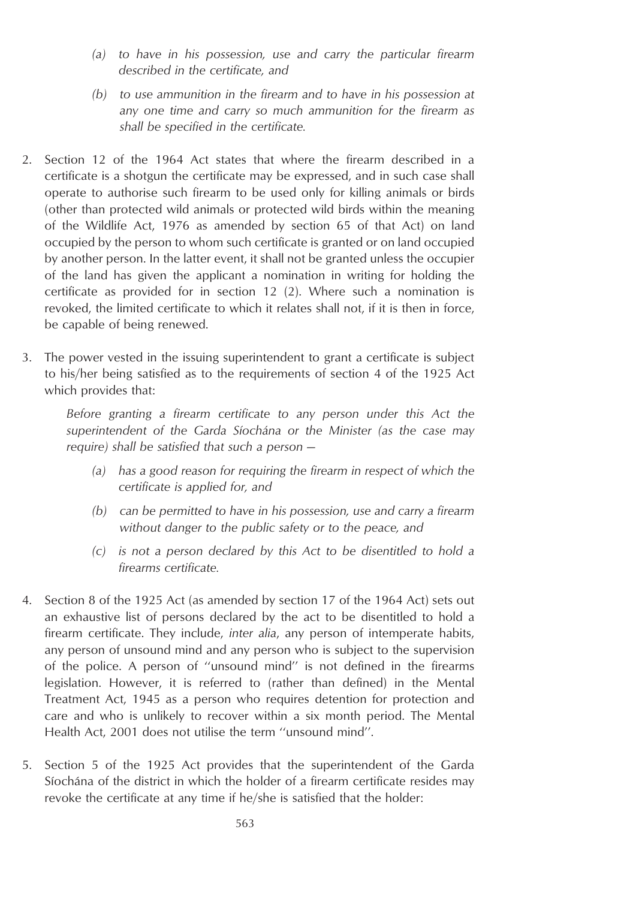*(a) to have in his possession, use and carry the particular firearm described in the certificate, and*

*(b) to use ammunition in the firearm and to have in his possession at any one time and carry so much ammunition for the firearm as shall be specified in the certificate.*

2. Section 12 of the 1964 Act states that where the firearm described in a certificate is a shotgun the certificate may be expressed, and in such case shall operate to authorise such firearm to be used only for killing animals or birds (other than protected wild animals or protected wild birds within the meaning of the Wildlife Act, 1976 as amended by section 65 of that Act) on land occupied by the person to whom such certificate is granted or on land occupied by another person. In the latter event, it shall not be granted unless the occupier of the land has given the applicant a nomination in writing for holding the certificate as provided for in section 12 (2). Where such a nomination is revoked, the limited certificate to which it relates shall not, if it is then in force, be capable of being renewed.

3. The power vested in the issuing superintendent to grant a certificate is subject to his/her being satisfied as to the requirements of section 4 of the 1925 Act which provides that:

   *Before granting a firearm certificate to any person under this Act the superintendent of the Garda Síochána or the Minister (as the case may require) shall be satisfied that such a person —*

   *(a) has a good reason for requiring the firearm in respect of which the certificate is applied for, and*

   *(b) can be permitted to have in his possession, use and carry a firearm without danger to the public safety or to the peace, and*

   *(c) is not a person declared by this Act to be disentitled to hold a firearms certificate.*

4. Section 8 of the 1925 Act (as amended by section 17 of the 1964 Act) sets out an exhaustive list of persons declared by the act to be disentitled to hold a firearm certificate. They include, *inter alia*, any person of intemperate habits, any person of unsound mind and any person who is subject to the supervision of the police. A person of "unsound mind" is not defined in the firearms legislation. However, it is referred to (rather than defined) in the Mental Treatment Act, 1945 as a person who requires detention for protection and care and who is unlikely to recover within a six month period. The Mental Health Act, 2001 does not utilise the term "unsound mind".

5. Section 5 of the 1925 Act provides that the superintendent of the Garda Síochána of the district in which the holder of a firearm certificate resides may revoke the certificate at any time if he/she is satisfied that the holder: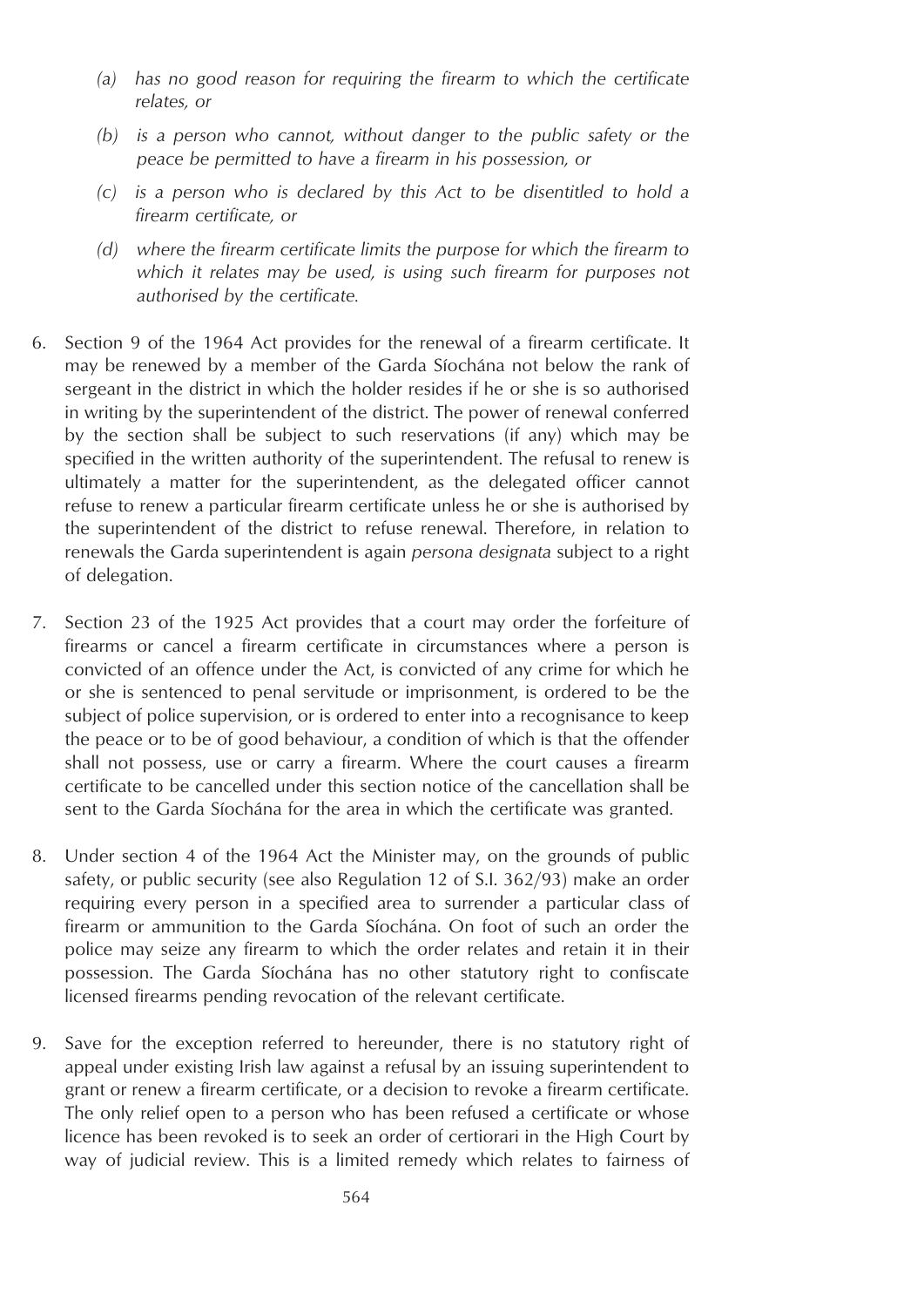- *(a) has no good reason for requiring the firearm to which the certificate relates, or*
- *(b) is a person who cannot, without danger to the public safety or the peace be permitted to have a firearm in his possession, or*
- *(c) is a person who is declared by this Act to be disentitled to hold a firearm certificate, or*
- *(d) where the firearm certificate limits the purpose for which the firearm to which it relates may be used, is using such firearm for purposes not authorised by the certificate.*

6. Section 9 of the 1964 Act provides for the renewal of a firearm certificate. It may be renewed by a member of the Garda Síochána not below the rank of sergeant in the district in which the holder resides if he or she is so authorised in writing by the superintendent of the district. The power of renewal conferred by the section shall be subject to such reservations (if any) which may be specified in the written authority of the superintendent. The refusal to renew is ultimately a matter for the superintendent, as the delegated officer cannot refuse to renew a particular firearm certificate unless he or she is authorised by the superintendent of the district to refuse renewal. Therefore, in relation to renewals the Garda superintendent is again *persona designata* subject to a right of delegation.

7. Section 23 of the 1925 Act provides that a court may order the forfeiture of firearms or cancel a firearm certificate in circumstances where a person is convicted of an offence under the Act, is convicted of any crime for which he or she is sentenced to penal servitude or imprisonment, is ordered to be the subject of police supervision, or is ordered to enter into a recognisance to keep the peace or to be of good behaviour, a condition of which is that the offender shall not possess, use or carry a firearm. Where the court causes a firearm certificate to be cancelled under this section notice of the cancellation shall be sent to the Garda Síochána for the area in which the certificate was granted.

8. Under section 4 of the 1964 Act the Minister may, on the grounds of public safety, or public security (see also Regulation 12 of S.I. 362/93) make an order requiring every person in a specified area to surrender a particular class of firearm or ammunition to the Garda Síochána. On foot of such an order the police may seize any firearm to which the order relates and retain it in their possession. The Garda Síochána has no other statutory right to confiscate licensed firearms pending revocation of the relevant certificate.

9. Save for the exception referred to hereunder, there is no statutory right of appeal under existing Irish law against a refusal by an issuing superintendent to grant or renew a firearm certificate, or a decision to revoke a firearm certificate. The only relief open to a person who has been refused a certificate or whose licence has been revoked is to seek an order of certiorari in the High Court by way of judicial review. This is a limited remedy which relates to fairness of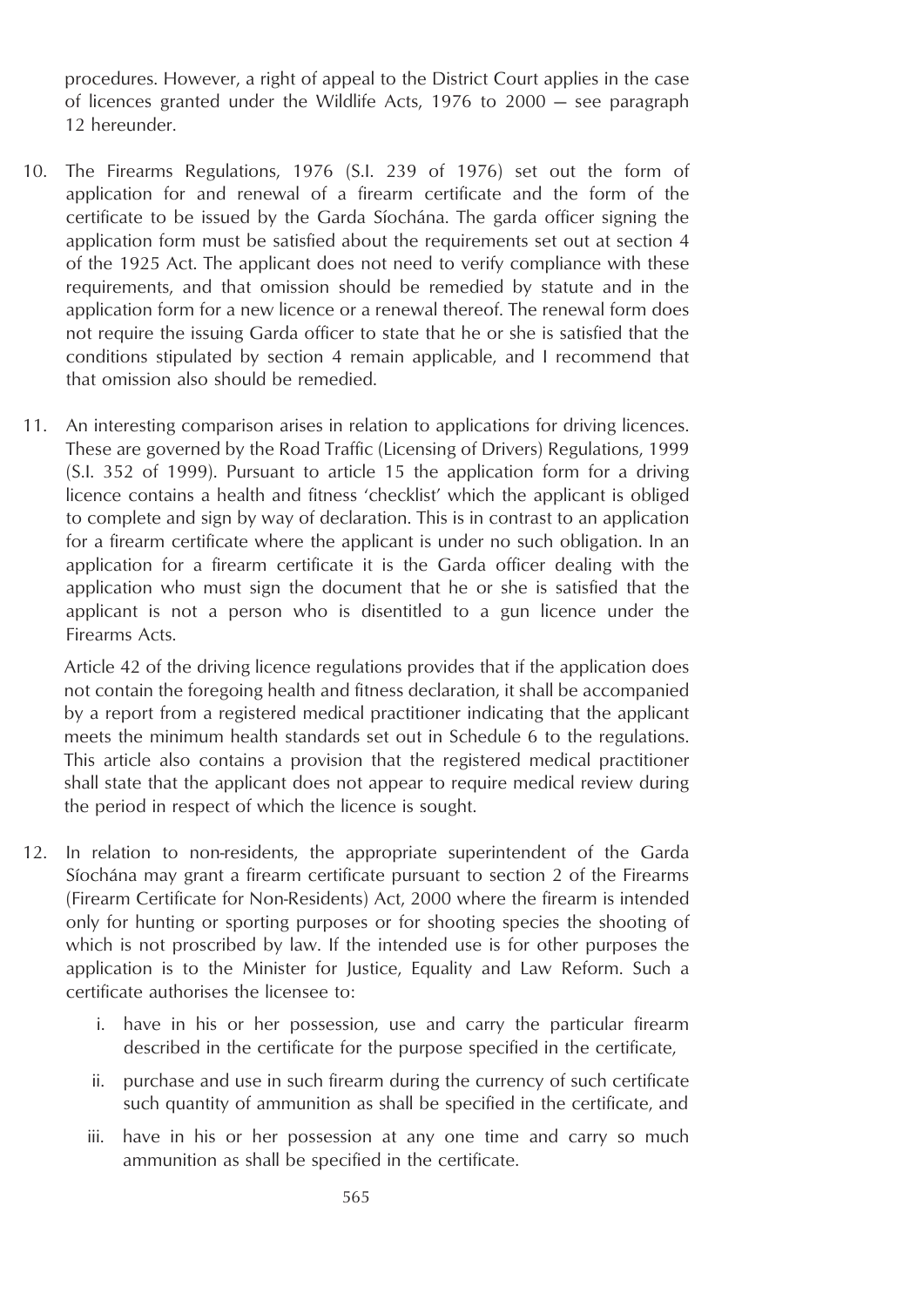procedures. However, a right of appeal to the District Court applies in the case of licences granted under the Wildlife Acts, 1976 to 2000 — see paragraph 12 hereunder.

10. The Firearms Regulations, 1976 (S.I. 239 of 1976) set out the form of application for and renewal of a firearm certificate and the form of the certificate to be issued by the Garda Síochána. The garda officer signing the application form must be satisfied about the requirements set out at section 4 of the 1925 Act. The applicant does not need to verify compliance with these requirements, and that omission should be remedied by statute and in the application form for a new licence or a renewal thereof. The renewal form does not require the issuing Garda officer to state that he or she is satisfied that the conditions stipulated by section 4 remain applicable, and I recommend that that omission also should be remedied.

11. An interesting comparison arises in relation to applications for driving licences. These are governed by the Road Traffic (Licensing of Drivers) Regulations, 1999 (S.I. 352 of 1999). Pursuant to article 15 the application form for a driving licence contains a health and fitness 'checklist' which the applicant is obliged to complete and sign by way of declaration. This is in contrast to an application for a firearm certificate where the applicant is under no such obligation. In an application for a firearm certificate it is the Garda officer dealing with the application who must sign the document that he or she is satisfied that the applicant is not a person who is disentitled to a gun licence under the Firearms Acts.

    Article 42 of the driving licence regulations provides that if the application does not contain the foregoing health and fitness declaration, it shall be accompanied by a report from a registered medical practitioner indicating that the applicant meets the minimum health standards set out in Schedule 6 to the regulations. This article also contains a provision that the registered medical practitioner shall state that the applicant does not appear to require medical review during the period in respect of which the licence is sought.

12. In relation to non-residents, the appropriate superintendent of the Garda Síochána may grant a firearm certificate pursuant to section 2 of the Firearms (Firearm Certificate for Non-Residents) Act, 2000 where the firearm is intended only for hunting or sporting purposes or for shooting species the shooting of which is not proscribed by law. If the intended use is for other purposes the application is to the Minister for Justice, Equality and Law Reform. Such a certificate authorises the licensee to:

    i. have in his or her possession, use and carry the particular firearm described in the certificate for the purpose specified in the certificate,

    ii. purchase and use in such firearm during the currency of such certificate such quantity of ammunition as shall be specified in the certificate, and

    iii. have in his or her possession at any one time and carry so much ammunition as shall be specified in the certificate.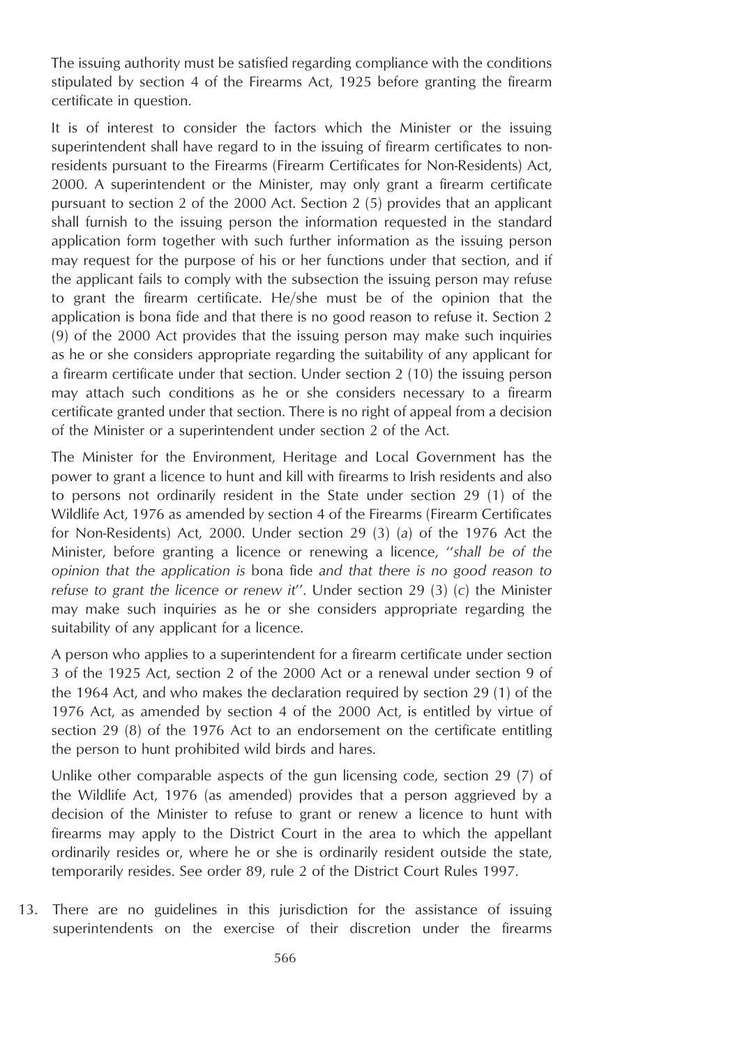The issuing authority must be satisfied regarding compliance with the conditions stipulated by section 4 of the Firearms Act, 1925 before granting the firearm certificate in question.

It is of interest to consider the factors which the Minister or the issuing superintendent shall have regard to in the issuing of firearm certificates to non-residents pursuant to the Firearms (Firearm Certificates for Non-Residents) Act, 2000. A superintendent or the Minister, may only grant a firearm certificate pursuant to section 2 of the 2000 Act. Section 2 (5) provides that an applicant shall furnish to the issuing person the information requested in the standard application form together with such further information as the issuing person may request for the purpose of his or her functions under that section, and if the applicant fails to comply with the subsection the issuing person may refuse to grant the firearm certificate. He/she must be of the opinion that the application is bona fide and that there is no good reason to refuse it. Section 2 (9) of the 2000 Act provides that the issuing person may make such inquiries as he or she considers appropriate regarding the suitability of any applicant for a firearm certificate under that section. Under section 2 (10) the issuing person may attach such conditions as he or she considers necessary to a firearm certificate granted under that section. There is no right of appeal from a decision of the Minister or a superintendent under section 2 of the Act.

The Minister for the Environment, Heritage and Local Government has the power to grant a licence to hunt and kill with firearms to Irish residents and also to persons not ordinarily resident in the State under section 29 (1) of the Wildlife Act, 1976 as amended by section 4 of the Firearms (Firearm Certificates for Non-Residents) Act, 2000. Under section 29 (3) (*a*) of the 1976 Act the Minister, before granting a licence or renewing a licence, "*shall be of the opinion that the application is* bona fide *and that there is no good reason to refuse to grant the licence or renew it*". Under section 29 (3) (*c*) the Minister may make such inquiries as he or she considers appropriate regarding the suitability of any applicant for a licence.

A person who applies to a superintendent for a firearm certificate under section 3 of the 1925 Act, section 2 of the 2000 Act or a renewal under section 9 of the 1964 Act, and who makes the declaration required by section 29 (1) of the 1976 Act, as amended by section 4 of the 2000 Act, is entitled by virtue of section 29 (8) of the 1976 Act to an endorsement on the certificate entitling the person to hunt prohibited wild birds and hares.

Unlike other comparable aspects of the gun licensing code, section 29 (7) of the Wildlife Act, 1976 (as amended) provides that a person aggrieved by a decision of the Minister to refuse to grant or renew a licence to hunt with firearms may apply to the District Court in the area to which the appellant ordinarily resides or, where he or she is ordinarily resident outside the state, temporarily resides. See order 89, rule 2 of the District Court Rules 1997.

13. There are no guidelines in this jurisdiction for the assistance of issuing superintendents on the exercise of their discretion under the firearms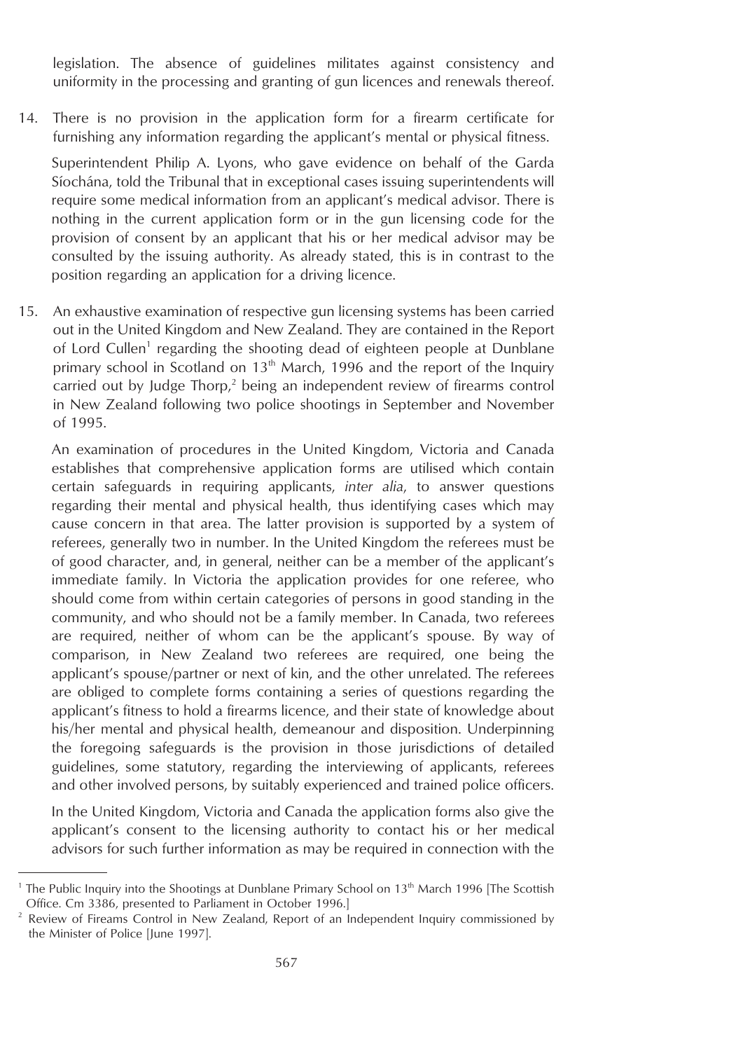legislation. The absence of guidelines militates against consistency and uniformity in the processing and granting of gun licences and renewals thereof.

14. There is no provision in the application form for a firearm certificate for furnishing any information regarding the applicant's mental or physical fitness.

    Superintendent Philip A. Lyons, who gave evidence on behalf of the Garda Síochána, told the Tribunal that in exceptional cases issuing superintendents will require some medical information from an applicant's medical advisor. There is nothing in the current application form or in the gun licensing code for the provision of consent by an applicant that his or her medical advisor may be consulted by the issuing authority. As already stated, this is in contrast to the position regarding an application for a driving licence.

15. An exhaustive examination of respective gun licensing systems has been carried out in the United Kingdom and New Zealand. They are contained in the Report of Lord Cullen[1] regarding the shooting dead of eighteen people at Dunblane primary school in Scotland on 13th March, 1996 and the report of the Inquiry carried out by Judge Thorp,[2] being an independent review of firearms control in New Zealand following two police shootings in September and November of 1995.

    An examination of procedures in the United Kingdom, Victoria and Canada establishes that comprehensive application forms are utilised which contain certain safeguards in requiring applicants, *inter alia*, to answer questions regarding their mental and physical health, thus identifying cases which may cause concern in that area. The latter provision is supported by a system of referees, generally two in number. In the United Kingdom the referees must be of good character, and, in general, neither can be a member of the applicant's immediate family. In Victoria the application provides for one referee, who should come from within certain categories of persons in good standing in the community, and who should not be a family member. In Canada, two referees are required, neither of whom can be the applicant's spouse. By way of comparison, in New Zealand two referees are required, one being the applicant's spouse/partner or next of kin, and the other unrelated. The referees are obliged to complete forms containing a series of questions regarding the applicant's fitness to hold a firearms licence, and their state of knowledge about his/her mental and physical health, demeanour and disposition. Underpinning the foregoing safeguards is the provision in those jurisdictions of detailed guidelines, some statutory, regarding the interviewing of applicants, referees and other involved persons, by suitably experienced and trained police officers.

    In the United Kingdom, Victoria and Canada the application forms also give the applicant's consent to the licensing authority to contact his or her medical advisors for such further information as may be required in connection with the

---

[1] The Public Inquiry into the Shootings at Dunblane Primary School on 13th March 1996 [The Scottish Office. Cm 3386, presented to Parliament in October 1996.]

[2] Review of Fireams Control in New Zealand, Report of an Independent Inquiry commissioned by the Minister of Police [June 1997].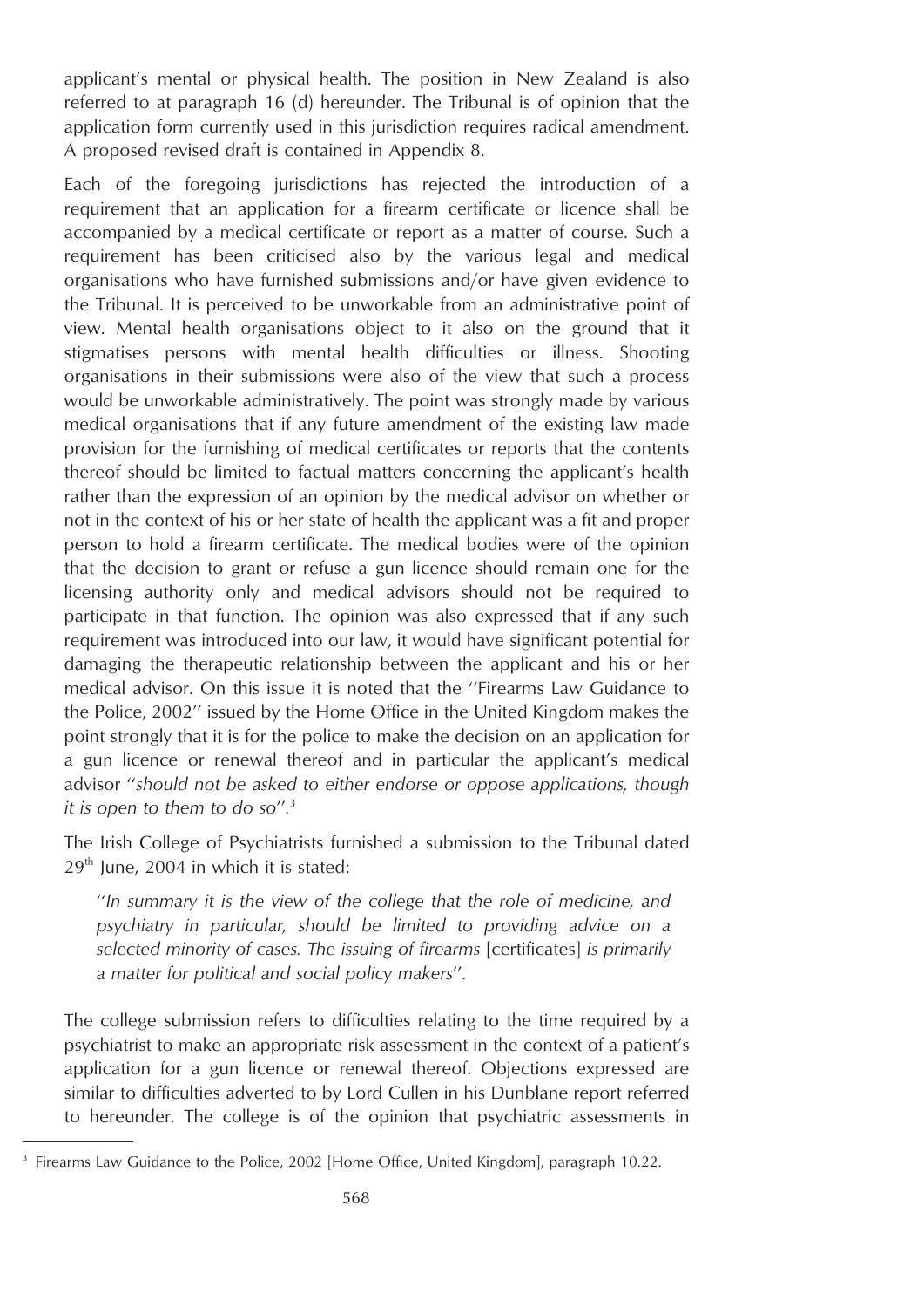applicant's mental or physical health. The position in New Zealand is also referred to at paragraph 16 (d) hereunder. The Tribunal is of opinion that the application form currently used in this jurisdiction requires radical amendment. A proposed revised draft is contained in Appendix 8.

Each of the foregoing jurisdictions has rejected the introduction of a requirement that an application for a firearm certificate or licence shall be accompanied by a medical certificate or report as a matter of course. Such a requirement has been criticised also by the various legal and medical organisations who have furnished submissions and/or have given evidence to the Tribunal. It is perceived to be unworkable from an administrative point of view. Mental health organisations object to it also on the ground that it stigmatises persons with mental health difficulties or illness. Shooting organisations in their submissions were also of the view that such a process would be unworkable administratively. The point was strongly made by various medical organisations that if any future amendment of the existing law made provision for the furnishing of medical certificates or reports that the contents thereof should be limited to factual matters concerning the applicant's health rather than the expression of an opinion by the medical advisor on whether or not in the context of his or her state of health the applicant was a fit and proper person to hold a firearm certificate. The medical bodies were of the opinion that the decision to grant or refuse a gun licence should remain one for the licensing authority only and medical advisors should not be required to participate in that function. The opinion was also expressed that if any such requirement was introduced into our law, it would have significant potential for damaging the therapeutic relationship between the applicant and his or her medical advisor. On this issue it is noted that the "Firearms Law Guidance to the Police, 2002" issued by the Home Office in the United Kingdom makes the point strongly that it is for the police to make the decision on an application for a gun licence or renewal thereof and in particular the applicant's medical advisor "*should not be asked to either endorse or oppose applications, though it is open to them to do so*".[3]

The Irish College of Psychiatrists furnished a submission to the Tribunal dated 29th June, 2004 in which it is stated:

> "*In summary it is the view of the college that the role of medicine, and psychiatry in particular, should be limited to providing advice on a selected minority of cases. The issuing of firearms* [certificates] *is primarily a matter for political and social policy makers*".

The college submission refers to difficulties relating to the time required by a psychiatrist to make an appropriate risk assessment in the context of a patient's application for a gun licence or renewal thereof. Objections expressed are similar to difficulties adverted to by Lord Cullen in his Dunblane report referred to hereunder. The college is of the opinion that psychiatric assessments in

---

[3] Firearms Law Guidance to the Police, 2002 [Home Office, United Kingdom], paragraph 10.22.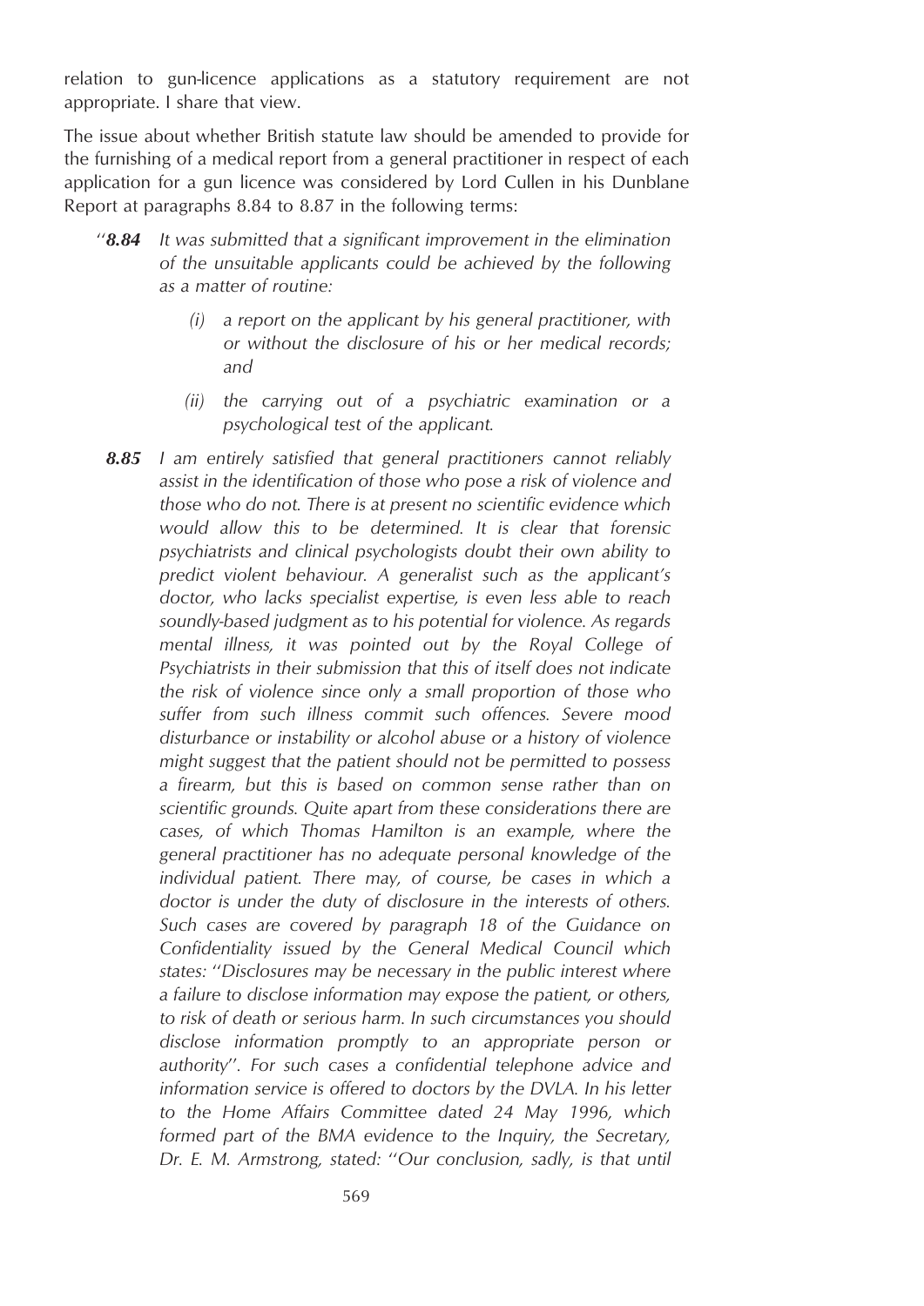relation to gun-licence applications as a statutory requirement are not appropriate. I share that view.

The issue about whether British statute law should be amended to provide for the furnishing of a medical report from a general practitioner in respect of each application for a gun licence was considered by Lord Cullen in his Dunblane Report at paragraphs 8.84 to 8.87 in the following terms:

> "***8.84*** *It was submitted that a significant improvement in the elimination of the unsuitable applicants could be achieved by the following as a matter of routine:*
>
> *(i) a report on the applicant by his general practitioner, with or without the disclosure of his or her medical records; and*
>
> *(ii) the carrying out of a psychiatric examination or a psychological test of the applicant.*
>
> ***8.85*** *I am entirely satisfied that general practitioners cannot reliably assist in the identification of those who pose a risk of violence and those who do not. There is at present no scientific evidence which would allow this to be determined. It is clear that forensic psychiatrists and clinical psychologists doubt their own ability to predict violent behaviour. A generalist such as the applicant's doctor, who lacks specialist expertise, is even less able to reach soundly-based judgment as to his potential for violence. As regards mental illness, it was pointed out by the Royal College of Psychiatrists in their submission that this of itself does not indicate the risk of violence since only a small proportion of those who suffer from such illness commit such offences. Severe mood disturbance or instability or alcohol abuse or a history of violence might suggest that the patient should not be permitted to possess a firearm, but this is based on common sense rather than on scientific grounds. Quite apart from these considerations there are cases, of which Thomas Hamilton is an example, where the general practitioner has no adequate personal knowledge of the individual patient. There may, of course, be cases in which a doctor is under the duty of disclosure in the interests of others. Such cases are covered by paragraph 18 of the Guidance on Confidentiality issued by the General Medical Council which states: "Disclosures may be necessary in the public interest where a failure to disclose information may expose the patient, or others, to risk of death or serious harm. In such circumstances you should disclose information promptly to an appropriate person or authority". For such cases a confidential telephone advice and information service is offered to doctors by the DVLA. In his letter to the Home Affairs Committee dated 24 May 1996, which formed part of the BMA evidence to the Inquiry, the Secretary, Dr. E. M. Armstrong, stated: "Our conclusion, sadly, is that until*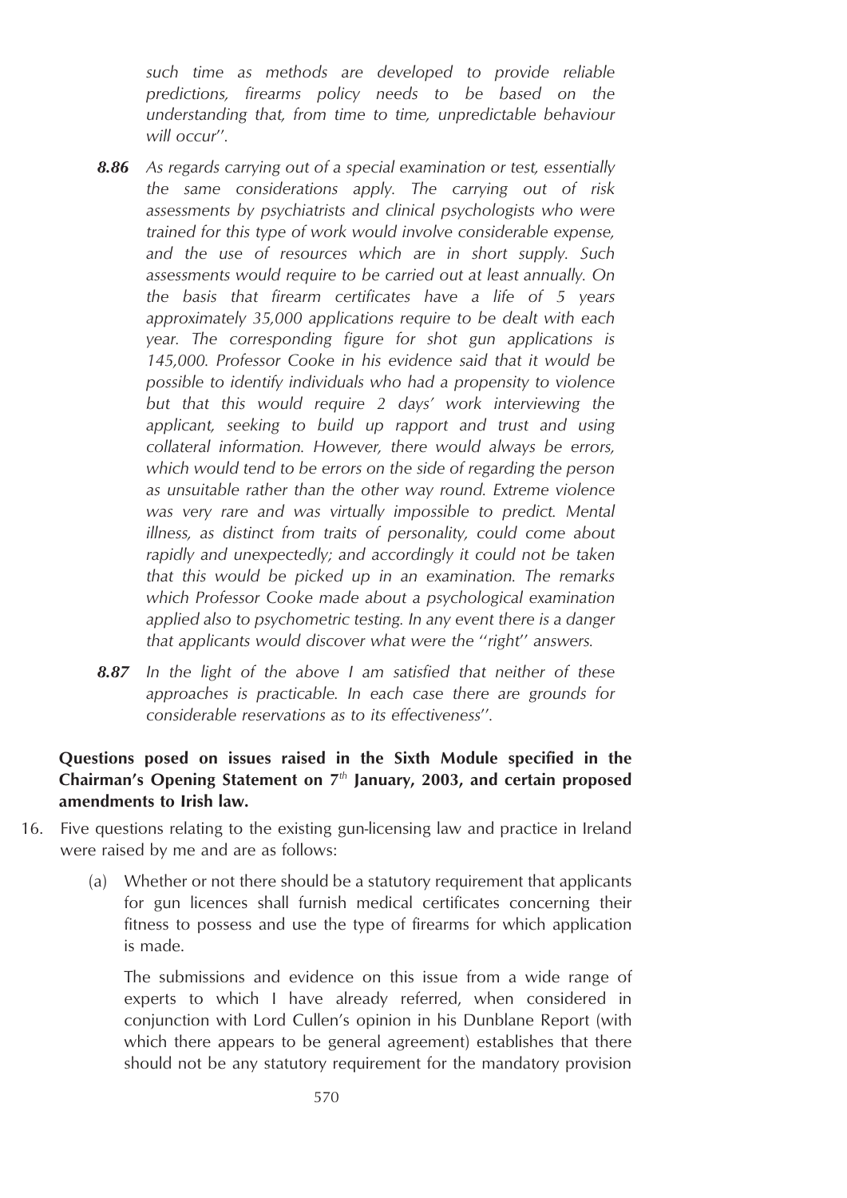*such time as methods are developed to provide reliable predictions, firearms policy needs to be based on the understanding that, from time to time, unpredictable behaviour will occur''.*

***8.86*** *As regards carrying out of a special examination or test, essentially the same considerations apply. The carrying out of risk assessments by psychiatrists and clinical psychologists who were trained for this type of work would involve considerable expense, and the use of resources which are in short supply. Such assessments would require to be carried out at least annually. On the basis that firearm certificates have a life of 5 years approximately 35,000 applications require to be dealt with each year. The corresponding figure for shot gun applications is 145,000. Professor Cooke in his evidence said that it would be possible to identify individuals who had a propensity to violence but that this would require 2 days' work interviewing the applicant, seeking to build up rapport and trust and using collateral information. However, there would always be errors, which would tend to be errors on the side of regarding the person as unsuitable rather than the other way round. Extreme violence was very rare and was virtually impossible to predict. Mental illness, as distinct from traits of personality, could come about rapidly and unexpectedly; and accordingly it could not be taken that this would be picked up in an examination. The remarks which Professor Cooke made about a psychological examination applied also to psychometric testing. In any event there is a danger that applicants would discover what were the ''right'' answers.*

***8.87*** *In the light of the above I am satisfied that neither of these approaches is practicable. In each case there are grounds for considerable reservations as to its effectiveness''.*

**Questions posed on issues raised in the Sixth Module specified in the Chairman's Opening Statement on 7th January, 2003, and certain proposed amendments to Irish law.**

16. Five questions relating to the existing gun-licensing law and practice in Ireland were raised by me and are as follows:

    (a) Whether or not there should be a statutory requirement that applicants for gun licences shall furnish medical certificates concerning their fitness to possess and use the type of firearms for which application is made.

    The submissions and evidence on this issue from a wide range of experts to which I have already referred, when considered in conjunction with Lord Cullen's opinion in his Dunblane Report (with which there appears to be general agreement) establishes that there should not be any statutory requirement for the mandatory provision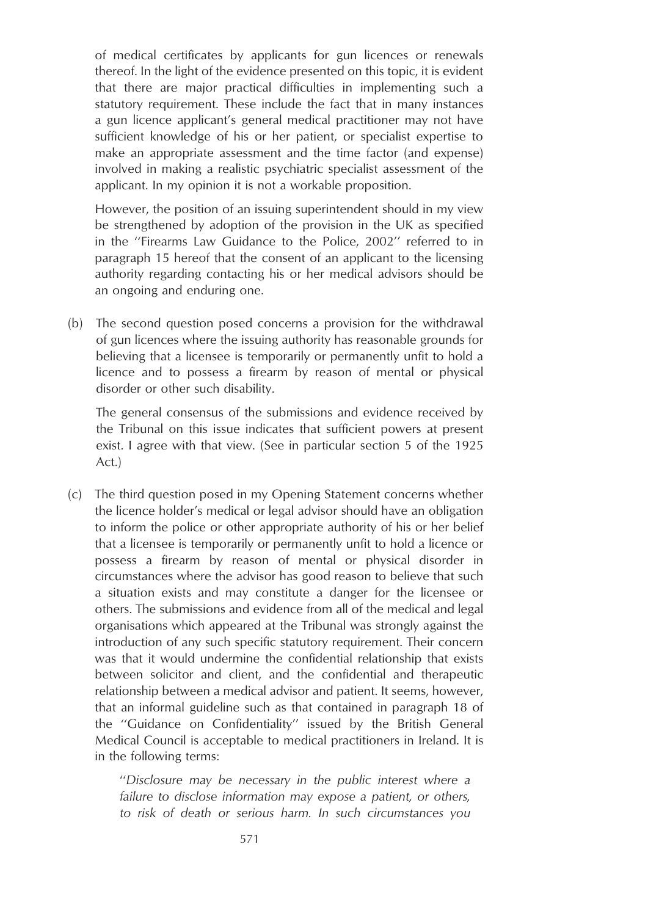of medical certificates by applicants for gun licences or renewals thereof. In the light of the evidence presented on this topic, it is evident that there are major practical difficulties in implementing such a statutory requirement. These include the fact that in many instances a gun licence applicant's general medical practitioner may not have sufficient knowledge of his or her patient, or specialist expertise to make an appropriate assessment and the time factor (and expense) involved in making a realistic psychiatric specialist assessment of the applicant. In my opinion it is not a workable proposition.

However, the position of an issuing superintendent should in my view be strengthened by adoption of the provision in the UK as specified in the ''Firearms Law Guidance to the Police, 2002'' referred to in paragraph 15 hereof that the consent of an applicant to the licensing authority regarding contacting his or her medical advisors should be an ongoing and enduring one.

(b) The second question posed concerns a provision for the withdrawal of gun licences where the issuing authority has reasonable grounds for believing that a licensee is temporarily or permanently unfit to hold a licence and to possess a firearm by reason of mental or physical disorder or other such disability.

The general consensus of the submissions and evidence received by the Tribunal on this issue indicates that sufficient powers at present exist. I agree with that view. (See in particular section 5 of the 1925 Act.)

(c) The third question posed in my Opening Statement concerns whether the licence holder's medical or legal advisor should have an obligation to inform the police or other appropriate authority of his or her belief that a licensee is temporarily or permanently unfit to hold a licence or possess a firearm by reason of mental or physical disorder in circumstances where the advisor has good reason to believe that such a situation exists and may constitute a danger for the licensee or others. The submissions and evidence from all of the medical and legal organisations which appeared at the Tribunal was strongly against the introduction of any such specific statutory requirement. Their concern was that it would undermine the confidential relationship that exists between solicitor and client, and the confidential and therapeutic relationship between a medical advisor and patient. It seems, however, that an informal guideline such as that contained in paragraph 18 of the ''Guidance on Confidentiality'' issued by the British General Medical Council is acceptable to medical practitioners in Ireland. It is in the following terms:

> ''*Disclosure may be necessary in the public interest where a failure to disclose information may expose a patient, or others, to risk of death or serious harm. In such circumstances you*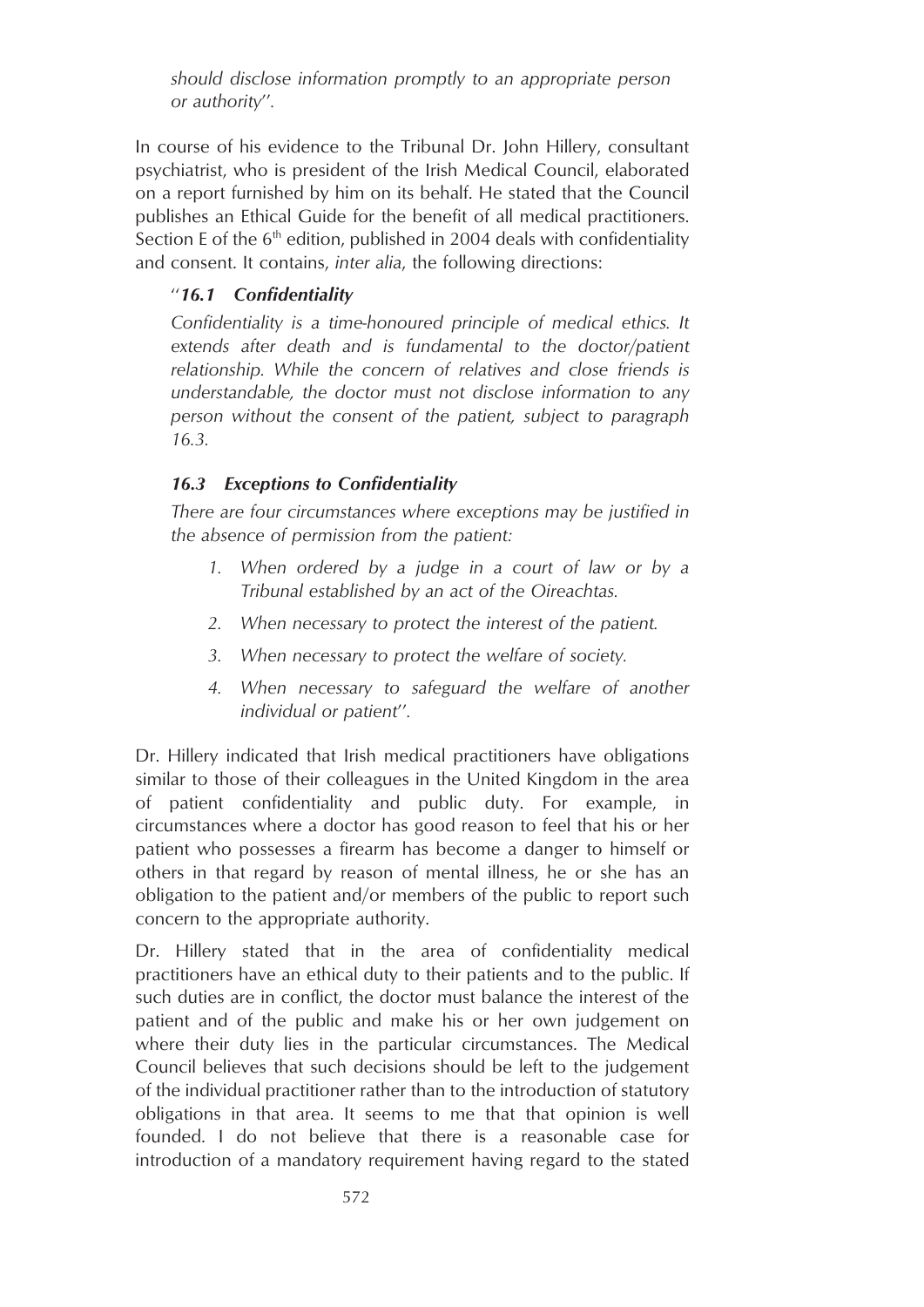*should disclose information promptly to an appropriate person or authority''.*

In course of his evidence to the Tribunal Dr. John Hillery, consultant psychiatrist, who is president of the Irish Medical Council, elaborated on a report furnished by him on its behalf. He stated that the Council publishes an Ethical Guide for the benefit of all medical practitioners. Section E of the 6th edition, published in 2004 deals with confidentiality and consent. It contains, *inter alia*, the following directions:

> ''***16.1 Confidentiality***
>
> *Confidentiality is a time-honoured principle of medical ethics. It extends after death and is fundamental to the doctor/patient relationship. While the concern of relatives and close friends is understandable, the doctor must not disclose information to any person without the consent of the patient, subject to paragraph 16.3.*
>
> ***16.3 Exceptions to Confidentiality***
>
> *There are four circumstances where exceptions may be justified in the absence of permission from the patient:*
>
> 1. *When ordered by a judge in a court of law or by a Tribunal established by an act of the Oireachtas.*
> 2. *When necessary to protect the interest of the patient.*
> 3. *When necessary to protect the welfare of society.*
> 4. *When necessary to safeguard the welfare of another individual or patient''.*

Dr. Hillery indicated that Irish medical practitioners have obligations similar to those of their colleagues in the United Kingdom in the area of patient confidentiality and public duty. For example, in circumstances where a doctor has good reason to feel that his or her patient who possesses a firearm has become a danger to himself or others in that regard by reason of mental illness, he or she has an obligation to the patient and/or members of the public to report such concern to the appropriate authority.

Dr. Hillery stated that in the area of confidentiality medical practitioners have an ethical duty to their patients and to the public. If such duties are in conflict, the doctor must balance the interest of the patient and of the public and make his or her own judgement on where their duty lies in the particular circumstances. The Medical Council believes that such decisions should be left to the judgement of the individual practitioner rather than to the introduction of statutory obligations in that area. It seems to me that that opinion is well founded. I do not believe that there is a reasonable case for introduction of a mandatory requirement having regard to the stated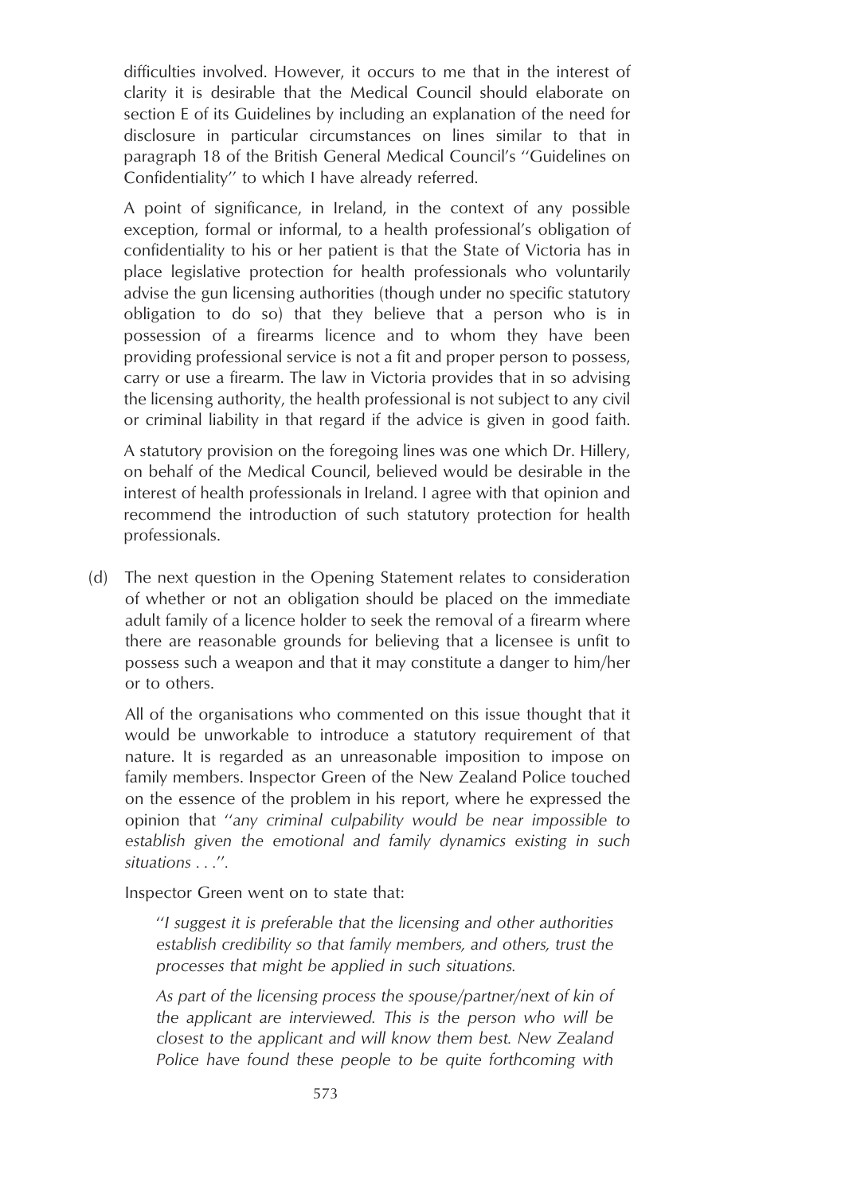difficulties involved. However, it occurs to me that in the interest of clarity it is desirable that the Medical Council should elaborate on section E of its Guidelines by including an explanation of the need for disclosure in particular circumstances on lines similar to that in paragraph 18 of the British General Medical Council's ''Guidelines on Confidentiality'' to which I have already referred.

A point of significance, in Ireland, in the context of any possible exception, formal or informal, to a health professional's obligation of confidentiality to his or her patient is that the State of Victoria has in place legislative protection for health professionals who voluntarily advise the gun licensing authorities (though under no specific statutory obligation to do so) that they believe that a person who is in possession of a firearms licence and to whom they have been providing professional service is not a fit and proper person to possess, carry or use a firearm. The law in Victoria provides that in so advising the licensing authority, the health professional is not subject to any civil or criminal liability in that regard if the advice is given in good faith.

A statutory provision on the foregoing lines was one which Dr. Hillery, on behalf of the Medical Council, believed would be desirable in the interest of health professionals in Ireland. I agree with that opinion and recommend the introduction of such statutory protection for health professionals.

(d) The next question in the Opening Statement relates to consideration of whether or not an obligation should be placed on the immediate adult family of a licence holder to seek the removal of a firearm where there are reasonable grounds for believing that a licensee is unfit to possess such a weapon and that it may constitute a danger to him/her or to others.

All of the organisations who commented on this issue thought that it would be unworkable to introduce a statutory requirement of that nature. It is regarded as an unreasonable imposition to impose on family members. Inspector Green of the New Zealand Police touched on the essence of the problem in his report, where he expressed the opinion that ''*any criminal culpability would be near impossible to establish given the emotional and family dynamics existing in such situations . . .*''.

Inspector Green went on to state that:

> ''*I suggest it is preferable that the licensing and other authorities establish credibility so that family members, and others, trust the processes that might be applied in such situations.*
>
> *As part of the licensing process the spouse/partner/next of kin of the applicant are interviewed. This is the person who will be closest to the applicant and will know them best. New Zealand Police have found these people to be quite forthcoming with*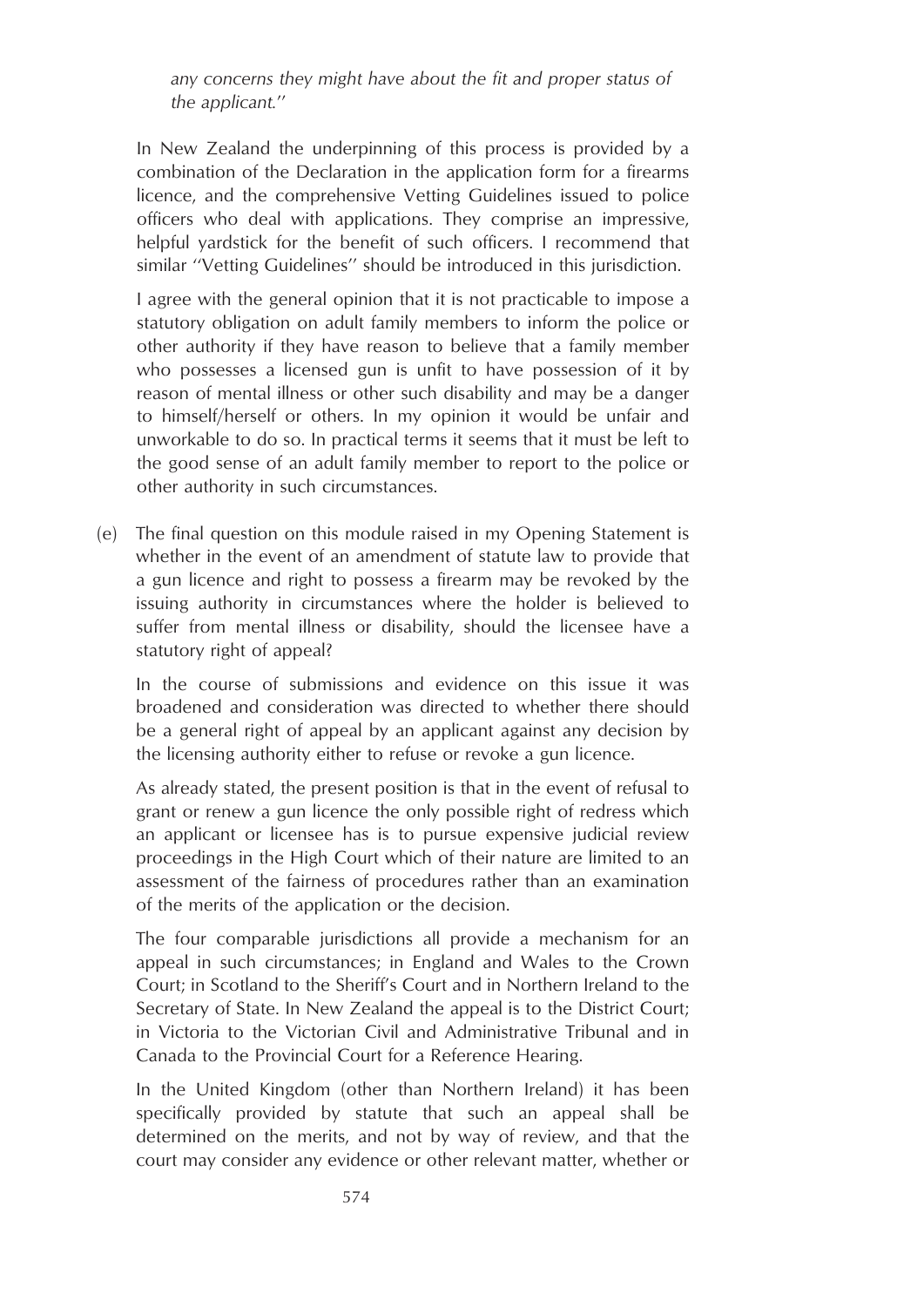*any concerns they might have about the fit and proper status of the applicant.''*

In New Zealand the underpinning of this process is provided by a combination of the Declaration in the application form for a firearms licence, and the comprehensive Vetting Guidelines issued to police officers who deal with applications. They comprise an impressive, helpful yardstick for the benefit of such officers. I recommend that similar ''Vetting Guidelines'' should be introduced in this jurisdiction.

I agree with the general opinion that it is not practicable to impose a statutory obligation on adult family members to inform the police or other authority if they have reason to believe that a family member who possesses a licensed gun is unfit to have possession of it by reason of mental illness or other such disability and may be a danger to himself/herself or others. In my opinion it would be unfair and unworkable to do so. In practical terms it seems that it must be left to the good sense of an adult family member to report to the police or other authority in such circumstances.

(e) The final question on this module raised in my Opening Statement is whether in the event of an amendment of statute law to provide that a gun licence and right to possess a firearm may be revoked by the issuing authority in circumstances where the holder is believed to suffer from mental illness or disability, should the licensee have a statutory right of appeal?

In the course of submissions and evidence on this issue it was broadened and consideration was directed to whether there should be a general right of appeal by an applicant against any decision by the licensing authority either to refuse or revoke a gun licence.

As already stated, the present position is that in the event of refusal to grant or renew a gun licence the only possible right of redress which an applicant or licensee has is to pursue expensive judicial review proceedings in the High Court which of their nature are limited to an assessment of the fairness of procedures rather than an examination of the merits of the application or the decision.

The four comparable jurisdictions all provide a mechanism for an appeal in such circumstances; in England and Wales to the Crown Court; in Scotland to the Sheriff's Court and in Northern Ireland to the Secretary of State. In New Zealand the appeal is to the District Court; in Victoria to the Victorian Civil and Administrative Tribunal and in Canada to the Provincial Court for a Reference Hearing.

In the United Kingdom (other than Northern Ireland) it has been specifically provided by statute that such an appeal shall be determined on the merits, and not by way of review, and that the court may consider any evidence or other relevant matter, whether or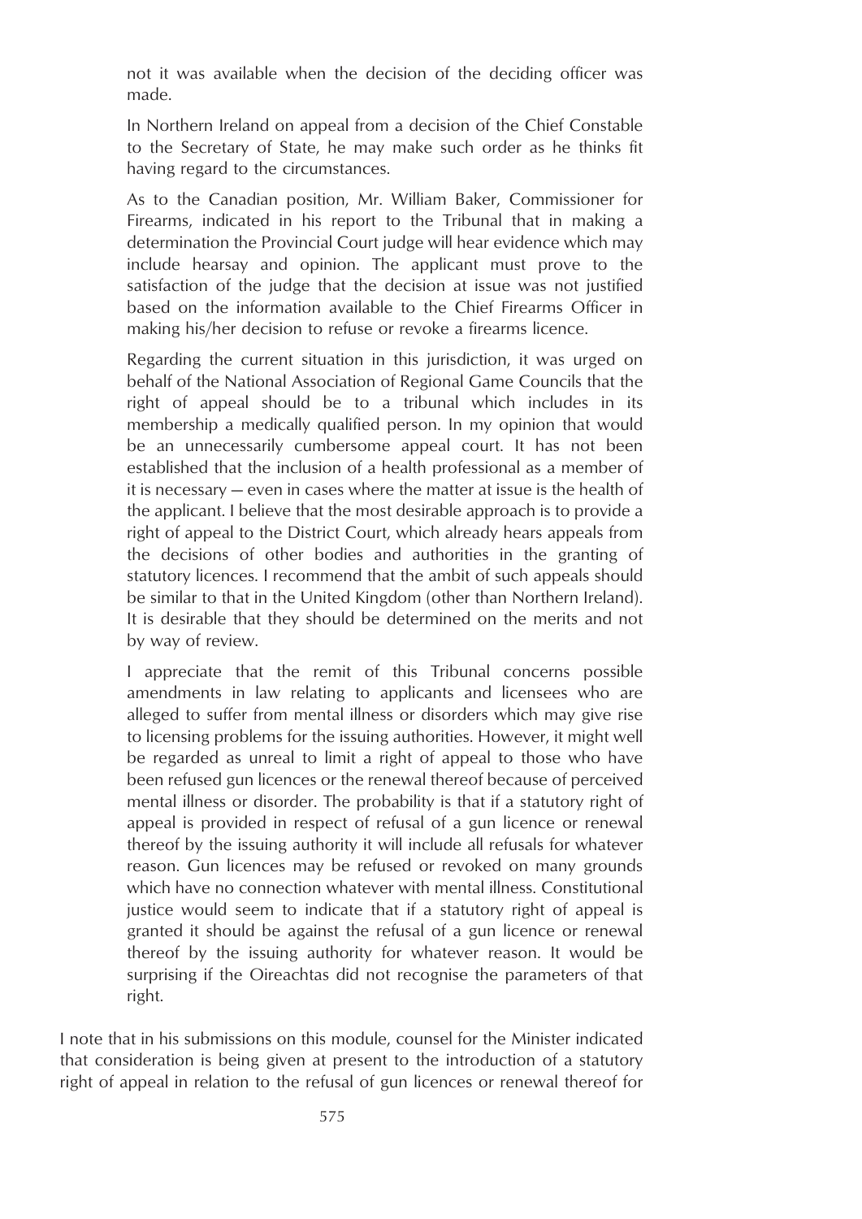> not it was available when the decision of the deciding officer was made.
>
> In Northern Ireland on appeal from a decision of the Chief Constable to the Secretary of State, he may make such order as he thinks fit having regard to the circumstances.
>
> As to the Canadian position, Mr. William Baker, Commissioner for Firearms, indicated in his report to the Tribunal that in making a determination the Provincial Court judge will hear evidence which may include hearsay and opinion. The applicant must prove to the satisfaction of the judge that the decision at issue was not justified based on the information available to the Chief Firearms Officer in making his/her decision to refuse or revoke a firearms licence.
>
> Regarding the current situation in this jurisdiction, it was urged on behalf of the National Association of Regional Game Councils that the right of appeal should be to a tribunal which includes in its membership a medically qualified person. In my opinion that would be an unnecessarily cumbersome appeal court. It has not been established that the inclusion of a health professional as a member of it is necessary — even in cases where the matter at issue is the health of the applicant. I believe that the most desirable approach is to provide a right of appeal to the District Court, which already hears appeals from the decisions of other bodies and authorities in the granting of statutory licences. I recommend that the ambit of such appeals should be similar to that in the United Kingdom (other than Northern Ireland). It is desirable that they should be determined on the merits and not by way of review.
>
> I appreciate that the remit of this Tribunal concerns possible amendments in law relating to applicants and licensees who are alleged to suffer from mental illness or disorders which may give rise to licensing problems for the issuing authorities. However, it might well be regarded as unreal to limit a right of appeal to those who have been refused gun licences or the renewal thereof because of perceived mental illness or disorder. The probability is that if a statutory right of appeal is provided in respect of refusal of a gun licence or renewal thereof by the issuing authority it will include all refusals for whatever reason. Gun licences may be refused or revoked on many grounds which have no connection whatever with mental illness. Constitutional justice would seem to indicate that if a statutory right of appeal is granted it should be against the refusal of a gun licence or renewal thereof by the issuing authority for whatever reason. It would be surprising if the Oireachtas did not recognise the parameters of that right.

I note that in his submissions on this module, counsel for the Minister indicated that consideration is being given at present to the introduction of a statutory right of appeal in relation to the refusal of gun licences or renewal thereof for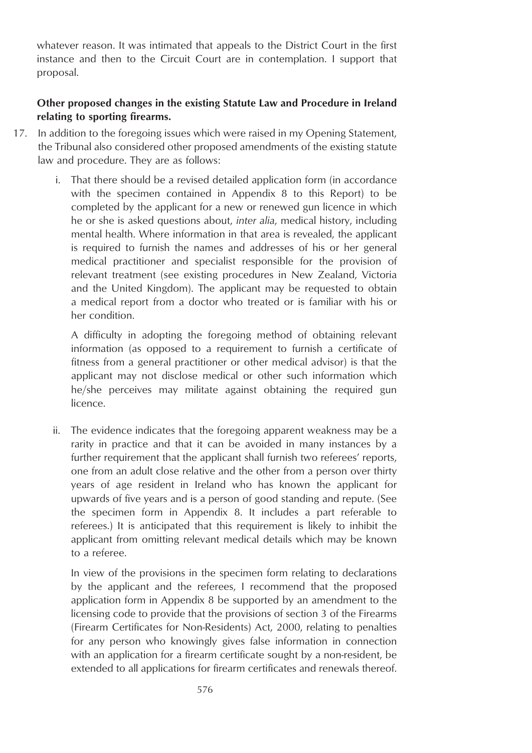whatever reason. It was intimated that appeals to the District Court in the first instance and then to the Circuit Court are in contemplation. I support that proposal.

**Other proposed changes in the existing Statute Law and Procedure in Ireland relating to sporting firearms.**

17. In addition to the foregoing issues which were raised in my Opening Statement, the Tribunal also considered other proposed amendments of the existing statute law and procedure. They are as follows:

    i. That there should be a revised detailed application form (in accordance with the specimen contained in Appendix 8 to this Report) to be completed by the applicant for a new or renewed gun licence in which he or she is asked questions about, *inter alia*, medical history, including mental health. Where information in that area is revealed, the applicant is required to furnish the names and addresses of his or her general medical practitioner and specialist responsible for the provision of relevant treatment (see existing procedures in New Zealand, Victoria and the United Kingdom). The applicant may be requested to obtain a medical report from a doctor who treated or is familiar with his or her condition.

       A difficulty in adopting the foregoing method of obtaining relevant information (as opposed to a requirement to furnish a certificate of fitness from a general practitioner or other medical advisor) is that the applicant may not disclose medical or other such information which he/she perceives may militate against obtaining the required gun licence.

    ii. The evidence indicates that the foregoing apparent weakness may be a rarity in practice and that it can be avoided in many instances by a further requirement that the applicant shall furnish two referees' reports, one from an adult close relative and the other from a person over thirty years of age resident in Ireland who has known the applicant for upwards of five years and is a person of good standing and repute. (See the specimen form in Appendix 8. It includes a part referable to referees.) It is anticipated that this requirement is likely to inhibit the applicant from omitting relevant medical details which may be known to a referee.

       In view of the provisions in the specimen form relating to declarations by the applicant and the referees, I recommend that the proposed application form in Appendix 8 be supported by an amendment to the licensing code to provide that the provisions of section 3 of the Firearms (Firearm Certificates for Non-Residents) Act, 2000, relating to penalties for any person who knowingly gives false information in connection with an application for a firearm certificate sought by a non-resident, be extended to all applications for firearm certificates and renewals thereof.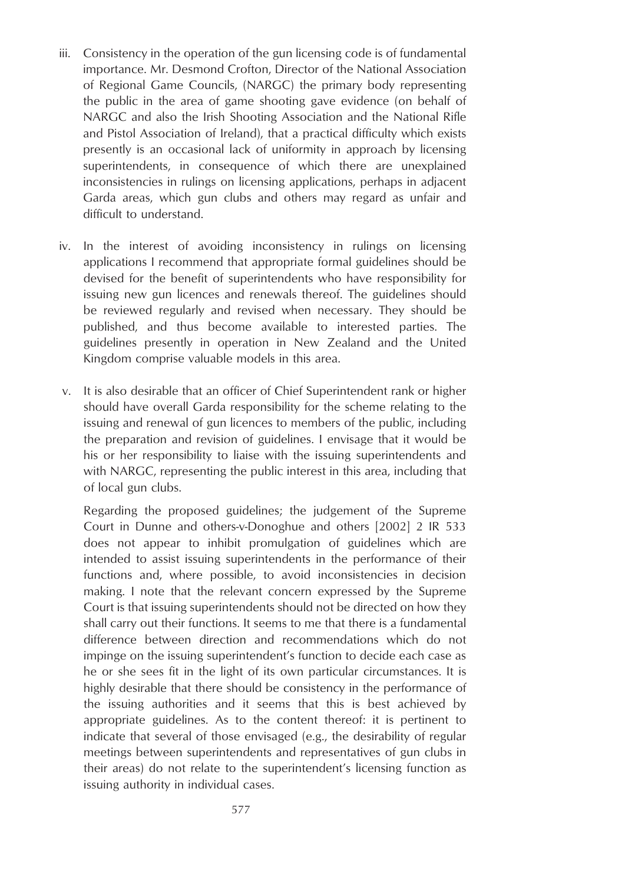iii. Consistency in the operation of the gun licensing code is of fundamental importance. Mr. Desmond Crofton, Director of the National Association of Regional Game Councils, (NARGC) the primary body representing the public in the area of game shooting gave evidence (on behalf of NARGC and also the Irish Shooting Association and the National Rifle and Pistol Association of Ireland), that a practical difficulty which exists presently is an occasional lack of uniformity in approach by licensing superintendents, in consequence of which there are unexplained inconsistencies in rulings on licensing applications, perhaps in adjacent Garda areas, which gun clubs and others may regard as unfair and difficult to understand.

iv. In the interest of avoiding inconsistency in rulings on licensing applications I recommend that appropriate formal guidelines should be devised for the benefit of superintendents who have responsibility for issuing new gun licences and renewals thereof. The guidelines should be reviewed regularly and revised when necessary. They should be published, and thus become available to interested parties. The guidelines presently in operation in New Zealand and the United Kingdom comprise valuable models in this area.

v. It is also desirable that an officer of Chief Superintendent rank or higher should have overall Garda responsibility for the scheme relating to the issuing and renewal of gun licences to members of the public, including the preparation and revision of guidelines. I envisage that it would be his or her responsibility to liaise with the issuing superintendents and with NARGC, representing the public interest in this area, including that of local gun clubs.

   Regarding the proposed guidelines; the judgement of the Supreme Court in Dunne and others-v-Donoghue and others [2002] 2 IR 533 does not appear to inhibit promulgation of guidelines which are intended to assist issuing superintendents in the performance of their functions and, where possible, to avoid inconsistencies in decision making. I note that the relevant concern expressed by the Supreme Court is that issuing superintendents should not be directed on how they shall carry out their functions. It seems to me that there is a fundamental difference between direction and recommendations which do not impinge on the issuing superintendent's function to decide each case as he or she sees fit in the light of its own particular circumstances. It is highly desirable that there should be consistency in the performance of the issuing authorities and it seems that this is best achieved by appropriate guidelines. As to the content thereof: it is pertinent to indicate that several of those envisaged (e.g., the desirability of regular meetings between superintendents and representatives of gun clubs in their areas) do not relate to the superintendent's licensing function as issuing authority in individual cases.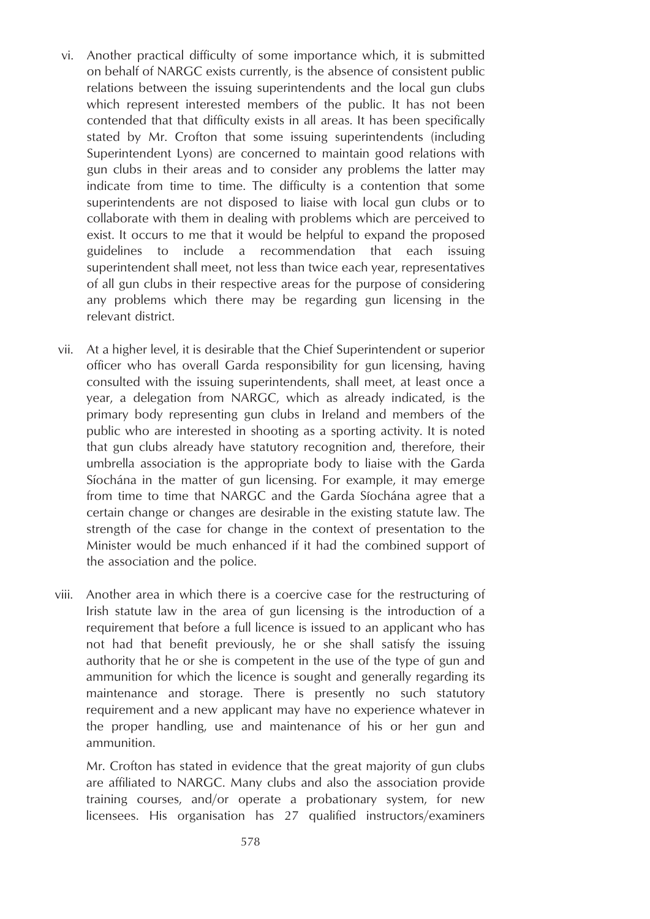vi. Another practical difficulty of some importance which, it is submitted on behalf of NARGC exists currently, is the absence of consistent public relations between the issuing superintendents and the local gun clubs which represent interested members of the public. It has not been contended that that difficulty exists in all areas. It has been specifically stated by Mr. Crofton that some issuing superintendents (including Superintendent Lyons) are concerned to maintain good relations with gun clubs in their areas and to consider any problems the latter may indicate from time to time. The difficulty is a contention that some superintendents are not disposed to liaise with local gun clubs or to collaborate with them in dealing with problems which are perceived to exist. It occurs to me that it would be helpful to expand the proposed guidelines to include a recommendation that each issuing superintendent shall meet, not less than twice each year, representatives of all gun clubs in their respective areas for the purpose of considering any problems which there may be regarding gun licensing in the relevant district.

vii. At a higher level, it is desirable that the Chief Superintendent or superior officer who has overall Garda responsibility for gun licensing, having consulted with the issuing superintendents, shall meet, at least once a year, a delegation from NARGC, which as already indicated, is the primary body representing gun clubs in Ireland and members of the public who are interested in shooting as a sporting activity. It is noted that gun clubs already have statutory recognition and, therefore, their umbrella association is the appropriate body to liaise with the Garda Síochána in the matter of gun licensing. For example, it may emerge from time to time that NARGC and the Garda Síochána agree that a certain change or changes are desirable in the existing statute law. The strength of the case for change in the context of presentation to the Minister would be much enhanced if it had the combined support of the association and the police.

viii. Another area in which there is a coercive case for the restructuring of Irish statute law in the area of gun licensing is the introduction of a requirement that before a full licence is issued to an applicant who has not had that benefit previously, he or she shall satisfy the issuing authority that he or she is competent in the use of the type of gun and ammunition for which the licence is sought and generally regarding its maintenance and storage. There is presently no such statutory requirement and a new applicant may have no experience whatever in the proper handling, use and maintenance of his or her gun and ammunition.

Mr. Crofton has stated in evidence that the great majority of gun clubs are affiliated to NARGC. Many clubs and also the association provide training courses, and/or operate a probationary system, for new licensees. His organisation has 27 qualified instructors/examiners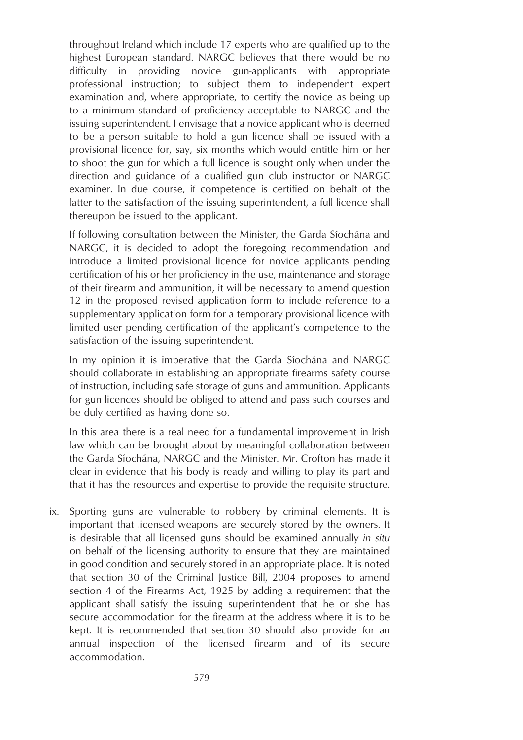throughout Ireland which include 17 experts who are qualified up to the highest European standard. NARGC believes that there would be no difficulty in providing novice gun-applicants with appropriate professional instruction; to subject them to independent expert examination and, where appropriate, to certify the novice as being up to a minimum standard of proficiency acceptable to NARGC and the issuing superintendent. I envisage that a novice applicant who is deemed to be a person suitable to hold a gun licence shall be issued with a provisional licence for, say, six months which would entitle him or her to shoot the gun for which a full licence is sought only when under the direction and guidance of a qualified gun club instructor or NARGC examiner. In due course, if competence is certified on behalf of the latter to the satisfaction of the issuing superintendent, a full licence shall thereupon be issued to the applicant.

If following consultation between the Minister, the Garda Síochána and NARGC, it is decided to adopt the foregoing recommendation and introduce a limited provisional licence for novice applicants pending certification of his or her proficiency in the use, maintenance and storage of their firearm and ammunition, it will be necessary to amend question 12 in the proposed revised application form to include reference to a supplementary application form for a temporary provisional licence with limited user pending certification of the applicant's competence to the satisfaction of the issuing superintendent.

In my opinion it is imperative that the Garda Síochána and NARGC should collaborate in establishing an appropriate firearms safety course of instruction, including safe storage of guns and ammunition. Applicants for gun licences should be obliged to attend and pass such courses and be duly certified as having done so.

In this area there is a real need for a fundamental improvement in Irish law which can be brought about by meaningful collaboration between the Garda Síochána, NARGC and the Minister. Mr. Crofton has made it clear in evidence that his body is ready and willing to play its part and that it has the resources and expertise to provide the requisite structure.

ix. Sporting guns are vulnerable to robbery by criminal elements. It is important that licensed weapons are securely stored by the owners. It is desirable that all licensed guns should be examined annually *in situ* on behalf of the licensing authority to ensure that they are maintained in good condition and securely stored in an appropriate place. It is noted that section 30 of the Criminal Justice Bill, 2004 proposes to amend section 4 of the Firearms Act, 1925 by adding a requirement that the applicant shall satisfy the issuing superintendent that he or she has secure accommodation for the firearm at the address where it is to be kept. It is recommended that section 30 should also provide for an annual inspection of the licensed firearm and of its secure accommodation.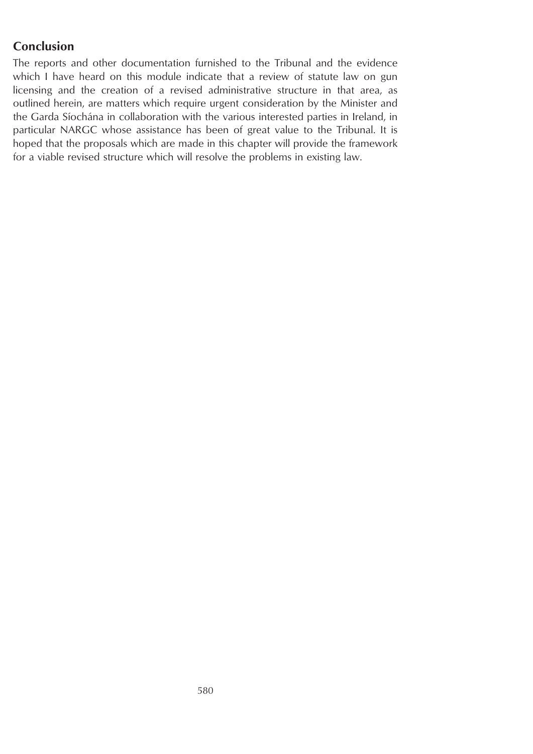## Conclusion

The reports and other documentation furnished to the Tribunal and the evidence which I have heard on this module indicate that a review of statute law on gun licensing and the creation of a revised administrative structure in that area, as outlined herein, are matters which require urgent consideration by the Minister and the Garda Síochána in collaboration with the various interested parties in Ireland, in particular NARGC whose assistance has been of great value to the Tribunal. It is hoped that the proposals which are made in this chapter will provide the framework for a viable revised structure which will resolve the problems in existing law.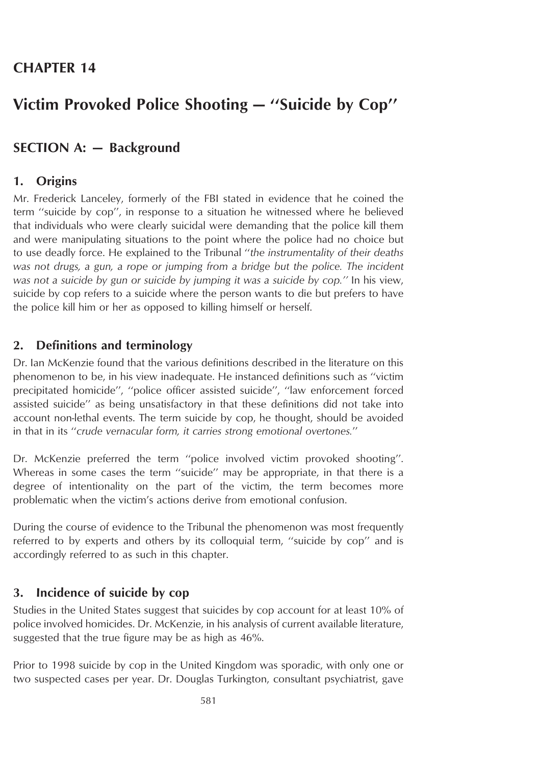# CHAPTER 14

# Victim Provoked Police Shooting — ''Suicide by Cop''

## SECTION A: — Background

### 1. Origins

Mr. Frederick Lanceley, formerly of the FBI stated in evidence that he coined the term ''suicide by cop'', in response to a situation he witnessed where he believed that individuals who were clearly suicidal were demanding that the police kill them and were manipulating situations to the point where the police had no choice but to use deadly force. He explained to the Tribunal ''*the instrumentality of their deaths was not drugs, a gun, a rope or jumping from a bridge but the police. The incident was not a suicide by gun or suicide by jumping it was a suicide by cop.*'' In his view, suicide by cop refers to a suicide where the person wants to die but prefers to have the police kill him or her as opposed to killing himself or herself.

### 2. Definitions and terminology

Dr. Ian McKenzie found that the various definitions described in the literature on this phenomenon to be, in his view inadequate. He instanced definitions such as ''victim precipitated homicide'', ''police officer assisted suicide'', ''law enforcement forced assisted suicide'' as being unsatisfactory in that these definitions did not take into account non-lethal events. The term suicide by cop, he thought, should be avoided in that in its ''*crude vernacular form, it carries strong emotional overtones.*''

Dr. McKenzie preferred the term ''police involved victim provoked shooting''. Whereas in some cases the term ''suicide'' may be appropriate, in that there is a degree of intentionality on the part of the victim, the term becomes more problematic when the victim's actions derive from emotional confusion.

During the course of evidence to the Tribunal the phenomenon was most frequently referred to by experts and others by its colloquial term, ''suicide by cop'' and is accordingly referred to as such in this chapter.

### 3. Incidence of suicide by cop

Studies in the United States suggest that suicides by cop account for at least 10% of police involved homicides. Dr. McKenzie, in his analysis of current available literature, suggested that the true figure may be as high as 46%.

Prior to 1998 suicide by cop in the United Kingdom was sporadic, with only one or two suspected cases per year. Dr. Douglas Turkington, consultant psychiatrist, gave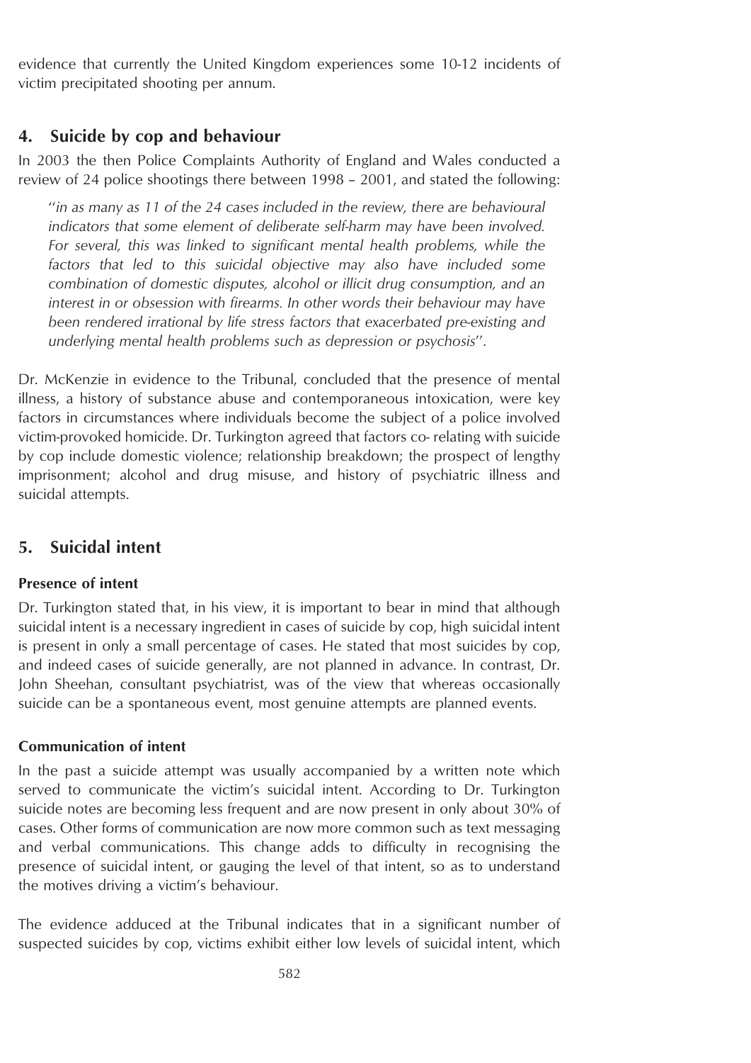evidence that currently the United Kingdom experiences some 10-12 incidents of victim precipitated shooting per annum.

## 4. Suicide by cop and behaviour

In 2003 the then Police Complaints Authority of England and Wales conducted a review of 24 police shootings there between 1998 – 2001, and stated the following:

> "*in as many as 11 of the 24 cases included in the review, there are behavioural indicators that some element of deliberate self-harm may have been involved. For several, this was linked to significant mental health problems, while the factors that led to this suicidal objective may also have included some combination of domestic disputes, alcohol or illicit drug consumption, and an interest in or obsession with firearms. In other words their behaviour may have been rendered irrational by life stress factors that exacerbated pre-existing and underlying mental health problems such as depression or psychosis*".

Dr. McKenzie in evidence to the Tribunal, concluded that the presence of mental illness, a history of substance abuse and contemporaneous intoxication, were key factors in circumstances where individuals become the subject of a police involved victim-provoked homicide. Dr. Turkington agreed that factors co- relating with suicide by cop include domestic violence; relationship breakdown; the prospect of lengthy imprisonment; alcohol and drug misuse, and history of psychiatric illness and suicidal attempts.

## 5. Suicidal intent

### Presence of intent

Dr. Turkington stated that, in his view, it is important to bear in mind that although suicidal intent is a necessary ingredient in cases of suicide by cop, high suicidal intent is present in only a small percentage of cases. He stated that most suicides by cop, and indeed cases of suicide generally, are not planned in advance. In contrast, Dr. John Sheehan, consultant psychiatrist, was of the view that whereas occasionally suicide can be a spontaneous event, most genuine attempts are planned events.

### Communication of intent

In the past a suicide attempt was usually accompanied by a written note which served to communicate the victim's suicidal intent. According to Dr. Turkington suicide notes are becoming less frequent and are now present in only about 30% of cases. Other forms of communication are now more common such as text messaging and verbal communications. This change adds to difficulty in recognising the presence of suicidal intent, or gauging the level of that intent, so as to understand the motives driving a victim's behaviour.

The evidence adduced at the Tribunal indicates that in a significant number of suspected suicides by cop, victims exhibit either low levels of suicidal intent, which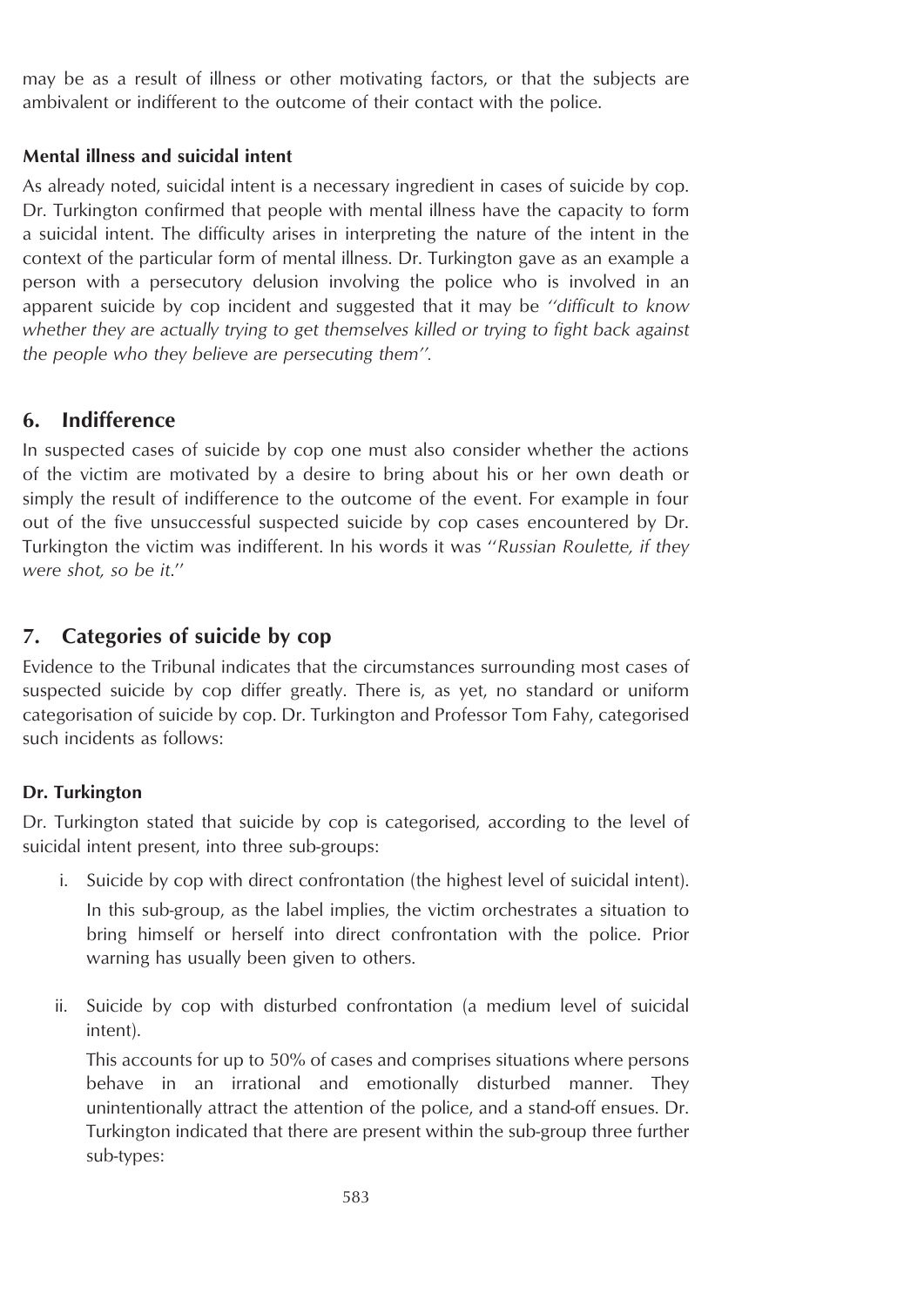may be as a result of illness or other motivating factors, or that the subjects are ambivalent or indifferent to the outcome of their contact with the police.

**Mental illness and suicidal intent**

As already noted, suicidal intent is a necessary ingredient in cases of suicide by cop. Dr. Turkington confirmed that people with mental illness have the capacity to form a suicidal intent. The difficulty arises in interpreting the nature of the intent in the context of the particular form of mental illness. Dr. Turkington gave as an example a person with a persecutory delusion involving the police who is involved in an apparent suicide by cop incident and suggested that it may be *"difficult to know whether they are actually trying to get themselves killed or trying to fight back against the people who they believe are persecuting them"*.

## 6. Indifference

In suspected cases of suicide by cop one must also consider whether the actions of the victim are motivated by a desire to bring about his or her own death or simply the result of indifference to the outcome of the event. For example in four out of the five unsuccessful suspected suicide by cop cases encountered by Dr. Turkington the victim was indifferent. In his words it was "*Russian Roulette, if they were shot, so be it*."

## 7. Categories of suicide by cop

Evidence to the Tribunal indicates that the circumstances surrounding most cases of suspected suicide by cop differ greatly. There is, as yet, no standard or uniform categorisation of suicide by cop. Dr. Turkington and Professor Tom Fahy, categorised such incidents as follows:

**Dr. Turkington**

Dr. Turkington stated that suicide by cop is categorised, according to the level of suicidal intent present, into three sub-groups:

i. Suicide by cop with direct confrontation (the highest level of suicidal intent).

   In this sub-group, as the label implies, the victim orchestrates a situation to bring himself or herself into direct confrontation with the police. Prior warning has usually been given to others.

ii. Suicide by cop with disturbed confrontation (a medium level of suicidal intent).

   This accounts for up to 50% of cases and comprises situations where persons behave in an irrational and emotionally disturbed manner. They unintentionally attract the attention of the police, and a stand-off ensues. Dr. Turkington indicated that there are present within the sub-group three further sub-types: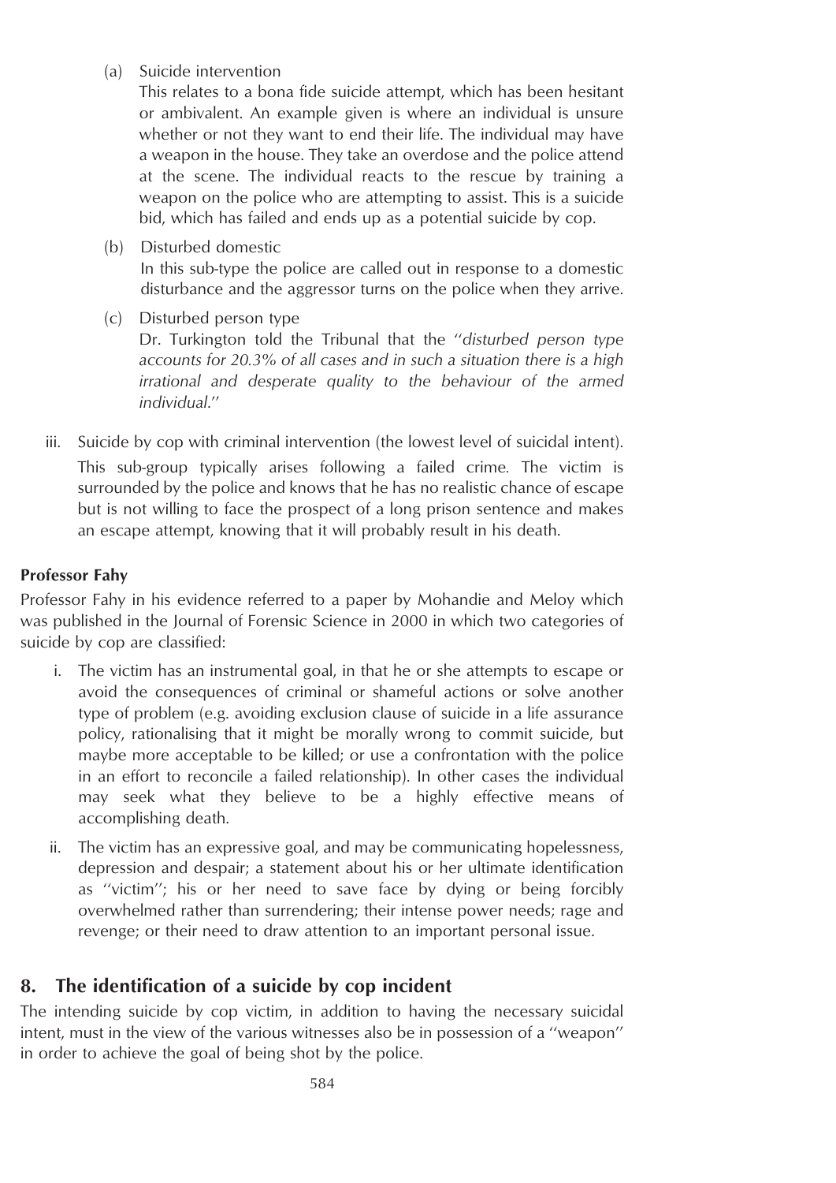(a) Suicide intervention

This relates to a bona fide suicide attempt, which has been hesitant or ambivalent. An example given is where an individual is unsure whether or not they want to end their life. The individual may have a weapon in the house. They take an overdose and the police attend at the scene. The individual reacts to the rescue by training a weapon on the police who are attempting to assist. This is a suicide bid, which has failed and ends up as a potential suicide by cop.

(b) Disturbed domestic

In this sub-type the police are called out in response to a domestic disturbance and the aggressor turns on the police when they arrive.

(c) Disturbed person type

Dr. Turkington told the Tribunal that the ''*disturbed person type accounts for 20.3% of all cases and in such a situation there is a high irrational and desperate quality to the behaviour of the armed individual*.''

iii. Suicide by cop with criminal intervention (the lowest level of suicidal intent).

This sub-group typically arises following a failed crime. The victim is surrounded by the police and knows that he has no realistic chance of escape but is not willing to face the prospect of a long prison sentence and makes an escape attempt, knowing that it will probably result in his death.

**Professor Fahy**

Professor Fahy in his evidence referred to a paper by Mohandie and Meloy which was published in the Journal of Forensic Science in 2000 in which two categories of suicide by cop are classified:

i. The victim has an instrumental goal, in that he or she attempts to escape or avoid the consequences of criminal or shameful actions or solve another type of problem (e.g. avoiding exclusion clause of suicide in a life assurance policy, rationalising that it might be morally wrong to commit suicide, but maybe more acceptable to be killed; or use a confrontation with the police in an effort to reconcile a failed relationship). In other cases the individual may seek what they believe to be a highly effective means of accomplishing death.

ii. The victim has an expressive goal, and may be communicating hopelessness, depression and despair; a statement about his or her ultimate identification as ''victim''; his or her need to save face by dying or being forcibly overwhelmed rather than surrendering; their intense power needs; rage and revenge; or their need to draw attention to an important personal issue.

## 8. The identification of a suicide by cop incident

The intending suicide by cop victim, in addition to having the necessary suicidal intent, must in the view of the various witnesses also be in possession of a ''weapon'' in order to achieve the goal of being shot by the police.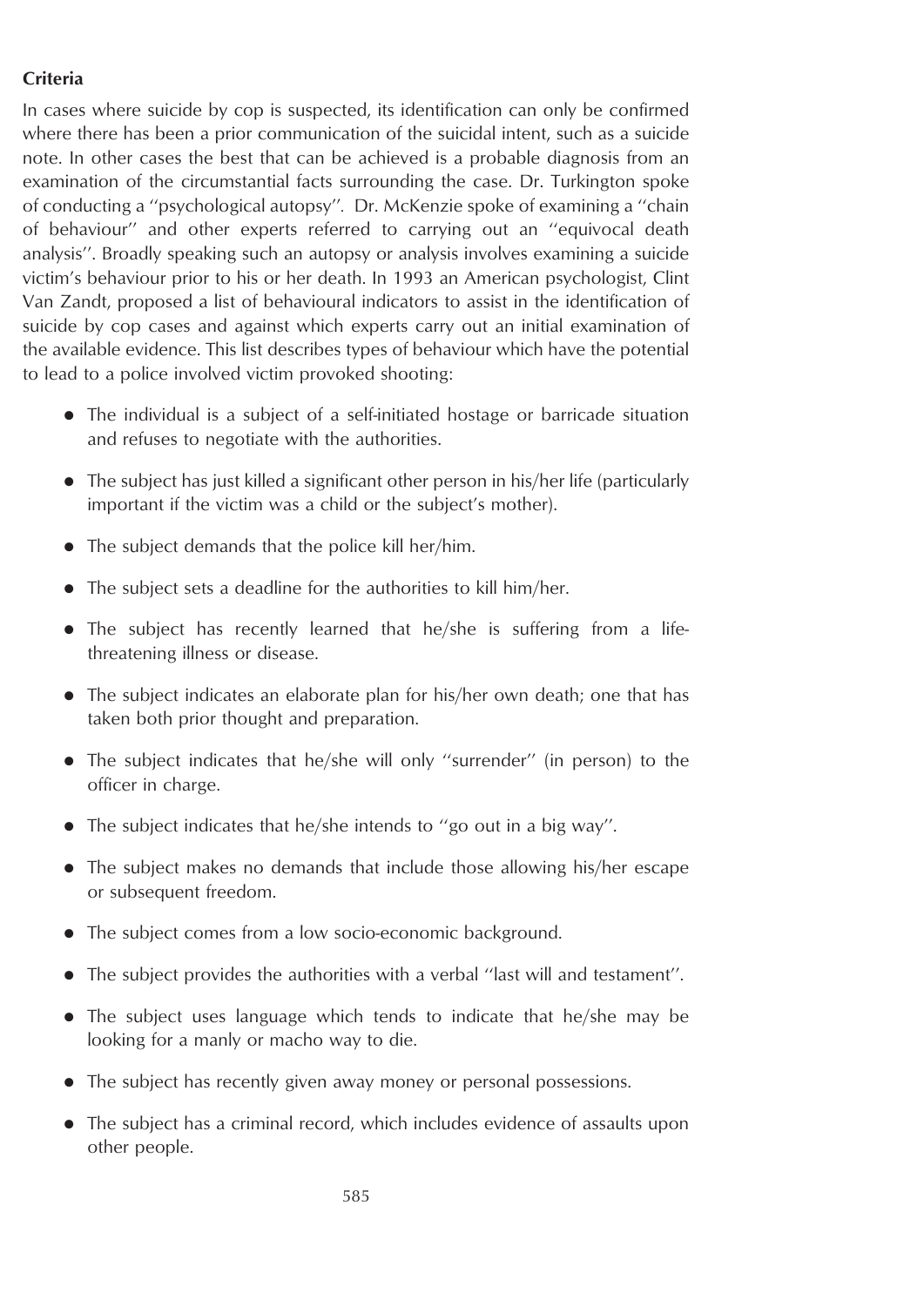**Criteria**

In cases where suicide by cop is suspected, its identification can only be confirmed where there has been a prior communication of the suicidal intent, such as a suicide note. In other cases the best that can be achieved is a probable diagnosis from an examination of the circumstantial facts surrounding the case. Dr. Turkington spoke of conducting a ''psychological autopsy''. Dr. McKenzie spoke of examining a ''chain of behaviour'' and other experts referred to carrying out an ''equivocal death analysis''. Broadly speaking such an autopsy or analysis involves examining a suicide victim's behaviour prior to his or her death. In 1993 an American psychologist, Clint Van Zandt, proposed a list of behavioural indicators to assist in the identification of suicide by cop cases and against which experts carry out an initial examination of the available evidence. This list describes types of behaviour which have the potential to lead to a police involved victim provoked shooting:

- The individual is a subject of a self-initiated hostage or barricade situation and refuses to negotiate with the authorities.
- The subject has just killed a significant other person in his/her life (particularly important if the victim was a child or the subject's mother).
- The subject demands that the police kill her/him.
- The subject sets a deadline for the authorities to kill him/her.
- The subject has recently learned that he/she is suffering from a life-threatening illness or disease.
- The subject indicates an elaborate plan for his/her own death; one that has taken both prior thought and preparation.
- The subject indicates that he/she will only ''surrender'' (in person) to the officer in charge.
- The subject indicates that he/she intends to ''go out in a big way''.
- The subject makes no demands that include those allowing his/her escape or subsequent freedom.
- The subject comes from a low socio-economic background.
- The subject provides the authorities with a verbal ''last will and testament''.
- The subject uses language which tends to indicate that he/she may be looking for a manly or macho way to die.
- The subject has recently given away money or personal possessions.
- The subject has a criminal record, which includes evidence of assaults upon other people.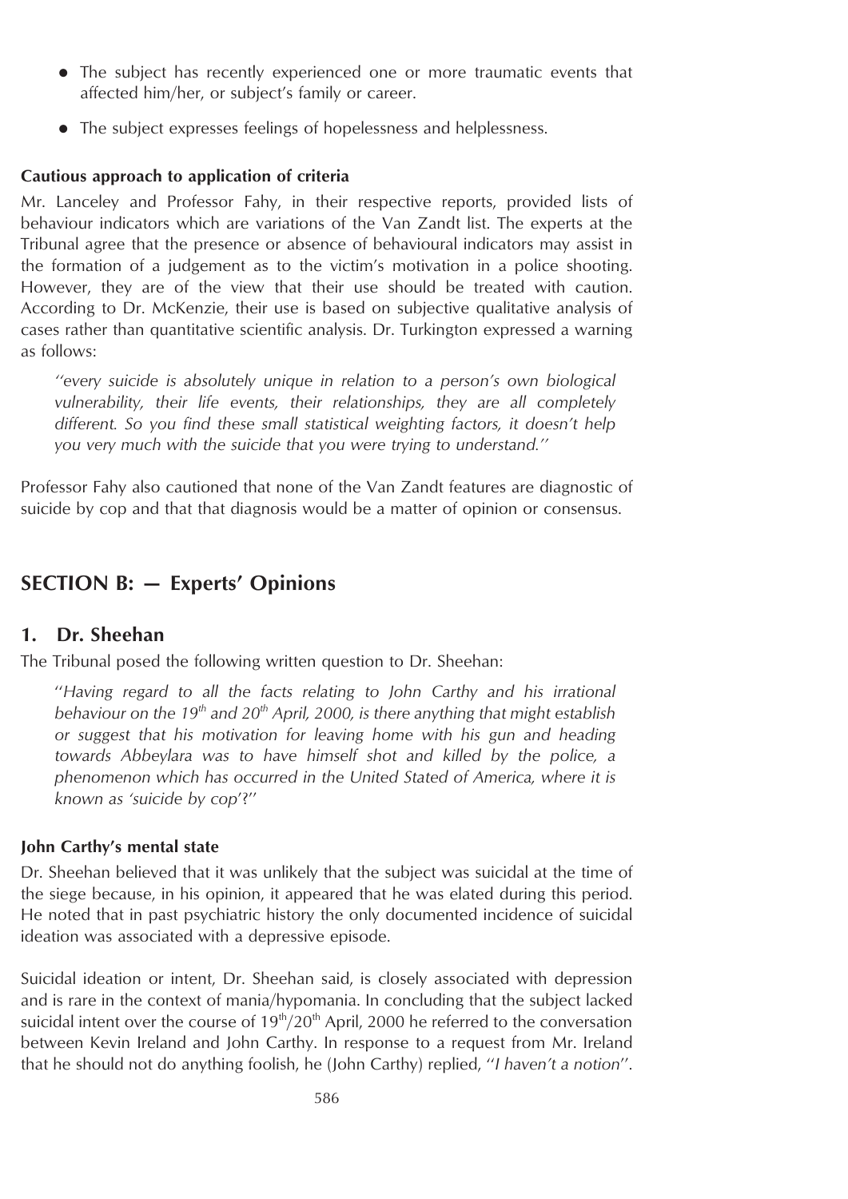- The subject has recently experienced one or more traumatic events that affected him/her, or subject's family or career.
- The subject expresses feelings of hopelessness and helplessness.

**Cautious approach to application of criteria**

Mr. Lanceley and Professor Fahy, in their respective reports, provided lists of behaviour indicators which are variations of the Van Zandt list. The experts at the Tribunal agree that the presence or absence of behavioural indicators may assist in the formation of a judgement as to the victim's motivation in a police shooting. However, they are of the view that their use should be treated with caution. According to Dr. McKenzie, their use is based on subjective qualitative analysis of cases rather than quantitative scientific analysis. Dr. Turkington expressed a warning as follows:

> *''every suicide is absolutely unique in relation to a person's own biological vulnerability, their life events, their relationships, they are all completely different. So you find these small statistical weighting factors, it doesn't help you very much with the suicide that you were trying to understand.''*

Professor Fahy also cautioned that none of the Van Zandt features are diagnostic of suicide by cop and that that diagnosis would be a matter of opinion or consensus.

## SECTION B: — Experts' Opinions

### 1. Dr. Sheehan

The Tribunal posed the following written question to Dr. Sheehan:

> ''*Having regard to all the facts relating to John Carthy and his irrational behaviour on the 19th and 20th April, 2000, is there anything that might establish or suggest that his motivation for leaving home with his gun and heading towards Abbeylara was to have himself shot and killed by the police, a phenomenon which has occurred in the United Stated of America, where it is known as 'suicide by cop'*?''

**John Carthy's mental state**

Dr. Sheehan believed that it was unlikely that the subject was suicidal at the time of the siege because, in his opinion, it appeared that he was elated during this period. He noted that in past psychiatric history the only documented incidence of suicidal ideation was associated with a depressive episode.

Suicidal ideation or intent, Dr. Sheehan said, is closely associated with depression and is rare in the context of mania/hypomania. In concluding that the subject lacked suicidal intent over the course of 19th/20th April, 2000 he referred to the conversation between Kevin Ireland and John Carthy. In response to a request from Mr. Ireland that he should not do anything foolish, he (John Carthy) replied, ''*I haven't a notion*''.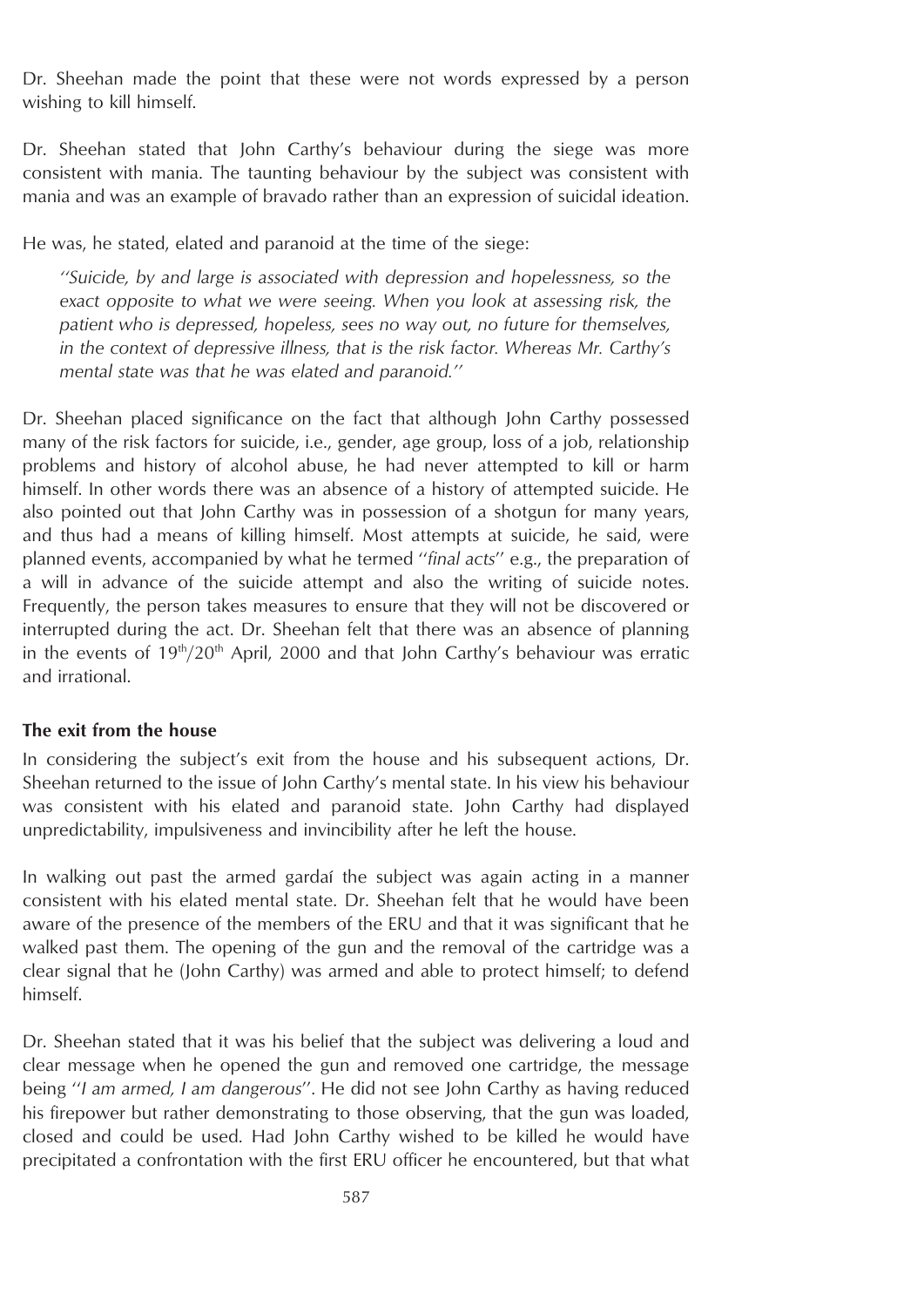Dr. Sheehan made the point that these were not words expressed by a person wishing to kill himself.

Dr. Sheehan stated that John Carthy's behaviour during the siege was more consistent with mania. The taunting behaviour by the subject was consistent with mania and was an example of bravado rather than an expression of suicidal ideation.

He was, he stated, elated and paranoid at the time of the siege:

> *''Suicide, by and large is associated with depression and hopelessness, so the exact opposite to what we were seeing. When you look at assessing risk, the patient who is depressed, hopeless, sees no way out, no future for themselves, in the context of depressive illness, that is the risk factor. Whereas Mr. Carthy's mental state was that he was elated and paranoid.''*

Dr. Sheehan placed significance on the fact that although John Carthy possessed many of the risk factors for suicide, i.e., gender, age group, loss of a job, relationship problems and history of alcohol abuse, he had never attempted to kill or harm himself. In other words there was an absence of a history of attempted suicide. He also pointed out that John Carthy was in possession of a shotgun for many years, and thus had a means of killing himself. Most attempts at suicide, he said, were planned events, accompanied by what he termed ''*final acts*'' e.g., the preparation of a will in advance of the suicide attempt and also the writing of suicide notes. Frequently, the person takes measures to ensure that they will not be discovered or interrupted during the act. Dr. Sheehan felt that there was an absence of planning in the events of 19th/20th April, 2000 and that John Carthy's behaviour was erratic and irrational.

### The exit from the house

In considering the subject's exit from the house and his subsequent actions, Dr. Sheehan returned to the issue of John Carthy's mental state. In his view his behaviour was consistent with his elated and paranoid state. John Carthy had displayed unpredictability, impulsiveness and invincibility after he left the house.

In walking out past the armed gardaí the subject was again acting in a manner consistent with his elated mental state. Dr. Sheehan felt that he would have been aware of the presence of the members of the ERU and that it was significant that he walked past them. The opening of the gun and the removal of the cartridge was a clear signal that he (John Carthy) was armed and able to protect himself; to defend himself.

Dr. Sheehan stated that it was his belief that the subject was delivering a loud and clear message when he opened the gun and removed one cartridge, the message being ''*I am armed, I am dangerous*''. He did not see John Carthy as having reduced his firepower but rather demonstrating to those observing, that the gun was loaded, closed and could be used. Had John Carthy wished to be killed he would have precipitated a confrontation with the first ERU officer he encountered, but that what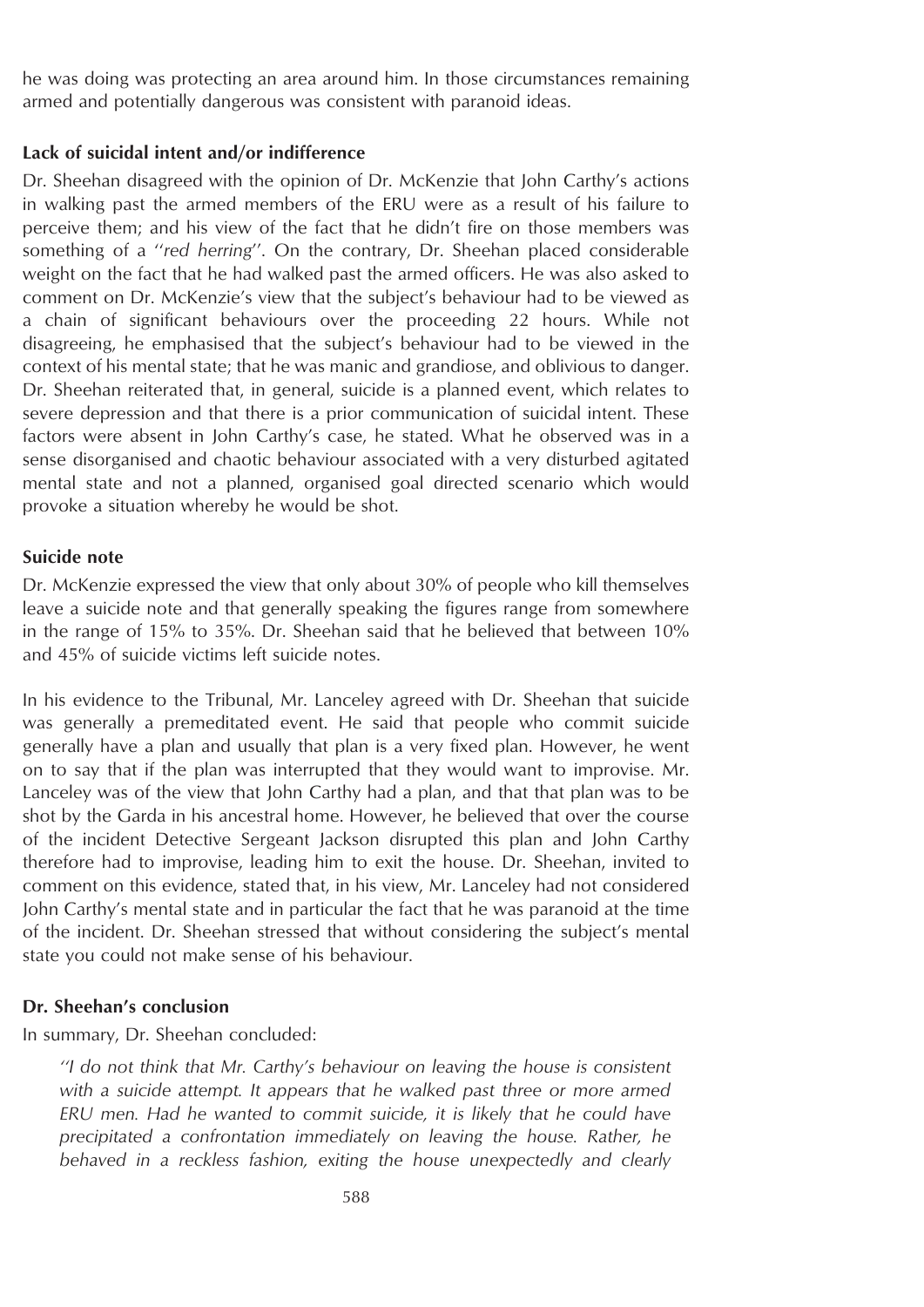he was doing was protecting an area around him. In those circumstances remaining armed and potentially dangerous was consistent with paranoid ideas.

### Lack of suicidal intent and/or indifference

Dr. Sheehan disagreed with the opinion of Dr. McKenzie that John Carthy's actions in walking past the armed members of the ERU were as a result of his failure to perceive them; and his view of the fact that he didn't fire on those members was something of a ''*red herring*''. On the contrary, Dr. Sheehan placed considerable weight on the fact that he had walked past the armed officers. He was also asked to comment on Dr. McKenzie's view that the subject's behaviour had to be viewed as a chain of significant behaviours over the proceeding 22 hours. While not disagreeing, he emphasised that the subject's behaviour had to be viewed in the context of his mental state; that he was manic and grandiose, and oblivious to danger. Dr. Sheehan reiterated that, in general, suicide is a planned event, which relates to severe depression and that there is a prior communication of suicidal intent. These factors were absent in John Carthy's case, he stated. What he observed was in a sense disorganised and chaotic behaviour associated with a very disturbed agitated mental state and not a planned, organised goal directed scenario which would provoke a situation whereby he would be shot.

### Suicide note

Dr. McKenzie expressed the view that only about 30% of people who kill themselves leave a suicide note and that generally speaking the figures range from somewhere in the range of 15% to 35%. Dr. Sheehan said that he believed that between 10% and 45% of suicide victims left suicide notes.

In his evidence to the Tribunal, Mr. Lanceley agreed with Dr. Sheehan that suicide was generally a premeditated event. He said that people who commit suicide generally have a plan and usually that plan is a very fixed plan. However, he went on to say that if the plan was interrupted that they would want to improvise. Mr. Lanceley was of the view that John Carthy had a plan, and that that plan was to be shot by the Garda in his ancestral home. However, he believed that over the course of the incident Detective Sergeant Jackson disrupted this plan and John Carthy therefore had to improvise, leading him to exit the house. Dr. Sheehan, invited to comment on this evidence, stated that, in his view, Mr. Lanceley had not considered John Carthy's mental state and in particular the fact that he was paranoid at the time of the incident. Dr. Sheehan stressed that without considering the subject's mental state you could not make sense of his behaviour.

### Dr. Sheehan's conclusion

In summary, Dr. Sheehan concluded:

> *''I do not think that Mr. Carthy's behaviour on leaving the house is consistent with a suicide attempt. It appears that he walked past three or more armed ERU men. Had he wanted to commit suicide, it is likely that he could have precipitated a confrontation immediately on leaving the house. Rather, he behaved in a reckless fashion, exiting the house unexpectedly and clearly*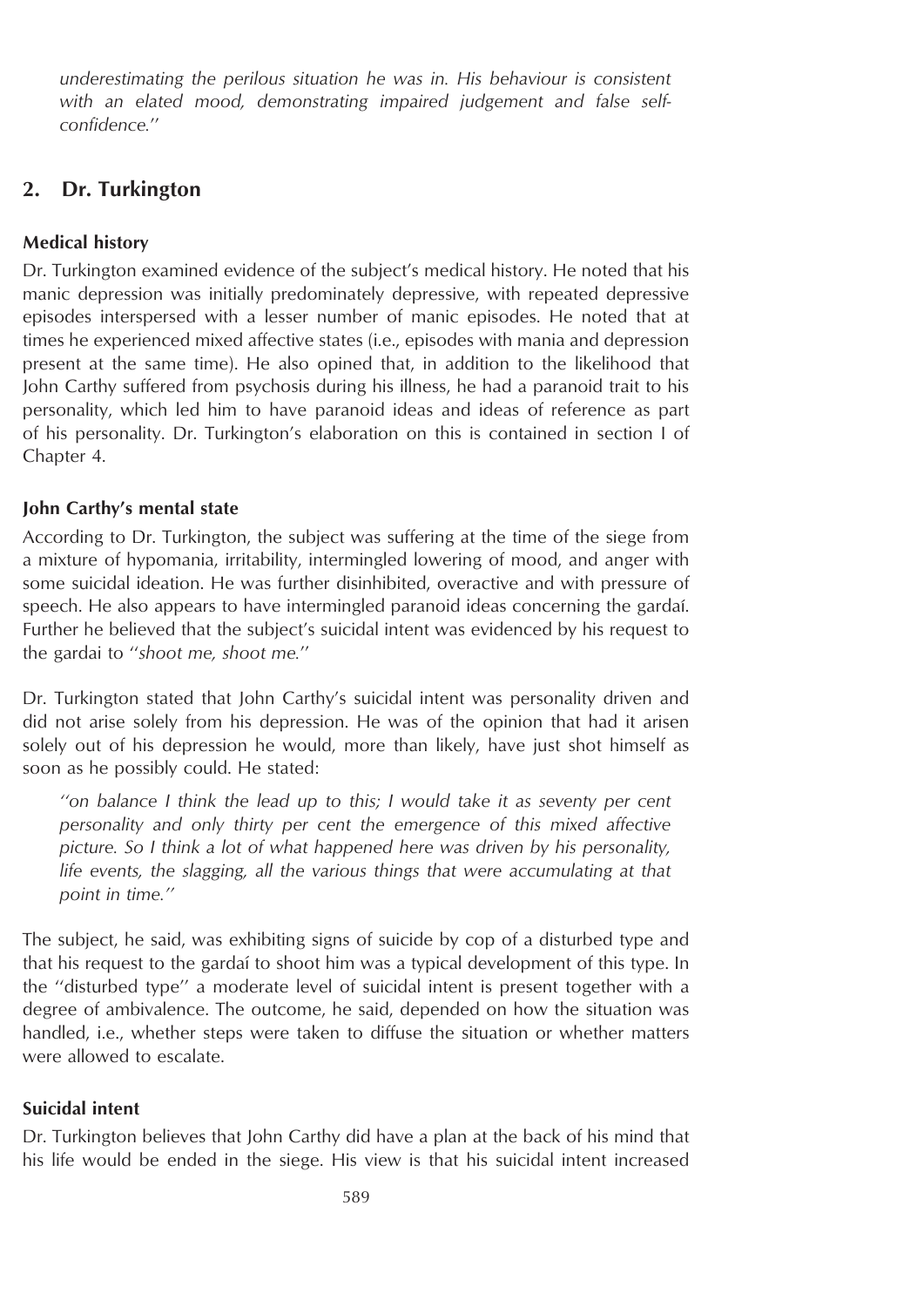*underestimating the perilous situation he was in. His behaviour is consistent with an elated mood, demonstrating impaired judgement and false self-confidence.''*

## 2. Dr. Turkington

### Medical history

Dr. Turkington examined evidence of the subject's medical history. He noted that his manic depression was initially predominately depressive, with repeated depressive episodes interspersed with a lesser number of manic episodes. He noted that at times he experienced mixed affective states (i.e., episodes with mania and depression present at the same time). He also opined that, in addition to the likelihood that John Carthy suffered from psychosis during his illness, he had a paranoid trait to his personality, which led him to have paranoid ideas and ideas of reference as part of his personality. Dr. Turkington's elaboration on this is contained in section I of Chapter 4.

### John Carthy's mental state

According to Dr. Turkington, the subject was suffering at the time of the siege from a mixture of hypomania, irritability, intermingled lowering of mood, and anger with some suicidal ideation. He was further disinhibited, overactive and with pressure of speech. He also appears to have intermingled paranoid ideas concerning the gardaí. Further he believed that the subject's suicidal intent was evidenced by his request to the gardai to ''*shoot me, shoot me.*''

Dr. Turkington stated that John Carthy's suicidal intent was personality driven and did not arise solely from his depression. He was of the opinion that had it arisen solely out of his depression he would, more than likely, have just shot himself as soon as he possibly could. He stated:

> *''on balance I think the lead up to this; I would take it as seventy per cent personality and only thirty per cent the emergence of this mixed affective picture. So I think a lot of what happened here was driven by his personality, life events, the slagging, all the various things that were accumulating at that point in time.''*

The subject, he said, was exhibiting signs of suicide by cop of a disturbed type and that his request to the gardaí to shoot him was a typical development of this type. In the ''disturbed type'' a moderate level of suicidal intent is present together with a degree of ambivalence. The outcome, he said, depended on how the situation was handled, i.e., whether steps were taken to diffuse the situation or whether matters were allowed to escalate.

### Suicidal intent

Dr. Turkington believes that John Carthy did have a plan at the back of his mind that his life would be ended in the siege. His view is that his suicidal intent increased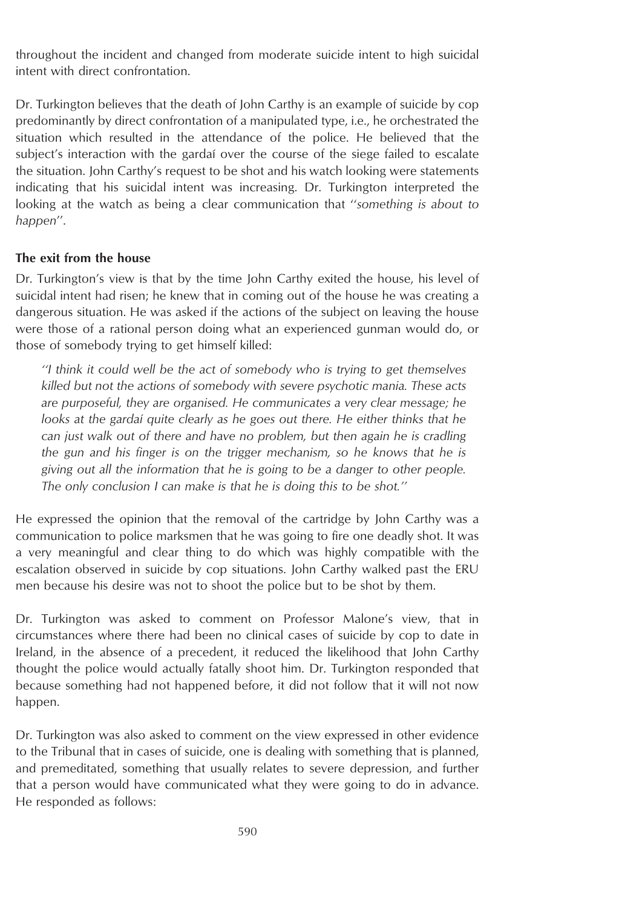throughout the incident and changed from moderate suicide intent to high suicidal intent with direct confrontation.

Dr. Turkington believes that the death of John Carthy is an example of suicide by cop predominantly by direct confrontation of a manipulated type, i.e., he orchestrated the situation which resulted in the attendance of the police. He believed that the subject's interaction with the gardaí over the course of the siege failed to escalate the situation. John Carthy's request to be shot and his watch looking were statements indicating that his suicidal intent was increasing. Dr. Turkington interpreted the looking at the watch as being a clear communication that ''*something is about to happen*''.

**The exit from the house**

Dr. Turkington's view is that by the time John Carthy exited the house, his level of suicidal intent had risen; he knew that in coming out of the house he was creating a dangerous situation. He was asked if the actions of the subject on leaving the house were those of a rational person doing what an experienced gunman would do, or those of somebody trying to get himself killed:

> *''I think it could well be the act of somebody who is trying to get themselves killed but not the actions of somebody with severe psychotic mania. These acts are purposeful, they are organised. He communicates a very clear message; he looks at the gardaí quite clearly as he goes out there. He either thinks that he can just walk out of there and have no problem, but then again he is cradling the gun and his finger is on the trigger mechanism, so he knows that he is giving out all the information that he is going to be a danger to other people. The only conclusion I can make is that he is doing this to be shot.''*

He expressed the opinion that the removal of the cartridge by John Carthy was a communication to police marksmen that he was going to fire one deadly shot. It was a very meaningful and clear thing to do which was highly compatible with the escalation observed in suicide by cop situations. John Carthy walked past the ERU men because his desire was not to shoot the police but to be shot by them.

Dr. Turkington was asked to comment on Professor Malone's view, that in circumstances where there had been no clinical cases of suicide by cop to date in Ireland, in the absence of a precedent, it reduced the likelihood that John Carthy thought the police would actually fatally shoot him. Dr. Turkington responded that because something had not happened before, it did not follow that it will not now happen.

Dr. Turkington was also asked to comment on the view expressed in other evidence to the Tribunal that in cases of suicide, one is dealing with something that is planned, and premeditated, something that usually relates to severe depression, and further that a person would have communicated what they were going to do in advance. He responded as follows: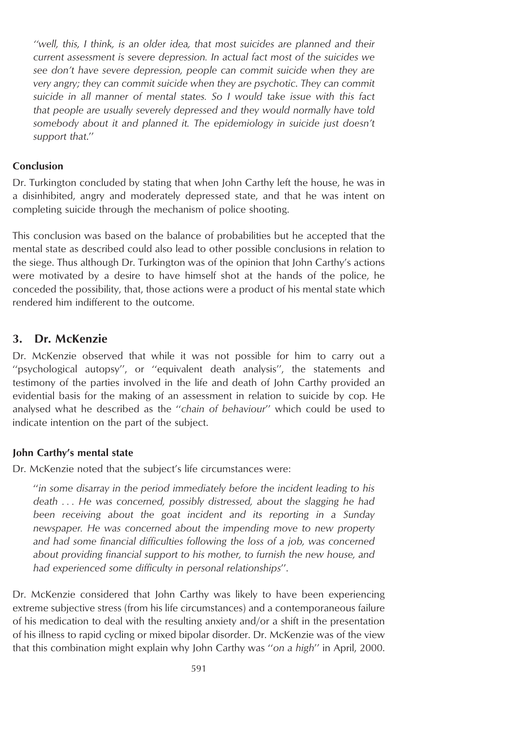> *"well, this, I think, is an older idea, that most suicides are planned and their current assessment is severe depression. In actual fact most of the suicides we see don't have severe depression, people can commit suicide when they are very angry; they can commit suicide when they are psychotic. They can commit suicide in all manner of mental states. So I would take issue with this fact that people are usually severely depressed and they would normally have told somebody about it and planned it. The epidemiology in suicide just doesn't support that."*

**Conclusion**

Dr. Turkington concluded by stating that when John Carthy left the house, he was in a disinhibited, angry and moderately depressed state, and that he was intent on completing suicide through the mechanism of police shooting.

This conclusion was based on the balance of probabilities but he accepted that the mental state as described could also lead to other possible conclusions in relation to the siege. Thus although Dr. Turkington was of the opinion that John Carthy's actions were motivated by a desire to have himself shot at the hands of the police, he conceded the possibility, that, those actions were a product of his mental state which rendered him indifferent to the outcome.

## 3. Dr. McKenzie

Dr. McKenzie observed that while it was not possible for him to carry out a "psychological autopsy", or "equivalent death analysis", the statements and testimony of the parties involved in the life and death of John Carthy provided an evidential basis for the making of an assessment in relation to suicide by cop. He analysed what he described as the "*chain of behaviour*" which could be used to indicate intention on the part of the subject.

**John Carthy's mental state**

Dr. McKenzie noted that the subject's life circumstances were:

> "*in some disarray in the period immediately before the incident leading to his death . . . He was concerned, possibly distressed, about the slagging he had been receiving about the goat incident and its reporting in a Sunday newspaper. He was concerned about the impending move to new property and had some financial difficulties following the loss of a job, was concerned about providing financial support to his mother, to furnish the new house, and had experienced some difficulty in personal relationships*".

Dr. McKenzie considered that John Carthy was likely to have been experiencing extreme subjective stress (from his life circumstances) and a contemporaneous failure of his medication to deal with the resulting anxiety and/or a shift in the presentation of his illness to rapid cycling or mixed bipolar disorder. Dr. McKenzie was of the view that this combination might explain why John Carthy was "*on a high*" in April, 2000.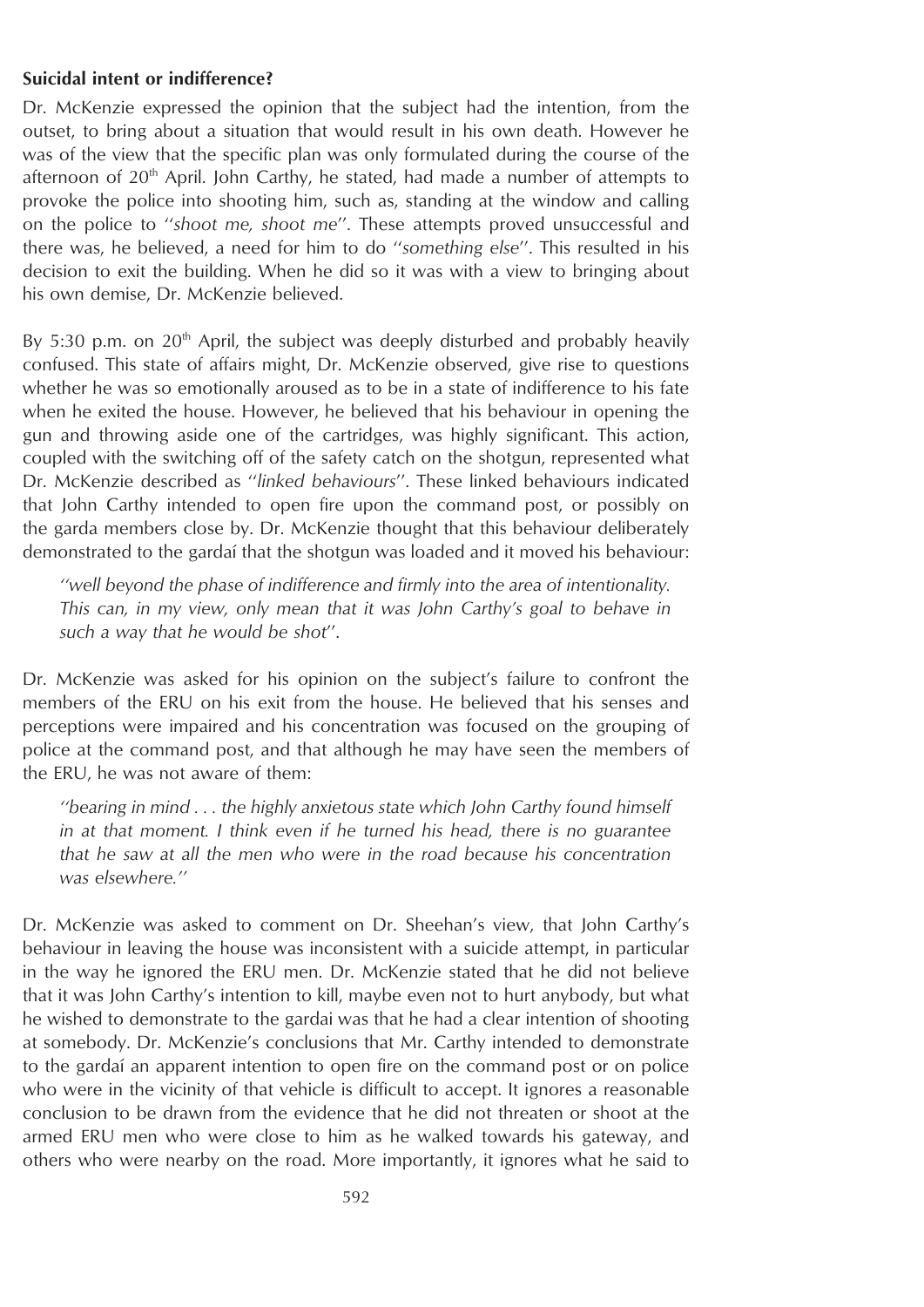**Suicidal intent or indifference?**

Dr. McKenzie expressed the opinion that the subject had the intention, from the outset, to bring about a situation that would result in his own death. However he was of the view that the specific plan was only formulated during the course of the afternoon of 20th April. John Carthy, he stated, had made a number of attempts to provoke the police into shooting him, such as, standing at the window and calling on the police to ''*shoot me, shoot me*''. These attempts proved unsuccessful and there was, he believed, a need for him to do ''*something else*''. This resulted in his decision to exit the building. When he did so it was with a view to bringing about his own demise, Dr. McKenzie believed.

By 5:30 p.m. on 20th April, the subject was deeply disturbed and probably heavily confused. This state of affairs might, Dr. McKenzie observed, give rise to questions whether he was so emotionally aroused as to be in a state of indifference to his fate when he exited the house. However, he believed that his behaviour in opening the gun and throwing aside one of the cartridges, was highly significant. This action, coupled with the switching off of the safety catch on the shotgun, represented what Dr. McKenzie described as ''*linked behaviours*''. These linked behaviours indicated that John Carthy intended to open fire upon the command post, or possibly on the garda members close by. Dr. McKenzie thought that this behaviour deliberately demonstrated to the gardaí that the shotgun was loaded and it moved his behaviour:

> ''*well beyond the phase of indifference and firmly into the area of intentionality. This can, in my view, only mean that it was John Carthy's goal to behave in such a way that he would be shot*''.

Dr. McKenzie was asked for his opinion on the subject's failure to confront the members of the ERU on his exit from the house. He believed that his senses and perceptions were impaired and his concentration was focused on the grouping of police at the command post, and that although he may have seen the members of the ERU, he was not aware of them:

> ''*bearing in mind . . . the highly anxietous state which John Carthy found himself in at that moment. I think even if he turned his head, there is no guarantee that he saw at all the men who were in the road because his concentration was elsewhere.*''

Dr. McKenzie was asked to comment on Dr. Sheehan's view, that John Carthy's behaviour in leaving the house was inconsistent with a suicide attempt, in particular in the way he ignored the ERU men. Dr. McKenzie stated that he did not believe that it was John Carthy's intention to kill, maybe even not to hurt anybody, but what he wished to demonstrate to the gardai was that he had a clear intention of shooting at somebody. Dr. McKenzie's conclusions that Mr. Carthy intended to demonstrate to the gardaí an apparent intention to open fire on the command post or on police who were in the vicinity of that vehicle is difficult to accept. It ignores a reasonable conclusion to be drawn from the evidence that he did not threaten or shoot at the armed ERU men who were close to him as he walked towards his gateway, and others who were nearby on the road. More importantly, it ignores what he said to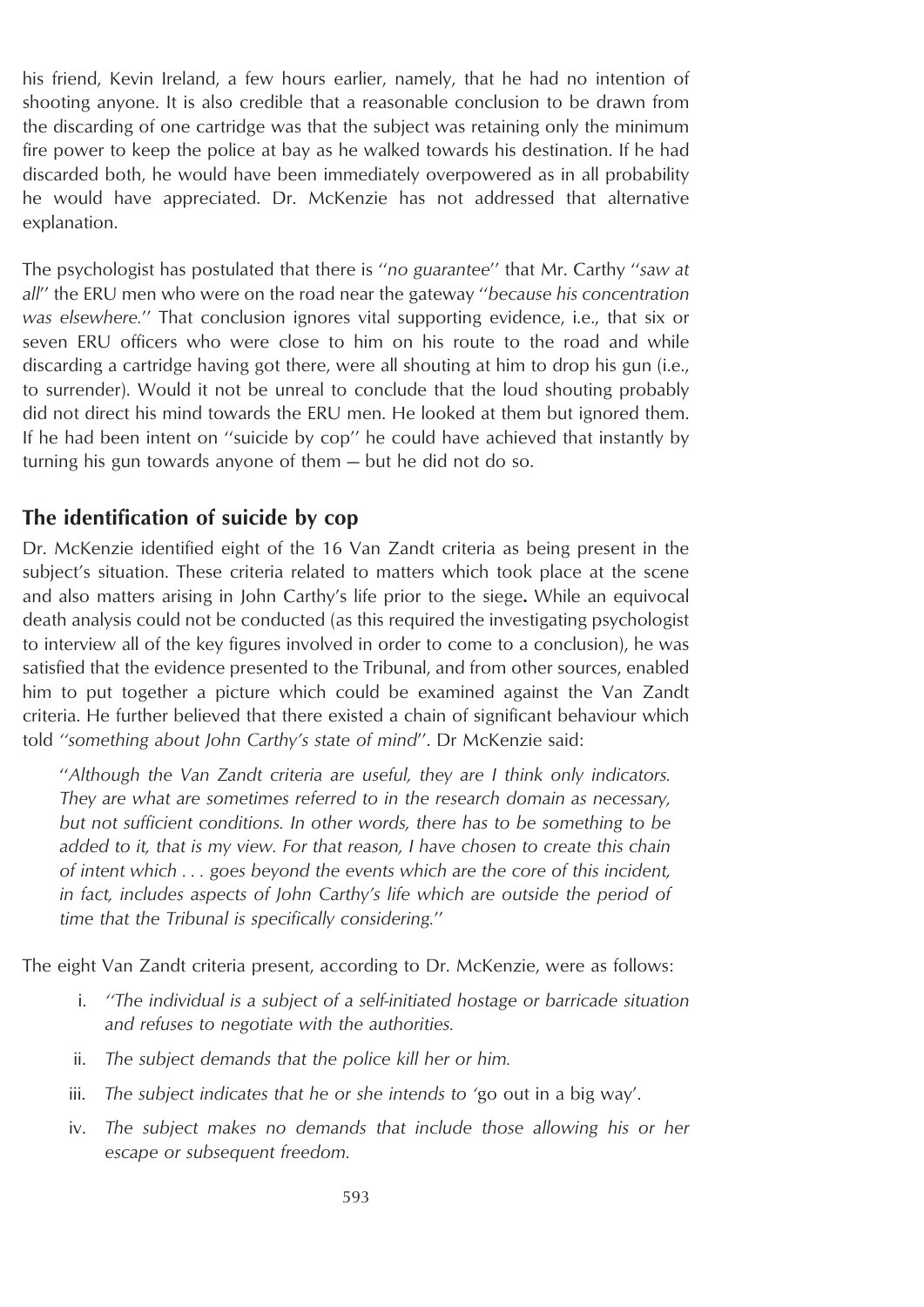his friend, Kevin Ireland, a few hours earlier, namely, that he had no intention of shooting anyone. It is also credible that a reasonable conclusion to be drawn from the discarding of one cartridge was that the subject was retaining only the minimum fire power to keep the police at bay as he walked towards his destination. If he had discarded both, he would have been immediately overpowered as in all probability he would have appreciated. Dr. McKenzie has not addressed that alternative explanation.

The psychologist has postulated that there is "*no guarantee*" that Mr. Carthy "*saw at all*" the ERU men who were on the road near the gateway "*because his concentration was elsewhere.*" That conclusion ignores vital supporting evidence, i.e., that six or seven ERU officers who were close to him on his route to the road and while discarding a cartridge having got there, were all shouting at him to drop his gun (i.e., to surrender). Would it not be unreal to conclude that the loud shouting probably did not direct his mind towards the ERU men. He looked at them but ignored them. If he had been intent on "suicide by cop" he could have achieved that instantly by turning his gun towards anyone of them — but he did not do so.

## The identification of suicide by cop

Dr. McKenzie identified eight of the 16 Van Zandt criteria as being present in the subject's situation. These criteria related to matters which took place at the scene and also matters arising in John Carthy's life prior to the siege**.** While an equivocal death analysis could not be conducted (as this required the investigating psychologist to interview all of the key figures involved in order to come to a conclusion), he was satisfied that the evidence presented to the Tribunal, and from other sources, enabled him to put together a picture which could be examined against the Van Zandt criteria. He further believed that there existed a chain of significant behaviour which told "*something about John Carthy's state of mind*". Dr McKenzie said:

> "*Although the Van Zandt criteria are useful, they are I think only indicators. They are what are sometimes referred to in the research domain as necessary, but not sufficient conditions. In other words, there has to be something to be added to it, that is my view. For that reason, I have chosen to create this chain of intent which . . . goes beyond the events which are the core of this incident, in fact, includes aspects of John Carthy's life which are outside the period of time that the Tribunal is specifically considering.*"

The eight Van Zandt criteria present, according to Dr. McKenzie, were as follows:

i. "*The individual is a subject of a self-initiated hostage or barricade situation and refuses to negotiate with the authorities.*"

ii. *The subject demands that the police kill her or him.*

iii. *The subject indicates that he or she intends to* 'go out in a big way'.

iv. *The subject makes no demands that include those allowing his or her escape or subsequent freedom.*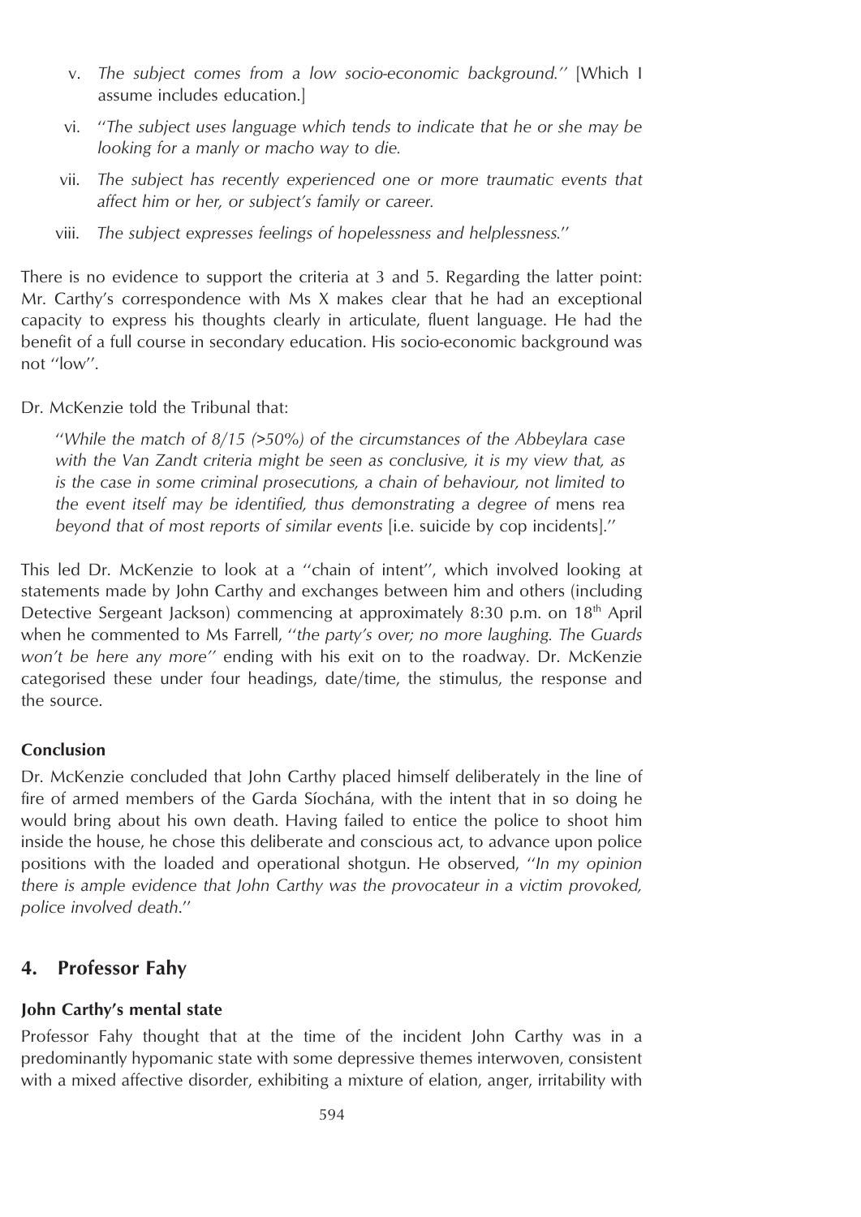v. *The subject comes from a low socio-economic background.''* [Which I assume includes education.]

vi. ''*The subject uses language which tends to indicate that he or she may be looking for a manly or macho way to die.*

vii. *The subject has recently experienced one or more traumatic events that affect him or her, or subject's family or career.*

viii. *The subject expresses feelings of hopelessness and helplessness.''*

There is no evidence to support the criteria at 3 and 5. Regarding the latter point: Mr. Carthy's correspondence with Ms X makes clear that he had an exceptional capacity to express his thoughts clearly in articulate, fluent language. He had the benefit of a full course in secondary education. His socio-economic background was not ''low''.

Dr. McKenzie told the Tribunal that:

> ''*While the match of 8/15 (>50%) of the circumstances of the Abbeylara case with the Van Zandt criteria might be seen as conclusive, it is my view that, as is the case in some criminal prosecutions, a chain of behaviour, not limited to the event itself may be identified, thus demonstrating a degree of* mens rea *beyond that of most reports of similar events* [i.e. suicide by cop incidents].''

This led Dr. McKenzie to look at a ''chain of intent'', which involved looking at statements made by John Carthy and exchanges between him and others (including Detective Sergeant Jackson) commencing at approximately 8:30 p.m. on 18th April when he commented to Ms Farrell, ''*the party's over; no more laughing. The Guards won't be here any more''* ending with his exit on to the roadway. Dr. McKenzie categorised these under four headings, date/time, the stimulus, the response and the source.

### Conclusion

Dr. McKenzie concluded that John Carthy placed himself deliberately in the line of fire of armed members of the Garda Síochána, with the intent that in so doing he would bring about his own death. Having failed to entice the police to shoot him inside the house, he chose this deliberate and conscious act, to advance upon police positions with the loaded and operational shotgun. He observed, ''*In my opinion there is ample evidence that John Carthy was the provocateur in a victim provoked, police involved death*.''

## 4. Professor Fahy

### John Carthy's mental state

Professor Fahy thought that at the time of the incident John Carthy was in a predominantly hypomanic state with some depressive themes interwoven, consistent with a mixed affective disorder, exhibiting a mixture of elation, anger, irritability with